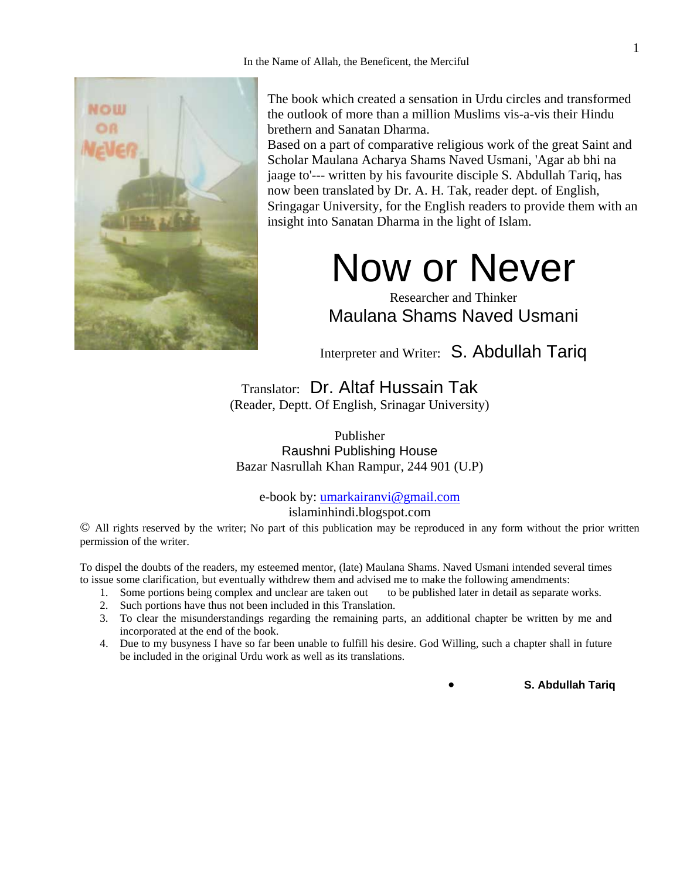In the Name of Allah, the Beneficent, the Merciful

The book which created a sensation in Urdu circles and transformed the outlook of more than a million Muslims vis-a-vis their Hindu brethern and Sanatan Dharma.
Based on a part of comparative religious work of the great Saint and Scholar Maulana Acharya Shams Naved Usmani, 'Agar ab bhi na jaage to'--- written by his favourite disciple S. Abdullah Tariq, has now been translated by Dr. A. H. Tak, reader dept. of English, Sringagar University, for the English readers to provide them with an insight into Sanatan Dharma in the light of Islam.

# Now or Never

Researcher and Thinker
**Maulana Shams Naved Usmani**

Interpreter and Writer: **S. Abdullah Tariq**

Translator: **Dr. Altaf Hussain Tak**
(Reader, Deptt. Of English, Srinagar University)

Publisher
Raushni Publishing House
Bazar Nasrullah Khan Rampur, 244 901 (U.P)

e-book by: umarkairanvi@gmail.com
islaminhindi.blogspot.com

© All rights reserved by the writer; No part of this publication may be reproduced in any form without the prior written permission of the writer.

To dispel the doubts of the readers, my esteemed mentor, (late) Maulana Shams. Naved Usmani intended several times to issue some clarification, but eventually withdrew them and advised me to make the following amendments:

1. Some portions being complex and unclear are taken out to be published later in detail as separate works.
2. Such portions have thus not been included in this Translation.
3. To clear the misunderstandings regarding the remaining parts, an additional chapter be written by me and incorporated at the end of the book.
4. Due to my busyness I have so far been unable to fulfill his desire. God Willing, such a chapter shall in future be included in the original Urdu work as well as its translations.

- **S. Abdullah Tariq**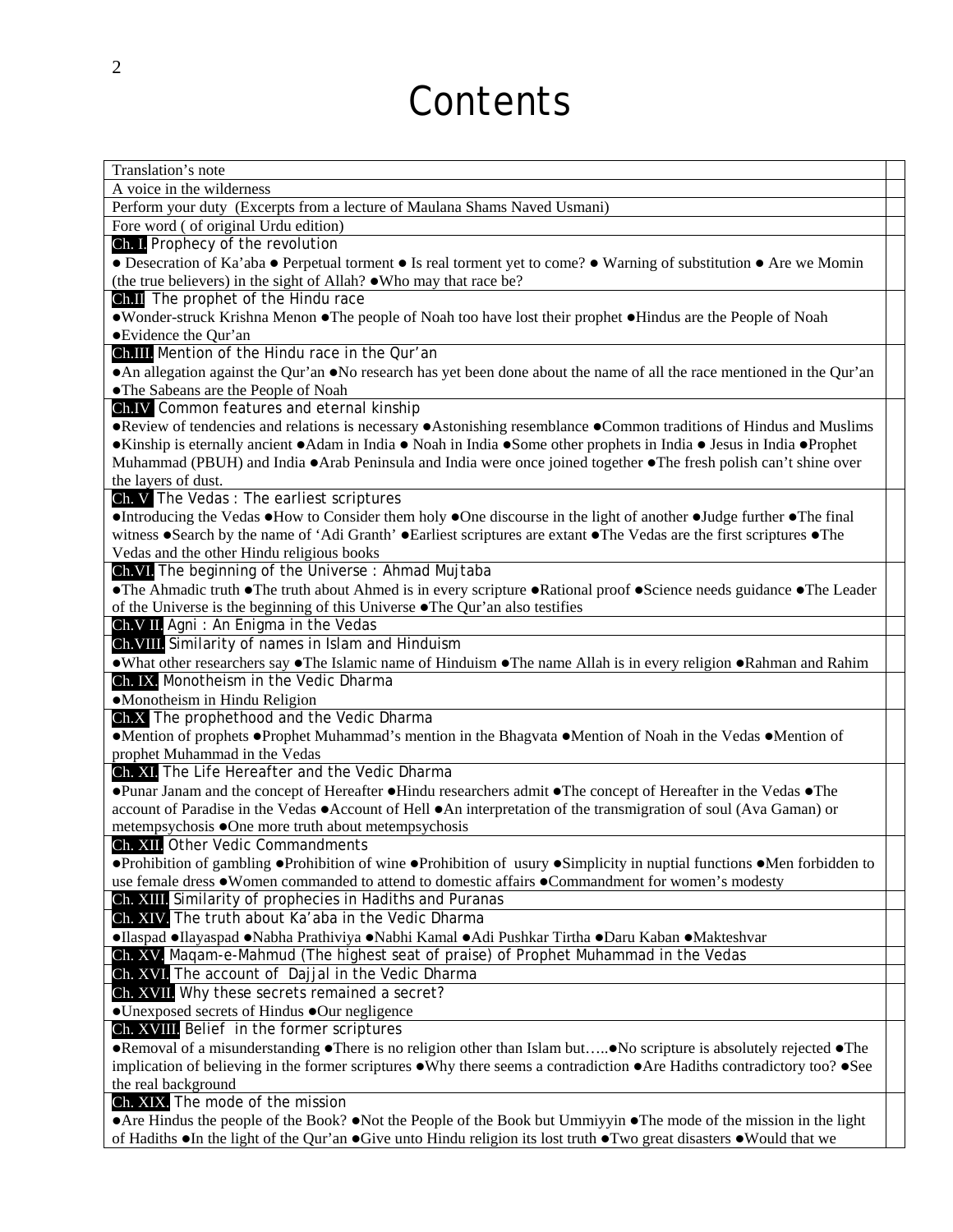# Contents

| | |
|---|---|
| Translation's note | |
| A voice in the wilderness | |
| Perform your duty (Excerpts from a lecture of Maulana Shams Naved Usmani) | |
| Fore word ( of original Urdu edition) | |
| **Ch. I.** Prophecy of the revolution<br>● Desecration of Ka'aba ● Perpetual torment ● Is real torment yet to come? ● Warning of substitution ● Are we Momin (the true believers) in the sight of Allah? ●Who may that race be? | |
| **Ch.II** The prophet of the Hindu race<br>●Wonder-struck Krishna Menon ●The people of Noah too have lost their prophet ●Hindus are the People of Noah ●Evidence the Qur'an | |
| **Ch.III.** Mention of the Hindu race in the Qur'an<br>●An allegation against the Qur'an ●No research has yet been done about the name of all the race mentioned in the Qur'an ●The Sabeans are the People of Noah | |
| **Ch.IV** Common features and eternal kinship<br>●Review of tendencies and relations is necessary ●Astonishing resemblance ●Common traditions of Hindus and Muslims ●Kinship is eternally ancient ●Adam in India ● Noah in India ●Some other prophets in India ● Jesus in India ●Prophet Muhammad (PBUH) and India ●Arab Peninsula and India were once joined together ●The fresh polish can't shine over the layers of dust. | |
| **Ch. V** The Vedas : The earliest scriptures<br>●Introducing the Vedas ●How to Consider them holy ●One discourse in the light of another ●Judge further ●The final witness ●Search by the name of 'Adi Granth' ●Earliest scriptures are extant ●The Vedas are the first scriptures ●The Vedas and the other Hindu religious books | |
| **Ch.VI.** The beginning of the Universe : Ahmad Mujtaba<br>●The Ahmadic truth ●The truth about Ahmed is in every scripture ●Rational proof ●Science needs guidance ●The Leader of the Universe is the beginning of this Universe ●The Qur'an also testifies | |
| **Ch.V II.** Agni : An Enigma in the Vedas | |
| **Ch.VIII.** Similarity of names in Islam and Hinduism<br>●What other researchers say ●The Islamic name of Hinduism ●The name Allah is in every religion ●Rahman and Rahim | |
| **Ch. IX.** Monotheism in the Vedic Dharma<br>●Monotheism in Hindu Religion | |
| **Ch.X** The prophethood and the Vedic Dharma<br>●Mention of prophets ●Prophet Muhammad's mention in the Bhagvata ●Mention of Noah in the Vedas ●Mention of prophet Muhammad in the Vedas | |
| **Ch. XI.** The Life Hereafter and the Vedic Dharma<br>●Punar Janam and the concept of Hereafter ●Hindu researchers admit ●The concept of Hereafter in the Vedas ●The account of Paradise in the Vedas ●Account of Hell ●An interpretation of the transmigration of soul (Ava Gaman) or metempsychosis ●One more truth about metempsychosis | |
| **Ch. XII.** Other Vedic Commandments<br>●Prohibition of gambling ●Prohibition of wine ●Prohibition of usury ●Simplicity in nuptial functions ●Men forbidden to use female dress ●Women commanded to attend to domestic affairs ●Commandment for women's modesty | |
| **Ch. XIII.** Similarity of prophecies in Hadiths and Puranas | |
| **Ch. XIV.** The truth about Ka'aba in the Vedic Dharma<br>●Ilaspad ●Ilayaspad ●Nabha Prathiviya ●Nabhi Kamal ●Adi Pushkar Tirtha ●Daru Kaban ●Makteshvar | |
| **Ch. XV.** Maqam-e-Mahmud (The highest seat of praise) of Prophet Muhammad in the Vedas | |
| **Ch. XVI.** The account of Dajjal in the Vedic Dharma | |
| **Ch. XVII.** Why these secrets remained a secret?<br>●Unexposed secrets of Hindus ●Our negligence | |
| **Ch. XVIII.** Belief in the former scriptures<br>●Removal of a misunderstanding ●There is no religion other than Islam but…..●No scripture is absolutely rejected ●The implication of believing in the former scriptures ●Why there seems a contradiction ●Are Hadiths contradictory too? ●See the real background | |
| **Ch. XIX.** The mode of the mission<br>●Are Hindus the people of the Book? ●Not the People of the Book but Ummiyyin ●The mode of the mission in the light of Hadiths ●In the light of the Qur'an ●Give unto Hindu religion its lost truth ●Two great disasters ●Would that we | |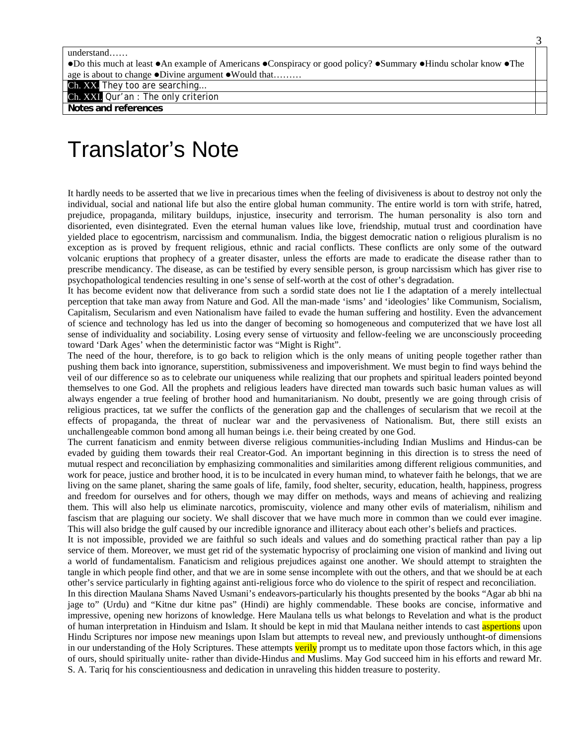| | |
|---|---|
| understand…… ●Do this much at least ●An example of Americans ●Conspiracy or good policy? ●Summary ●Hindu scholar know ●The age is about to change ●Divine argument ●Would that……… | |
| Ch. XX. They too are searching… | |
| Ch. XXI. Qur'an : The only criterion | |
| **Notes and references** | |

# Translator's Note

It hardly needs to be asserted that we live in precarious times when the feeling of divisiveness is about to destroy not only the individual, social and national life but also the entire global human community. The entire world is torn with strife, hatred, prejudice, propaganda, military buildups, injustice, insecurity and terrorism. The human personality is also torn and disoriented, even disintegrated. Even the eternal human values like love, friendship, mutual trust and coordination have yielded place to egocentrism, narcissism and communalism. India, the biggest democratic nation o religious pluralism is no exception as is proved by frequent religious, ethnic and racial conflicts. These conflicts are only some of the outward volcanic eruptions that prophecy of a greater disaster, unless the efforts are made to eradicate the disease rather than to prescribe mendicancy. The disease, as can be testified by every sensible person, is group narcissism which has giver rise to psychopathological tendencies resulting in one's sense of self-worth at the cost of other's degradation.

It has become evident now that deliverance from such a sordid state does not lie I the adaptation of a merely intellectual perception that take man away from Nature and God. All the man-made 'isms' and 'ideologies' like Communism, Socialism, Capitalism, Secularism and even Nationalism have failed to evade the human suffering and hostility. Even the advancement of science and technology has led us into the danger of becoming so homogeneous and computerized that we have lost all sense of individuality and sociability. Losing every sense of virtuosity and fellow-feeling we are unconsciously proceeding toward 'Dark Ages' when the deterministic factor was "Might is Right".

The need of the hour, therefore, is to go back to religion which is the only means of uniting people together rather than pushing them back into ignorance, superstition, submissiveness and impoverishment. We must begin to find ways behind the veil of our difference so as to celebrate our uniqueness while realizing that our prophets and spiritual leaders pointed beyond themselves to one God. All the prophets and religious leaders have directed man towards such basic human values as will always engender a true feeling of brother hood and humanitarianism. No doubt, presently we are going through crisis of religious practices, tat we suffer the conflicts of the generation gap and the challenges of secularism that we recoil at the effects of propaganda, the threat of nuclear war and the pervasiveness of Nationalism. But, there still exists an unchallengeable common bond among all human beings i.e. their being created by one God.

The current fanaticism and enmity between diverse religious communities-including Indian Muslims and Hindus-can be evaded by guiding them towards their real Creator-God. An important beginning in this direction is to stress the need of mutual respect and reconciliation by emphasizing commonalities and similarities among different religious communities, and work for peace, justice and brother hood, it is to be inculcated in every human mind, to whatever faith he belongs, that we are living on the same planet, sharing the same goals of life, family, food shelter, security, education, health, happiness, progress and freedom for ourselves and for others, though we may differ on methods, ways and means of achieving and realizing them. This will also help us eliminate narcotics, promiscuity, violence and many other evils of materialism, nihilism and fascism that are plaguing our society. We shall discover that we have much more in common than we could ever imagine. This will also bridge the gulf caused by our incredible ignorance and illiteracy about each other's beliefs and practices.

It is not impossible, provided we are faithful so such ideals and values and do something practical rather than pay a lip service of them. Moreover, we must get rid of the systematic hypocrisy of proclaiming one vision of mankind and living out a world of fundamentalism. Fanaticism and religious prejudices against one another. We should attempt to straighten the tangle in which people find other, and that we are in some sense incomplete with out the others, and that we should be at each other's service particularly in fighting against anti-religious force who do violence to the spirit of respect and reconciliation.

In this direction Maulana Shams Naved Usmani's endeavors-particularly his thoughts presented by the books "Agar ab bhi na jage to" (Urdu) and "Kitne dur kitne pas" (Hindi) are highly commendable. These books are concise, informative and impressive, opening new horizons of knowledge. Here Maulana tells us what belongs to Revelation and what is the product of human interpretation in Hinduism and Islam. It should be kept in mid that Maulana neither intends to cast aspertions upon Hindu Scriptures nor impose new meanings upon Islam but attempts to reveal new, and previously unthought-of dimensions in our understanding of the Holy Scriptures. These attempts verily prompt us to meditate upon those factors which, in this age of ours, should spiritually unite- rather than divide-Hindus and Muslims. May God succeed him in his efforts and reward Mr. S. A. Tariq for his conscientiousness and dedication in unraveling this hidden treasure to posterity.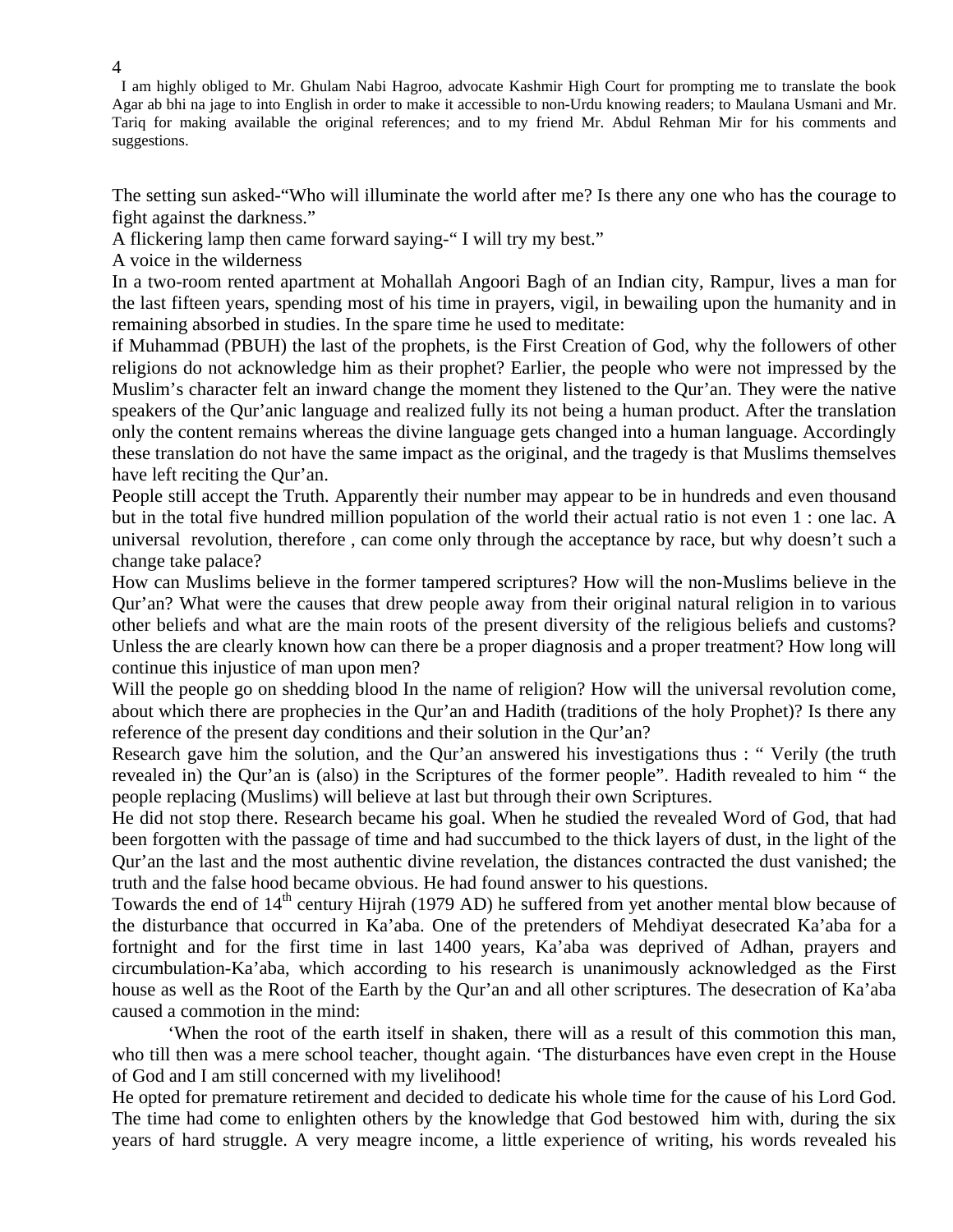I am highly obliged to Mr. Ghulam Nabi Hagroo, advocate Kashmir High Court for prompting me to translate the book Agar ab bhi na jage to into English in order to make it accessible to non-Urdu knowing readers; to Maulana Usmani and Mr. Tariq for making available the original references; and to my friend Mr. Abdul Rehman Mir for his comments and suggestions.

The setting sun asked-"Who will illuminate the world after me? Is there any one who has the courage to fight against the darkness."

A flickering lamp then came forward saying-" I will try my best."

A voice in the wilderness

In a two-room rented apartment at Mohallah Angoori Bagh of an Indian city, Rampur, lives a man for the last fifteen years, spending most of his time in prayers, vigil, in bewailing upon the humanity and in remaining absorbed in studies. In the spare time he used to meditate:

if Muhammad (PBUH) the last of the prophets, is the First Creation of God, why the followers of other religions do not acknowledge him as their prophet? Earlier, the people who were not impressed by the Muslim's character felt an inward change the moment they listened to the Qur'an. They were the native speakers of the Qur'anic language and realized fully its not being a human product. After the translation only the content remains whereas the divine language gets changed into a human language. Accordingly these translation do not have the same impact as the original, and the tragedy is that Muslims themselves have left reciting the Qur'an.

People still accept the Truth. Apparently their number may appear to be in hundreds and even thousand but in the total five hundred million population of the world their actual ratio is not even 1 : one lac. A universal revolution, therefore , can come only through the acceptance by race, but why doesn't such a change take palace?

How can Muslims believe in the former tampered scriptures? How will the non-Muslims believe in the Qur'an? What were the causes that drew people away from their original natural religion in to various other beliefs and what are the main roots of the present diversity of the religious beliefs and customs? Unless the are clearly known how can there be a proper diagnosis and a proper treatment? How long will continue this injustice of man upon men?

Will the people go on shedding blood In the name of religion? How will the universal revolution come, about which there are prophecies in the Qur'an and Hadith (traditions of the holy Prophet)? Is there any reference of the present day conditions and their solution in the Qur'an?

Research gave him the solution, and the Qur'an answered his investigations thus : " Verily (the truth revealed in) the Qur'an is (also) in the Scriptures of the former people". Hadith revealed to him " the people replacing (Muslims) will believe at last but through their own Scriptures.

He did not stop there. Research became his goal. When he studied the revealed Word of God, that had been forgotten with the passage of time and had succumbed to the thick layers of dust, in the light of the Qur'an the last and the most authentic divine revelation, the distances contracted the dust vanished; the truth and the false hood became obvious. He had found answer to his questions.

Towards the end of 14th century Hijrah (1979 AD) he suffered from yet another mental blow because of the disturbance that occurred in Ka'aba. One of the pretenders of Mehdiyat desecrated Ka'aba for a fortnight and for the first time in last 1400 years, Ka'aba was deprived of Adhan, prayers and circumbulation-Ka'aba, which according to his research is unanimously acknowledged as the First house as well as the Root of the Earth by the Qur'an and all other scriptures. The desecration of Ka'aba caused a commotion in the mind:

'When the root of the earth itself in shaken, there will as a result of this commotion this man, who till then was a mere school teacher, thought again. 'The disturbances have even crept in the House of God and I am still concerned with my livelihood!

He opted for premature retirement and decided to dedicate his whole time for the cause of his Lord God. The time had come to enlighten others by the knowledge that God bestowed him with, during the six years of hard struggle. A very meagre income, a little experience of writing, his words revealed his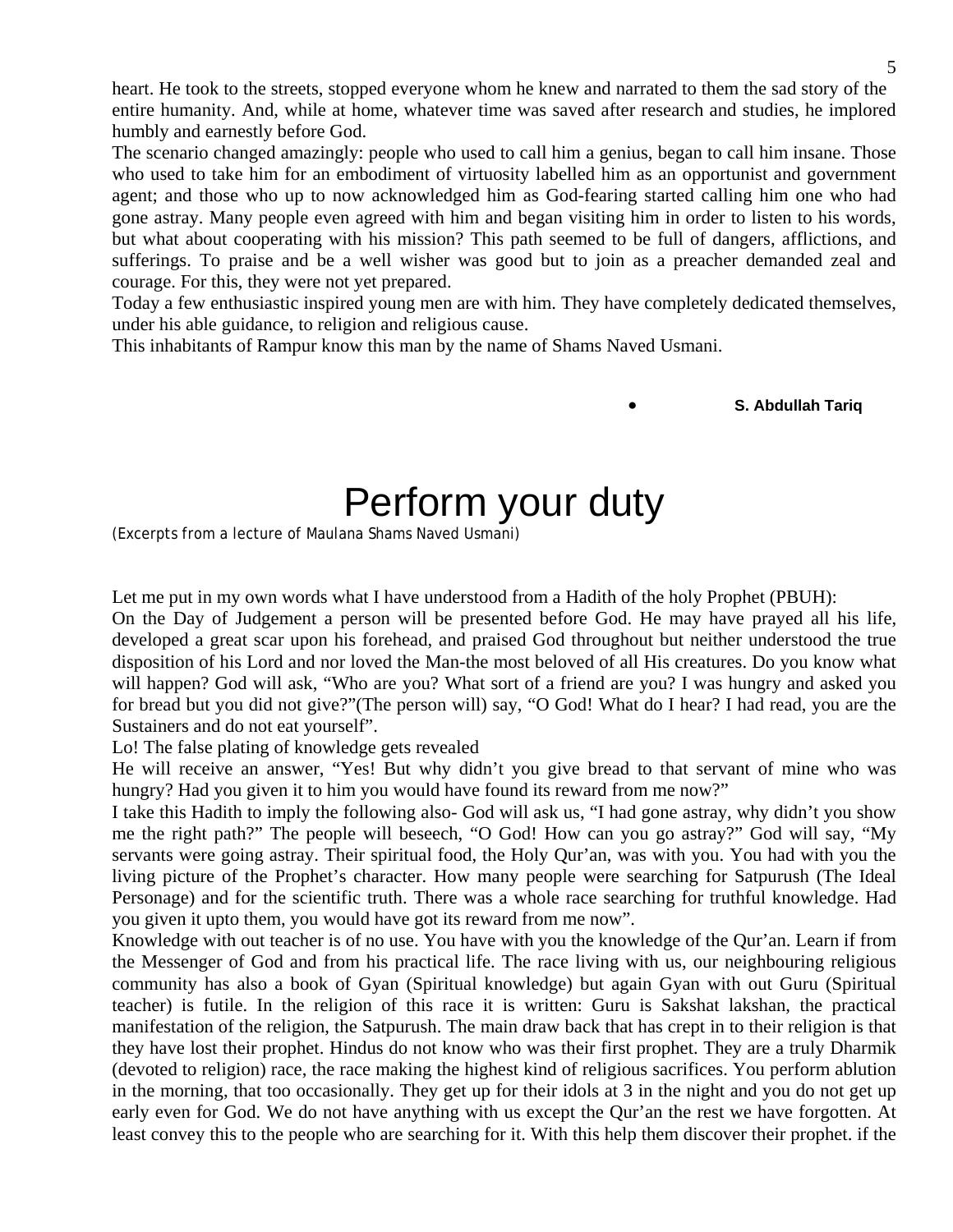heart. He took to the streets, stopped everyone whom he knew and narrated to them the sad story of the entire humanity. And, while at home, whatever time was saved after research and studies, he implored humbly and earnestly before God.

The scenario changed amazingly: people who used to call him a genius, began to call him insane. Those who used to take him for an embodiment of virtuosity labelled him as an opportunist and government agent; and those who up to now acknowledged him as God-fearing started calling him one who had gone astray. Many people even agreed with him and began visiting him in order to listen to his words, but what about cooperating with his mission? This path seemed to be full of dangers, afflictions, and sufferings. To praise and be a well wisher was good but to join as a preacher demanded zeal and courage. For this, they were not yet prepared.

Today a few enthusiastic inspired young men are with him. They have completely dedicated themselves, under his able guidance, to religion and religious cause.

This inhabitants of Rampur know this man by the name of Shams Naved Usmani.

- **S. Abdullah Tariq**

# Perform your duty

(Excerpts from a lecture of Maulana Shams Naved Usmani)

Let me put in my own words what I have understood from a Hadith of the holy Prophet (PBUH):

On the Day of Judgement a person will be presented before God. He may have prayed all his life, developed a great scar upon his forehead, and praised God throughout but neither understood the true disposition of his Lord and nor loved the Man-the most beloved of all His creatures. Do you know what will happen? God will ask, "Who are you? What sort of a friend are you? I was hungry and asked you for bread but you did not give?"(The person will) say, "O God! What do I hear? I had read, you are the Sustainers and do not eat yourself".

Lo! The false plating of knowledge gets revealed

He will receive an answer, "Yes! But why didn't you give bread to that servant of mine who was hungry? Had you given it to him you would have found its reward from me now?"

I take this Hadith to imply the following also- God will ask us, "I had gone astray, why didn't you show me the right path?" The people will beseech, "O God! How can you go astray?" God will say, "My servants were going astray. Their spiritual food, the Holy Qur'an, was with you. You had with you the living picture of the Prophet's character. How many people were searching for Satpurush (The Ideal Personage) and for the scientific truth. There was a whole race searching for truthful knowledge. Had you given it upto them, you would have got its reward from me now".

Knowledge with out teacher is of no use. You have with you the knowledge of the Qur'an. Learn if from the Messenger of God and from his practical life. The race living with us, our neighbouring religious community has also a book of Gyan (Spiritual knowledge) but again Gyan with out Guru (Spiritual teacher) is futile. In the religion of this race it is written: Guru is Sakshat lakshan, the practical manifestation of the religion, the Satpurush. The main draw back that has crept in to their religion is that they have lost their prophet. Hindus do not know who was their first prophet. They are a truly Dharmik (devoted to religion) race, the race making the highest kind of religious sacrifices. You perform ablution in the morning, that too occasionally. They get up for their idols at 3 in the night and you do not get up early even for God. We do not have anything with us except the Qur'an the rest we have forgotten. At least convey this to the people who are searching for it. With this help them discover their prophet. if the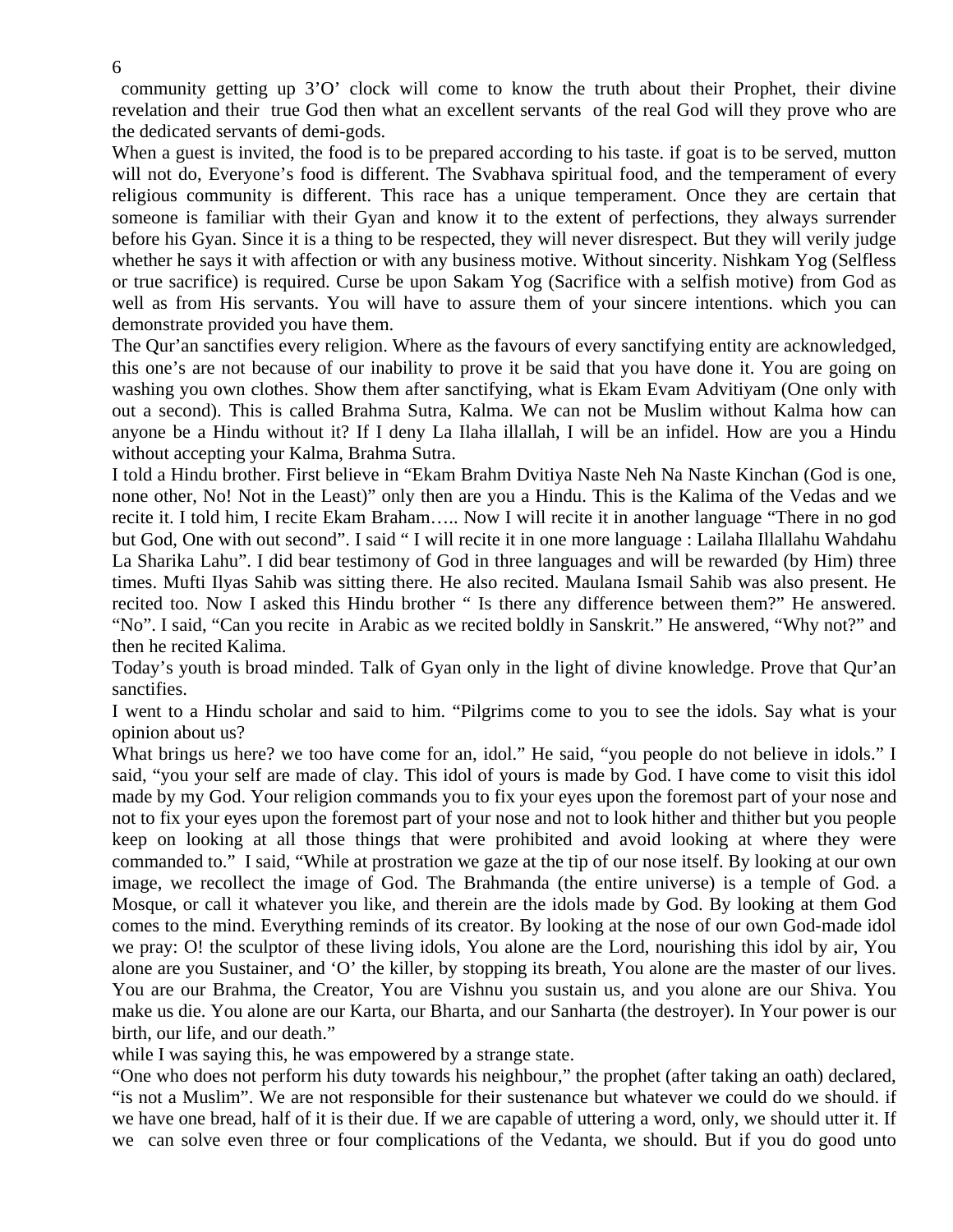community getting up 3'O' clock will come to know the truth about their Prophet, their divine revelation and their true God then what an excellent servants of the real God will they prove who are the dedicated servants of demi-gods.

When a guest is invited, the food is to be prepared according to his taste. if goat is to be served, mutton will not do, Everyone's food is different. The Svabhava spiritual food, and the temperament of every religious community is different. This race has a unique temperament. Once they are certain that someone is familiar with their Gyan and know it to the extent of perfections, they always surrender before his Gyan. Since it is a thing to be respected, they will never disrespect. But they will verily judge whether he says it with affection or with any business motive. Without sincerity. Nishkam Yog (Selfless or true sacrifice) is required. Curse be upon Sakam Yog (Sacrifice with a selfish motive) from God as well as from His servants. You will have to assure them of your sincere intentions. which you can demonstrate provided you have them.

The Qur'an sanctifies every religion. Where as the favours of every sanctifying entity are acknowledged, this one's are not because of our inability to prove it be said that you have done it. You are going on washing you own clothes. Show them after sanctifying, what is Ekam Evam Advitiyam (One only with out a second). This is called Brahma Sutra, Kalma. We can not be Muslim without Kalma how can anyone be a Hindu without it? If I deny La Ilaha illallah, I will be an infidel. How are you a Hindu without accepting your Kalma, Brahma Sutra.

I told a Hindu brother. First believe in "Ekam Brahm Dvitiya Naste Neh Na Naste Kinchan (God is one, none other, No! Not in the Least)" only then are you a Hindu. This is the Kalima of the Vedas and we recite it. I told him, I recite Ekam Braham….. Now I will recite it in another language "There in no god but God, One with out second". I said " I will recite it in one more language : Lailaha Illallahu Wahdahu La Sharika Lahu". I did bear testimony of God in three languages and will be rewarded (by Him) three times. Mufti Ilyas Sahib was sitting there. He also recited. Maulana Ismail Sahib was also present. He recited too. Now I asked this Hindu brother " Is there any difference between them?" He answered. "No". I said, "Can you recite in Arabic as we recited boldly in Sanskrit." He answered, "Why not?" and then he recited Kalima.

Today's youth is broad minded. Talk of Gyan only in the light of divine knowledge. Prove that Qur'an sanctifies.

I went to a Hindu scholar and said to him. "Pilgrims come to you to see the idols. Say what is your opinion about us?

What brings us here? we too have come for an, idol." He said, "you people do not believe in idols." I said, "you your self are made of clay. This idol of yours is made by God. I have come to visit this idol made by my God. Your religion commands you to fix your eyes upon the foremost part of your nose and not to fix your eyes upon the foremost part of your nose and not to look hither and thither but you people keep on looking at all those things that were prohibited and avoid looking at where they were commanded to." I said, "While at prostration we gaze at the tip of our nose itself. By looking at our own image, we recollect the image of God. The Brahmanda (the entire universe) is a temple of God. a Mosque, or call it whatever you like, and therein are the idols made by God. By looking at them God comes to the mind. Everything reminds of its creator. By looking at the nose of our own God-made idol we pray: O! the sculptor of these living idols, You alone are the Lord, nourishing this idol by air, You alone are you Sustainer, and 'O' the killer, by stopping its breath, You alone are the master of our lives. You are our Brahma, the Creator, You are Vishnu you sustain us, and you alone are our Shiva. You make us die. You alone are our Karta, our Bharta, and our Sanharta (the destroyer). In Your power is our birth, our life, and our death."

while I was saying this, he was empowered by a strange state.

"One who does not perform his duty towards his neighbour," the prophet (after taking an oath) declared, "is not a Muslim". We are not responsible for their sustenance but whatever we could do we should. if we have one bread, half of it is their due. If we are capable of uttering a word, only, we should utter it. If we can solve even three or four complications of the Vedanta, we should. But if you do good unto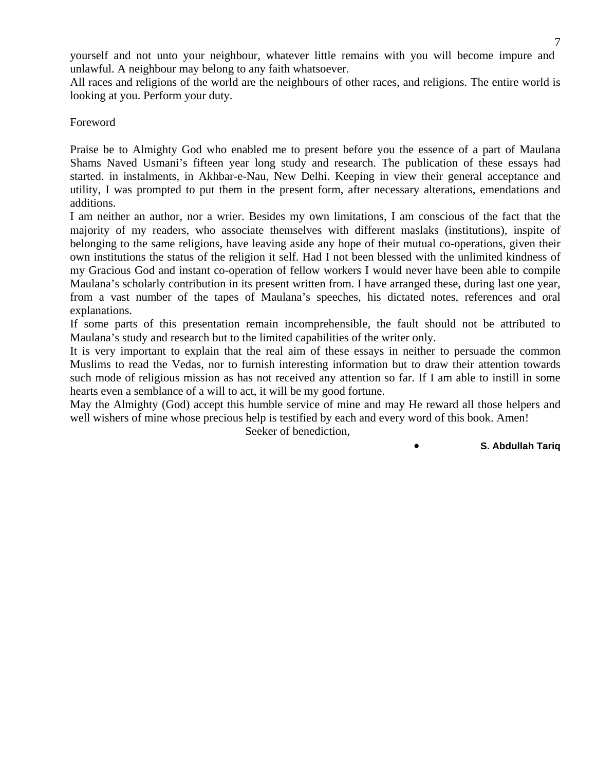yourself and not unto your neighbour, whatever little remains with you will become impure and unlawful. A neighbour may belong to any faith whatsoever.

All races and religions of the world are the neighbours of other races, and religions. The entire world is looking at you. Perform your duty.

## Foreword

Praise be to Almighty God who enabled me to present before you the essence of a part of Maulana Shams Naved Usmani's fifteen year long study and research. The publication of these essays had started. in instalments, in Akhbar-e-Nau, New Delhi. Keeping in view their general acceptance and utility, I was prompted to put them in the present form, after necessary alterations, emendations and additions.

I am neither an author, nor a wrier. Besides my own limitations, I am conscious of the fact that the majority of my readers, who associate themselves with different maslaks (institutions), inspite of belonging to the same religions, have leaving aside any hope of their mutual co-operations, given their own institutions the status of the religion it self. Had I not been blessed with the unlimited kindness of my Gracious God and instant co-operation of fellow workers I would never have been able to compile Maulana's scholarly contribution in its present written from. I have arranged these, during last one year, from a vast number of the tapes of Maulana's speeches, his dictated notes, references and oral explanations.

If some parts of this presentation remain incomprehensible, the fault should not be attributed to Maulana's study and research but to the limited capabilities of the writer only.

It is very important to explain that the real aim of these essays in neither to persuade the common Muslims to read the Vedas, nor to furnish interesting information but to draw their attention towards such mode of religious mission as has not received any attention so far. If I am able to instill in some hearts even a semblance of a will to act, it will be my good fortune.

May the Almighty (God) accept this humble service of mine and may He reward all those helpers and well wishers of mine whose precious help is testified by each and every word of this book. Amen!

Seeker of benediction,

- **S. Abdullah Tariq**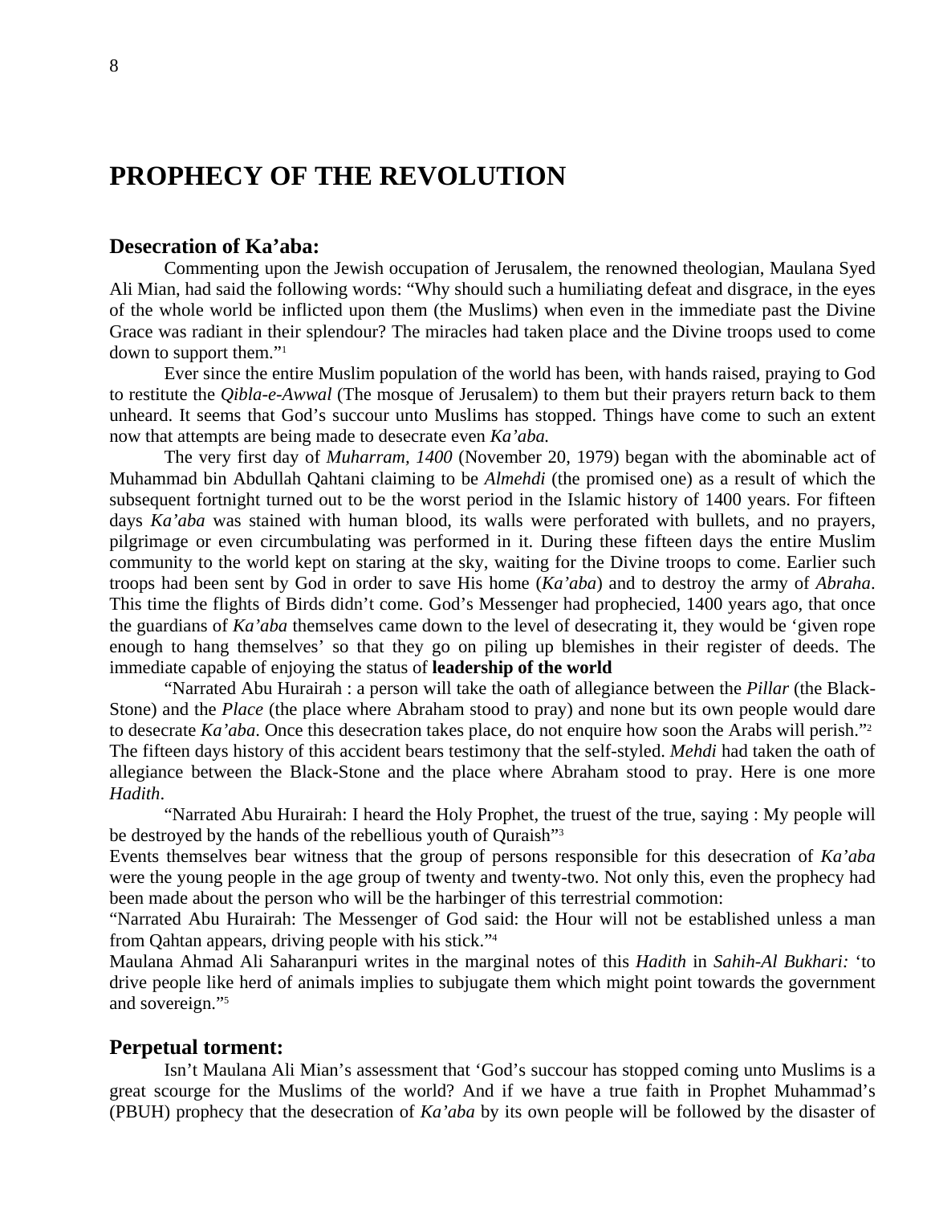# PROPHECY OF THE REVOLUTION

## Desecration of Ka'aba:

Commenting upon the Jewish occupation of Jerusalem, the renowned theologian, Maulana Syed Ali Mian, had said the following words: "Why should such a humiliating defeat and disgrace, in the eyes of the whole world be inflicted upon them (the Muslims) when even in the immediate past the Divine Grace was radiant in their splendour? The miracles had taken place and the Divine troops used to come down to support them."[1]

Ever since the entire Muslim population of the world has been, with hands raised, praying to God to restitute the *Qibla-e-Awwal* (The mosque of Jerusalem) to them but their prayers return back to them unheard. It seems that God's succour unto Muslims has stopped. Things have come to such an extent now that attempts are being made to desecrate even *Ka'aba.*

The very first day of *Muharram, 1400* (November 20, 1979) began with the abominable act of Muhammad bin Abdullah Qahtani claiming to be *Almehdi* (the promised one) as a result of which the subsequent fortnight turned out to be the worst period in the Islamic history of 1400 years. For fifteen days *Ka'aba* was stained with human blood, its walls were perforated with bullets, and no prayers, pilgrimage or even circumbulating was performed in it. During these fifteen days the entire Muslim community to the world kept on staring at the sky, waiting for the Divine troops to come. Earlier such troops had been sent by God in order to save His home (*Ka'aba*) and to destroy the army of *Abraha*. This time the flights of Birds didn't come. God's Messenger had prophecied, 1400 years ago, that once the guardians of *Ka'aba* themselves came down to the level of desecrating it, they would be 'given rope enough to hang themselves' so that they go on piling up blemishes in their register of deeds. The immediate capable of enjoying the status of **leadership of the world**

"Narrated Abu Hurairah : a person will take the oath of allegiance between the *Pillar* (the Black-Stone) and the *Place* (the place where Abraham stood to pray) and none but its own people would dare to desecrate *Ka'aba*. Once this desecration takes place, do not enquire how soon the Arabs will perish."[2]
The fifteen days history of this accident bears testimony that the self-styled. *Mehdi* had taken the oath of allegiance between the Black-Stone and the place where Abraham stood to pray. Here is one more *Hadith*.

"Narrated Abu Hurairah: I heard the Holy Prophet, the truest of the true, saying : My people will be destroyed by the hands of the rebellious youth of Quraish"[3]
Events themselves bear witness that the group of persons responsible for this desecration of *Ka'aba* were the young people in the age group of twenty and twenty-two. Not only this, even the prophecy had been made about the person who will be the harbinger of this terrestrial commotion:
"Narrated Abu Hurairah: The Messenger of God said: the Hour will not be established unless a man from Qahtan appears, driving people with his stick."[4]
Maulana Ahmad Ali Saharanpuri writes in the marginal notes of this *Hadith* in *Sahih-Al Bukhari:* 'to drive people like herd of animals implies to subjugate them which might point towards the government and sovereign."[5]

## Perpetual torment:

Isn't Maulana Ali Mian's assessment that 'God's succour has stopped coming unto Muslims is a great scourge for the Muslims of the world? And if we have a true faith in Prophet Muhammad's (PBUH) prophecy that the desecration of *Ka'aba* by its own people will be followed by the disaster of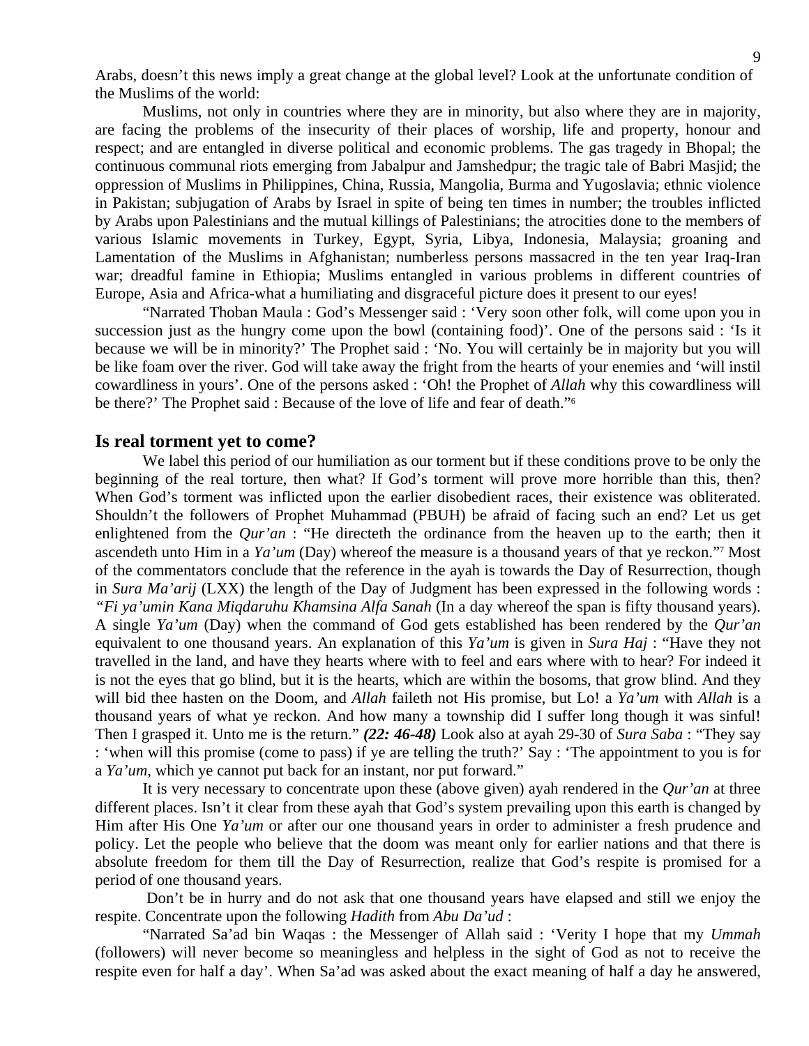Arabs, doesn't this news imply a great change at the global level? Look at the unfortunate condition of the Muslims of the world:

Muslims, not only in countries where they are in minority, but also where they are in majority, are facing the problems of the insecurity of their places of worship, life and property, honour and respect; and are entangled in diverse political and economic problems. The gas tragedy in Bhopal; the continuous communal riots emerging from Jabalpur and Jamshedpur; the tragic tale of Babri Masjid; the oppression of Muslims in Philippines, China, Russia, Mangolia, Burma and Yugoslavia; ethnic violence in Pakistan; subjugation of Arabs by Israel in spite of being ten times in number; the troubles inflicted by Arabs upon Palestinians and the mutual killings of Palestinians; the atrocities done to the members of various Islamic movements in Turkey, Egypt, Syria, Libya, Indonesia, Malaysia; groaning and Lamentation of the Muslims in Afghanistan; numberless persons massacred in the ten year Iraq-Iran war; dreadful famine in Ethiopia; Muslims entangled in various problems in different countries of Europe, Asia and Africa-what a humiliating and disgraceful picture does it present to our eyes!

"Narrated Thoban Maula : God's Messenger said : 'Very soon other folk, will come upon you in succession just as the hungry come upon the bowl (containing food)'. One of the persons said : 'Is it because we will be in minority?' The Prophet said : 'No. You will certainly be in majority but you will be like foam over the river. God will take away the fright from the hearts of your enemies and 'will instil cowardliness in yours'. One of the persons asked : 'Oh! the Prophet of *Allah* why this cowardliness will be there?' The Prophet said : Because of the love of life and fear of death."[6]

## Is real torment yet to come?

We label this period of our humiliation as our torment but if these conditions prove to be only the beginning of the real torture, then what? If God's torment will prove more horrible than this, then? When God's torment was inflicted upon the earlier disobedient races, their existence was obliterated. Shouldn't the followers of Prophet Muhammad (PBUH) be afraid of facing such an end? Let us get enlightened from the *Qur'an* : "He directeth the ordinance from the heaven up to the earth; then it ascendeth unto Him in a *Ya'um* (Day) whereof the measure is a thousand years of that ye reckon."[7] Most of the commentators conclude that the reference in the ayah is towards the Day of Resurrection, though in *Sura Ma'arij* (LXX) the length of the Day of Judgment has been expressed in the following words : *"Fi ya'umin Kana Miqdaruhu Khamsina Alfa Sanah* (In a day whereof the span is fifty thousand years). A single *Ya'um* (Day) when the command of God gets established has been rendered by the *Qur'an* equivalent to one thousand years. An explanation of this *Ya'um* is given in *Sura Haj* : "Have they not travelled in the land, and have they hearts where with to feel and ears where with to hear? For indeed it is not the eyes that go blind, but it is the hearts, which are within the bosoms, that grow blind. And they will bid thee hasten on the Doom, and *Allah* faileth not His promise, but Lo! a *Ya'um* with *Allah* is a thousand years of what ye reckon. And how many a township did I suffer long though it was sinful! Then I grasped it. Unto me is the return." ***(22: 46-48)*** Look also at ayah 29-30 of *Sura Saba* : "They say : 'when will this promise (come to pass) if ye are telling the truth?' Say : 'The appointment to you is for a *Ya'um,* which ye cannot put back for an instant, nor put forward."

It is very necessary to concentrate upon these (above given) ayah rendered in the *Qur'an* at three different places. Isn't it clear from these ayah that God's system prevailing upon this earth is changed by Him after His One *Ya'um* or after our one thousand years in order to administer a fresh prudence and policy. Let the people who believe that the doom was meant only for earlier nations and that there is absolute freedom for them till the Day of Resurrection, realize that God's respite is promised for a period of one thousand years.

Don't be in hurry and do not ask that one thousand years have elapsed and still we enjoy the respite. Concentrate upon the following *Hadith* from *Abu Da'ud* :

"Narrated Sa'ad bin Waqas : the Messenger of Allah said : 'Verity I hope that my *Ummah* (followers) will never become so meaningless and helpless in the sight of God as not to receive the respite even for half a day'. When Sa'ad was asked about the exact meaning of half a day he answered,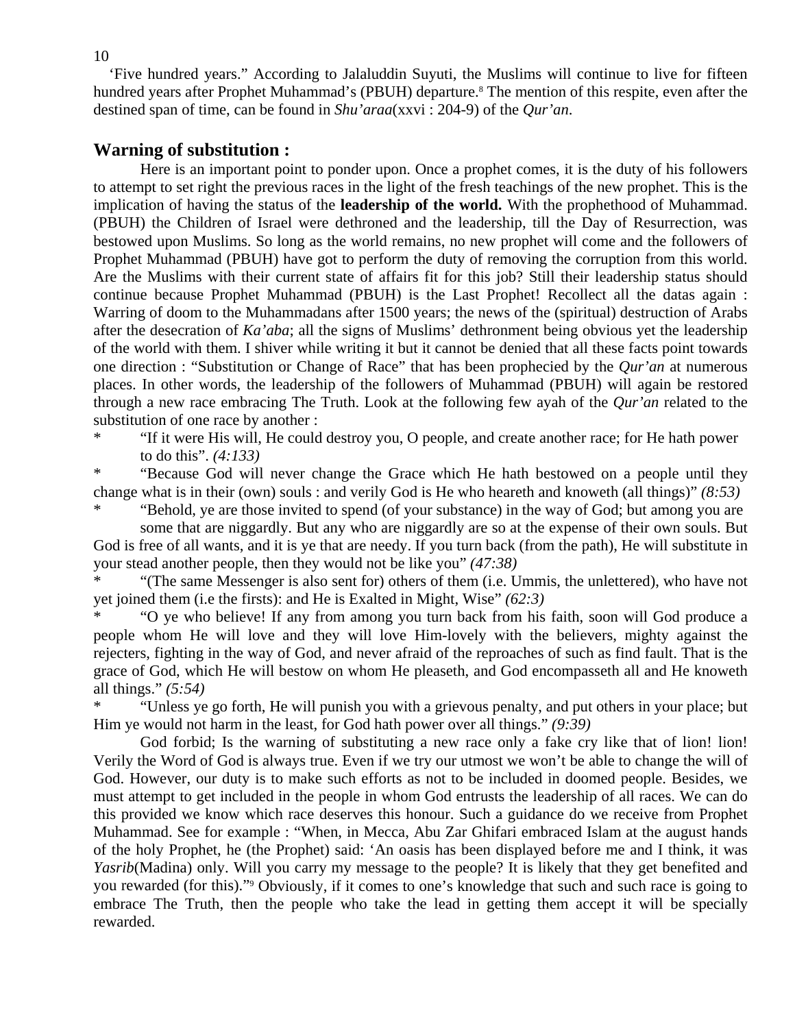'Five hundred years." According to Jalaluddin Suyuti, the Muslims will continue to live for fifteen hundred years after Prophet Muhammad's (PBUH) departure.[8] The mention of this respite, even after the destined span of time, can be found in *Shu'araa*(xxvi : 204-9) of the *Qur'an*.

## Warning of substitution :

Here is an important point to ponder upon. Once a prophet comes, it is the duty of his followers to attempt to set right the previous races in the light of the fresh teachings of the new prophet. This is the implication of having the status of the **leadership of the world.** With the prophethood of Muhammad. (PBUH) the Children of Israel were dethroned and the leadership, till the Day of Resurrection, was bestowed upon Muslims. So long as the world remains, no new prophet will come and the followers of Prophet Muhammad (PBUH) have got to perform the duty of removing the corruption from this world. Are the Muslims with their current state of affairs fit for this job? Still their leadership status should continue because Prophet Muhammad (PBUH) is the Last Prophet! Recollect all the datas again : Warring of doom to the Muhammadans after 1500 years; the news of the (spiritual) destruction of Arabs after the desecration of *Ka'aba*; all the signs of Muslims' dethronment being obvious yet the leadership of the world with them. I shiver while writing it but it cannot be denied that all these facts point towards one direction : "Substitution or Change of Race" that has been prophecied by the *Qur'an* at numerous places. In other words, the leadership of the followers of Muhammad (PBUH) will again be restored through a new race embracing The Truth. Look at the following few ayah of the *Qur'an* related to the substitution of one race by another :

\* "If it were His will, He could destroy you, O people, and create another race; for He hath power to do this". *(4:133)*

\* "Because God will never change the Grace which He hath bestowed on a people until they change what is in their (own) souls : and verily God is He who heareth and knoweth (all things)" *(8:53)*

\* "Behold, ye are those invited to spend (of your substance) in the way of God; but among you are some that are niggardly. But any who are niggardly are so at the expense of their own souls. But God is free of all wants, and it is ye that are needy. If you turn back (from the path), He will substitute in your stead another people, then they would not be like you" *(47:38)*

\* "(The same Messenger is also sent for) others of them (i.e. Ummis, the unlettered), who have not yet joined them (i.e the firsts): and He is Exalted in Might, Wise" *(62:3)*

\* "O ye who believe! If any from among you turn back from his faith, soon will God produce a people whom He will love and they will love Him-lovely with the believers, mighty against the rejecters, fighting in the way of God, and never afraid of the reproaches of such as find fault. That is the grace of God, which He will bestow on whom He pleaseth, and God encompasseth all and He knoweth all things." *(5:54)*

\* "Unless ye go forth, He will punish you with a grievous penalty, and put others in your place; but Him ye would not harm in the least, for God hath power over all things." *(9:39)*

God forbid; Is the warning of substituting a new race only a fake cry like that of lion! lion! Verily the Word of God is always true. Even if we try our utmost we won't be able to change the will of God. However, our duty is to make such efforts as not to be included in doomed people. Besides, we must attempt to get included in the people in whom God entrusts the leadership of all races. We can do this provided we know which race deserves this honour. Such a guidance do we receive from Prophet Muhammad. See for example : "When, in Mecca, Abu Zar Ghifari embraced Islam at the august hands of the holy Prophet, he (the Prophet) said: 'An oasis has been displayed before me and I think, it was *Yasrib*(Madina) only. Will you carry my message to the people? It is likely that they get benefited and you rewarded (for this)."[9] Obviously, if it comes to one's knowledge that such and such race is going to embrace The Truth, then the people who take the lead in getting them accept it will be specially rewarded.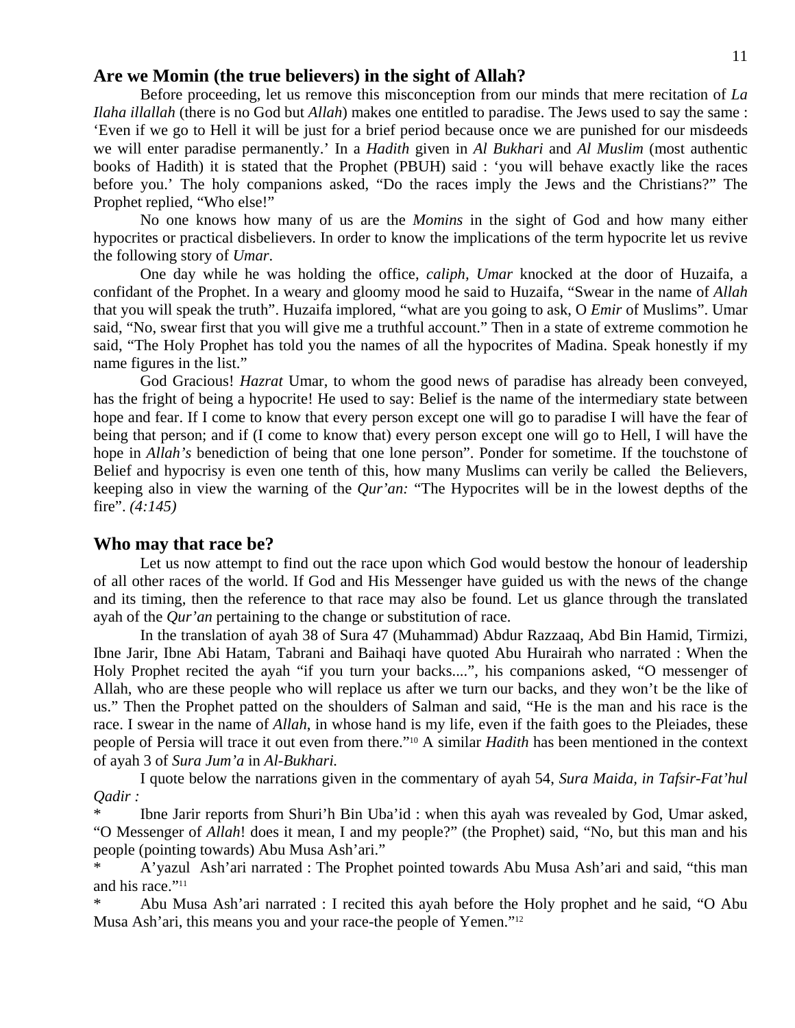## Are we Momin (the true believers) in the sight of Allah?

Before proceeding, let us remove this misconception from our minds that mere recitation of *La Ilaha illallah* (there is no God but *Allah*) makes one entitled to paradise. The Jews used to say the same : 'Even if we go to Hell it will be just for a brief period because once we are punished for our misdeeds we will enter paradise permanently.' In a *Hadith* given in *Al Bukhari* and *Al Muslim* (most authentic books of Hadith) it is stated that the Prophet (PBUH) said : 'you will behave exactly like the races before you.' The holy companions asked, "Do the races imply the Jews and the Christians?" The Prophet replied, "Who else!"

No one knows how many of us are the *Momins* in the sight of God and how many either hypocrites or practical disbelievers. In order to know the implications of the term hypocrite let us revive the following story of *Umar*.

One day while he was holding the office, *caliph, Umar* knocked at the door of Huzaifa, a confidant of the Prophet. In a weary and gloomy mood he said to Huzaifa, "Swear in the name of *Allah* that you will speak the truth". Huzaifa implored, "what are you going to ask, O *Emir* of Muslims". Umar said, "No, swear first that you will give me a truthful account." Then in a state of extreme commotion he said, "The Holy Prophet has told you the names of all the hypocrites of Madina. Speak honestly if my name figures in the list."

God Gracious! *Hazrat* Umar, to whom the good news of paradise has already been conveyed, has the fright of being a hypocrite! He used to say: Belief is the name of the intermediary state between hope and fear. If I come to know that every person except one will go to paradise I will have the fear of being that person; and if (I come to know that) every person except one will go to Hell, I will have the hope in *Allah's* benediction of being that one lone person". Ponder for sometime. If the touchstone of Belief and hypocrisy is even one tenth of this, how many Muslims can verily be called the Believers, keeping also in view the warning of the *Qur'an:* "The Hypocrites will be in the lowest depths of the fire". *(4:145)*

## Who may that race be?

Let us now attempt to find out the race upon which God would bestow the honour of leadership of all other races of the world. If God and His Messenger have guided us with the news of the change and its timing, then the reference to that race may also be found. Let us glance through the translated ayah of the *Qur'an* pertaining to the change or substitution of race.

In the translation of ayah 38 of Sura 47 (Muhammad) Abdur Razzaaq, Abd Bin Hamid, Tirmizi, Ibne Jarir, Ibne Abi Hatam, Tabrani and Baihaqi have quoted Abu Hurairah who narrated : When the Holy Prophet recited the ayah "if you turn your backs....", his companions asked, "O messenger of Allah, who are these people who will replace us after we turn our backs, and they won't be the like of us." Then the Prophet patted on the shoulders of Salman and said, "He is the man and his race is the race. I swear in the name of *Allah*, in whose hand is my life, even if the faith goes to the Pleiades, these people of Persia will trace it out even from there."[10] A similar *Hadith* has been mentioned in the context of ayah 3 of *Sura Jum'a* in *Al-Bukhari.*

I quote below the narrations given in the commentary of ayah 54, *Sura Maida, in Tafsir-Fat'hul Qadir :*

* Ibne Jarir reports from Shuri'h Bin Uba'id : when this ayah was revealed by God, Umar asked, "O Messenger of *Allah*! does it mean, I and my people?" (the Prophet) said, "No, but this man and his people (pointing towards) Abu Musa Ash'ari."

* A'yazul Ash'ari narrated : The Prophet pointed towards Abu Musa Ash'ari and said, "this man and his race."[11]

* Abu Musa Ash'ari narrated : I recited this ayah before the Holy prophet and he said, "O Abu Musa Ash'ari, this means you and your race-the people of Yemen."[12]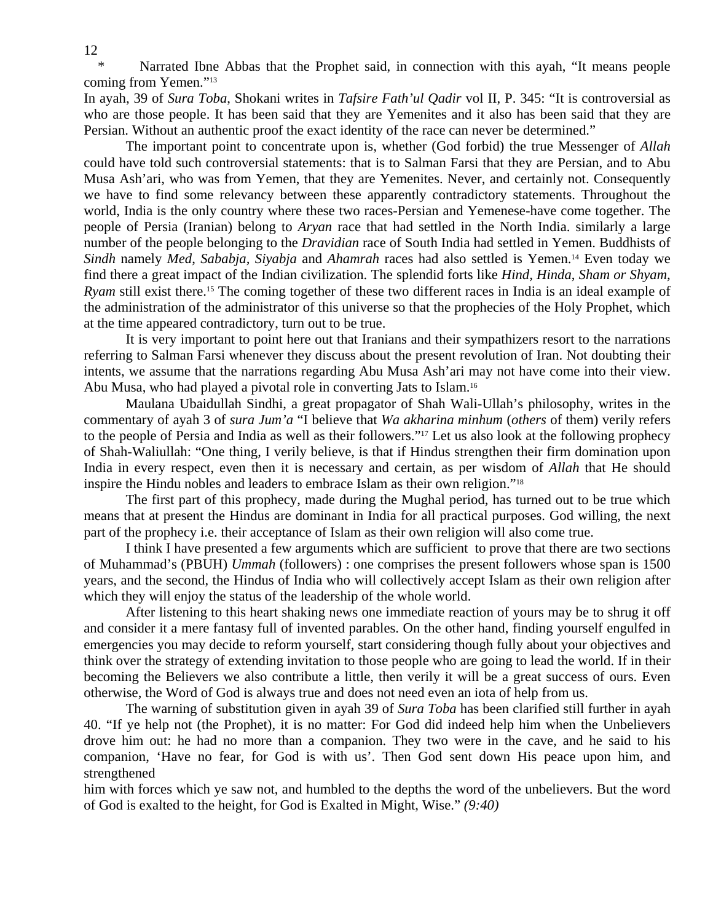\*    Narrated Ibne Abbas that the Prophet said, in connection with this ayah, "It means people coming from Yemen."[13]

In ayah, 39 of *Sura Toba*, Shokani writes in *Tafsire Fath'ul Qadir* vol II, P. 345: "It is controversial as who are those people. It has been said that they are Yemenites and it also has been said that they are Persian. Without an authentic proof the exact identity of the race can never be determined."

The important point to concentrate upon is, whether (God forbid) the true Messenger of *Allah* could have told such controversial statements: that is to Salman Farsi that they are Persian, and to Abu Musa Ash'ari, who was from Yemen, that they are Yemenites. Never, and certainly not. Consequently we have to find some relevancy between these apparently contradictory statements. Throughout the world, India is the only country where these two races-Persian and Yemenese-have come together. The people of Persia (Iranian) belong to *Aryan* race that had settled in the North India. similarly a large number of the people belonging to the *Dravidian* race of South India had settled in Yemen. Buddhists of *Sindh* namely *Med*, *Sababja*, *Siyabja* and *Ahamrah* races had also settled is Yemen.[14] Even today we find there a great impact of the Indian civilization. The splendid forts like *Hind, Hinda*, *Sham or Shyam, Ryam* still exist there.[15] The coming together of these two different races in India is an ideal example of the administration of the administrator of this universe so that the prophecies of the Holy Prophet, which at the time appeared contradictory, turn out to be true.

It is very important to point here out that Iranians and their sympathizers resort to the narrations referring to Salman Farsi whenever they discuss about the present revolution of Iran. Not doubting their intents, we assume that the narrations regarding Abu Musa Ash'ari may not have come into their view. Abu Musa, who had played a pivotal role in converting Jats to Islam.[16]

Maulana Ubaidullah Sindhi, a great propagator of Shah Wali-Ullah's philosophy, writes in the commentary of ayah 3 of *sura Jum'a* "I believe that *Wa akharina minhum* (*others* of them) verily refers to the people of Persia and India as well as their followers."[17] Let us also look at the following prophecy of Shah-Waliullah: "One thing, I verily believe, is that if Hindus strengthen their firm domination upon India in every respect, even then it is necessary and certain, as per wisdom of *Allah* that He should inspire the Hindu nobles and leaders to embrace Islam as their own religion."[18]

The first part of this prophecy, made during the Mughal period, has turned out to be true which means that at present the Hindus are dominant in India for all practical purposes. God willing, the next part of the prophecy i.e. their acceptance of Islam as their own religion will also come true.

I think I have presented a few arguments which are sufficient to prove that there are two sections of Muhammad's (PBUH) *Ummah* (followers) : one comprises the present followers whose span is 1500 years, and the second, the Hindus of India who will collectively accept Islam as their own religion after which they will enjoy the status of the leadership of the whole world.

After listening to this heart shaking news one immediate reaction of yours may be to shrug it off and consider it a mere fantasy full of invented parables. On the other hand, finding yourself engulfed in emergencies you may decide to reform yourself, start considering though fully about your objectives and think over the strategy of extending invitation to those people who are going to lead the world. If in their becoming the Believers we also contribute a little, then verily it will be a great success of ours. Even otherwise, the Word of God is always true and does not need even an iota of help from us.

The warning of substitution given in ayah 39 of *Sura Toba* has been clarified still further in ayah 40. "If ye help not (the Prophet), it is no matter: For God did indeed help him when the Unbelievers drove him out: he had no more than a companion. They two were in the cave, and he said to his companion, 'Have no fear, for God is with us'. Then God sent down His peace upon him, and strengthened him with forces which ye saw not, and humbled to the depths the word of the unbelievers. But the word of God is exalted to the height, for God is Exalted in Might, Wise." *(9:40)*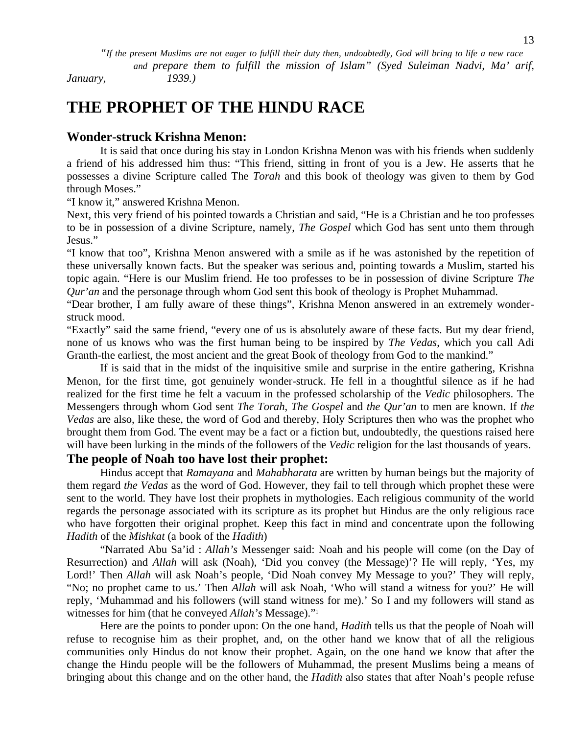*"If the present Muslims are not eager to fulfill their duty then, undoubtedly, God will bring to life a new race and prepare them to fulfill the mission of Islam" (Syed Suleiman Nadvi, Ma' arif, January, 1939.)*

# THE PROPHET OF THE HINDU RACE

## Wonder-struck Krishna Menon:

It is said that once during his stay in London Krishna Menon was with his friends when suddenly a friend of his addressed him thus: "This friend, sitting in front of you is a Jew. He asserts that he possesses a divine Scripture called The *Torah* and this book of theology was given to them by God through Moses."

"I know it," answered Krishna Menon.

Next, this very friend of his pointed towards a Christian and said, "He is a Christian and he too professes to be in possession of a divine Scripture, namely, *The Gospel* which God has sent unto them through Jesus."

"I know that too", Krishna Menon answered with a smile as if he was astonished by the repetition of these universally known facts. But the speaker was serious and, pointing towards a Muslim, started his topic again. "Here is our Muslim friend. He too professes to be in possession of divine Scripture *The Qur'an* and the personage through whom God sent this book of theology is Prophet Muhammad.

"Dear brother, I am fully aware of these things", Krishna Menon answered in an extremely wonder-struck mood.

"Exactly" said the same friend, "every one of us is absolutely aware of these facts. But my dear friend, none of us knows who was the first human being to be inspired by *The Vedas*, which you call Adi Granth-the earliest, the most ancient and the great Book of theology from God to the mankind."

If is said that in the midst of the inquisitive smile and surprise in the entire gathering, Krishna Menon, for the first time, got genuinely wonder-struck. He fell in a thoughtful silence as if he had realized for the first time he felt a vacuum in the professed scholarship of the *Vedic* philosophers. The Messengers through whom God sent *The Torah*, *The Gospel* and *the Qur'an* to men are known. If *the Vedas* are also, like these, the word of God and thereby, Holy Scriptures then who was the prophet who brought them from God. The event may be a fact or a fiction but, undoubtedly, the questions raised here will have been lurking in the minds of the followers of the *Vedic* religion for the last thousands of years.

## The people of Noah too have lost their prophet:

Hindus accept that *Ramayana* and *Mahabharata* are written by human beings but the majority of them regard *the Vedas* as the word of God. However, they fail to tell through which prophet these were sent to the world. They have lost their prophets in mythologies. Each religious community of the world regards the personage associated with its scripture as its prophet but Hindus are the only religious race who have forgotten their original prophet. Keep this fact in mind and concentrate upon the following *Hadith* of the *Mishkat* (a book of the *Hadith*)

"Narrated Abu Sa'id : *Allah's* Messenger said: Noah and his people will come (on the Day of Resurrection) and *Allah* will ask (Noah), 'Did you convey (the Message)'? He will reply, 'Yes, my Lord!' Then *Allah* will ask Noah's people, 'Did Noah convey My Message to you?' They will reply, "No; no prophet came to us.' Then *Allah* will ask Noah, 'Who will stand a witness for you?' He will reply, 'Muhammad and his followers (will stand witness for me).' So I and my followers will stand as witnesses for him (that he conveyed *Allah's* Message)."[1]

Here are the points to ponder upon: On the one hand, *Hadith* tells us that the people of Noah will refuse to recognise him as their prophet, and, on the other hand we know that of all the religious communities only Hindus do not know their prophet. Again, on the one hand we know that after the change the Hindu people will be the followers of Muhammad, the present Muslims being a means of bringing about this change and on the other hand, the *Hadith* also states that after Noah's people refuse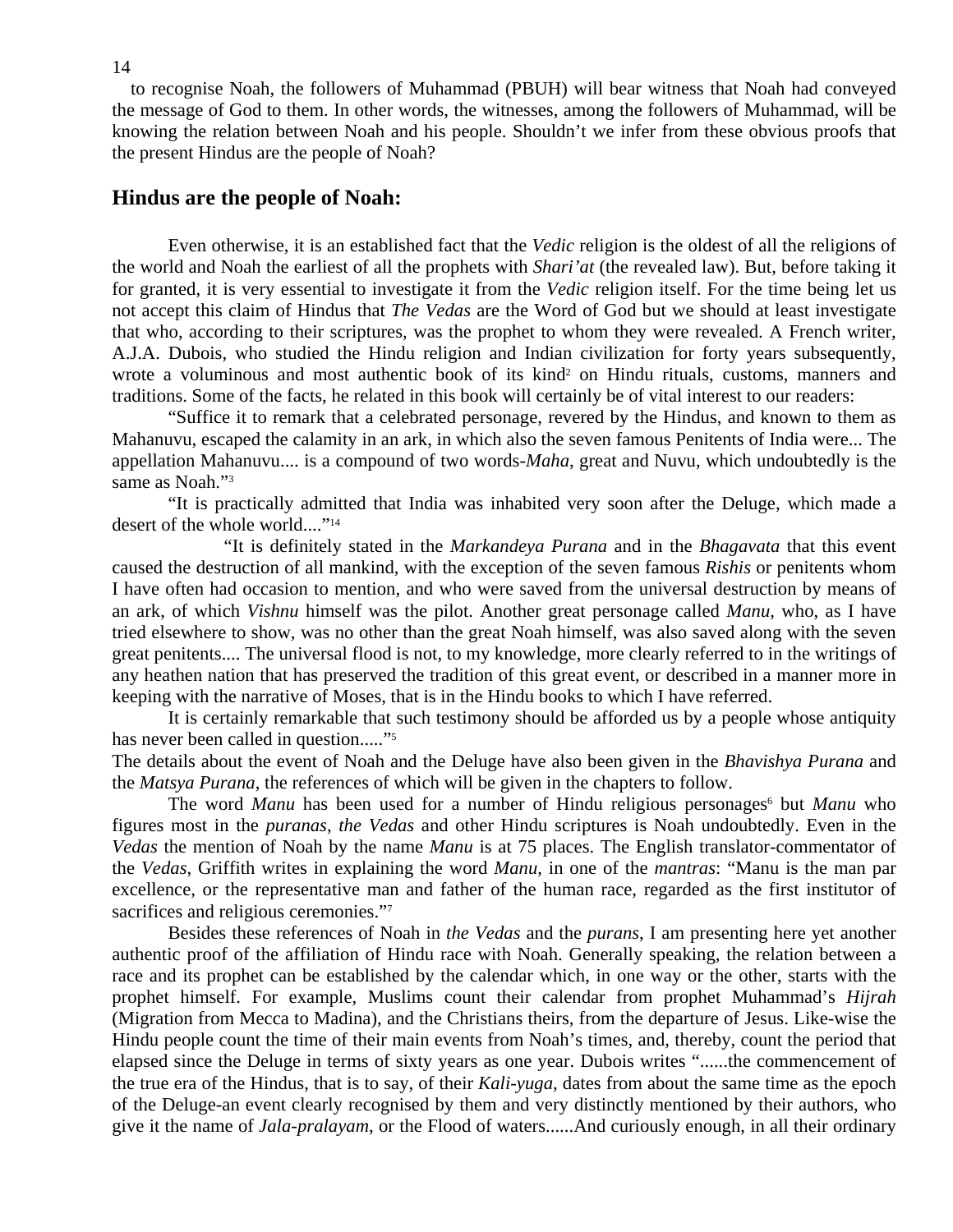to recognise Noah, the followers of Muhammad (PBUH) will bear witness that Noah had conveyed the message of God to them. In other words, the witnesses, among the followers of Muhammad, will be knowing the relation between Noah and his people. Shouldn't we infer from these obvious proofs that the present Hindus are the people of Noah?

## Hindus are the people of Noah:

Even otherwise, it is an established fact that the *Vedic* religion is the oldest of all the religions of the world and Noah the earliest of all the prophets with *Shari'at* (the revealed law). But, before taking it for granted, it is very essential to investigate it from the *Vedic* religion itself. For the time being let us not accept this claim of Hindus that *The Vedas* are the Word of God but we should at least investigate that who, according to their scriptures, was the prophet to whom they were revealed. A French writer, A.J.A. Dubois, who studied the Hindu religion and Indian civilization for forty years subsequently, wrote a voluminous and most authentic book of its kind[2] on Hindu rituals, customs, manners and traditions. Some of the facts, he related in this book will certainly be of vital interest to our readers:

"Suffice it to remark that a celebrated personage, revered by the Hindus, and known to them as Mahanuvu, escaped the calamity in an ark, in which also the seven famous Penitents of India were... The appellation Mahanuvu.... is a compound of two words-*Maha*, great and Nuvu, which undoubtedly is the same as Noah."[3]

"It is practically admitted that India was inhabited very soon after the Deluge, which made a desert of the whole world...."[14]

"It is definitely stated in the *Markandeya Purana* and in the *Bhagavata* that this event caused the destruction of all mankind, with the exception of the seven famous *Rishis* or penitents whom I have often had occasion to mention, and who were saved from the universal destruction by means of an ark, of which *Vishnu* himself was the pilot. Another great personage called *Manu*, who, as I have tried elsewhere to show, was no other than the great Noah himself, was also saved along with the seven great penitents.... The universal flood is not, to my knowledge, more clearly referred to in the writings of any heathen nation that has preserved the tradition of this great event, or described in a manner more in keeping with the narrative of Moses, that is in the Hindu books to which I have referred.

It is certainly remarkable that such testimony should be afforded us by a people whose antiquity has never been called in question....."[5]

The details about the event of Noah and the Deluge have also been given in the *Bhavishya Purana* and the *Matsya Purana*, the references of which will be given in the chapters to follow.

The word *Manu* has been used for a number of Hindu religious personages[6] but *Manu* who figures most in the *puranas*, *the Vedas* and other Hindu scriptures is Noah undoubtedly. Even in the *Vedas* the mention of Noah by the name *Manu* is at 75 places. The English translator-commentator of the *Vedas*, Griffith writes in explaining the word *Manu*, in one of the *mantras*: "Manu is the man par excellence, or the representative man and father of the human race, regarded as the first institutor of sacrifices and religious ceremonies."[7]

Besides these references of Noah in *the Vedas* and the *purans*, I am presenting here yet another authentic proof of the affiliation of Hindu race with Noah. Generally speaking, the relation between a race and its prophet can be established by the calendar which, in one way or the other, starts with the prophet himself. For example, Muslims count their calendar from prophet Muhammad's *Hijrah* (Migration from Mecca to Madina), and the Christians theirs, from the departure of Jesus. Like-wise the Hindu people count the time of their main events from Noah's times, and, thereby, count the period that elapsed since the Deluge in terms of sixty years as one year. Dubois writes "......the commencement of the true era of the Hindus, that is to say, of their *Kali-yuga*, dates from about the same time as the epoch of the Deluge-an event clearly recognised by them and very distinctly mentioned by their authors, who give it the name of *Jala-pralayam*, or the Flood of waters......And curiously enough, in all their ordinary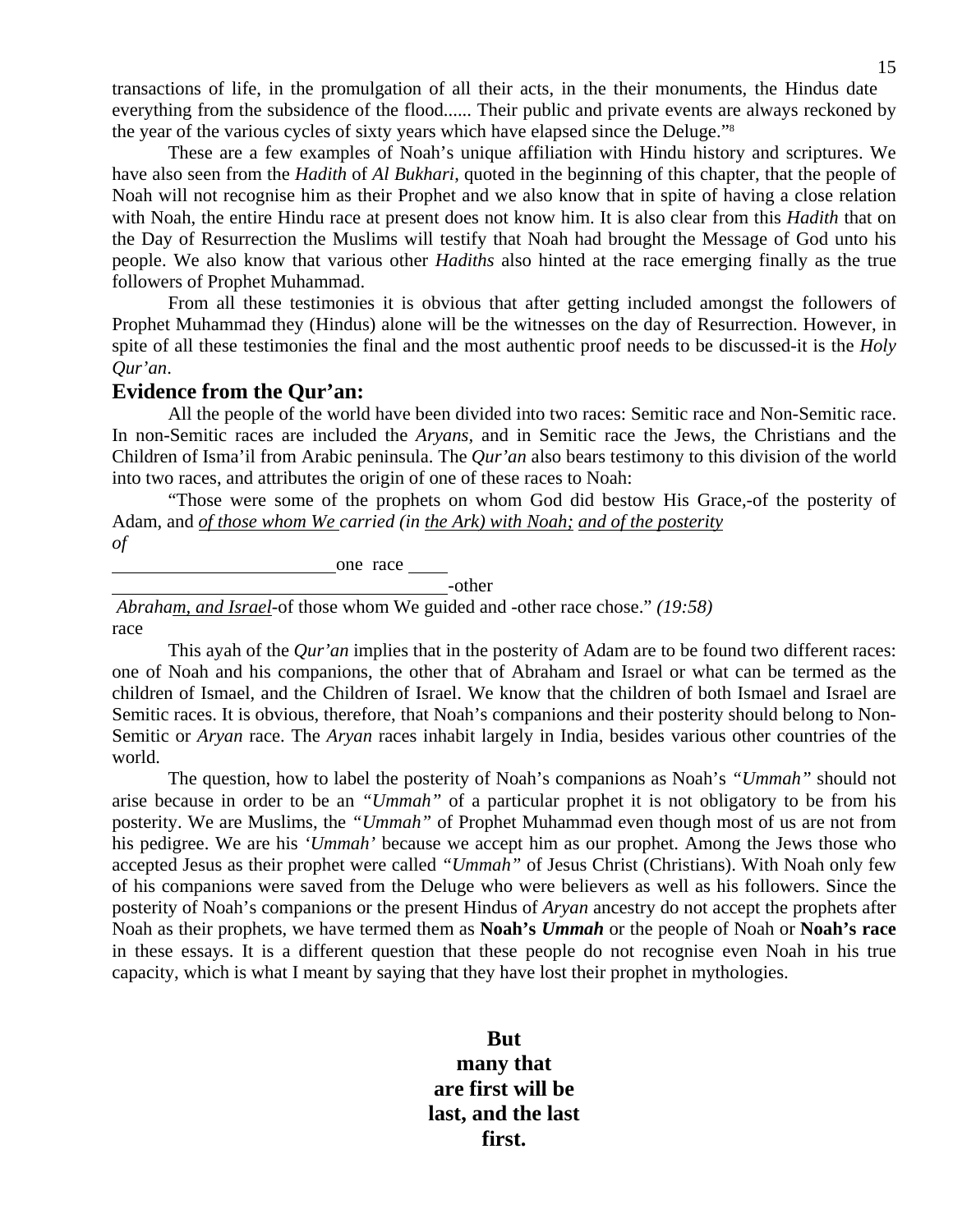transactions of life, in the promulgation of all their acts, in the their monuments, the Hindus date everything from the subsidence of the flood...... Their public and private events are always reckoned by the year of the various cycles of sixty years which have elapsed since the Deluge."[8]

These are a few examples of Noah's unique affiliation with Hindu history and scriptures. We have also seen from the *Hadith* of *Al Bukhari*, quoted in the beginning of this chapter, that the people of Noah will not recognise him as their Prophet and we also know that in spite of having a close relation with Noah, the entire Hindu race at present does not know him. It is also clear from this *Hadith* that on the Day of Resurrection the Muslims will testify that Noah had brought the Message of God unto his people. We also know that various other *Hadiths* also hinted at the race emerging finally as the true followers of Prophet Muhammad.

From all these testimonies it is obvious that after getting included amongst the followers of Prophet Muhammad they (Hindus) alone will be the witnesses on the day of Resurrection. However, in spite of all these testimonies the final and the most authentic proof needs to be discussed-it is the *Holy Qur'an*.

## Evidence from the Qur'an:

All the people of the world have been divided into two races: Semitic race and Non-Semitic race. In non-Semitic races are included the *Aryans,* and in Semitic race the Jews, the Christians and the Children of Isma'il from Arabic peninsula. The *Qur'an* also bears testimony to this division of the world into two races, and attributes the origin of one of these races to Noah:

"Those were some of the prophets on whom God did bestow His Grace,-of the posterity of Adam, and *of those whom We carried (in the Ark) with Noah; and of the posterity of Abraham, and Israel*-of those whom We guided and -other race chose." *(19:58)*

one race

-other race

This ayah of the *Qur'an* implies that in the posterity of Adam are to be found two different races: one of Noah and his companions, the other that of Abraham and Israel or what can be termed as the children of Ismael, and the Children of Israel. We know that the children of both Ismael and Israel are Semitic races. It is obvious, therefore, that Noah's companions and their posterity should belong to Non-Semitic or *Aryan* race. The *Aryan* races inhabit largely in India, besides various other countries of the world.

The question, how to label the posterity of Noah's companions as Noah's *"Ummah"* should not arise because in order to be an *"Ummah"* of a particular prophet it is not obligatory to be from his posterity. We are Muslims, the *"Ummah"* of Prophet Muhammad even though most of us are not from his pedigree. We are his *'Ummah'* because we accept him as our prophet. Among the Jews those who accepted Jesus as their prophet were called *"Ummah"* of Jesus Christ (Christians). With Noah only few of his companions were saved from the Deluge who were believers as well as his followers. Since the posterity of Noah's companions or the present Hindus of *Aryan* ancestry do not accept the prophets after Noah as their prophets, we have termed them as **Noah's *Ummah*** or the people of Noah or **Noah's race** in these essays. It is a different question that these people do not recognise even Noah in his true capacity, which is what I meant by saying that they have lost their prophet in mythologies.

**But many that are first will be last, and the last first.**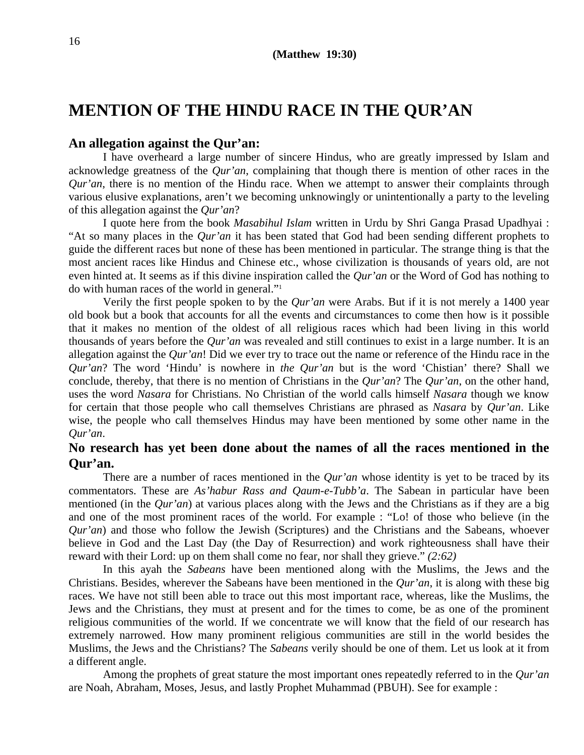**(Matthew 19:30)**

# MENTION OF THE HINDU RACE IN THE QUR'AN

### An allegation against the Qur'an:

I have overheard a large number of sincere Hindus, who are greatly impressed by Islam and acknowledge greatness of the *Qur'an*, complaining that though there is mention of other races in the *Qur'an*, there is no mention of the Hindu race. When we attempt to answer their complaints through various elusive explanations, aren't we becoming unknowingly or unintentionally a party to the leveling of this allegation against the *Qur'an*?

I quote here from the book *Masabihul Islam* written in Urdu by Shri Ganga Prasad Upadhyai : "At so many places in the *Qur'an* it has been stated that God had been sending different prophets to guide the different races but none of these has been mentioned in particular. The strange thing is that the most ancient races like Hindus and Chinese etc., whose civilization is thousands of years old, are not even hinted at. It seems as if this divine inspiration called the *Qur'an* or the Word of God has nothing to do with human races of the world in general."[1]

Verily the first people spoken to by the *Qur'an* were Arabs. But if it is not merely a 1400 year old book but a book that accounts for all the events and circumstances to come then how is it possible that it makes no mention of the oldest of all religious races which had been living in this world thousands of years before the *Qur'an* was revealed and still continues to exist in a large number. It is an allegation against the *Qur'an*! Did we ever try to trace out the name or reference of the Hindu race in the *Qur'an*? The word 'Hindu' is nowhere in *the Qur'an* but is the word 'Chistian' there? Shall we conclude, thereby, that there is no mention of Christians in the *Qur'an*? The *Qur'an*, on the other hand, uses the word *Nasara* for Christians. No Christian of the world calls himself *Nasara* though we know for certain that those people who call themselves Christians are phrased as *Nasara* by *Qur'an*. Like wise, the people who call themselves Hindus may have been mentioned by some other name in the *Qur'an*.

### No research has yet been done about the names of all the races mentioned in the Qur'an.

There are a number of races mentioned in the *Qur'an* whose identity is yet to be traced by its commentators. These are *As'habur Rass and Qaum-e-Tubb'a*. The Sabean in particular have been mentioned (in the *Qur'an*) at various places along with the Jews and the Christians as if they are a big and one of the most prominent races of the world. For example : "Lo! of those who believe (in the *Qur'an*) and those who follow the Jewish (Scriptures) and the Christians and the Sabeans, whoever believe in God and the Last Day (the Day of Resurrection) and work righteousness shall have their reward with their Lord: up on them shall come no fear, nor shall they grieve." *(2:62)*

In this ayah the *Sabeans* have been mentioned along with the Muslims, the Jews and the Christians. Besides, wherever the Sabeans have been mentioned in the *Qur'an*, it is along with these big races. We have not still been able to trace out this most important race, whereas, like the Muslims, the Jews and the Christians, they must at present and for the times to come, be as one of the prominent religious communities of the world. If we concentrate we will know that the field of our research has extremely narrowed. How many prominent religious communities are still in the world besides the Muslims, the Jews and the Christians? The *Sabeans* verily should be one of them. Let us look at it from a different angle.

Among the prophets of great stature the most important ones repeatedly referred to in the *Qur'an* are Noah, Abraham, Moses, Jesus, and lastly Prophet Muhammad (PBUH). See for example :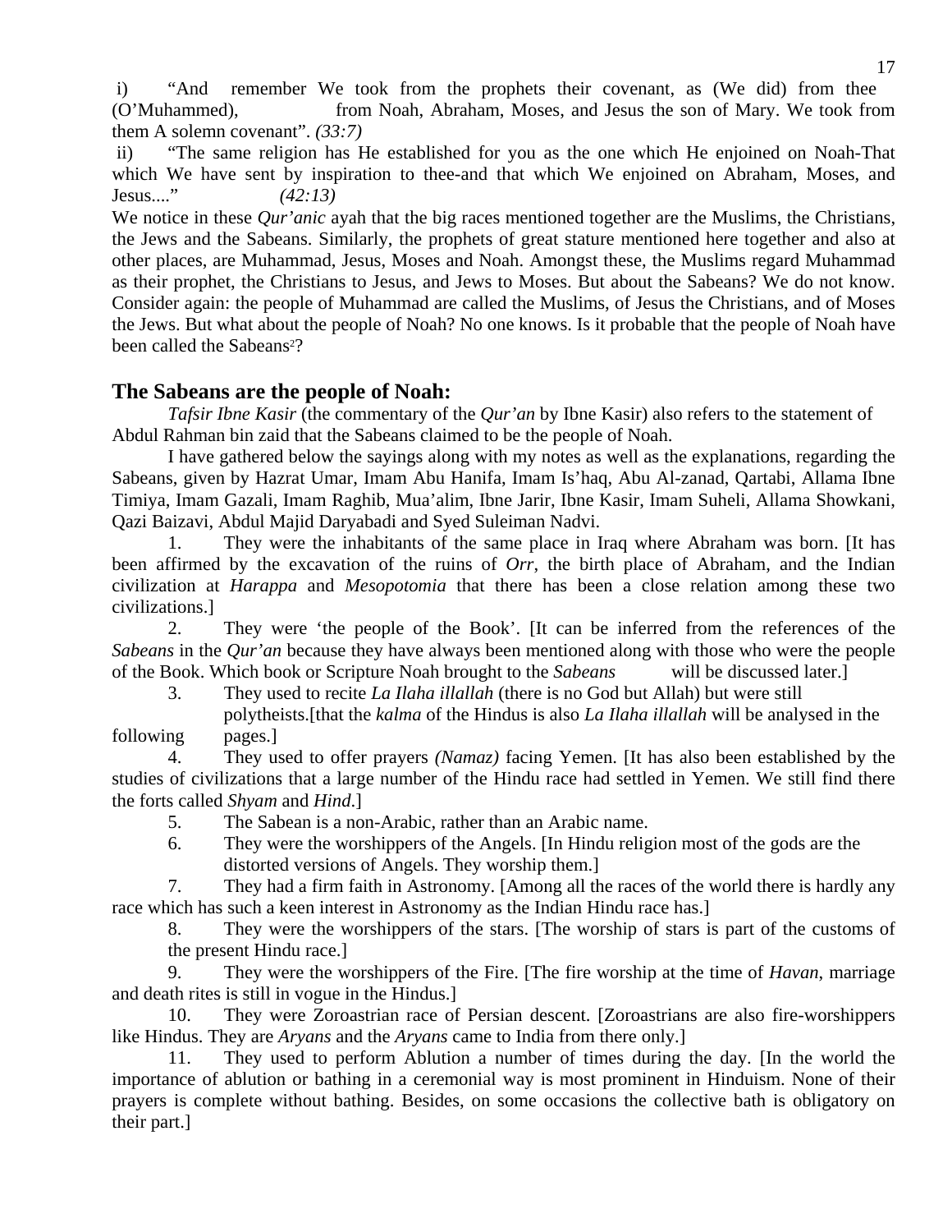i) "And remember We took from the prophets their covenant, as (We did) from thee (O'Muhammed), from Noah, Abraham, Moses, and Jesus the son of Mary. We took from them A solemn covenant". *(33:7)*

ii) "The same religion has He established for you as the one which He enjoined on Noah-That which We have sent by inspiration to thee-and that which We enjoined on Abraham, Moses, and Jesus...." *(42:13)*

We notice in these *Qur'anic* ayah that the big races mentioned together are the Muslims, the Christians, the Jews and the Sabeans. Similarly, the prophets of great stature mentioned here together and also at other places, are Muhammad, Jesus, Moses and Noah. Amongst these, the Muslims regard Muhammad as their prophet, the Christians to Jesus, and Jews to Moses. But about the Sabeans? We do not know. Consider again: the people of Muhammad are called the Muslims, of Jesus the Christians, and of Moses the Jews. But what about the people of Noah? No one knows. Is it probable that the people of Noah have been called the Sabeans[2]?

## The Sabeans are the people of Noah:

*Tafsir Ibne Kasir* (the commentary of the *Qur'an* by Ibne Kasir) also refers to the statement of Abdul Rahman bin zaid that the Sabeans claimed to be the people of Noah.

I have gathered below the sayings along with my notes as well as the explanations, regarding the Sabeans, given by Hazrat Umar, Imam Abu Hanifa, Imam Is'haq, Abu Al-zanad, Qartabi, Allama Ibne Timiya, Imam Gazali, Imam Raghib, Mua'alim, Ibne Jarir, Ibne Kasir, Imam Suheli, Allama Showkani, Qazi Baizavi, Abdul Majid Daryabadi and Syed Suleiman Nadvi.

1. They were the inhabitants of the same place in Iraq where Abraham was born. [It has been affirmed by the excavation of the ruins of *Orr*, the birth place of Abraham, and the Indian civilization at *Harappa* and *Mesopotomia* that there has been a close relation among these two civilizations.]
2. They were 'the people of the Book'. [It can be inferred from the references of the *Sabeans* in the *Qur'an* because they have always been mentioned along with those who were the people of the Book. Which book or Scripture Noah brought to the *Sabeans* will be discussed later.]
3. They used to recite *La Ilaha illallah* (there is no God but Allah) but were still polytheists.[that the *kalma* of the Hindus is also *La Ilaha illallah* will be analysed in the following pages.]
4. They used to offer prayers *(Namaz)* facing Yemen. [It has also been established by the studies of civilizations that a large number of the Hindu race had settled in Yemen. We still find there the forts called *Shyam* and *Hind*.]
5. The Sabean is a non-Arabic, rather than an Arabic name.
6. They were the worshippers of the Angels. [In Hindu religion most of the gods are the distorted versions of Angels. They worship them.]
7. They had a firm faith in Astronomy. [Among all the races of the world there is hardly any race which has such a keen interest in Astronomy as the Indian Hindu race has.]
8. They were the worshippers of the stars. [The worship of stars is part of the customs of the present Hindu race.]
9. They were the worshippers of the Fire. [The fire worship at the time of *Havan*, marriage and death rites is still in vogue in the Hindus.]
10. They were Zoroastrian race of Persian descent. [Zoroastrians are also fire-worshippers like Hindus. They are *Aryans* and the *Aryans* came to India from there only.]
11. They used to perform Ablution a number of times during the day. [In the world the importance of ablution or bathing in a ceremonial way is most prominent in Hinduism. None of their prayers is complete without bathing. Besides, on some occasions the collective bath is obligatory on their part.]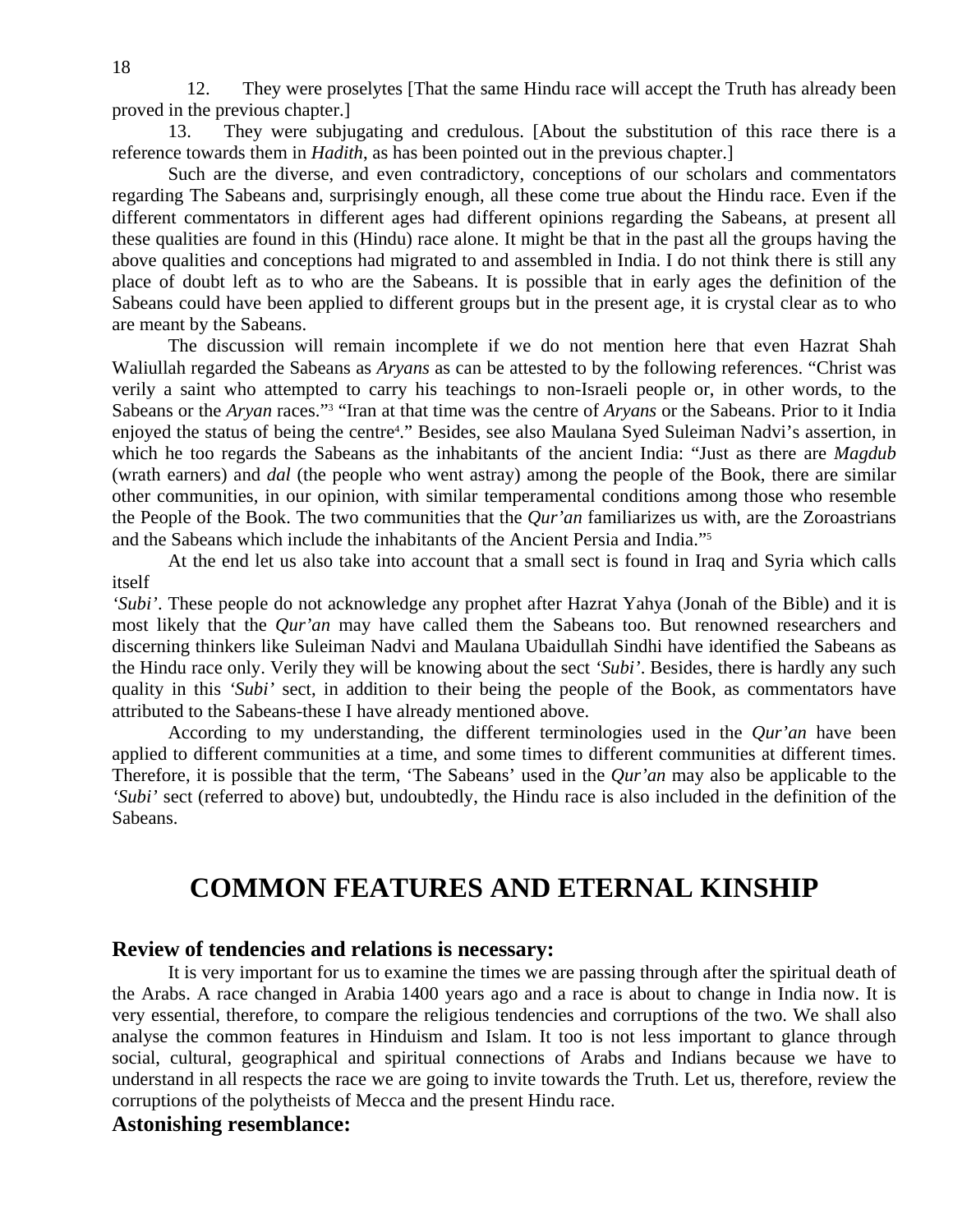12. They were proselytes [That the same Hindu race will accept the Truth has already been proved in the previous chapter.]

13. They were subjugating and credulous. [About the substitution of this race there is a reference towards them in *Hadith*, as has been pointed out in the previous chapter.]

Such are the diverse, and even contradictory, conceptions of our scholars and commentators regarding The Sabeans and, surprisingly enough, all these come true about the Hindu race. Even if the different commentators in different ages had different opinions regarding the Sabeans, at present all these qualities are found in this (Hindu) race alone. It might be that in the past all the groups having the above qualities and conceptions had migrated to and assembled in India. I do not think there is still any place of doubt left as to who are the Sabeans. It is possible that in early ages the definition of the Sabeans could have been applied to different groups but in the present age, it is crystal clear as to who are meant by the Sabeans.

The discussion will remain incomplete if we do not mention here that even Hazrat Shah Waliullah regarded the Sabeans as *Aryans* as can be attested to by the following references. "Christ was verily a saint who attempted to carry his teachings to non-Israeli people or, in other words, to the Sabeans or the *Aryan* races."[3] "Iran at that time was the centre of *Aryans* or the Sabeans. Prior to it India enjoyed the status of being the centre[4]." Besides, see also Maulana Syed Suleiman Nadvi's assertion, in which he too regards the Sabeans as the inhabitants of the ancient India: "Just as there are *Magdub* (wrath earners) and *dal* (the people who went astray) among the people of the Book, there are similar other communities, in our opinion, with similar temperamental conditions among those who resemble the People of the Book. The two communities that the *Qur'an* familiarizes us with, are the Zoroastrians and the Sabeans which include the inhabitants of the Ancient Persia and India."[5]

At the end let us also take into account that a small sect is found in Iraq and Syria which calls itself *'Subi'*. These people do not acknowledge any prophet after Hazrat Yahya (Jonah of the Bible) and it is most likely that the *Qur'an* may have called them the Sabeans too. But renowned researchers and discerning thinkers like Suleiman Nadvi and Maulana Ubaidullah Sindhi have identified the Sabeans as the Hindu race only. Verily they will be knowing about the sect *'Subi'*. Besides, there is hardly any such quality in this *'Subi'* sect, in addition to their being the people of the Book, as commentators have attributed to the Sabeans-these I have already mentioned above.

According to my understanding, the different terminologies used in the *Qur'an* have been applied to different communities at a time, and some times to different communities at different times. Therefore, it is possible that the term, 'The Sabeans' used in the *Qur'an* may also be applicable to the *'Subi'* sect (referred to above) but, undoubtedly, the Hindu race is also included in the definition of the Sabeans.

# COMMON FEATURES AND ETERNAL KINSHIP

### Review of tendencies and relations is necessary:

It is very important for us to examine the times we are passing through after the spiritual death of the Arabs. A race changed in Arabia 1400 years ago and a race is about to change in India now. It is very essential, therefore, to compare the religious tendencies and corruptions of the two. We shall also analyse the common features in Hinduism and Islam. It too is not less important to glance through social, cultural, geographical and spiritual connections of Arabs and Indians because we have to understand in all respects the race we are going to invite towards the Truth. Let us, therefore, review the corruptions of the polytheists of Mecca and the present Hindu race.

### Astonishing resemblance: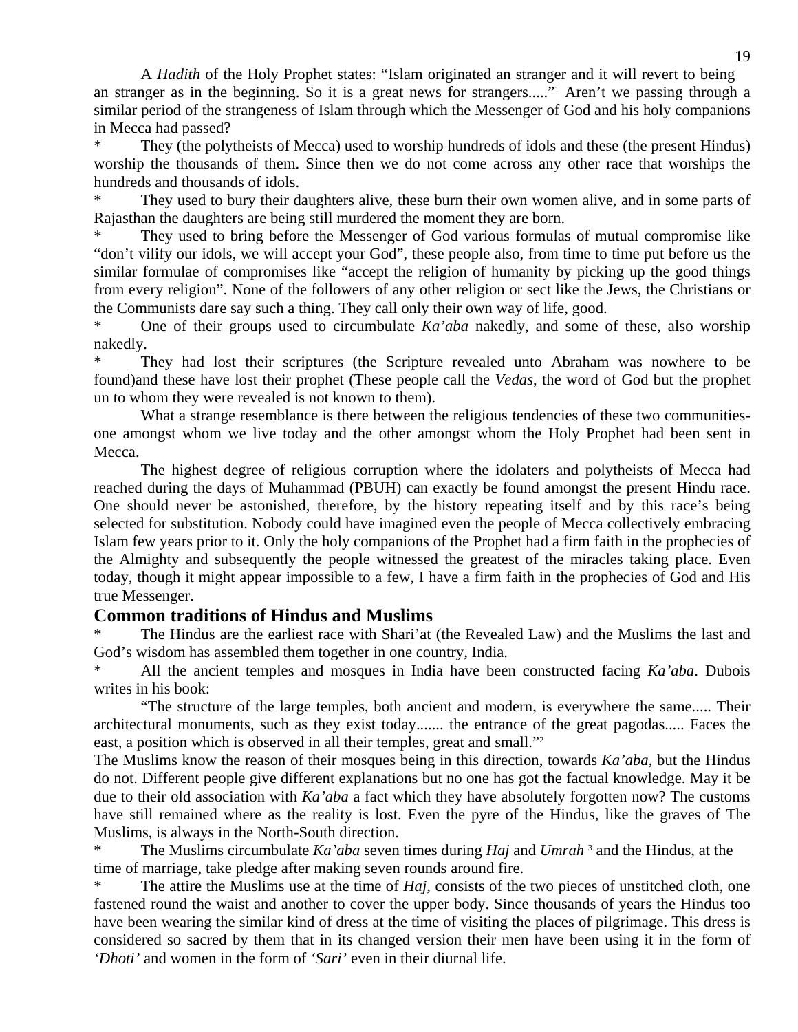A *Hadith* of the Holy Prophet states: "Islam originated an stranger and it will revert to being an stranger as in the beginning. So it is a great news for strangers....."[1] Aren't we passing through a similar period of the strangeness of Islam through which the Messenger of God and his holy companions in Mecca had passed?

* They (the polytheists of Mecca) used to worship hundreds of idols and these (the present Hindus) worship the thousands of them. Since then we do not come across any other race that worships the hundreds and thousands of idols.

* They used to bury their daughters alive, these burn their own women alive, and in some parts of Rajasthan the daughters are being still murdered the moment they are born.

* They used to bring before the Messenger of God various formulas of mutual compromise like "don't vilify our idols, we will accept your God", these people also, from time to time put before us the similar formulae of compromises like "accept the religion of humanity by picking up the good things from every religion". None of the followers of any other religion or sect like the Jews, the Christians or the Communists dare say such a thing. They call only their own way of life, good.

* One of their groups used to circumbulate *Ka'aba* nakedly, and some of these, also worship nakedly.

* They had lost their scriptures (the Scripture revealed unto Abraham was nowhere to be found)and these have lost their prophet (These people call the *Vedas*, the word of God but the prophet un to whom they were revealed is not known to them).

What a strange resemblance is there between the religious tendencies of these two communities- one amongst whom we live today and the other amongst whom the Holy Prophet had been sent in Mecca.

The highest degree of religious corruption where the idolaters and polytheists of Mecca had reached during the days of Muhammad (PBUH) can exactly be found amongst the present Hindu race. One should never be astonished, therefore, by the history repeating itself and by this race's being selected for substitution. Nobody could have imagined even the people of Mecca collectively embracing Islam few years prior to it. Only the holy companions of the Prophet had a firm faith in the prophecies of the Almighty and subsequently the people witnessed the greatest of the miracles taking place. Even today, though it might appear impossible to a few, I have a firm faith in the prophecies of God and His true Messenger.

## Common traditions of Hindus and Muslims

* The Hindus are the earliest race with Shari'at (the Revealed Law) and the Muslims the last and God's wisdom has assembled them together in one country, India.

* All the ancient temples and mosques in India have been constructed facing *Ka'aba*. Dubois writes in his book:

"The structure of the large temples, both ancient and modern, is everywhere the same..... Their architectural monuments, such as they exist today....... the entrance of the great pagodas..... Faces the east, a position which is observed in all their temples, great and small."[2]

The Muslims know the reason of their mosques being in this direction, towards *Ka'aba*, but the Hindus do not. Different people give different explanations but no one has got the factual knowledge. May it be due to their old association with *Ka'aba* a fact which they have absolutely forgotten now? The customs have still remained where as the reality is lost. Even the pyre of the Hindus, like the graves of The Muslims, is always in the North-South direction.

* The Muslims circumbulate *Ka'aba* seven times during *Haj* and *Umrah* [3] and the Hindus, at the time of marriage, take pledge after making seven rounds around fire.

* The attire the Muslims use at the time of *Haj*, consists of the two pieces of unstitched cloth, one fastened round the waist and another to cover the upper body. Since thousands of years the Hindus too have been wearing the similar kind of dress at the time of visiting the places of pilgrimage. This dress is considered so sacred by them that in its changed version their men have been using it in the form of *'Dhoti'* and women in the form of *'Sari'* even in their diurnal life.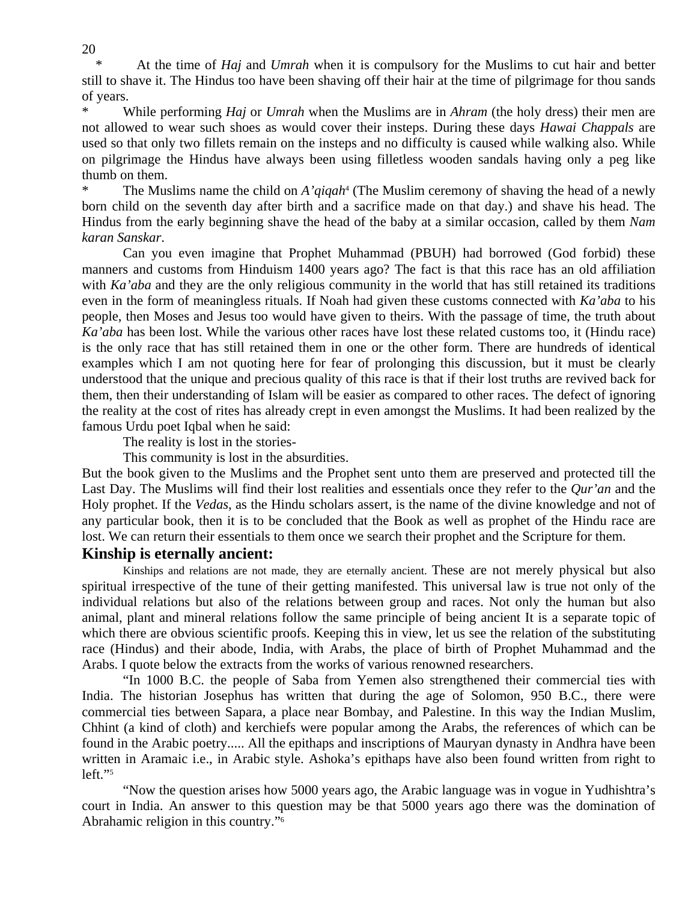* At the time of *Haj* and *Umrah* when it is compulsory for the Muslims to cut hair and better still to shave it. The Hindus too have been shaving off their hair at the time of pilgrimage for thou sands of years.

* While performing *Haj* or *Umrah* when the Muslims are in *Ahram* (the holy dress) their men are not allowed to wear such shoes as would cover their insteps. During these days *Hawai Chappals* are used so that only two fillets remain on the insteps and no difficulty is caused while walking also. While on pilgrimage the Hindus have always been using filletless wooden sandals having only a peg like thumb on them.

* The Muslims name the child on *A'qiqah*[4] (The Muslim ceremony of shaving the head of a newly born child on the seventh day after birth and a sacrifice made on that day.) and shave his head. The Hindus from the early beginning shave the head of the baby at a similar occasion, called by them *Nam karan Sanskar*.

Can you even imagine that Prophet Muhammad (PBUH) had borrowed (God forbid) these manners and customs from Hinduism 1400 years ago? The fact is that this race has an old affiliation with *Ka'aba* and they are the only religious community in the world that has still retained its traditions even in the form of meaningless rituals. If Noah had given these customs connected with *Ka'aba* to his people, then Moses and Jesus too would have given to theirs. With the passage of time, the truth about *Ka'aba* has been lost. While the various other races have lost these related customs too, it (Hindu race) is the only race that has still retained them in one or the other form. There are hundreds of identical examples which I am not quoting here for fear of prolonging this discussion, but it must be clearly understood that the unique and precious quality of this race is that if their lost truths are revived back for them, then their understanding of Islam will be easier as compared to other races. The defect of ignoring the reality at the cost of rites has already crept in even amongst the Muslims. It had been realized by the famous Urdu poet Iqbal when he said:

The reality is lost in the stories-

This community is lost in the absurdities.

But the book given to the Muslims and the Prophet sent unto them are preserved and protected till the Last Day. The Muslims will find their lost realities and essentials once they refer to the *Qur'an* and the Holy prophet. If the *Vedas*, as the Hindu scholars assert, is the name of the divine knowledge and not of any particular book, then it is to be concluded that the Book as well as prophet of the Hindu race are lost. We can return their essentials to them once we search their prophet and the Scripture for them.

## Kinship is eternally ancient:

Kinships and relations are not made, they are eternally ancient. These are not merely physical but also spiritual irrespective of the tune of their getting manifested. This universal law is true not only of the individual relations but also of the relations between group and races. Not only the human but also animal, plant and mineral relations follow the same principle of being ancient It is a separate topic of which there are obvious scientific proofs. Keeping this in view, let us see the relation of the substituting race (Hindus) and their abode, India, with Arabs, the place of birth of Prophet Muhammad and the Arabs. I quote below the extracts from the works of various renowned researchers.

"In 1000 B.C. the people of Saba from Yemen also strengthened their commercial ties with India. The historian Josephus has written that during the age of Solomon, 950 B.C., there were commercial ties between Sapara, a place near Bombay, and Palestine. In this way the Indian Muslim, Chhint (a kind of cloth) and kerchiefs were popular among the Arabs, the references of which can be found in the Arabic poetry..... All the epithaps and inscriptions of Mauryan dynasty in Andhra have been written in Aramaic i.e., in Arabic style. Ashoka's epithaps have also been found written from right to left."[5]

"Now the question arises how 5000 years ago, the Arabic language was in vogue in Yudhishtra's court in India. An answer to this question may be that 5000 years ago there was the domination of Abrahamic religion in this country."[6]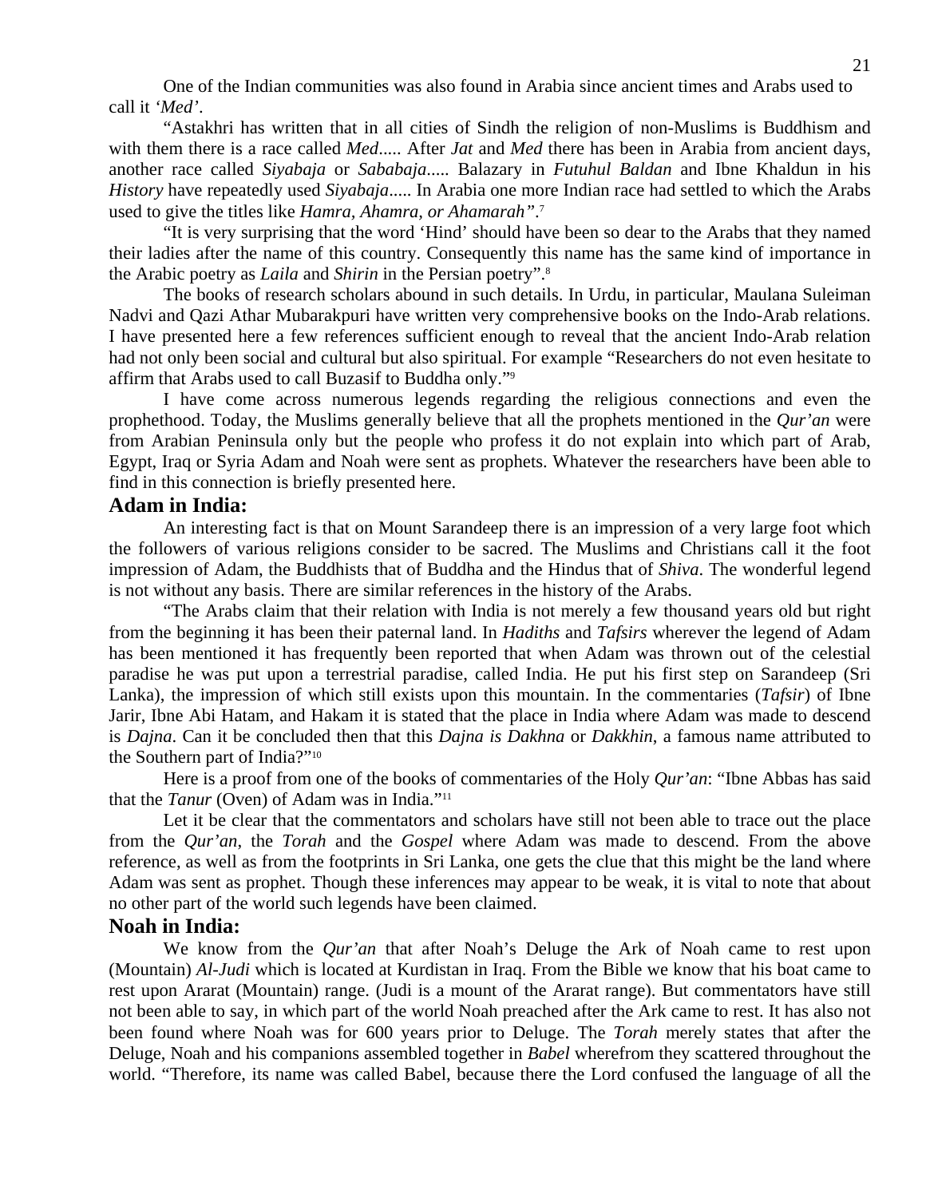One of the Indian communities was also found in Arabia since ancient times and Arabs used to call it *'Med'*.

"Astakhri has written that in all cities of Sindh the religion of non-Muslims is Buddhism and with them there is a race called *Med*..... After *Jat* and *Med* there has been in Arabia from ancient days, another race called *Siyabaja* or *Sababaja*..... Balazary in *Futuhul Baldan* and Ibne Khaldun in his *History* have repeatedly used *Siyabaja*..... In Arabia one more Indian race had settled to which the Arabs used to give the titles like *Hamra, Ahamra, or Ahamarah"*.[7]

"It is very surprising that the word 'Hind' should have been so dear to the Arabs that they named their ladies after the name of this country. Consequently this name has the same kind of importance in the Arabic poetry as *Laila* and *Shirin* in the Persian poetry".[8]

The books of research scholars abound in such details. In Urdu, in particular, Maulana Suleiman Nadvi and Qazi Athar Mubarakpuri have written very comprehensive books on the Indo-Arab relations. I have presented here a few references sufficient enough to reveal that the ancient Indo-Arab relation had not only been social and cultural but also spiritual. For example "Researchers do not even hesitate to affirm that Arabs used to call Buzasif to Buddha only."[9]

I have come across numerous legends regarding the religious connections and even the prophethood. Today, the Muslims generally believe that all the prophets mentioned in the *Qur'an* were from Arabian Peninsula only but the people who profess it do not explain into which part of Arab, Egypt, Iraq or Syria Adam and Noah were sent as prophets. Whatever the researchers have been able to find in this connection is briefly presented here.

## Adam in India:

An interesting fact is that on Mount Sarandeep there is an impression of a very large foot which the followers of various religions consider to be sacred. The Muslims and Christians call it the foot impression of Adam, the Buddhists that of Buddha and the Hindus that of *Shiva*. The wonderful legend is not without any basis. There are similar references in the history of the Arabs.

"The Arabs claim that their relation with India is not merely a few thousand years old but right from the beginning it has been their paternal land. In *Hadiths* and *Tafsirs* wherever the legend of Adam has been mentioned it has frequently been reported that when Adam was thrown out of the celestial paradise he was put upon a terrestrial paradise, called India. He put his first step on Sarandeep (Sri Lanka), the impression of which still exists upon this mountain. In the commentaries (*Tafsir*) of Ibne Jarir, Ibne Abi Hatam, and Hakam it is stated that the place in India where Adam was made to descend is *Dajna*. Can it be concluded then that this *Dajna is Dakhna* or *Dakkhin*, a famous name attributed to the Southern part of India?"[10]

Here is a proof from one of the books of commentaries of the Holy *Qur'an*: "Ibne Abbas has said that the *Tanur* (Oven) of Adam was in India."[11]

Let it be clear that the commentators and scholars have still not been able to trace out the place from the *Qur'an*, the *Torah* and the *Gospel* where Adam was made to descend. From the above reference, as well as from the footprints in Sri Lanka, one gets the clue that this might be the land where Adam was sent as prophet. Though these inferences may appear to be weak, it is vital to note that about no other part of the world such legends have been claimed.

## Noah in India:

We know from the *Qur'an* that after Noah's Deluge the Ark of Noah came to rest upon (Mountain) *Al-Judi* which is located at Kurdistan in Iraq. From the Bible we know that his boat came to rest upon Ararat (Mountain) range. (Judi is a mount of the Ararat range). But commentators have still not been able to say, in which part of the world Noah preached after the Ark came to rest. It has also not been found where Noah was for 600 years prior to Deluge. The *Torah* merely states that after the Deluge, Noah and his companions assembled together in *Babel* wherefrom they scattered throughout the world. "Therefore, its name was called Babel, because there the Lord confused the language of all the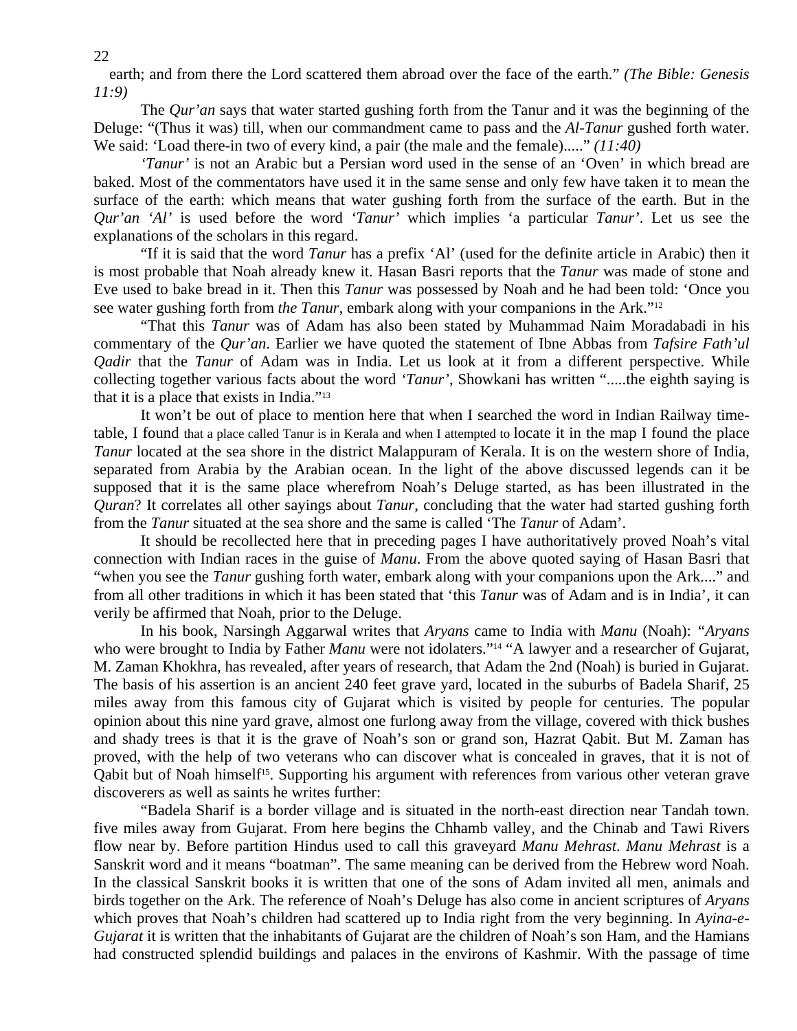earth; and from there the Lord scattered them abroad over the face of the earth." *(The Bible: Genesis 11:9)*

The *Qur'an* says that water started gushing forth from the Tanur and it was the beginning of the Deluge: "(Thus it was) till, when our commandment came to pass and the *Al-Tanur* gushed forth water. We said: 'Load there-in two of every kind, a pair (the male and the female)....." *(11:40)*

*'Tanur'* is not an Arabic but a Persian word used in the sense of an 'Oven' in which bread are baked. Most of the commentators have used it in the same sense and only few have taken it to mean the surface of the earth: which means that water gushing forth from the surface of the earth. But in the *Qur'an 'Al'* is used before the word *'Tanur'* which implies 'a particular *Tanur*'. Let us see the explanations of the scholars in this regard.

"If it is said that the word *Tanur* has a prefix 'Al' (used for the definite article in Arabic) then it is most probable that Noah already knew it. Hasan Basri reports that the *Tanur* was made of stone and Eve used to bake bread in it. Then this *Tanur* was possessed by Noah and he had been told: 'Once you see water gushing forth from *the Tanur*, embark along with your companions in the Ark."[12]

"That this *Tanur* was of Adam has also been stated by Muhammad Naim Moradabadi in his commentary of the *Qur'an*. Earlier we have quoted the statement of Ibne Abbas from *Tafsire Fath'ul Qadir* that the *Tanur* of Adam was in India. Let us look at it from a different perspective. While collecting together various facts about the word *'Tanur'*, Showkani has written ".....the eighth saying is that it is a place that exists in India."[13]

It won't be out of place to mention here that when I searched the word in Indian Railway time-table, I found that a place called Tanur is in Kerala and when I attempted to locate it in the map I found the place *Tanur* located at the sea shore in the district Malappuram of Kerala. It is on the western shore of India, separated from Arabia by the Arabian ocean. In the light of the above discussed legends can it be supposed that it is the same place wherefrom Noah's Deluge started, as has been illustrated in the *Quran*? It correlates all other sayings about *Tanur*, concluding that the water had started gushing forth from the *Tanur* situated at the sea shore and the same is called 'The *Tanur* of Adam'.

It should be recollected here that in preceding pages I have authoritatively proved Noah's vital connection with Indian races in the guise of *Manu*. From the above quoted saying of Hasan Basri that "when you see the *Tanur* gushing forth water, embark along with your companions upon the Ark...." and from all other traditions in which it has been stated that 'this *Tanur* was of Adam and is in India', it can verily be affirmed that Noah, prior to the Deluge.

In his book, Narsingh Aggarwal writes that *Aryans* came to India with *Manu* (Noah): "*Aryans* who were brought to India by Father *Manu* were not idolaters."[14] "A lawyer and a researcher of Gujarat, M. Zaman Khokhra, has revealed, after years of research, that Adam the 2nd (Noah) is buried in Gujarat. The basis of his assertion is an ancient 240 feet grave yard, located in the suburbs of Badela Sharif, 25 miles away from this famous city of Gujarat which is visited by people for centuries. The popular opinion about this nine yard grave, almost one furlong away from the village, covered with thick bushes and shady trees is that it is the grave of Noah's son or grand son, Hazrat Qabit. But M. Zaman has proved, with the help of two veterans who can discover what is concealed in graves, that it is not of Qabit but of Noah himself[15]. Supporting his argument with references from various other veteran grave discoverers as well as saints he writes further:

"Badela Sharif is a border village and is situated in the north-east direction near Tandah town. five miles away from Gujarat. From here begins the Chhamb valley, and the Chinab and Tawi Rivers flow near by. Before partition Hindus used to call this graveyard *Manu Mehrast*. *Manu Mehrast* is a Sanskrit word and it means "boatman". The same meaning can be derived from the Hebrew word Noah. In the classical Sanskrit books it is written that one of the sons of Adam invited all men, animals and birds together on the Ark. The reference of Noah's Deluge has also come in ancient scriptures of *Aryans* which proves that Noah's children had scattered up to India right from the very beginning. In *Ayina-e-Gujarat* it is written that the inhabitants of Gujarat are the children of Noah's son Ham, and the Hamians had constructed splendid buildings and palaces in the environs of Kashmir. With the passage of time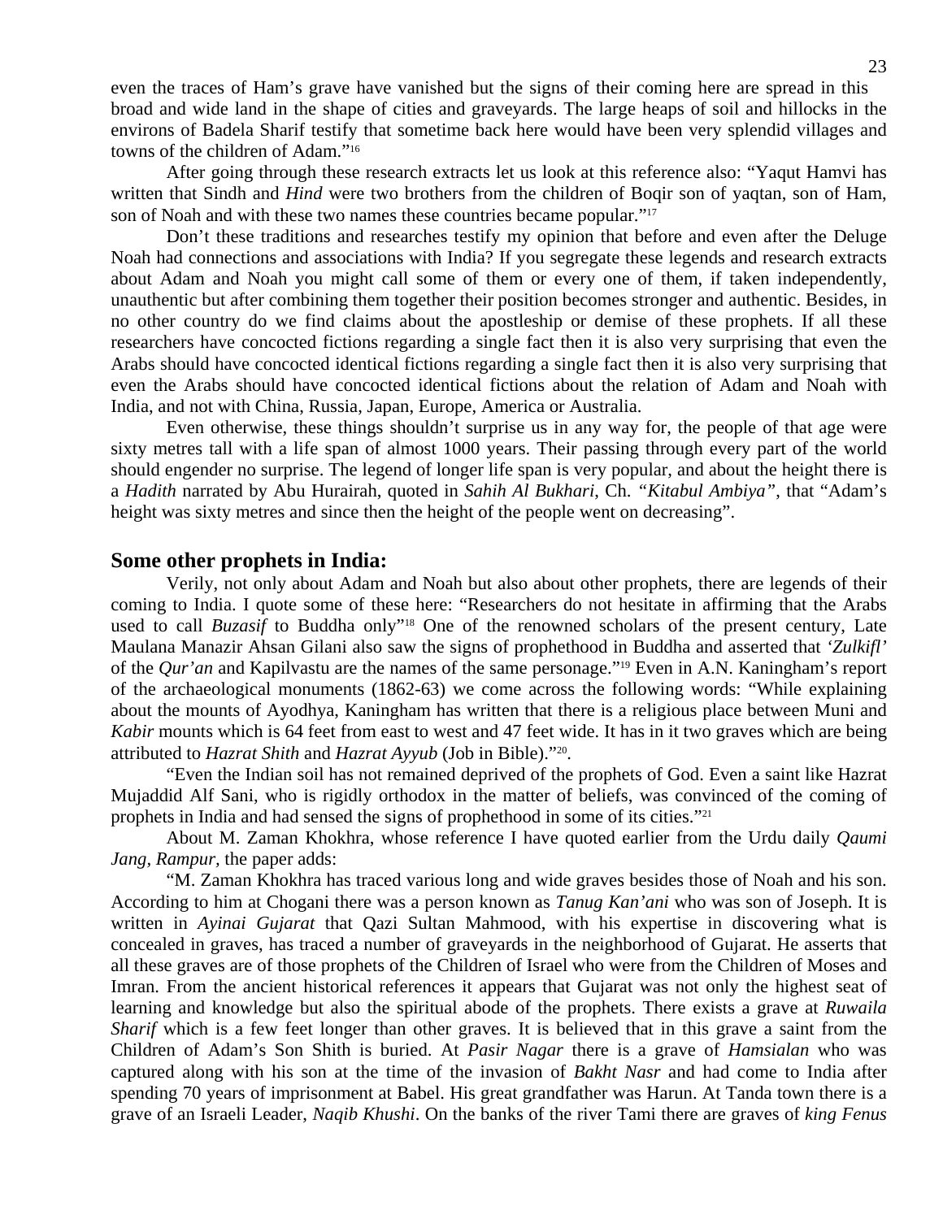even the traces of Ham's grave have vanished but the signs of their coming here are spread in this broad and wide land in the shape of cities and graveyards. The large heaps of soil and hillocks in the environs of Badela Sharif testify that sometime back here would have been very splendid villages and towns of the children of Adam."[16]

After going through these research extracts let us look at this reference also: "Yaqut Hamvi has written that Sindh and *Hind* were two brothers from the children of Boqir son of yaqtan, son of Ham, son of Noah and with these two names these countries became popular."[17]

Don't these traditions and researches testify my opinion that before and even after the Deluge Noah had connections and associations with India? If you segregate these legends and research extracts about Adam and Noah you might call some of them or every one of them, if taken independently, unauthentic but after combining them together their position becomes stronger and authentic. Besides, in no other country do we find claims about the apostleship or demise of these prophets. If all these researchers have concocted fictions regarding a single fact then it is also very surprising that even the Arabs should have concocted identical fictions regarding a single fact then it is also very surprising that even the Arabs should have concocted identical fictions about the relation of Adam and Noah with India, and not with China, Russia, Japan, Europe, America or Australia.

Even otherwise, these things shouldn't surprise us in any way for, the people of that age were sixty metres tall with a life span of almost 1000 years. Their passing through every part of the world should engender no surprise. The legend of longer life span is very popular, and about the height there is a *Hadith* narrated by Abu Hurairah, quoted in *Sahih Al Bukhari*, Ch. *"Kitabul Ambiya"*, that "Adam's height was sixty metres and since then the height of the people went on decreasing".

## Some other prophets in India:

Verily, not only about Adam and Noah but also about other prophets, there are legends of their coming to India. I quote some of these here: "Researchers do not hesitate in affirming that the Arabs used to call *Buzasif* to Buddha only"[18] One of the renowned scholars of the present century, Late Maulana Manazir Ahsan Gilani also saw the signs of prophethood in Buddha and asserted that *'Zulkifl'* of the *Qur'an* and Kapilvastu are the names of the same personage."[19] Even in A.N. Kaningham's report of the archaeological monuments (1862-63) we come across the following words: "While explaining about the mounts of Ayodhya, Kaningham has written that there is a religious place between Muni and *Kabir* mounts which is 64 feet from east to west and 47 feet wide. It has in it two graves which are being attributed to *Hazrat Shith* and *Hazrat Ayyub* (Job in Bible)."[20].

"Even the Indian soil has not remained deprived of the prophets of God. Even a saint like Hazrat Mujaddid Alf Sani, who is rigidly orthodox in the matter of beliefs, was convinced of the coming of prophets in India and had sensed the signs of prophethood in some of its cities."[21]

About M. Zaman Khokhra, whose reference I have quoted earlier from the Urdu daily *Qaumi Jang, Rampur*, the paper adds:

"M. Zaman Khokhra has traced various long and wide graves besides those of Noah and his son. According to him at Chogani there was a person known as *Tanug Kan'ani* who was son of Joseph. It is written in *Ayinai Gujarat* that Qazi Sultan Mahmood, with his expertise in discovering what is concealed in graves, has traced a number of graveyards in the neighborhood of Gujarat. He asserts that all these graves are of those prophets of the Children of Israel who were from the Children of Moses and Imran. From the ancient historical references it appears that Gujarat was not only the highest seat of learning and knowledge but also the spiritual abode of the prophets. There exists a grave at *Ruwaila Sharif* which is a few feet longer than other graves. It is believed that in this grave a saint from the Children of Adam's Son Shith is buried. At *Pasir Nagar* there is a grave of *Hamsialan* who was captured along with his son at the time of the invasion of *Bakht Nasr* and had come to India after spending 70 years of imprisonment at Babel. His great grandfather was Harun. At Tanda town there is a grave of an Israeli Leader, *Naqib Khushi*. On the banks of the river Tami there are graves of *king Fenus*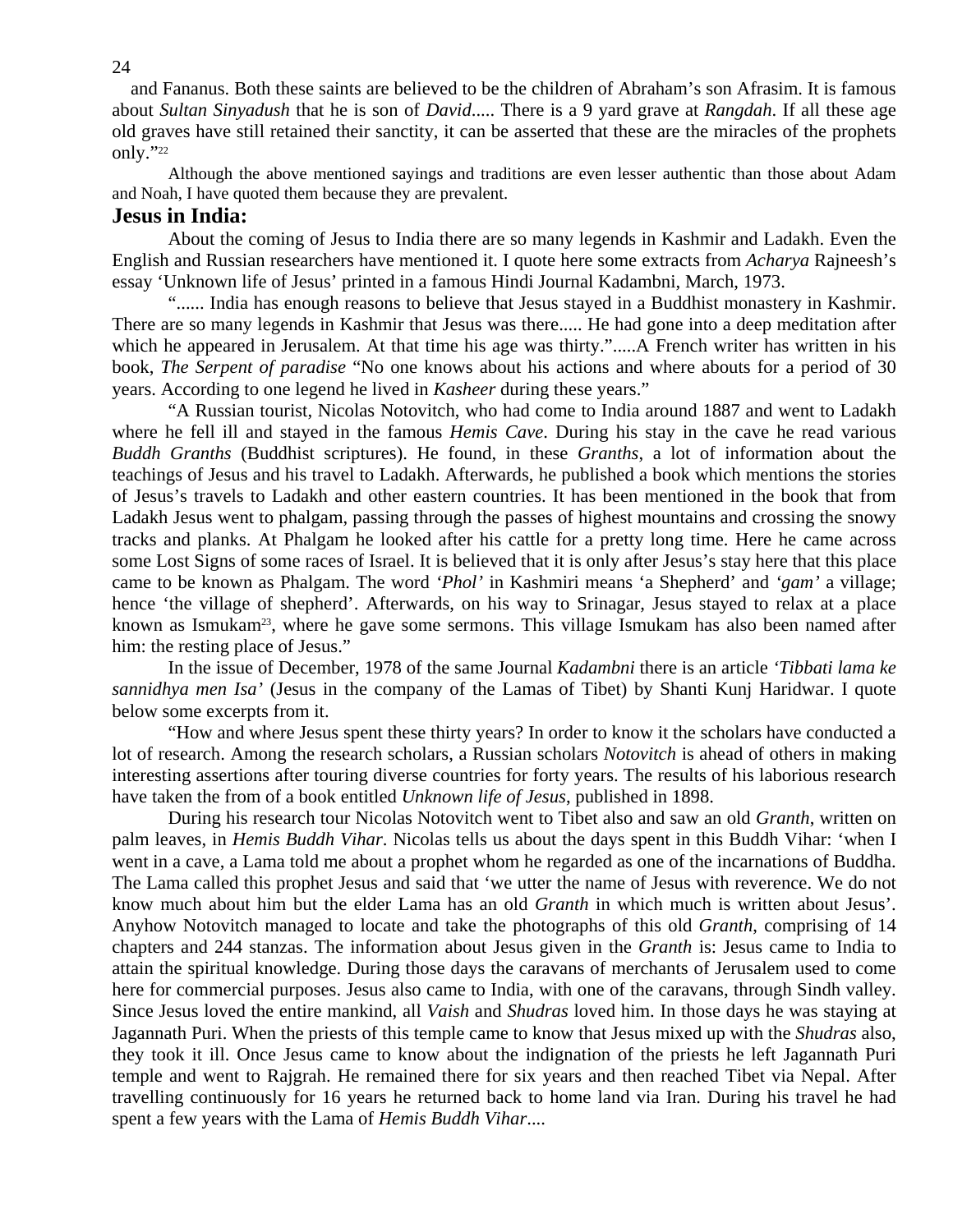and Fananus. Both these saints are believed to be the children of Abraham's son Afrasim. It is famous about *Sultan Sinyadush* that he is son of *David*..... There is a 9 yard grave at *Rangdah*. If all these age old graves have still retained their sanctity, it can be asserted that these are the miracles of the prophets only."[22]

Although the above mentioned sayings and traditions are even lesser authentic than those about Adam and Noah, I have quoted them because they are prevalent.

## Jesus in India:

About the coming of Jesus to India there are so many legends in Kashmir and Ladakh. Even the English and Russian researchers have mentioned it. I quote here some extracts from *Acharya* Rajneesh's essay 'Unknown life of Jesus' printed in a famous Hindi Journal Kadambni, March, 1973.

"...... India has enough reasons to believe that Jesus stayed in a Buddhist monastery in Kashmir. There are so many legends in Kashmir that Jesus was there..... He had gone into a deep meditation after which he appeared in Jerusalem. At that time his age was thirty.".....A French writer has written in his book, *The Serpent of paradise* "No one knows about his actions and where abouts for a period of 30 years. According to one legend he lived in *Kasheer* during these years."

"A Russian tourist, Nicolas Notovitch, who had come to India around 1887 and went to Ladakh where he fell ill and stayed in the famous *Hemis Cave*. During his stay in the cave he read various *Buddh Granths* (Buddhist scriptures). He found, in these *Granths*, a lot of information about the teachings of Jesus and his travel to Ladakh. Afterwards, he published a book which mentions the stories of Jesus's travels to Ladakh and other eastern countries. It has been mentioned in the book that from Ladakh Jesus went to phalgam, passing through the passes of highest mountains and crossing the snowy tracks and planks. At Phalgam he looked after his cattle for a pretty long time. Here he came across some Lost Signs of some races of Israel. It is believed that it is only after Jesus's stay here that this place came to be known as Phalgam. The word *'Phol'* in Kashmiri means 'a Shepherd' and *'gam'* a village; hence 'the village of shepherd'. Afterwards, on his way to Srinagar, Jesus stayed to relax at a place known as Ismukam[23], where he gave some sermons. This village Ismukam has also been named after him: the resting place of Jesus."

In the issue of December, 1978 of the same Journal *Kadambni* there is an article *'Tibbati lama ke sannidhya men Isa'* (Jesus in the company of the Lamas of Tibet) by Shanti Kunj Haridwar. I quote below some excerpts from it.

"How and where Jesus spent these thirty years? In order to know it the scholars have conducted a lot of research. Among the research scholars, a Russian scholars *Notovitch* is ahead of others in making interesting assertions after touring diverse countries for forty years. The results of his laborious research have taken the from of a book entitled *Unknown life of Jesus*, published in 1898.

During his research tour Nicolas Notovitch went to Tibet also and saw an old *Granth*, written on palm leaves, in *Hemis Buddh Vihar*. Nicolas tells us about the days spent in this Buddh Vihar: 'when I went in a cave, a Lama told me about a prophet whom he regarded as one of the incarnations of Buddha. The Lama called this prophet Jesus and said that 'we utter the name of Jesus with reverence. We do not know much about him but the elder Lama has an old *Granth* in which much is written about Jesus'. Anyhow Notovitch managed to locate and take the photographs of this old *Granth*, comprising of 14 chapters and 244 stanzas. The information about Jesus given in the *Granth* is: Jesus came to India to attain the spiritual knowledge. During those days the caravans of merchants of Jerusalem used to come here for commercial purposes. Jesus also came to India, with one of the caravans, through Sindh valley. Since Jesus loved the entire mankind, all *Vaish* and *Shudras* loved him. In those days he was staying at Jagannath Puri. When the priests of this temple came to know that Jesus mixed up with the *Shudras* also, they took it ill. Once Jesus came to know about the indignation of the priests he left Jagannath Puri temple and went to Rajgrah. He remained there for six years and then reached Tibet via Nepal. After travelling continuously for 16 years he returned back to home land via Iran. During his travel he had spent a few years with the Lama of *Hemis Buddh Vihar*....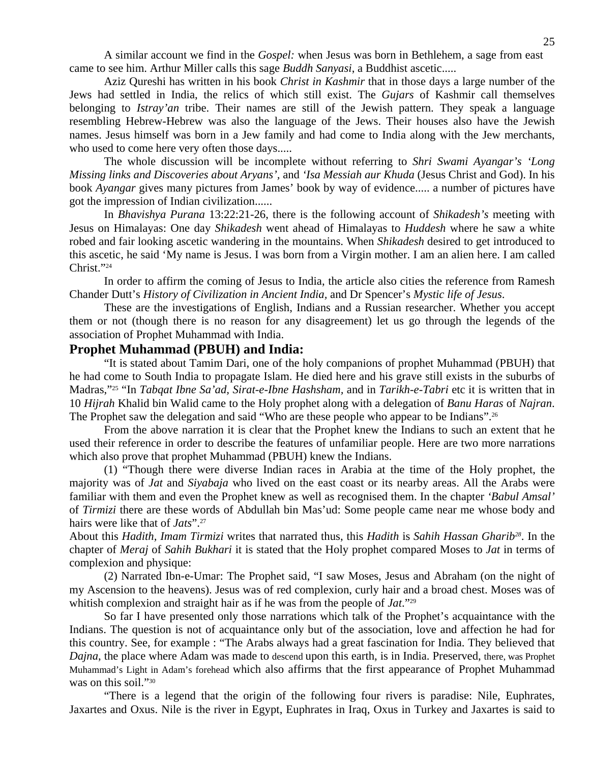A similar account we find in the *Gospel:* when Jesus was born in Bethlehem, a sage from east came to see him. Arthur Miller calls this sage *Buddh Sanyasi*, a Buddhist ascetic.....

Aziz Qureshi has written in his book *Christ in Kashmir* that in those days a large number of the Jews had settled in India, the relics of which still exist. The *Gujars* of Kashmir call themselves belonging to *Istray'an* tribe. Their names are still of the Jewish pattern. They speak a language resembling Hebrew-Hebrew was also the language of the Jews. Their houses also have the Jewish names. Jesus himself was born in a Jew family and had come to India along with the Jew merchants, who used to come here very often those days.....

The whole discussion will be incomplete without referring to *Shri Swami Ayangar's 'Long Missing links and Discoveries about Aryans',* and *'Isa Messiah aur Khuda* (Jesus Christ and God). In his book *Ayangar* gives many pictures from James' book by way of evidence..... a number of pictures have got the impression of Indian civilization......

In *Bhavishya Purana* 13:22:21-26, there is the following account of *Shikadesh's* meeting with Jesus on Himalayas: One day *Shikadesh* went ahead of Himalayas to *Huddesh* where he saw a white robed and fair looking ascetic wandering in the mountains. When *Shikadesh* desired to get introduced to this ascetic, he said 'My name is Jesus. I was born from a Virgin mother. I am an alien here. I am called Christ."[24]

In order to affirm the coming of Jesus to India, the article also cities the reference from Ramesh Chander Dutt's *History of Civilization in Ancient India,* and Dr Spencer's *Mystic life of Jesus*.

These are the investigations of English, Indians and a Russian researcher. Whether you accept them or not (though there is no reason for any disagreement) let us go through the legends of the association of Prophet Muhammad with India.

## Prophet Muhammad (PBUH) and India:

"It is stated about Tamim Dari, one of the holy companions of prophet Muhammad (PBUH) that he had come to South India to propagate Islam. He died here and his grave still exists in the suburbs of Madras,"[25] "In *Tabqat Ibne Sa'ad, Sirat-e-Ibne Hashsham,* and in *Tarikh-e-Tabri* etc it is written that in 10 *Hijrah* Khalid bin Walid came to the Holy prophet along with a delegation of *Banu Haras* of *Najran*. The Prophet saw the delegation and said "Who are these people who appear to be Indians".[26]

From the above narration it is clear that the Prophet knew the Indians to such an extent that he used their reference in order to describe the features of unfamiliar people. Here are two more narrations which also prove that prophet Muhammad (PBUH) knew the Indians.

(1) "Though there were diverse Indian races in Arabia at the time of the Holy prophet, the majority was of *Jat* and *Siyabaja* who lived on the east coast or its nearby areas. All the Arabs were familiar with them and even the Prophet knew as well as recognised them. In the chapter *'Babul Amsal'* of *Tirmizi* there are these words of Abdullah bin Mas'ud: Some people came near me whose body and hairs were like that of *Jats*".[27]

About this *Hadith*, *Imam Tirmizi* writes that narrated thus, this *Hadith* is *Sahih Hassan Gharib*[28]. In the chapter of *Meraj* of *Sahih Bukhari* it is stated that the Holy prophet compared Moses to *Jat* in terms of complexion and physique:

(2) Narrated Ibn-e-Umar: The Prophet said, "I saw Moses, Jesus and Abraham (on the night of my Ascension to the heavens). Jesus was of red complexion, curly hair and a broad chest. Moses was of whitish complexion and straight hair as if he was from the people of *Jat*."[29]

So far I have presented only those narrations which talk of the Prophet's acquaintance with the Indians. The question is not of acquaintance only but of the association, love and affection he had for this country. See, for example : "The Arabs always had a great fascination for India. They believed that *Dajna*, the place where Adam was made to descend upon this earth, is in India. Preserved, there, was Prophet Muhammad's Light in Adam's forehead which also affirms that the first appearance of Prophet Muhammad was on this soil."[30]

"There is a legend that the origin of the following four rivers is paradise: Nile, Euphrates, Jaxartes and Oxus. Nile is the river in Egypt, Euphrates in Iraq, Oxus in Turkey and Jaxartes is said to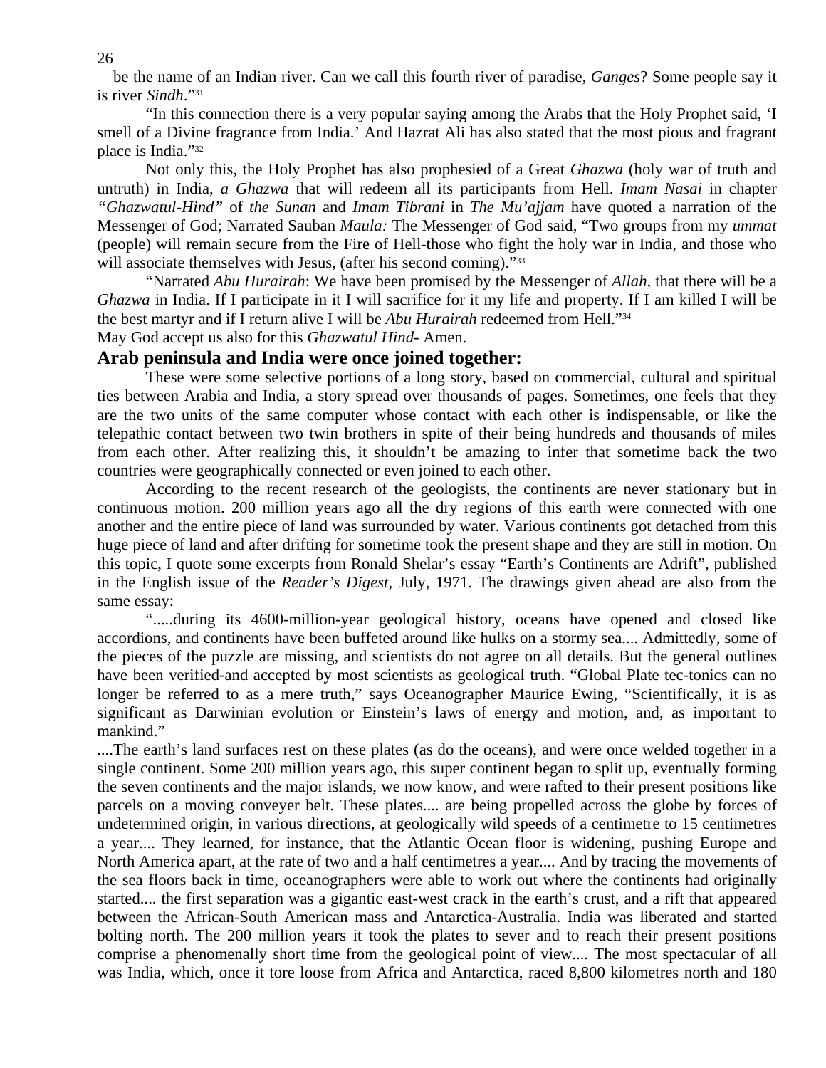be the name of an Indian river. Can we call this fourth river of paradise, *Ganges*? Some people say it is river *Sindh*."[31]

"In this connection there is a very popular saying among the Arabs that the Holy Prophet said, 'I smell of a Divine fragrance from India.' And Hazrat Ali has also stated that the most pious and fragrant place is India."[32]

Not only this, the Holy Prophet has also prophesied of a Great *Ghazwa* (holy war of truth and untruth) in India, *a Ghazwa* that will redeem all its participants from Hell. *Imam Nasai* in chapter *"Ghazwatul-Hind"* of *the Sunan* and *Imam Tibrani* in *The Mu'ajjam* have quoted a narration of the Messenger of God; Narrated Sauban *Maula:* The Messenger of God said, "Two groups from my *ummat* (people) will remain secure from the Fire of Hell-those who fight the holy war in India, and those who will associate themselves with Jesus, (after his second coming)."[33]

"Narrated *Abu Hurairah*: We have been promised by the Messenger of *Allah*, that there will be a *Ghazwa* in India. If I participate in it I will sacrifice for it my life and property. If I am killed I will be the best martyr and if I return alive I will be *Abu Hurairah* redeemed from Hell."[34]

May God accept us also for this *Ghazwatul Hind*- Amen.

## Arab peninsula and India were once joined together:

These were some selective portions of a long story, based on commercial, cultural and spiritual ties between Arabia and India, a story spread over thousands of pages. Sometimes, one feels that they are the two units of the same computer whose contact with each other is indispensable, or like the telepathic contact between two twin brothers in spite of their being hundreds and thousands of miles from each other. After realizing this, it shouldn't be amazing to infer that sometime back the two countries were geographically connected or even joined to each other.

According to the recent research of the geologists, the continents are never stationary but in continuous motion. 200 million years ago all the dry regions of this earth were connected with one another and the entire piece of land was surrounded by water. Various continents got detached from this huge piece of land and after drifting for sometime took the present shape and they are still in motion. On this topic, I quote some excerpts from Ronald Shelar's essay "Earth's Continents are Adrift", published in the English issue of the *Reader's Digest*, July, 1971. The drawings given ahead are also from the same essay:

".....during its 4600-million-year geological history, oceans have opened and closed like accordions, and continents have been buffeted around like hulks on a stormy sea.... Admittedly, some of the pieces of the puzzle are missing, and scientists do not agree on all details. But the general outlines have been verified-and accepted by most scientists as geological truth. "Global Plate tec-tonics can no longer be referred to as a mere truth," says Oceanographer Maurice Ewing, "Scientifically, it is as significant as Darwinian evolution or Einstein's laws of energy and motion, and, as important to mankind."

....The earth's land surfaces rest on these plates (as do the oceans), and were once welded together in a single continent. Some 200 million years ago, this super continent began to split up, eventually forming the seven continents and the major islands, we now know, and were rafted to their present positions like parcels on a moving conveyer belt. These plates.... are being propelled across the globe by forces of undetermined origin, in various directions, at geologically wild speeds of a centimetre to 15 centimetres a year.... They learned, for instance, that the Atlantic Ocean floor is widening, pushing Europe and North America apart, at the rate of two and a half centimetres a year.... And by tracing the movements of the sea floors back in time, oceanographers were able to work out where the continents had originally started.... the first separation was a gigantic east-west crack in the earth's crust, and a rift that appeared between the African-South American mass and Antarctica-Australia. India was liberated and started bolting north. The 200 million years it took the plates to sever and to reach their present positions comprise a phenomenally short time from the geological point of view.... The most spectacular of all was India, which, once it tore loose from Africa and Antarctica, raced 8,800 kilometres north and 180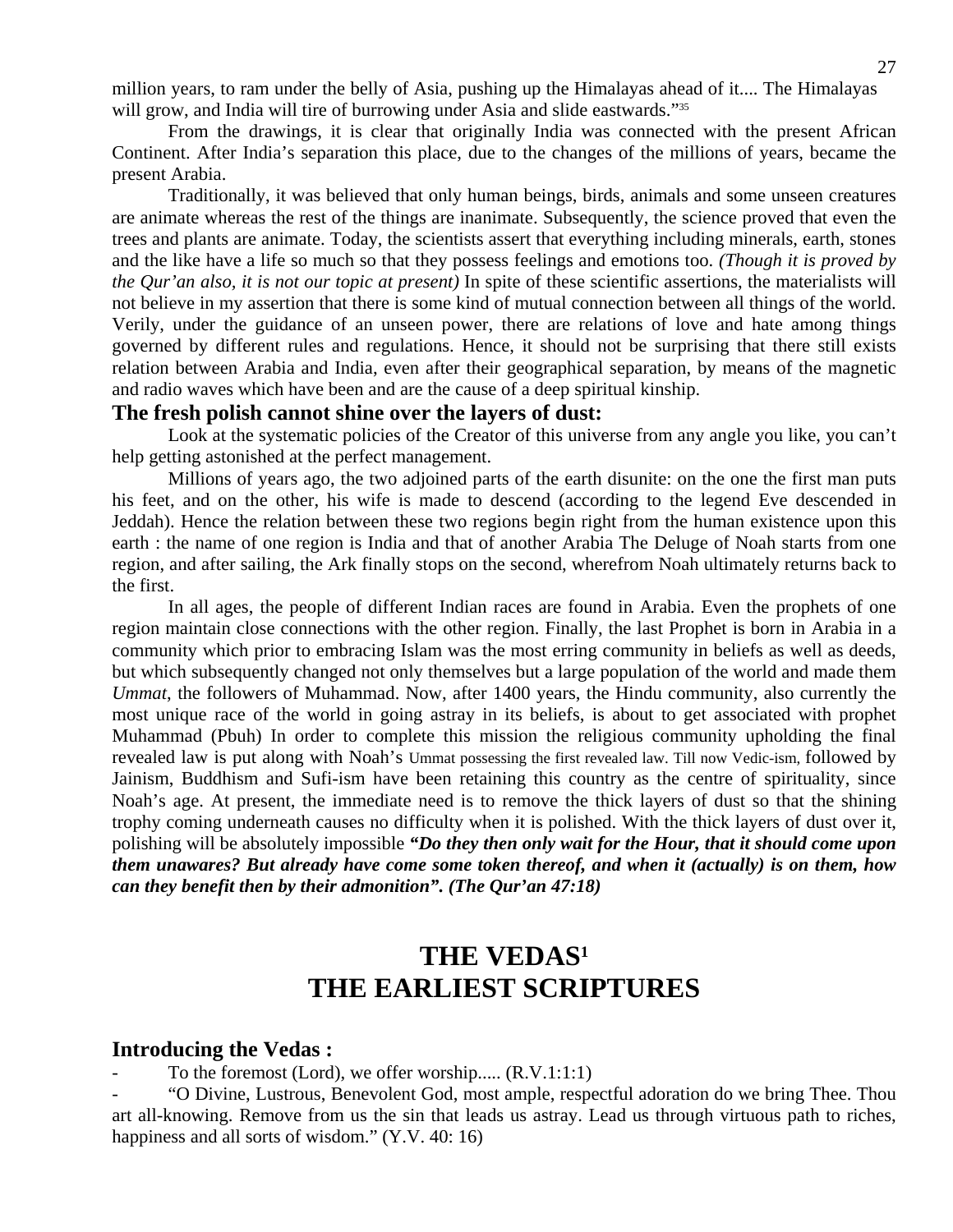million years, to ram under the belly of Asia, pushing up the Himalayas ahead of it.... The Himalayas will grow, and India will tire of burrowing under Asia and slide eastwards."[35]

From the drawings, it is clear that originally India was connected with the present African Continent. After India's separation this place, due to the changes of the millions of years, became the present Arabia.

Traditionally, it was believed that only human beings, birds, animals and some unseen creatures are animate whereas the rest of the things are inanimate. Subsequently, the science proved that even the trees and plants are animate. Today, the scientists assert that everything including minerals, earth, stones and the like have a life so much so that they possess feelings and emotions too. *(Though it is proved by the Qur'an also, it is not our topic at present)* In spite of these scientific assertions, the materialists will not believe in my assertion that there is some kind of mutual connection between all things of the world. Verily, under the guidance of an unseen power, there are relations of love and hate among things governed by different rules and regulations. Hence, it should not be surprising that there still exists relation between Arabia and India, even after their geographical separation, by means of the magnetic and radio waves which have been and are the cause of a deep spiritual kinship.

### The fresh polish cannot shine over the layers of dust:

Look at the systematic policies of the Creator of this universe from any angle you like, you can't help getting astonished at the perfect management.

Millions of years ago, the two adjoined parts of the earth disunite: on the one the first man puts his feet, and on the other, his wife is made to descend (according to the legend Eve descended in Jeddah). Hence the relation between these two regions begin right from the human existence upon this earth : the name of one region is India and that of another Arabia The Deluge of Noah starts from one region, and after sailing, the Ark finally stops on the second, wherefrom Noah ultimately returns back to the first.

In all ages, the people of different Indian races are found in Arabia. Even the prophets of one region maintain close connections with the other region. Finally, the last Prophet is born in Arabia in a community which prior to embracing Islam was the most erring community in beliefs as well as deeds, but which subsequently changed not only themselves but a large population of the world and made them *Ummat*, the followers of Muhammad. Now, after 1400 years, the Hindu community, also currently the most unique race of the world in going astray in its beliefs, is about to get associated with prophet Muhammad (Pbuh) In order to complete this mission the religious community upholding the final revealed law is put along with Noah's Ummat possessing the first revealed law. Till now Vedic-ism, followed by Jainism, Buddhism and Sufi-ism have been retaining this country as the centre of spirituality, since Noah's age. At present, the immediate need is to remove the thick layers of dust so that the shining trophy coming underneath causes no difficulty when it is polished. With the thick layers of dust over it, polishing will be absolutely impossible ***"Do they then only wait for the Hour, that it should come upon them unawares? But already have come some token thereof, and when it (actually) is on them, how can they benefit then by their admonition". (The Qur'an 47:18)***

# THE VEDAS[1]
# THE EARLIEST SCRIPTURES

### Introducing the Vedas :

- To the foremost (Lord), we offer worship..... (R.V.1:1:1)
- "O Divine, Lustrous, Benevolent God, most ample, respectful adoration do we bring Thee. Thou art all-knowing. Remove from us the sin that leads us astray. Lead us through virtuous path to riches, happiness and all sorts of wisdom." (Y.V. 40: 16)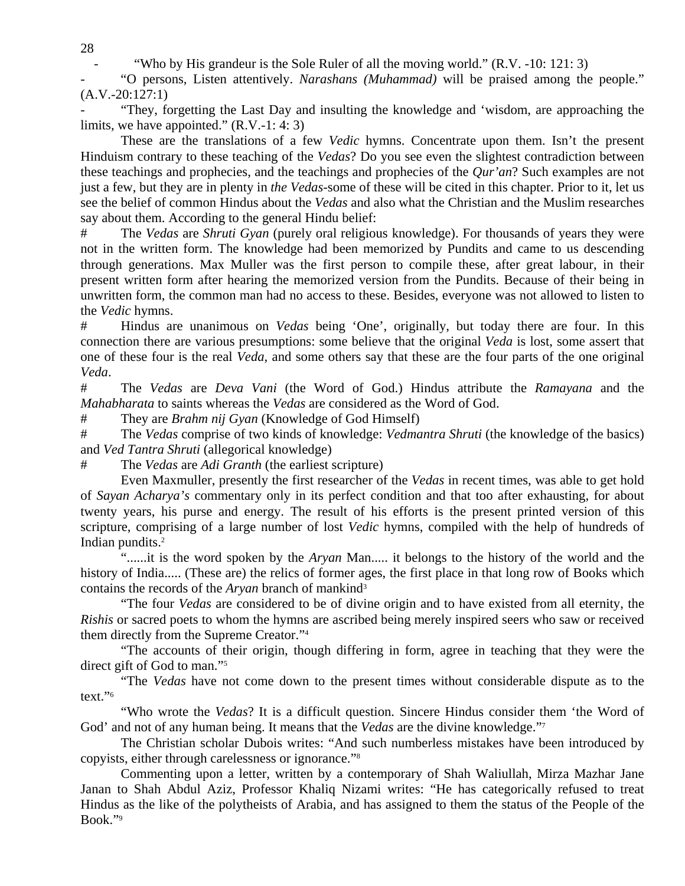- "Who by His grandeur is the Sole Ruler of all the moving world." (R.V. -10: 121: 3)

- "O persons, Listen attentively. *Narashans (Muhammad)* will be praised among the people." (A.V.-20:127:1)

- "They, forgetting the Last Day and insulting the knowledge and 'wisdom, are approaching the limits, we have appointed." (R.V.-1: 4: 3)

These are the translations of a few *Vedic* hymns. Concentrate upon them. Isn't the present Hinduism contrary to these teaching of the *Vedas*? Do you see even the slightest contradiction between these teachings and prophecies, and the teachings and prophecies of the *Qur'an*? Such examples are not just a few, but they are in plenty in *the Vedas*-some of these will be cited in this chapter. Prior to it, let us see the belief of common Hindus about the *Vedas* and also what the Christian and the Muslim researches say about them. According to the general Hindu belief:

# The *Vedas* are *Shruti Gyan* (purely oral religious knowledge). For thousands of years they were not in the written form. The knowledge had been memorized by Pundits and came to us descending through generations. Max Muller was the first person to compile these, after great labour, in their present written form after hearing the memorized version from the Pundits. Because of their being in unwritten form, the common man had no access to these. Besides, everyone was not allowed to listen to the *Vedic* hymns.

# Hindus are unanimous on *Vedas* being 'One', originally, but today there are four. In this connection there are various presumptions: some believe that the original *Veda* is lost, some assert that one of these four is the real *Veda*, and some others say that these are the four parts of the one original *Veda*.

# The *Vedas* are *Deva Vani* (the Word of God.) Hindus attribute the *Ramayana* and the *Mahabharata* to saints whereas the *Vedas* are considered as the Word of God.

# They are *Brahm nij Gyan* (Knowledge of God Himself)

# The *Vedas* comprise of two kinds of knowledge: *Vedmantra Shruti* (the knowledge of the basics) and *Ved Tantra Shruti* (allegorical knowledge)

# The *Vedas* are *Adi Granth* (the earliest scripture)

Even Maxmuller, presently the first researcher of the *Vedas* in recent times, was able to get hold of *Sayan Acharya's* commentary only in its perfect condition and that too after exhausting, for about twenty years, his purse and energy. The result of his efforts is the present printed version of this scripture, comprising of a large number of lost *Vedic* hymns, compiled with the help of hundreds of Indian pundits.[2]

"......it is the word spoken by the *Aryan* Man..... it belongs to the history of the world and the history of India..... (These are) the relics of former ages, the first place in that long row of Books which contains the records of the *Aryan* branch of mankind[3]

"The four *Vedas* are considered to be of divine origin and to have existed from all eternity, the *Rishis* or sacred poets to whom the hymns are ascribed being merely inspired seers who saw or received them directly from the Supreme Creator."[4]

"The accounts of their origin, though differing in form, agree in teaching that they were the direct gift of God to man."[5]

"The *Vedas* have not come down to the present times without considerable dispute as to the text."[6]

"Who wrote the *Vedas*? It is a difficult question. Sincere Hindus consider them 'the Word of God' and not of any human being. It means that the *Vedas* are the divine knowledge."[7]

The Christian scholar Dubois writes: "And such numberless mistakes have been introduced by copyists, either through carelessness or ignorance."[8]

Commenting upon a letter, written by a contemporary of Shah Waliullah, Mirza Mazhar Jane Janan to Shah Abdul Aziz, Professor Khaliq Nizami writes: "He has categorically refused to treat Hindus as the like of the polytheists of Arabia, and has assigned to them the status of the People of the Book."[9]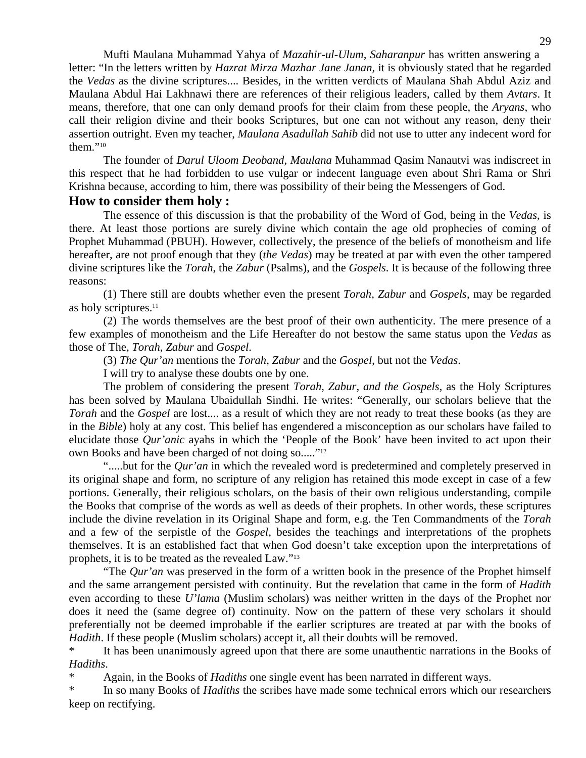Mufti Maulana Muhammad Yahya of *Mazahir-ul-Ulum, Saharanpur* has written answering a letter: "In the letters written by *Hazrat Mirza Mazhar Jane Janan*, it is obviously stated that he regarded the *Vedas* as the divine scriptures.... Besides, in the written verdicts of Maulana Shah Abdul Aziz and Maulana Abdul Hai Lakhnawi there are references of their religious leaders, called by them *Avtars*. It means, therefore, that one can only demand proofs for their claim from these people, the *Aryans*, who call their religion divine and their books Scriptures, but one can not without any reason, deny their assertion outright. Even my teacher, *Maulana Asadullah Sahib* did not use to utter any indecent word for them."[10]

The founder of *Darul Uloom Deoband, Maulana* Muhammad Qasim Nanautvi was indiscreet in this respect that he had forbidden to use vulgar or indecent language even about Shri Rama or Shri Krishna because, according to him, there was possibility of their being the Messengers of God.

## How to consider them holy :

The essence of this discussion is that the probability of the Word of God, being in the *Vedas*, is there. At least those portions are surely divine which contain the age old prophecies of coming of Prophet Muhammad (PBUH). However, collectively, the presence of the beliefs of monotheism and life hereafter, are not proof enough that they (*the Vedas*) may be treated at par with even the other tampered divine scriptures like the *Torah*, the *Zabur* (Psalms), and the *Gospels*. It is because of the following three reasons:

(1) There still are doubts whether even the present *Torah*, *Zabur* and *Gospels*, may be regarded as holy scriptures.[11]

(2) The words themselves are the best proof of their own authenticity. The mere presence of a few examples of monotheism and the Life Hereafter do not bestow the same status upon the *Vedas* as those of The, *Torah*, *Zabur* and *Gospel*.

(3) *The Qur'an* mentions the *Torah*, *Zabur* and the *Gospel*, but not the *Vedas*.

I will try to analyse these doubts one by one.

The problem of considering the present *Torah, Zabur, and the Gospels*, as the Holy Scriptures has been solved by Maulana Ubaidullah Sindhi. He writes: "Generally, our scholars believe that the *Torah* and the *Gospel* are lost.... as a result of which they are not ready to treat these books (as they are in the *Bible*) holy at any cost. This belief has engendered a misconception as our scholars have failed to elucidate those *Qur'anic* ayahs in which the 'People of the Book' have been invited to act upon their own Books and have been charged of not doing so....."[12]

".....but for the *Qur'an* in which the revealed word is predetermined and completely preserved in its original shape and form, no scripture of any religion has retained this mode except in case of a few portions. Generally, their religious scholars, on the basis of their own religious understanding, compile the Books that comprise of the words as well as deeds of their prophets. In other words, these scriptures include the divine revelation in its Original Shape and form, e.g. the Ten Commandments of the *Torah* and a few of the serpistle of the *Gospel*, besides the teachings and interpretations of the prophets themselves. It is an established fact that when God doesn't take exception upon the interpretations of prophets, it is to be treated as the revealed Law."[13]

"The *Qur'an* was preserved in the form of a written book in the presence of the Prophet himself and the same arrangement persisted with continuity. But the revelation that came in the form of *Hadith* even according to these *U'lama* (Muslim scholars) was neither written in the days of the Prophet nor does it need the (same degree of) continuity. Now on the pattern of these very scholars it should preferentially not be deemed improbable if the earlier scriptures are treated at par with the books of *Hadith*. If these people (Muslim scholars) accept it, all their doubts will be removed.

* It has been unanimously agreed upon that there are some unauthentic narrations in the Books of *Hadiths*.
* Again, in the Books of *Hadiths* one single event has been narrated in different ways.
* In so many Books of *Hadiths* the scribes have made some technical errors which our researchers keep on rectifying.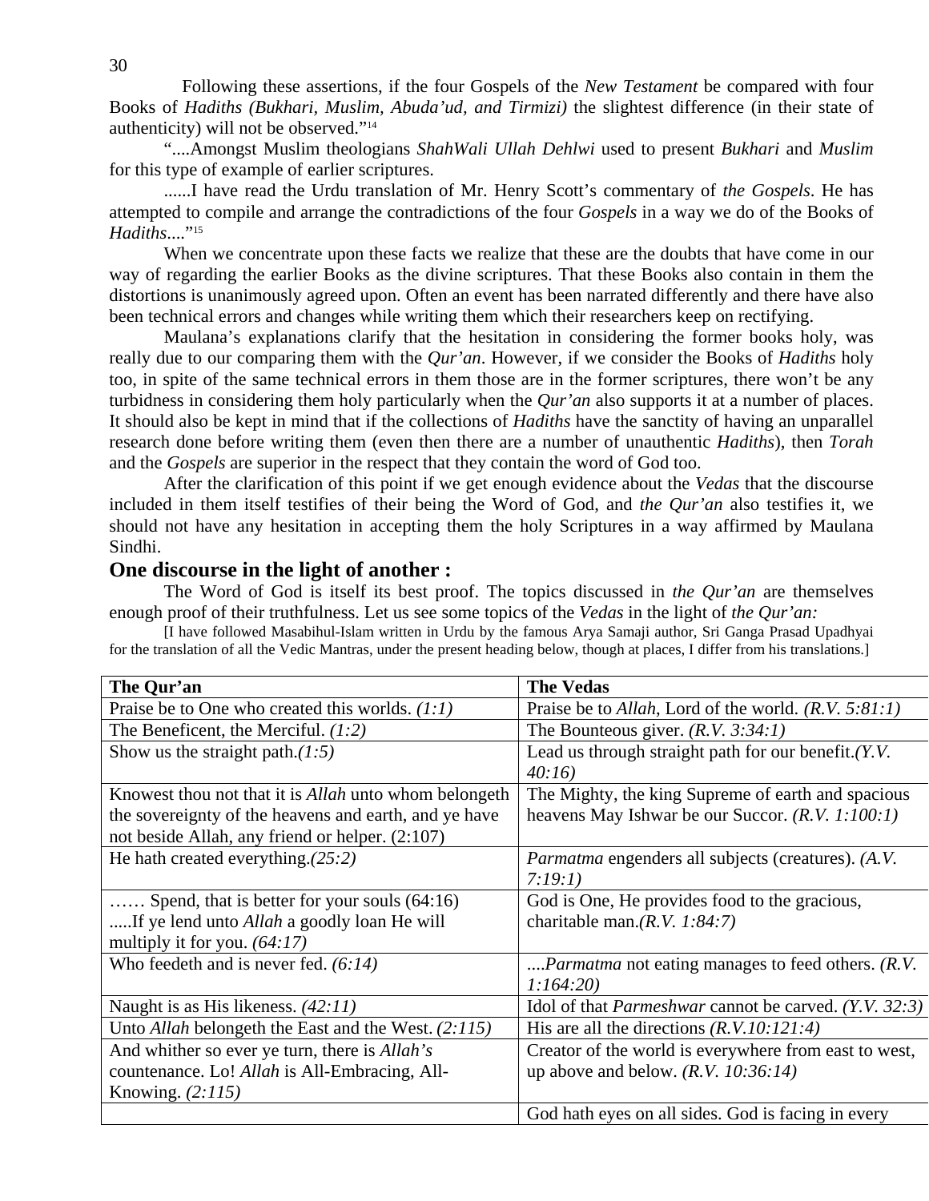Following these assertions, if the four Gospels of the *New Testament* be compared with four Books of *Hadiths (Bukhari, Muslim, Abuda'ud, and Tirmizi)* the slightest difference (in their state of authenticity) will not be observed."[14]

"....Amongst Muslim theologians *ShahWali Ullah Dehlwi* used to present *Bukhari* and *Muslim* for this type of example of earlier scriptures.

......I have read the Urdu translation of Mr. Henry Scott's commentary of *the Gospels*. He has attempted to compile and arrange the contradictions of the four *Gospels* in a way we do of the Books of *Hadiths*...."[15]

When we concentrate upon these facts we realize that these are the doubts that have come in our way of regarding the earlier Books as the divine scriptures. That these Books also contain in them the distortions is unanimously agreed upon. Often an event has been narrated differently and there have also been technical errors and changes while writing them which their researchers keep on rectifying.

Maulana's explanations clarify that the hesitation in considering the former books holy, was really due to our comparing them with the *Qur'an*. However, if we consider the Books of *Hadiths* holy too, in spite of the same technical errors in them those are in the former scriptures, there won't be any turbidness in considering them holy particularly when the *Qur'an* also supports it at a number of places. It should also be kept in mind that if the collections of *Hadiths* have the sanctity of having an unparallel research done before writing them (even then there are a number of unauthentic *Hadiths*), then *Torah* and the *Gospels* are superior in the respect that they contain the word of God too.

After the clarification of this point if we get enough evidence about the *Vedas* that the discourse included in them itself testifies of their being the Word of God, and *the Qur'an* also testifies it, we should not have any hesitation in accepting them the holy Scriptures in a way affirmed by Maulana Sindhi.

## One discourse in the light of another :

The Word of God is itself its best proof. The topics discussed in *the Qur'an* are themselves enough proof of their truthfulness. Let us see some topics of the *Vedas* in the light of *the Qur'an:*

[I have followed Masabihul-Islam written in Urdu by the famous Arya Samaji author, Sri Ganga Prasad Upadhyai for the translation of all the Vedic Mantras, under the present heading below, though at places, I differ from his translations.]

| The Qur'an | The Vedas |
|---|---|
| Praise be to One who created this worlds. *(1:1)* | Praise be to *Allah*, Lord of the world. *(R.V. 5:81:1)* |
| The Beneficent, the Merciful. *(1:2)* | The Bounteous giver. *(R.V. 3:34:1)* |
| Show us the straight path.*(1:5)* | Lead us through straight path for our benefit.*(Y.V. 40:16)* |
| Knowest thou not that it is *Allah* unto whom belongeth the sovereignty of the heavens and earth, and ye have not beside Allah, any friend or helper. (2:107) | The Mighty, the king Supreme of earth and spacious heavens May Ishwar be our Succor. *(R.V. 1:100:1)* |
| He hath created everything.*(25:2)* | *Parmatma* engenders all subjects (creatures). *(A.V. 7:19:1)* |
| …… Spend, that is better for your souls (64:16) .....If ye lend unto *Allah* a goodly loan He will multiply it for you. *(64:17)* | God is One, He provides food to the gracious, charitable man.*(R.V. 1:84:7)* |
| Who feedeth and is never fed. *(6:14)* | ....*Parmatma* not eating manages to feed others. *(R.V. 1:164:20)* |
| Naught is as His likeness. *(42:11)* | Idol of that *Parmeshwar* cannot be carved. *(Y.V. 32:3)* |
| Unto *Allah* belongeth the East and the West. *(2:115)* | His are all the directions *(R.V.10:121:4)* |
| And whither so ever ye turn, there is *Allah's* countenance. Lo! *Allah* is All-Embracing, All-Knowing. *(2:115)* | Creator of the world is everywhere from east to west, up above and below. *(R.V. 10:36:14)* |
| | God hath eyes on all sides. God is facing in every |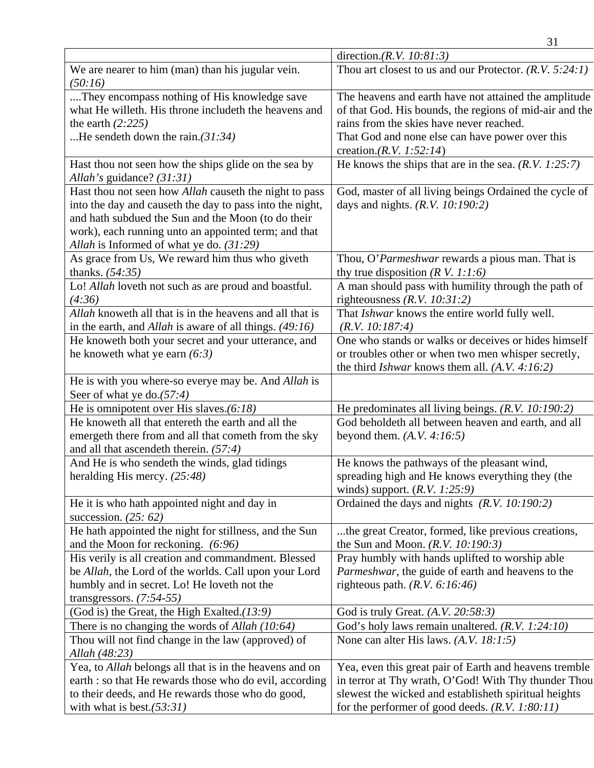| | |
|---|---|
| | direction.*(R.V. 10:81:3)* |
| We are nearer to him (man) than his jugular vein. *(50:16)* | Thou art closest to us and our Protector. *(R.V. 5:24:1)* |
| ....They encompass nothing of His knowledge save what He willeth. His throne includeth the heavens and the earth *(2:225)*<br>...He sendeth down the rain.*(31:34)* | The heavens and earth have not attained the amplitude of that God. His bounds, the regions of mid-air and the rains from the skies have never reached.<br>That God and none else can have power over this creation.*(R.V. 1:52:14)* |
| Hast thou not seen how the ships glide on the sea by *Allah's* guidance? *(31:31)* | He knows the ships that are in the sea. *(R.V. 1:25:7)* |
| Hast thou not seen how *Allah* causeth the night to pass into the day and causeth the day to pass into the night, and hath subdued the Sun and the Moon (to do their work), each running unto an appointed term; and that *Allah* is Informed of what ye do. *(31:29)* | God, master of all living beings Ordained the cycle of days and nights. *(R.V. 10:190:2)* |
| As grace from Us, We reward him thus who giveth thanks. *(54:35)* | Thou, O'*Parmeshwar* rewards a pious man. That is thy true disposition *(R V. 1:1:6)* |
| Lo! *Allah* loveth not such as are proud and boastful. *(4:36)* | A man should pass with humility through the path of righteousness *(R.V. 10:31:2)* |
| *Allah* knoweth all that is in the heavens and all that is in the earth, and *Allah* is aware of all things. *(49:16)* | That *Ishwar* knows the entire world fully well. *(R.V. 10:187:4)* |
| He knoweth both your secret and your utterance, and he knoweth what ye earn *(6:3)* | One who stands or walks or deceives or hides himself or troubles other or when two men whisper secretly, the third *Ishwar* knows them all. *(A.V. 4:16:2)* |
| He is with you where-so everye may be. And *Allah* is Seer of what ye do.*(57:4)* | |
| He is omnipotent over His slaves.*(6:18)* | He predominates all living beings. *(R.V. 10:190:2)* |
| He knoweth all that entereth the earth and all the emergeth there from and all that cometh from the sky and all that ascendeth therein. *(57:4)* | God beholdeth all between heaven and earth, and all beyond them. *(A.V. 4:16:5)* |
| And He is who sendeth the winds, glad tidings heralding His mercy. *(25:48)* | He knows the pathways of the pleasant wind, spreading high and He knows everything they (the winds) support. (*R.V. 1:25:9)* |
| He it is who hath appointed night and day in succession. *(25: 62)* | Ordained the days and nights *(R.V. 10:190:2)* |
| He hath appointed the night for stillness, and the Sun and the Moon for reckoning. *(6:96)* | ...the great Creator, formed, like previous creations, the Sun and Moon. *(R.V. 10:190:3)* |
| His verily is all creation and commandment. Blessed be *Allah*, the Lord of the worlds. Call upon your Lord humbly and in secret. Lo! He loveth not the transgressors. *(7:54-55)* | Pray humbly with hands uplifted to worship able *Parmeshwar*, the guide of earth and heavens to the righteous path. *(R.V. 6:16:46)* |
| (God is) the Great, the High Exalted.*(13:9)* | God is truly Great. *(A.V. 20:58:3)* |
| There is no changing the words of *Allah (10:64)* | God's holy laws remain unaltered. *(R.V. 1:24:10)* |
| Thou will not find change in the law (approved) of *Allah (48:23)* | None can alter His laws. *(A.V. 18:1:5)* |
| Yea, to *Allah* belongs all that is in the heavens and on earth : so that He rewards those who do evil, according to their deeds, and He rewards those who do good, with what is best.*(53:31)* | Yea, even this great pair of Earth and heavens tremble in terror at Thy wrath, O'God! With Thy thunder Thou slewest the wicked and establisheth spiritual heights for the performer of good deeds. *(R.V. 1:80:11)* |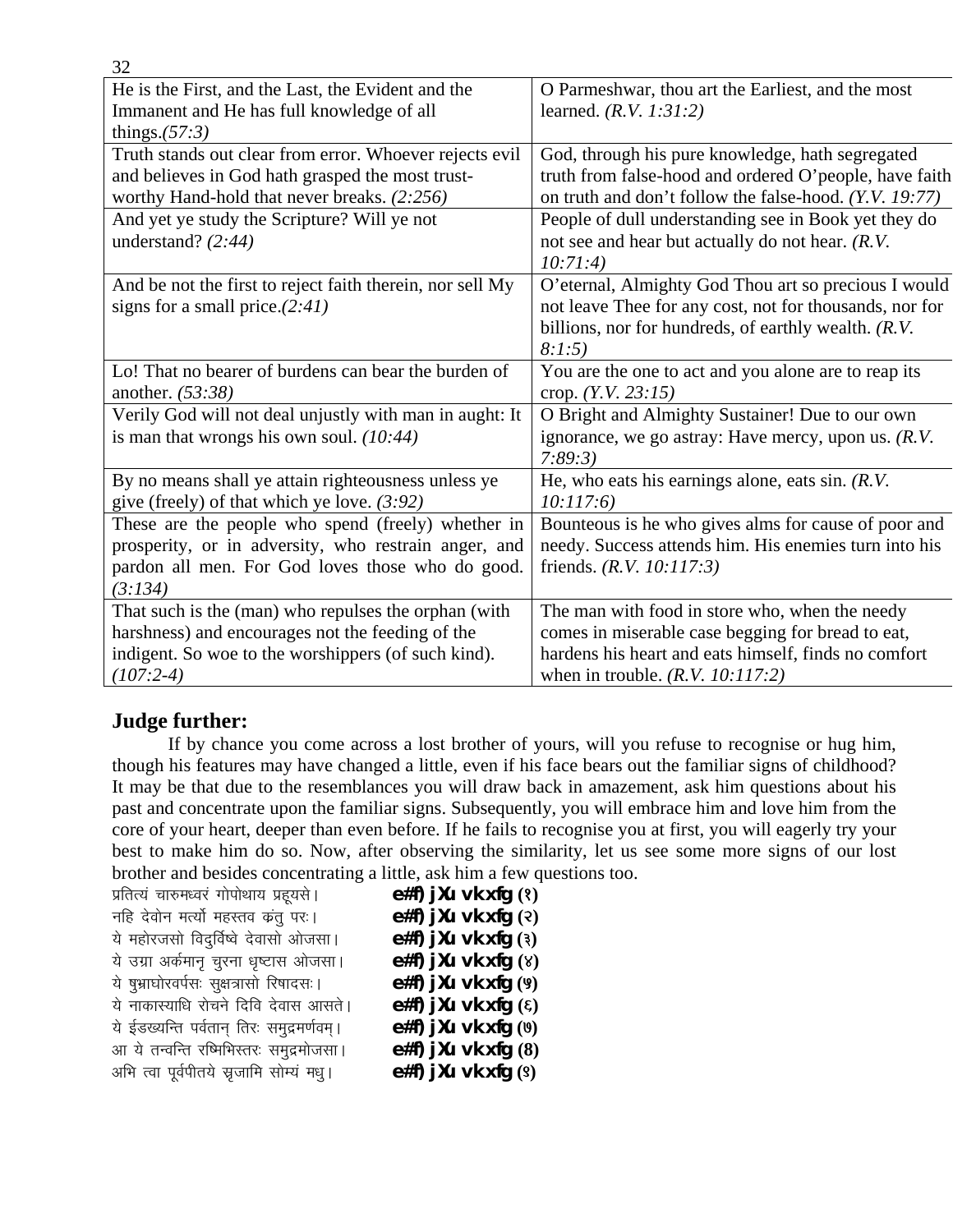| He is the First, and the Last, the Evident and the Immanent and He has full knowledge of all things.*(57:3)* | O Parmeshwar, thou art the Earliest, and the most learned. *(R.V. 1:31:2)* |
|---|---|
| Truth stands out clear from error. Whoever rejects evil and believes in God hath grasped the most trust-worthy Hand-hold that never breaks. *(2:256)* | God, through his pure knowledge, hath segregated truth from false-hood and ordered O'people, have faith on truth and don't follow the false-hood. *(Y.V. 19:77)* |
| And yet ye study the Scripture? Will ye not understand? *(2:44)* | People of dull understanding see in Book yet they do not see and hear but actually do not hear. *(R.V. 10:71:4)* |
| And be not the first to reject faith therein, nor sell My signs for a small price.*(2:41)* | O'eternal, Almighty God Thou art so precious I would not leave Thee for any cost, not for thousands, nor for billions, nor for hundreds, of earthly wealth. *(R.V. 8:1:5)* |
| Lo! That no bearer of burdens can bear the burden of another. *(53:38)* | You are the one to act and you alone are to reap its crop. *(Y.V. 23:15)* |
| Verily God will not deal unjustly with man in aught: It is man that wrongs his own soul. *(10:44)* | O Bright and Almighty Sustainer! Due to our own ignorance, we go astray: Have mercy, upon us. *(R.V. 7:89:3)* |
| By no means shall ye attain righteousness unless ye give (freely) of that which ye love. *(3:92)* | He, who eats his earnings alone, eats sin. *(R.V. 10:117:6)* |
| These are the people who spend (freely) whether in prosperity, or in adversity, who restrain anger, and pardon all men. For God loves those who do good. *(3:134)* | Bounteous is he who gives alms for cause of poor and needy. Success attends him. His enemies turn into his friends. *(R.V. 10:117:3)* |
| That such is the (man) who repulses the orphan (with harshness) and encourages not the feeding of the indigent. So woe to the worshippers (of such kind). *(107:2-4)* | The man with food in store who, when the needy comes in miserable case begging for bread to eat, hardens his heart and eats himself, finds no comfort when in trouble. *(R.V. 10:117:2)* |

## Judge further:

If by chance you come across a lost brother of yours, will you refuse to recognise or hug him, though his features may have changed a little, even if his face bears out the familiar signs of childhood? It may be that due to the resemblances you will draw back in amazement, ask him questions about his past and concentrate upon the familiar signs. Subsequently, you will embrace him and love him from the core of your heart, deeper than even before. If he fails to recognise you at first, you will eagerly try your best to make him do so. Now, after observing the similarity, let us see some more signs of our lost brother and besides concentrating a little, ask him a few questions too.

प्रतित्यं चारुमध्वरं गोपोथाय प्रहूयसे। **e#f) jXu vkxfg (१)**
नहि देवोन मर्त्यो महस्तव क्रंतु परः। **e#f) jXu vkxfg (२)**
ये महोरजसो विदुर्विष्वे देवासो ओजसा। **e#f) jXu vkxfg (३)**
ये उग्रा अर्कमानृ चुरना धृष्टास ओजसा। **e#f) jXu vkxfg (४)**
ये षुभ्राघोरवर्पसः सुक्षत्रासो रिषादसः। **e#f) jXu vkxfg (५)**
ये नाकास्याधि रोचने दिवि देवास आसते। **e#f) jXu vkxfg (६)**
ये ईङख्यन्ति पर्वतान् तिरः समुद्रमर्णवम्। **e#f) jXu vkxfg (७)**
आ ये तन्वन्ति रष्मिभिस्तरः समुद्रमोजसा। **e#f) jXu vkxfg (8)**
अभि त्वा पूर्वपीतये सृजामि सोम्यं मधु। **e#f) jXu vkxfg (९)**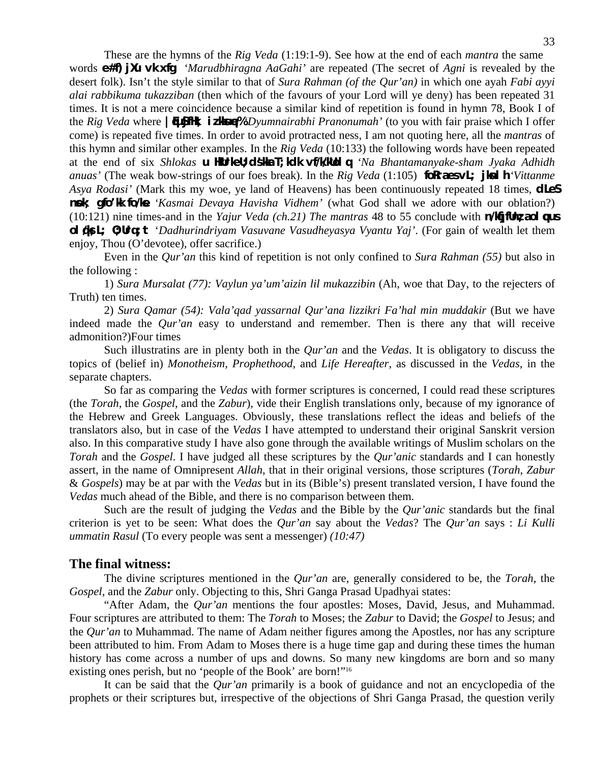These are the hymns of the *Rig Veda* (1:19:1-9). See how at the end of each *mantra* the same words **e#f) jXu vk xfg** *'Marudbhiragna AaGahi'* are repeated (The secret of *Agni* is revealed by the desert folk). Isn't the style similar to that of *Sura Rahman (of the Qur'an)* in which one ayah *Fabi ayyi alai rabbikuma tukazziban* (then which of the favours of your Lord will ye deny) has been repeated 31 times. It is not a mere coincidence because a similar kind of repetition is found in hymn 78, Book I of the *Rig Veda* where **|qEuSjfHk; izksuqe%** *'Dyumnairabhi Pranonumah'* (to you with fair praise which I offer come) is repeated five times. In order to avoid protracted ness, I am not quoting here, all the *mantras* of this hymn and similar other examples. In the *Rig Veda* (10:133) the following words have been repeated at the end of six *Shlokas* **u HkUrkeU;d'kka T;kdk vf/k/kUoLq** *'Na Bhantamanyake-sham Jyaka Adhidh anuas'* (The weak bow-strings of our foes break). In the *Rig Veda* (1:105) **foRraes vL; jksnlh** *'Vittanme Asya Rodasi'* (Mark this my woe, ye land of Heavens) has been continuously repeated 18 times, **dLeS nsok; gfo"kk fo/kse** *'Kasmai Devaya Havisha Vidhem'* (what God shall we adore with our oblation?) (10:121) nine times-and in the *Yajur Veda (ch.21) The mantras* 48 to 55 conclude with **n/kqfjfUnz;a olqus olq/ks; L; O;Urq;t** *'Dadhurindriyam Vasuvane Vasudheyasya Vyantu Yaj'*. (For gain of wealth let them enjoy, Thou (O'devotee), offer sacrifice.)

Even in the *Qur'an* this kind of repetition is not only confined to *Sura Rahman (55)* but also in the following :

1) *Sura Mursalat (77): Vaylun ya'um'aizin lil mukazzibin* (Ah, woe that Day, to the rejecters of Truth) ten times.

2) *Sura Qamar (54): Vala'qad yassarnal Qur'ana lizzikri Fa'hal min muddakir* (But we have indeed made the *Qur'an* easy to understand and remember. Then is there any that will receive admonition?)Four times

Such illustratins are in plenty both in the *Qur'an* and the *Vedas*. It is obligatory to discuss the topics of (belief in) *Monotheism*, *Prophethood*, and *Life Hereafter*, as discussed in the *Vedas*, in the separate chapters.

So far as comparing the *Vedas* with former scriptures is concerned, I could read these scriptures (the *Torah*, the *Gospel*, and the *Zabur*), vide their English translations only, because of my ignorance of the Hebrew and Greek Languages. Obviously, these translations reflect the ideas and beliefs of the translators also, but in case of the *Vedas* I have attempted to understand their original Sanskrit version also. In this comparative study I have also gone through the available writings of Muslim scholars on the *Torah* and the *Gospel*. I have judged all these scriptures by the *Qur'anic* standards and I can honestly assert, in the name of Omnipresent *Allah*, that in their original versions, those scriptures (*Torah*, *Zabur* & *Gospels*) may be at par with the *Vedas* but in its (Bible's) present translated version, I have found the *Vedas* much ahead of the Bible, and there is no comparison between them.

Such are the result of judging the *Vedas* and the Bible by the *Qur'anic* standards but the final criterion is yet to be seen: What does the *Qur'an* say about the *Vedas*? The *Qur'an* says : *Li Kulli ummatin Rasul* (To every people was sent a messenger) *(10:47)*

## The final witness:

The divine scriptures mentioned in the *Qur'an* are, generally considered to be, the *Torah*, the *Gospel*, and the *Zabur* only. Objecting to this, Shri Ganga Prasad Upadhyai states:

"After Adam, the *Qur'an* mentions the four apostles: Moses, David, Jesus, and Muhammad. Four scriptures are attributed to them: The *Torah* to Moses; the *Zabur* to David; the *Gospel* to Jesus; and the *Qur'an* to Muhammad. The name of Adam neither figures among the Apostles, nor has any scripture been attributed to him. From Adam to Moses there is a huge time gap and during these times the human history has come across a number of ups and downs. So many new kingdoms are born and so many existing ones perish, but no 'people of the Book' are born!"[16]

It can be said that the *Qur'an* primarily is a book of guidance and not an encyclopedia of the prophets or their scriptures but, irrespective of the objections of Shri Ganga Prasad, the question verily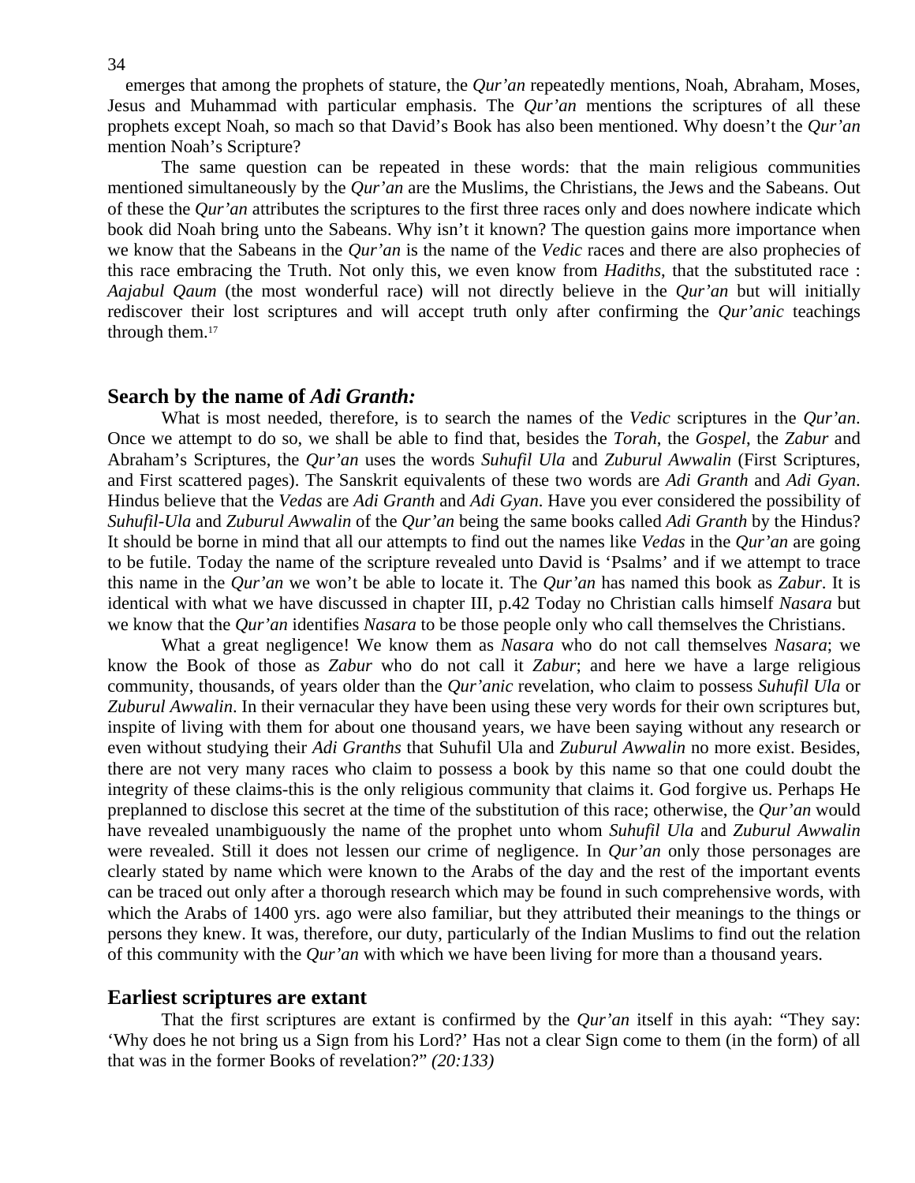emerges that among the prophets of stature, the *Qur'an* repeatedly mentions, Noah, Abraham, Moses, Jesus and Muhammad with particular emphasis. The *Qur'an* mentions the scriptures of all these prophets except Noah, so mach so that David's Book has also been mentioned. Why doesn't the *Qur'an* mention Noah's Scripture?

The same question can be repeated in these words: that the main religious communities mentioned simultaneously by the *Qur'an* are the Muslims, the Christians, the Jews and the Sabeans. Out of these the *Qur'an* attributes the scriptures to the first three races only and does nowhere indicate which book did Noah bring unto the Sabeans. Why isn't it known? The question gains more importance when we know that the Sabeans in the *Qur'an* is the name of the *Vedic* races and there are also prophecies of this race embracing the Truth. Not only this, we even know from *Hadiths*, that the substituted race : *Aajabul Qaum* (the most wonderful race) will not directly believe in the *Qur'an* but will initially rediscover their lost scriptures and will accept truth only after confirming the *Qur'anic* teachings through them.[17]

## Search by the name of *Adi Granth:*

What is most needed, therefore, is to search the names of the *Vedic* scriptures in the *Qur'an*. Once we attempt to do so, we shall be able to find that, besides the *Torah*, the *Gospel*, the *Zabur* and Abraham's Scriptures, the *Qur'an* uses the words *Suhufil Ula* and *Zuburul Awwalin* (First Scriptures, and First scattered pages). The Sanskrit equivalents of these two words are *Adi Granth* and *Adi Gyan*. Hindus believe that the *Vedas* are *Adi Granth* and *Adi Gyan*. Have you ever considered the possibility of *Suhufil-Ula* and *Zuburul Awwalin* of the *Qur'an* being the same books called *Adi Granth* by the Hindus? It should be borne in mind that all our attempts to find out the names like *Vedas* in the *Qur'an* are going to be futile. Today the name of the scripture revealed unto David is 'Psalms' and if we attempt to trace this name in the *Qur'an* we won't be able to locate it. The *Qur'an* has named this book as *Zabur*. It is identical with what we have discussed in chapter III, p.42 Today no Christian calls himself *Nasara* but we know that the *Qur'an* identifies *Nasara* to be those people only who call themselves the Christians.

What a great negligence! We know them as *Nasara* who do not call themselves *Nasara*; we know the Book of those as *Zabur* who do not call it *Zabur*; and here we have a large religious community, thousands, of years older than the *Qur'anic* revelation, who claim to possess *Suhufil Ula* or *Zuburul Awwalin*. In their vernacular they have been using these very words for their own scriptures but, inspite of living with them for about one thousand years, we have been saying without any research or even without studying their *Adi Granths* that Suhufil Ula and *Zuburul Awwalin* no more exist. Besides, there are not very many races who claim to possess a book by this name so that one could doubt the integrity of these claims-this is the only religious community that claims it. God forgive us. Perhaps He preplanned to disclose this secret at the time of the substitution of this race; otherwise, the *Qur'an* would have revealed unambiguously the name of the prophet unto whom *Suhufil Ula* and *Zuburul Awwalin* were revealed. Still it does not lessen our crime of negligence. In *Qur'an* only those personages are clearly stated by name which were known to the Arabs of the day and the rest of the important events can be traced out only after a thorough research which may be found in such comprehensive words, with which the Arabs of 1400 yrs. ago were also familiar, but they attributed their meanings to the things or persons they knew. It was, therefore, our duty, particularly of the Indian Muslims to find out the relation of this community with the *Qur'an* with which we have been living for more than a thousand years.

## Earliest scriptures are extant

That the first scriptures are extant is confirmed by the *Qur'an* itself in this ayah: "They say: 'Why does he not bring us a Sign from his Lord?' Has not a clear Sign come to them (in the form) of all that was in the former Books of revelation?" *(20:133)*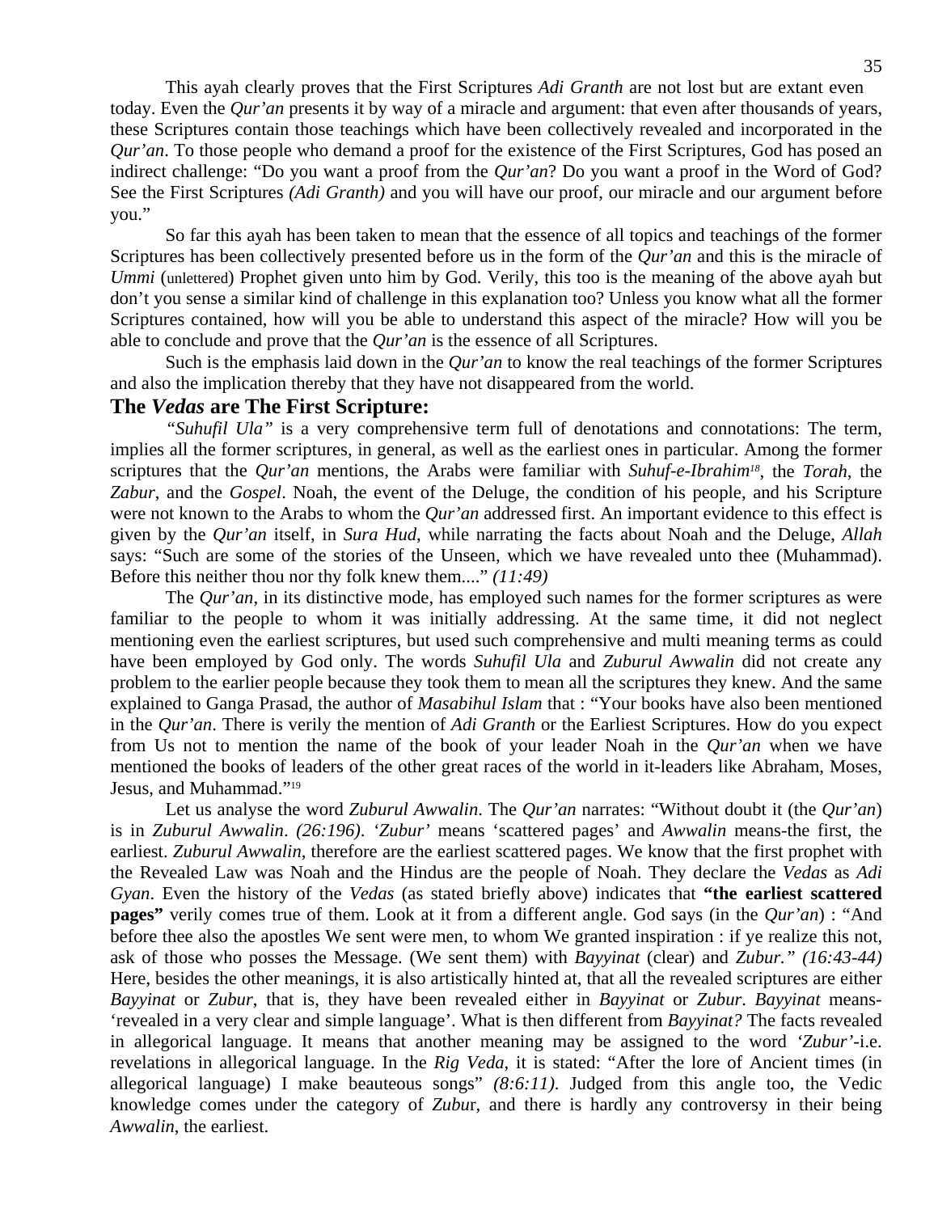This ayah clearly proves that the First Scriptures *Adi Granth* are not lost but are extant even today. Even the *Qur'an* presents it by way of a miracle and argument: that even after thousands of years, these Scriptures contain those teachings which have been collectively revealed and incorporated in the *Qur'an*. To those people who demand a proof for the existence of the First Scriptures, God has posed an indirect challenge: "Do you want a proof from the *Qur'an*? Do you want a proof in the Word of God? See the First Scriptures *(Adi Granth)* and you will have our proof, our miracle and our argument before you."

So far this ayah has been taken to mean that the essence of all topics and teachings of the former Scriptures has been collectively presented before us in the form of the *Qur'an* and this is the miracle of *Ummi* (unlettered) Prophet given unto him by God. Verily, this too is the meaning of the above ayah but don't you sense a similar kind of challenge in this explanation too? Unless you know what all the former Scriptures contained, how will you be able to understand this aspect of the miracle? How will you be able to conclude and prove that the *Qur'an* is the essence of all Scriptures.

Such is the emphasis laid down in the *Qur'an* to know the real teachings of the former Scriptures and also the implication thereby that they have not disappeared from the world.

## The *Vedas* are The First Scripture:

*"Suhufil Ula"* is a very comprehensive term full of denotations and connotations: The term, implies all the former scriptures, in general, as well as the earliest ones in particular. Among the former scriptures that the *Qur'an* mentions, the Arabs were familiar with *Suhuf-e-Ibrahim*[18], the *Torah*, the *Zabur*, and the *Gospel*. Noah, the event of the Deluge, the condition of his people, and his Scripture were not known to the Arabs to whom the *Qur'an* addressed first. An important evidence to this effect is given by the *Qur'an* itself, in *Sura Hud*, while narrating the facts about Noah and the Deluge, *Allah* says: "Such are some of the stories of the Unseen, which we have revealed unto thee (Muhammad). Before this neither thou nor thy folk knew them...." *(11:49)*

The *Qur'an*, in its distinctive mode, has employed such names for the former scriptures as were familiar to the people to whom it was initially addressing. At the same time, it did not neglect mentioning even the earliest scriptures, but used such comprehensive and multi meaning terms as could have been employed by God only. The words *Suhufil Ula* and *Zuburul Awwalin* did not create any problem to the earlier people because they took them to mean all the scriptures they knew. And the same explained to Ganga Prasad, the author of *Masabihul Islam* that : "Your books have also been mentioned in the *Qur'an*. There is verily the mention of *Adi Granth* or the Earliest Scriptures. How do you expect from Us not to mention the name of the book of your leader Noah in the *Qur'an* when we have mentioned the books of leaders of the other great races of the world in it-leaders like Abraham, Moses, Jesus, and Muhammad."[19]

Let us analyse the word *Zuburul Awwalin*. The *Qur'an* narrates: "Without doubt it (the *Qur'an*) is in *Zuburul Awwalin*. *(26:196)*. *'Zubur'* means 'scattered pages' and *Awwalin* means-the first, the earliest. *Zuburul Awwalin*, therefore are the earliest scattered pages. We know that the first prophet with the Revealed Law was Noah and the Hindus are the people of Noah. They declare the *Vedas* as *Adi Gyan*. Even the history of the *Vedas* (as stated briefly above) indicates that **"the earliest scattered pages"** verily comes true of them. Look at it from a different angle. God says (in the *Qur'an*) : "And before thee also the apostles We sent were men, to whom We granted inspiration : if ye realize this not, ask of those who posses the Message. (We sent them) with *Bayyinat* (clear) and *Zubur." (16:43-44)* Here, besides the other meanings, it is also artistically hinted at, that all the revealed scriptures are either *Bayyinat* or *Zubur*, that is, they have been revealed either in *Bayyinat* or *Zubur*. *Bayyinat* means-'revealed in a very clear and simple language'. What is then different from *Bayyinat?* The facts revealed in allegorical language. It means that another meaning may be assigned to the word *'Zubur'*-i.e. revelations in allegorical language. In the *Rig Veda*, it is stated: "After the lore of Ancient times (in allegorical language) I make beauteous songs" *(8:6:11)*. Judged from this angle too, the Vedic knowledge comes under the category of *Zubur*, and there is hardly any controversy in their being *Awwalin*, the earliest.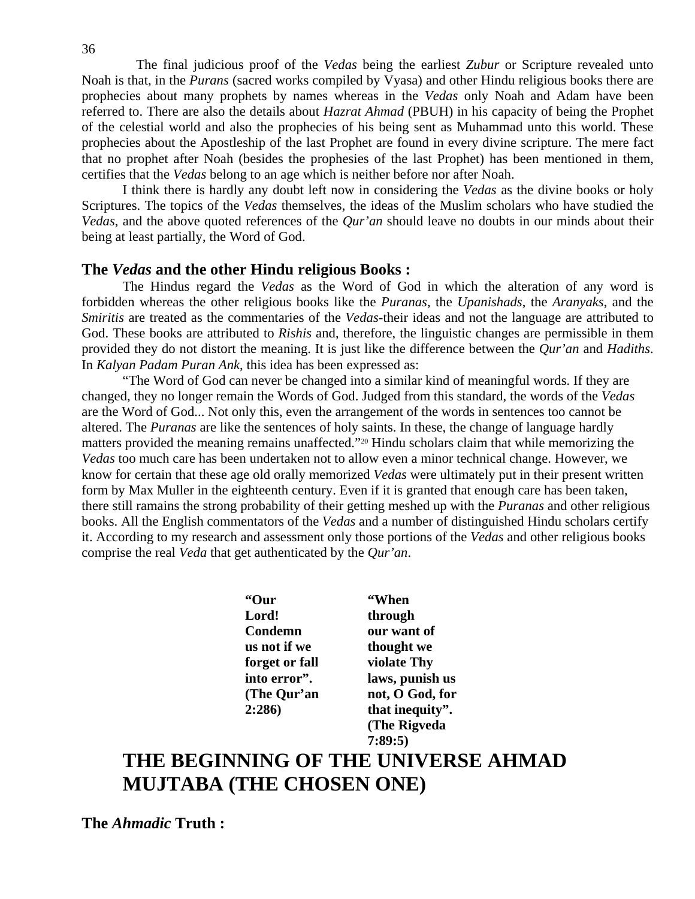The final judicious proof of the *Vedas* being the earliest *Zubur* or Scripture revealed unto Noah is that, in the *Purans* (sacred works compiled by Vyasa) and other Hindu religious books there are prophecies about many prophets by names whereas in the *Vedas* only Noah and Adam have been referred to. There are also the details about *Hazrat Ahmad* (PBUH) in his capacity of being the Prophet of the celestial world and also the prophecies of his being sent as Muhammad unto this world. These prophecies about the Apostleship of the last Prophet are found in every divine scripture. The mere fact that no prophet after Noah (besides the prophesies of the last Prophet) has been mentioned in them, certifies that the *Vedas* belong to an age which is neither before nor after Noah.

I think there is hardly any doubt left now in considering the *Vedas* as the divine books or holy Scriptures. The topics of the *Vedas* themselves, the ideas of the Muslim scholars who have studied the *Vedas*, and the above quoted references of the *Qur'an* should leave no doubts in our minds about their being at least partially, the Word of God.

### The *Vedas* and the other Hindu religious Books :

The Hindus regard the *Vedas* as the Word of God in which the alteration of any word is forbidden whereas the other religious books like the *Puranas*, the *Upanishads*, the *Aranyaks*, and the *Smiritis* are treated as the commentaries of the *Vedas*-their ideas and not the language are attributed to God. These books are attributed to *Rishis* and, therefore, the linguistic changes are permissible in them provided they do not distort the meaning. It is just like the difference between the *Qur'an* and *Hadiths*. In *Kalyan Padam Puran Ank*, this idea has been expressed as:

"The Word of God can never be changed into a similar kind of meaningful words. If they are changed, they no longer remain the Words of God. Judged from this standard, the words of the *Vedas* are the Word of God... Not only this, even the arrangement of the words in sentences too cannot be altered. The *Puranas* are like the sentences of holy saints. In these, the change of language hardly matters provided the meaning remains unaffected."[20] Hindu scholars claim that while memorizing the *Vedas* too much care has been undertaken not to allow even a minor technical change. However, we know for certain that these age old orally memorized *Vedas* were ultimately put in their present written form by Max Muller in the eighteenth century. Even if it is granted that enough care has been taken, there still ramains the strong probability of their getting meshed up with the *Puranas* and other religious books. All the English commentators of the *Vedas* and a number of distinguished Hindu scholars certify it. According to my research and assessment only those portions of the *Vedas* and other religious books comprise the real *Veda* that get authenticated by the *Qur'an*.

**"Our Lord! Condemn us not if we forget or fall into error". (The Qur'an 2:286)**

**"When through our want of thought we violate Thy laws, punish us not, O God, for that inequity". (The Rigveda 7:89:5)**

# THE BEGINNING OF THE UNIVERSE AHMAD MUJTABA (THE CHOSEN ONE)

### The *Ahmadic* Truth :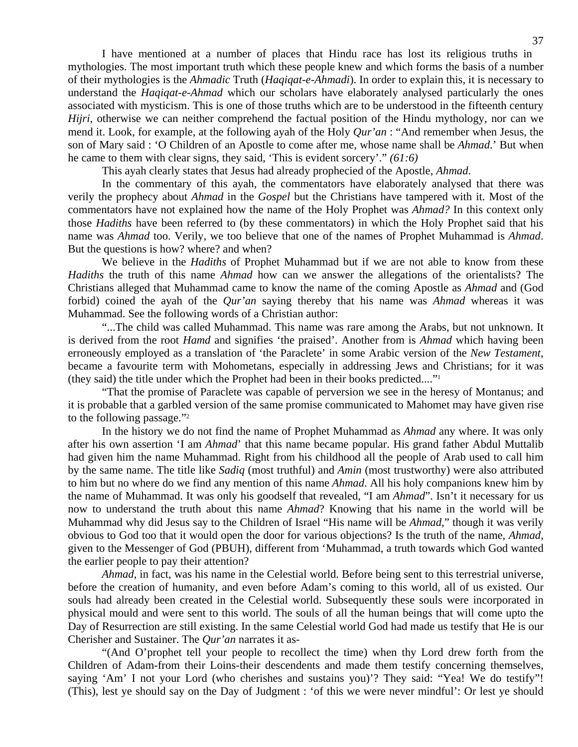I have mentioned at a number of places that Hindu race has lost its religious truths in mythologies. The most important truth which these people knew and which forms the basis of a number of their mythologies is the *Ahmadic* Truth (*Haqiqat-e-Ahmadi*). In order to explain this, it is necessary to understand the *Haqiqat-e-Ahmad* which our scholars have elaborately analysed particularly the ones associated with mysticism. This is one of those truths which are to be understood in the fifteenth century *Hijri*, otherwise we can neither comprehend the factual position of the Hindu mythology, nor can we mend it. Look, for example, at the following ayah of the Holy *Qur'an* : "And remember when Jesus, the son of Mary said : 'O Children of an Apostle to come after me, whose name shall be *Ahmad*.' But when he came to them with clear signs, they said, 'This is evident sorcery'." *(61:6)*

This ayah clearly states that Jesus had already prophecied of the Apostle, *Ahmad*.

In the commentary of this ayah, the commentators have elaborately analysed that there was verily the prophecy about *Ahmad* in the *Gospel* but the Christians have tampered with it. Most of the commentators have not explained how the name of the Holy Prophet was *Ahmad?* In this context only those *Hadiths* have been referred to (by these commentators) in which the Holy Prophet said that his name was *Ahmad* too. Verily, we too believe that one of the names of Prophet Muhammad is *Ahmad*. But the questions is how? where? and when?

We believe in the *Hadiths* of Prophet Muhammad but if we are not able to know from these *Hadiths* the truth of this name *Ahmad* how can we answer the allegations of the orientalists? The Christians alleged that Muhammad came to know the name of the coming Apostle as *Ahmad* and (God forbid) coined the ayah of the *Qur'an* saying thereby that his name was *Ahmad* whereas it was Muhammad. See the following words of a Christian author:

"...The child was called Muhammad. This name was rare among the Arabs, but not unknown. It is derived from the root *Hamd* and signifies 'the praised'. Another from is *Ahmad* which having been erroneously employed as a translation of 'the Paraclete' in some Arabic version of the *New Testament*, became a favourite term with Mohometans, especially in addressing Jews and Christians; for it was (they said) the title under which the Prophet had been in their books predicted...."[1]

"That the promise of Paraclete was capable of perversion we see in the heresy of Montanus; and it is probable that a garbled version of the same promise communicated to Mahomet may have given rise to the following passage."[2]

In the history we do not find the name of Prophet Muhammad as *Ahmad* any where. It was only after his own assertion 'I am *Ahmad*' that this name became popular. His grand father Abdul Muttalib had given him the name Muhammad. Right from his childhood all the people of Arab used to call him by the same name. The title like *Sadiq* (most truthful) and *Amin* (most trustworthy) were also attributed to him but no where do we find any mention of this name *Ahmad*. All his holy companions knew him by the name of Muhammad. It was only his goodself that revealed, "I am *Ahmad*". Isn't it necessary for us now to understand the truth about this name *Ahmad*? Knowing that his name in the world will be Muhammad why did Jesus say to the Children of Israel "His name will be *Ahmad*," though it was verily obvious to God too that it would open the door for various objections? Is the truth of the name, *Ahmad*, given to the Messenger of God (PBUH), different from 'Muhammad, a truth towards which God wanted the earlier people to pay their attention?

*Ahmad*, in fact, was his name in the Celestial world. Before being sent to this terrestrial universe, before the creation of humanity, and even before Adam's coming to this world, all of us existed. Our souls had already been created in the Celestial world. Subsequently these souls were incorporated in physical mould and were sent to this world. The souls of all the human beings that will come upto the Day of Resurrection are still existing. In the same Celestial world God had made us testify that He is our Cherisher and Sustainer. The *Qur'an* narrates it as-

"(And O'prophet tell your people to recollect the time) when thy Lord drew forth from the Children of Adam-from their Loins-their descendents and made them testify concerning themselves, saying 'Am' I not your Lord (who cherishes and sustains you)'? They said: "Yea! We do testify"! (This), lest ye should say on the Day of Judgment : 'of this we were never mindful': Or lest ye should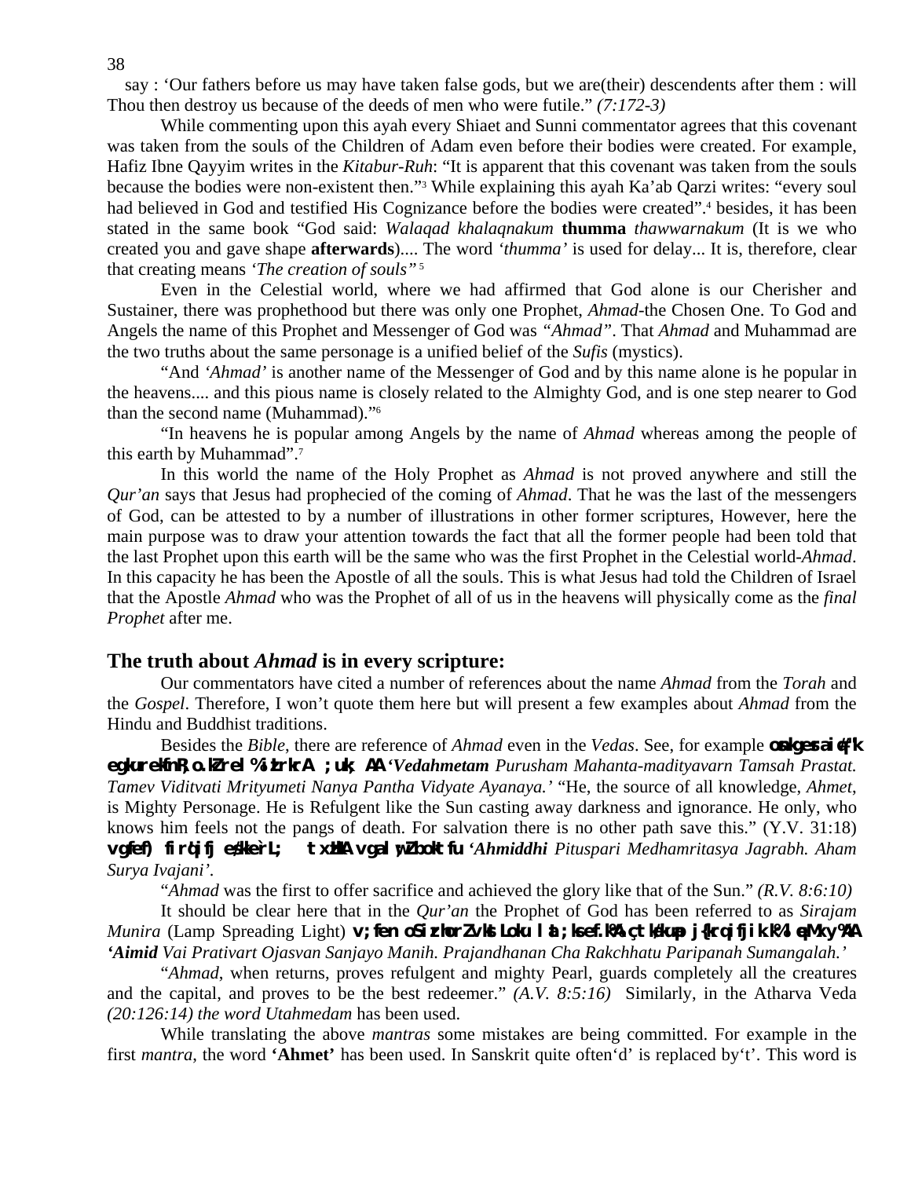say : 'Our fathers before us may have taken false gods, but we are(their) descendents after them : will Thou then destroy us because of the deeds of men who were futile." *(7:172-3)*

While commenting upon this ayah every Shiaet and Sunni commentator agrees that this covenant was taken from the souls of the Children of Adam even before their bodies were created. For example, Hafiz Ibne Qayyim writes in the *Kitabur-Ruh*: "It is apparent that this covenant was taken from the souls because the bodies were non-existent then."[3] While explaining this ayah Ka'ab Qarzi writes: "every soul had believed in God and testified His Cognizance before the bodies were created".[4] besides, it has been stated in the same book "God said: *Walaqad khalaqnakum* **thumma** *thawwarnakum* (It is we who created you and gave shape **afterwards**).... The word *'thumma'* is used for delay... It is, therefore, clear that creating means *'The creation of souls"* [5]

Even in the Celestial world, where we had affirmed that God alone is our Cherisher and Sustainer, there was prophethood but there was only one Prophet, *Ahmad*-the Chosen One. To God and Angels the name of this Prophet and Messenger of God was *"Ahmad"*. That *Ahmad* and Muhammad are the two truths about the same personage is a unified belief of the *Sufis* (mystics).

"And *'Ahmad'* is another name of the Messenger of God and by this name alone is he popular in the heavens.... and this pious name is closely related to the Almighty God, and is one step nearer to God than the second name (Muhammad)."[6]

"In heavens he is popular among Angels by the name of *Ahmad* whereas among the people of this earth by Muhammad".[7]

In this world the name of the Holy Prophet as *Ahmad* is not proved anywhere and still the *Qur'an* says that Jesus had prophecied of the coming of *Ahmad*. That he was the last of the messengers of God, can be attested to by a number of illustrations in other former scriptures, However, here the main purpose was to draw your attention towards the fact that all the former people had been told that the last Prophet upon this earth will be the same who was the first Prophet in the Celestial world-*Ahmad*. In this capacity he has been the Apostle of all the souls. This is what Jesus had told the Children of Israel that the Apostle *Ahmad* who was the Prophet of all of us in the heavens will physically come as the *final Prophet* after me.

## The truth about *Ahmad* is in every scripture:

Our commentators have cited a number of references about the name *Ahmad* from the *Torah* and the *Gospel*. Therefore, I won't quote them here but will present a few examples about *Ahmad* from the Hindu and Buddhist traditions.

Besides the *Bible*, there are reference of *Ahmad* even in the *Vedas*. See, for example **osnkgesra iq#"k egkurekfnR;o.kZ rel% ijLrkr~A ;uk; AA** *'Vedahmetam Purusham Mahanta-madityavarn Tamsah Prastat. Tamev Viditvati Mrityumeti Nanya Pantha Vidyate Ayanaya.'* "He, the source of all knowledge, *Ahmet*, is Mighty Personage. He is Refulgent like the Sun casting away darkness and ignorance. He only, who knows him feels not the pangs of death. For salvation there is no other path save this." (Y.V. 31:18) **vgfef) fir%ifj esèkke`rL; txzHkA vga lw;Z boktfu** *'Ahmiddhi Pituspari Medhamritasya Jagrabh. Aham Surya Ivajani'.*

"*Ahmad* was the first to offer sacrifice and achieved the glory like that of the Sun." *(R.V. 8:6:10)*

It should be clear here that in the *Qur'an* the Prophet of God has been referred to as *Sirajam Munira* (Lamp Spreading Light) **v;fen oS izfrorZvkstLoku l a;ks e.k%A çtk/kua j{krq ifjikf.k% lqeMxy%AA** *'Aimid Vai Prativart Ojasvan Sanjayo Manih. Prajandhanan Cha Rakchhatu Paripanah Sumangalah.'*

"*Ahmad*, when returns, proves refulgent and mighty Pearl, guards completely all the creatures and the capital, and proves to be the best redeemer." *(A.V. 8:5:16)* Similarly, in the Atharva Veda *(20:126:14) the word Utahmedam* has been used.

While translating the above *mantras* some mistakes are being committed. For example in the first *mantra*, the word **'Ahmet'** has been used. In Sanskrit quite often'd' is replaced by't'. This word is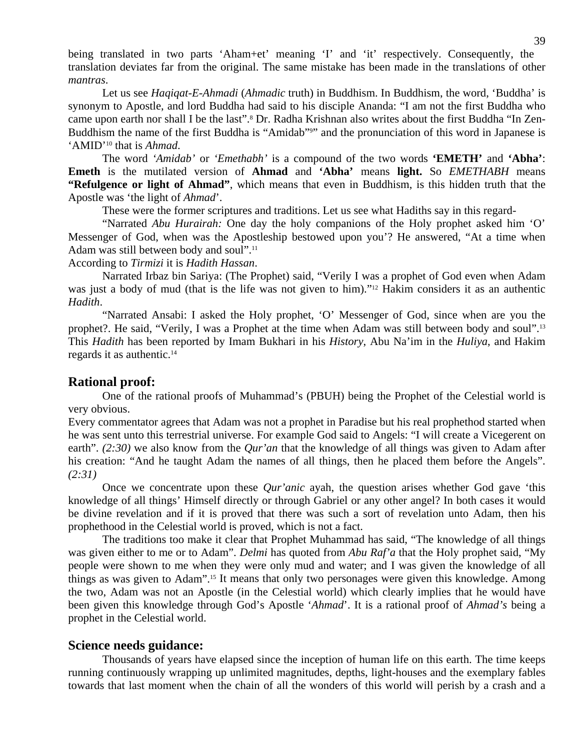being translated in two parts 'Aham+et' meaning 'I' and 'it' respectively. Consequently, the translation deviates far from the original. The same mistake has been made in the translations of other *mantras*.

Let us see *Haqiqat-E-Ahmadi* (*Ahmadic* truth) in Buddhism. In Buddhism, the word, 'Buddha' is synonym to Apostle, and lord Buddha had said to his disciple Ananda: "I am not the first Buddha who came upon earth nor shall I be the last".[8] Dr. Radha Krishnan also writes about the first Buddha "In Zen-Buddhism the name of the first Buddha is "Amidab"[9]" and the pronunciation of this word in Japanese is 'AMID'[10] that is *Ahmad*.

The word *'Amidab'* or *'Emethabh'* is a compound of the two words **'EMETH'** and **'Abha'**: **Emeth** is the mutilated version of **Ahmad** and **'Abha'** means **light.** So *EMETHABH* means **"Refulgence or light of Ahmad"**, which means that even in Buddhism, is this hidden truth that the Apostle was 'the light of *Ahmad*'.

These were the former scriptures and traditions. Let us see what Hadiths say in this regard-

"Narrated *Abu Hurairah:* One day the holy companions of the Holy prophet asked him 'O' Messenger of God, when was the Apostleship bestowed upon you'? He answered, "At a time when Adam was still between body and soul".[11]

According to *Tirmizi* it is *Hadith Hassan*.

Narrated Irbaz bin Sariya: (The Prophet) said, "Verily I was a prophet of God even when Adam was just a body of mud (that is the life was not given to him)."[12] Hakim considers it as an authentic *Hadith*.

"Narrated Ansabi: I asked the Holy prophet, 'O' Messenger of God, since when are you the prophet?. He said, "Verily, I was a Prophet at the time when Adam was still between body and soul".[13] This *Hadith* has been reported by Imam Bukhari in his *History*, Abu Na'im in the *Huliya*, and Hakim regards it as authentic.[14]

## Rational proof:

One of the rational proofs of Muhammad's (PBUH) being the Prophet of the Celestial world is very obvious.

Every commentator agrees that Adam was not a prophet in Paradise but his real prophethod started when he was sent unto this terrestrial universe. For example God said to Angels: "I will create a Vicegerent on earth". *(2:30)* we also know from the *Qur'an* that the knowledge of all things was given to Adam after his creation: "And he taught Adam the names of all things, then he placed them before the Angels". *(2:31)*

Once we concentrate upon these *Qur'anic* ayah, the question arises whether God gave 'this knowledge of all things' Himself directly or through Gabriel or any other angel? In both cases it would be divine revelation and if it is proved that there was such a sort of revelation unto Adam, then his prophethood in the Celestial world is proved, which is not a fact.

The traditions too make it clear that Prophet Muhammad has said, "The knowledge of all things was given either to me or to Adam". *Delmi* has quoted from *Abu Raf'a* that the Holy prophet said, "My people were shown to me when they were only mud and water; and I was given the knowledge of all things as was given to Adam".[15] It means that only two personages were given this knowledge. Among the two, Adam was not an Apostle (in the Celestial world) which clearly implies that he would have been given this knowledge through God's Apostle '*Ahmad*'. It is a rational proof of *Ahmad's* being a prophet in the Celestial world.

## Science needs guidance:

Thousands of years have elapsed since the inception of human life on this earth. The time keeps running continuously wrapping up unlimited magnitudes, depths, light-houses and the exemplary fables towards that last moment when the chain of all the wonders of this world will perish by a crash and a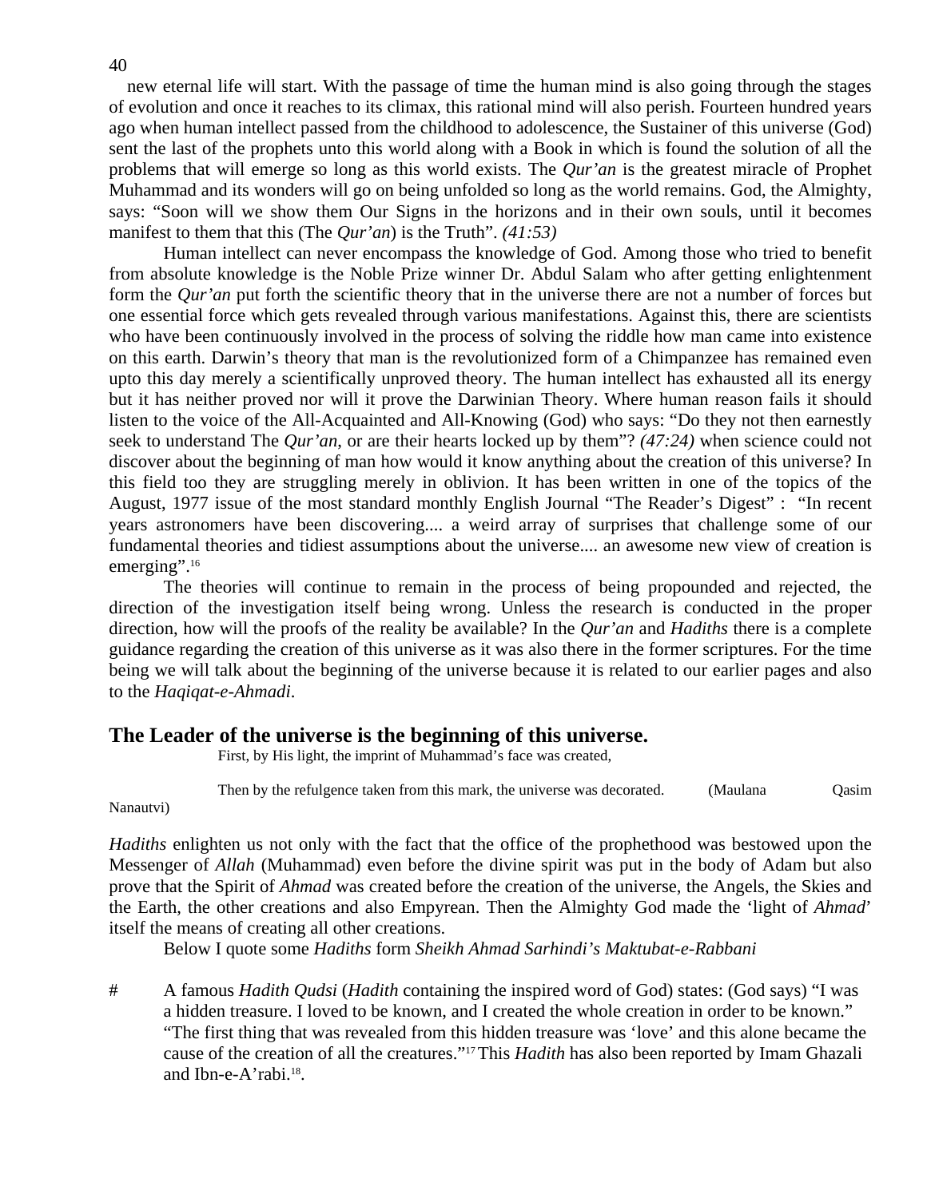new eternal life will start. With the passage of time the human mind is also going through the stages of evolution and once it reaches to its climax, this rational mind will also perish. Fourteen hundred years ago when human intellect passed from the childhood to adolescence, the Sustainer of this universe (God) sent the last of the prophets unto this world along with a Book in which is found the solution of all the problems that will emerge so long as this world exists. The *Qur'an* is the greatest miracle of Prophet Muhammad and its wonders will go on being unfolded so long as the world remains. God, the Almighty, says: "Soon will we show them Our Signs in the horizons and in their own souls, until it becomes manifest to them that this (The *Qur'an*) is the Truth". *(41:53)*

Human intellect can never encompass the knowledge of God. Among those who tried to benefit from absolute knowledge is the Noble Prize winner Dr. Abdul Salam who after getting enlightenment form the *Qur'an* put forth the scientific theory that in the universe there are not a number of forces but one essential force which gets revealed through various manifestations. Against this, there are scientists who have been continuously involved in the process of solving the riddle how man came into existence on this earth. Darwin's theory that man is the revolutionized form of a Chimpanzee has remained even upto this day merely a scientifically unproved theory. The human intellect has exhausted all its energy but it has neither proved nor will it prove the Darwinian Theory. Where human reason fails it should listen to the voice of the All-Acquainted and All-Knowing (God) who says: "Do they not then earnestly seek to understand The *Qur'an*, or are their hearts locked up by them"? *(47:24)* when science could not discover about the beginning of man how would it know anything about the creation of this universe? In this field too they are struggling merely in oblivion. It has been written in one of the topics of the August, 1977 issue of the most standard monthly English Journal "The Reader's Digest" : "In recent years astronomers have been discovering.... a weird array of surprises that challenge some of our fundamental theories and tidiest assumptions about the universe.... an awesome new view of creation is emerging".[16]

The theories will continue to remain in the process of being propounded and rejected, the direction of the investigation itself being wrong. Unless the research is conducted in the proper direction, how will the proofs of the reality be available? In the *Qur'an* and *Hadiths* there is a complete guidance regarding the creation of this universe as it was also there in the former scriptures. For the time being we will talk about the beginning of the universe because it is related to our earlier pages and also to the *Haqiqat-e-Ahmadi*.

## The Leader of the universe is the beginning of this universe.

First, by His light, the imprint of Muhammad's face was created,

Then by the refulgence taken from this mark, the universe was decorated. (Maulana Qasim Nanautvi)

*Hadiths* enlighten us not only with the fact that the office of the prophethood was bestowed upon the Messenger of *Allah* (Muhammad) even before the divine spirit was put in the body of Adam but also prove that the Spirit of *Ahmad* was created before the creation of the universe, the Angels, the Skies and the Earth, the other creations and also Empyrean. Then the Almighty God made the 'light of *Ahmad*' itself the means of creating all other creations.

Below I quote some *Hadiths* form *Sheikh Ahmad Sarhindi's Maktubat-e-Rabbani*

# A famous *Hadith Qudsi* (*Hadith* containing the inspired word of God) states: (God says) "I was a hidden treasure. I loved to be known, and I created the whole creation in order to be known." "The first thing that was revealed from this hidden treasure was 'love' and this alone became the cause of the creation of all the creatures."[17] This *Hadith* has also been reported by Imam Ghazali and Ibn-e-A'rabi.[18].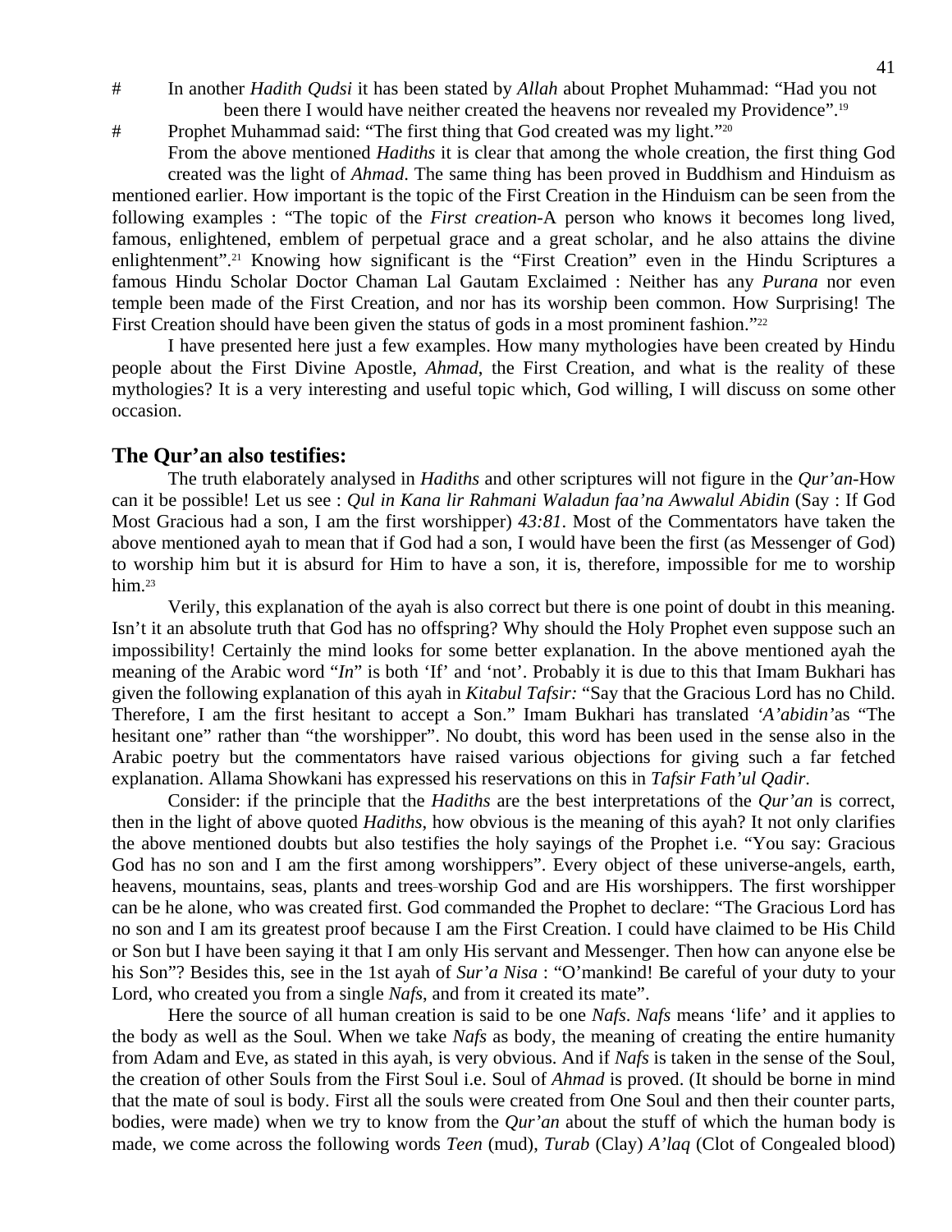# In another *Hadith Qudsi* it has been stated by *Allah* about Prophet Muhammad: "Had you not been there I would have neither created the heavens nor revealed my Providence".[19]

# Prophet Muhammad said: "The first thing that God created was my light."[20]

From the above mentioned *Hadiths* it is clear that among the whole creation, the first thing God created was the light of *Ahmad*. The same thing has been proved in Buddhism and Hinduism as mentioned earlier. How important is the topic of the First Creation in the Hinduism can be seen from the following examples : "The topic of the *First creation*-A person who knows it becomes long lived, famous, enlightened, emblem of perpetual grace and a great scholar, and he also attains the divine enlightenment".[21] Knowing how significant is the "First Creation" even in the Hindu Scriptures a famous Hindu Scholar Doctor Chaman Lal Gautam Exclaimed : Neither has any *Purana* nor even temple been made of the First Creation, and nor has its worship been common. How Surprising! The First Creation should have been given the status of gods in a most prominent fashion."[22]

I have presented here just a few examples. How many mythologies have been created by Hindu people about the First Divine Apostle, *Ahmad*, the First Creation, and what is the reality of these mythologies? It is a very interesting and useful topic which, God willing, I will discuss on some other occasion.

## The Qur'an also testifies:

The truth elaborately analysed in *Hadiths* and other scriptures will not figure in the *Qur'an*-How can it be possible! Let us see : *Qul in Kana lir Rahmani Waladun faa'na Awwalul Abidin* (Say : If God Most Gracious had a son, I am the first worshipper) *43:81*. Most of the Commentators have taken the above mentioned ayah to mean that if God had a son, I would have been the first (as Messenger of God) to worship him but it is absurd for Him to have a son, it is, therefore, impossible for me to worship him.[23]

Verily, this explanation of the ayah is also correct but there is one point of doubt in this meaning. Isn't it an absolute truth that God has no offspring? Why should the Holy Prophet even suppose such an impossibility! Certainly the mind looks for some better explanation. In the above mentioned ayah the meaning of the Arabic word "*In*" is both 'If' and 'not'. Probably it is due to this that Imam Bukhari has given the following explanation of this ayah in *Kitabul Tafsir:* "Say that the Gracious Lord has no Child. Therefore, I am the first hesitant to accept a Son." Imam Bukhari has translated *'A'abidin'*as "The hesitant one" rather than "the worshipper". No doubt, this word has been used in the sense also in the Arabic poetry but the commentators have raised various objections for giving such a far fetched explanation. Allama Showkani has expressed his reservations on this in *Tafsir Fath'ul Qadir*.

Consider: if the principle that the *Hadiths* are the best interpretations of the *Qur'an* is correct, then in the light of above quoted *Hadiths*, how obvious is the meaning of this ayah? It not only clarifies the above mentioned doubts but also testifies the holy sayings of the Prophet i.e. "You say: Gracious God has no son and I am the first among worshippers". Every object of these universe-angels, earth, heavens, mountains, seas, plants and trees-worship God and are His worshippers. The first worshipper can be he alone, who was created first. God commanded the Prophet to declare: "The Gracious Lord has no son and I am its greatest proof because I am the First Creation. I could have claimed to be His Child or Son but I have been saying it that I am only His servant and Messenger. Then how can anyone else be his Son"? Besides this, see in the 1st ayah of *Sur'a Nisa* : "O'mankind! Be careful of your duty to your Lord, who created you from a single *Nafs*, and from it created its mate".

Here the source of all human creation is said to be one *Nafs*. *Nafs* means 'life' and it applies to the body as well as the Soul. When we take *Nafs* as body, the meaning of creating the entire humanity from Adam and Eve, as stated in this ayah, is very obvious. And if *Nafs* is taken in the sense of the Soul, the creation of other Souls from the First Soul i.e. Soul of *Ahmad* is proved. (It should be borne in mind that the mate of soul is body. First all the souls were created from One Soul and then their counter parts, bodies, were made) when we try to know from the *Qur'an* about the stuff of which the human body is made, we come across the following words *Teen* (mud), *Turab* (Clay) *A'laq* (Clot of Congealed blood)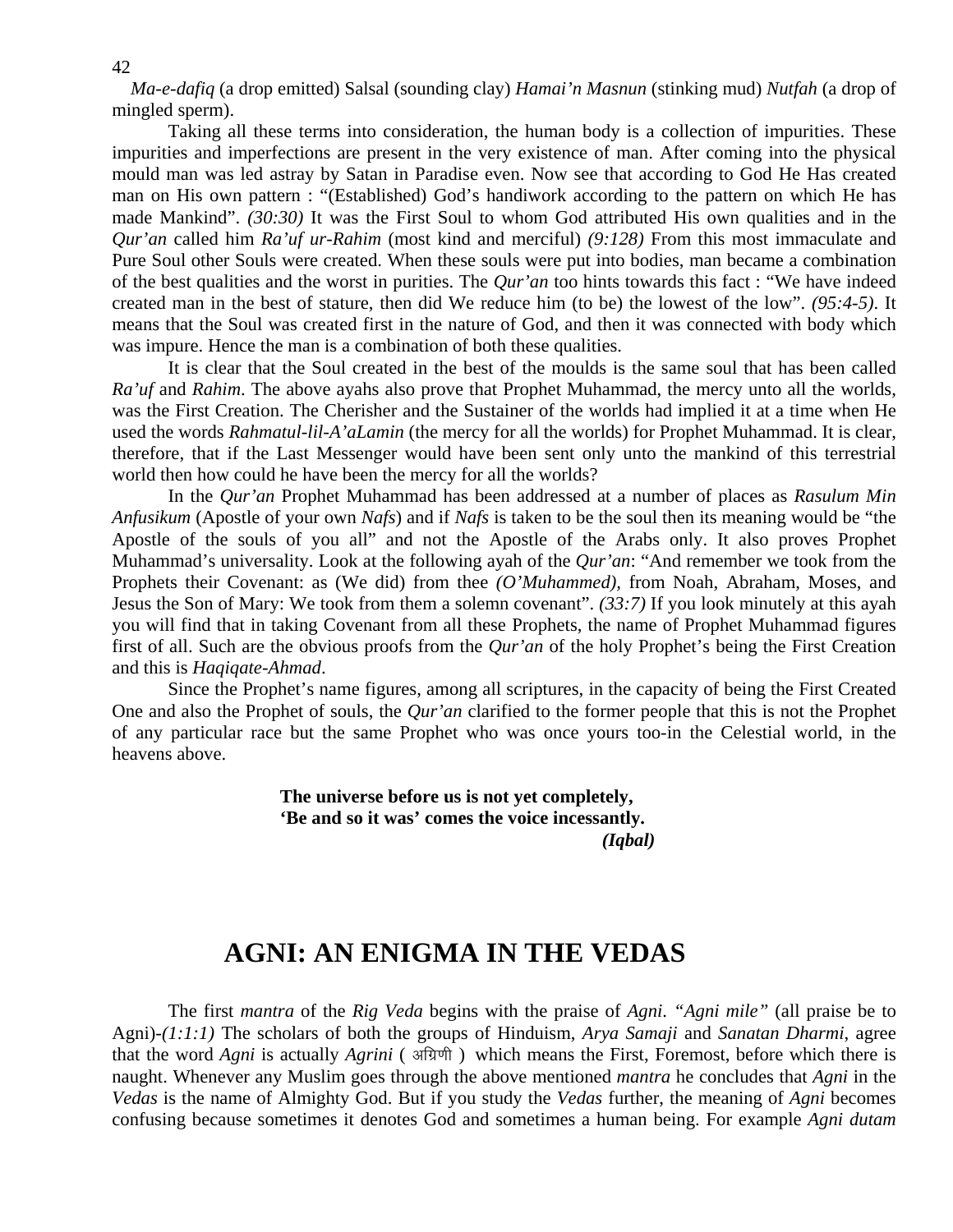*Ma-e-dafiq* (a drop emitted) Salsal (sounding clay) *Hamai'n Masnun* (stinking mud) *Nutfah* (a drop of mingled sperm).

Taking all these terms into consideration, the human body is a collection of impurities. These impurities and imperfections are present in the very existence of man. After coming into the physical mould man was led astray by Satan in Paradise even. Now see that according to God He Has created man on His own pattern : "(Established) God's handiwork according to the pattern on which He has made Mankind". *(30:30)* It was the First Soul to whom God attributed His own qualities and in the *Qur'an* called him *Ra'uf ur-Rahim* (most kind and merciful) *(9:128)* From this most immaculate and Pure Soul other Souls were created. When these souls were put into bodies, man became a combination of the best qualities and the worst in purities. The *Qur'an* too hints towards this fact : "We have indeed created man in the best of stature, then did We reduce him (to be) the lowest of the low". *(95:4-5)*. It means that the Soul was created first in the nature of God, and then it was connected with body which was impure. Hence the man is a combination of both these qualities.

It is clear that the Soul created in the best of the moulds is the same soul that has been called *Ra'uf* and *Rahim*. The above ayahs also prove that Prophet Muhammad, the mercy unto all the worlds, was the First Creation. The Cherisher and the Sustainer of the worlds had implied it at a time when He used the words *Rahmatul-lil-A'aLamin* (the mercy for all the worlds) for Prophet Muhammad. It is clear, therefore, that if the Last Messenger would have been sent only unto the mankind of this terrestrial world then how could he have been the mercy for all the worlds?

In the *Qur'an* Prophet Muhammad has been addressed at a number of places as *Rasulum Min Anfusikum* (Apostle of your own *Nafs*) and if *Nafs* is taken to be the soul then its meaning would be "the Apostle of the souls of you all" and not the Apostle of the Arabs only. It also proves Prophet Muhammad's universality. Look at the following ayah of the *Qur'an*: "And remember we took from the Prophets their Covenant: as (We did) from thee *(O'Muhammed)*, from Noah, Abraham, Moses, and Jesus the Son of Mary: We took from them a solemn covenant". *(33:7)* If you look minutely at this ayah you will find that in taking Covenant from all these Prophets, the name of Prophet Muhammad figures first of all. Such are the obvious proofs from the *Qur'an* of the holy Prophet's being the First Creation and this is *Haqiqate-Ahmad*.

Since the Prophet's name figures, among all scriptures, in the capacity of being the First Created One and also the Prophet of souls, the *Qur'an* clarified to the former people that this is not the Prophet of any particular race but the same Prophet who was once yours too-in the Celestial world, in the heavens above.

**The universe before us is not yet completely,**
**'Be and so it was' comes the voice incessantly.**
***(Iqbal)***

# AGNI: AN ENIGMA IN THE VEDAS

The first *mantra* of the *Rig Veda* begins with the praise of *Agni*. *"Agni mile"* (all praise be to Agni)-*(1:1:1)* The scholars of both the groups of Hinduism, *Arya Samaji* and *Sanatan Dharmi*, agree that the word *Agni* is actually *Agrini* ( अग्रिणी ) which means the First, Foremost, before which there is naught. Whenever any Muslim goes through the above mentioned *mantra* he concludes that *Agni* in the *Vedas* is the name of Almighty God. But if you study the *Vedas* further, the meaning of *Agni* becomes confusing because sometimes it denotes God and sometimes a human being. For example *Agni dutam*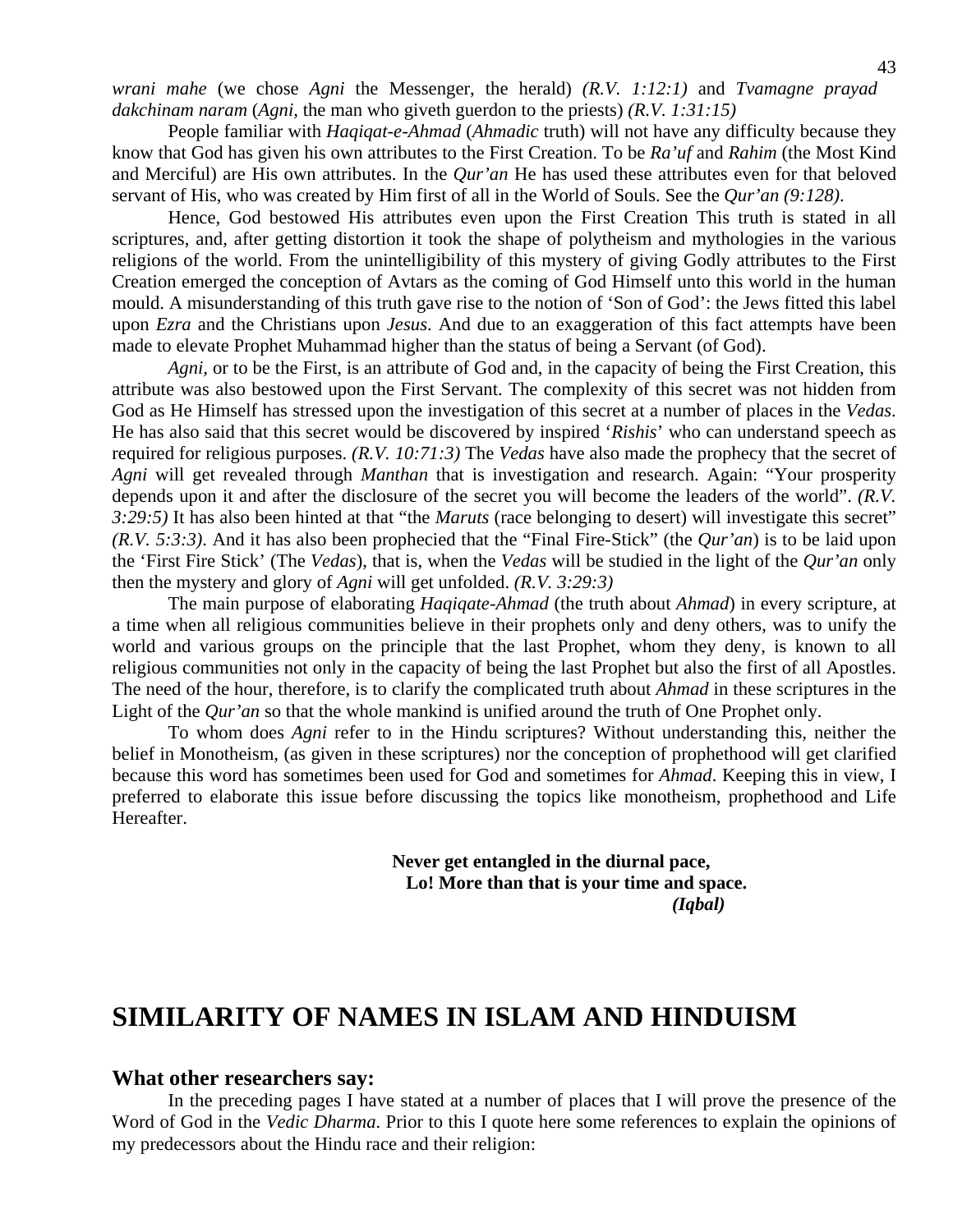*wrani mahe* (we chose *Agni* the Messenger, the herald) *(R.V. 1:12:1)* and *Tvamagne prayad dakchinam naram* (*Agni,* the man who giveth guerdon to the priests) *(R.V. 1:31:15)*

People familiar with *Haqiqat-e-Ahmad* (*Ahmadic* truth) will not have any difficulty because they know that God has given his own attributes to the First Creation. To be *Ra'uf* and *Rahim* (the Most Kind and Merciful) are His own attributes. In the *Qur'an* He has used these attributes even for that beloved servant of His, who was created by Him first of all in the World of Souls. See the *Qur'an (9:128)*.

Hence, God bestowed His attributes even upon the First Creation This truth is stated in all scriptures, and, after getting distortion it took the shape of polytheism and mythologies in the various religions of the world. From the unintelligibility of this mystery of giving Godly attributes to the First Creation emerged the conception of Avtars as the coming of God Himself unto this world in the human mould. A misunderstanding of this truth gave rise to the notion of 'Son of God': the Jews fitted this label upon *Ezra* and the Christians upon *Jesus*. And due to an exaggeration of this fact attempts have been made to elevate Prophet Muhammad higher than the status of being a Servant (of God).

*Agni,* or to be the First, is an attribute of God and, in the capacity of being the First Creation, this attribute was also bestowed upon the First Servant. The complexity of this secret was not hidden from God as He Himself has stressed upon the investigation of this secret at a number of places in the *Vedas*. He has also said that this secret would be discovered by inspired '*Rishis*' who can understand speech as required for religious purposes. *(R.V. 10:71:3)* The *Vedas* have also made the prophecy that the secret of *Agni* will get revealed through *Manthan* that is investigation and research. Again: "Your prosperity depends upon it and after the disclosure of the secret you will become the leaders of the world". *(R.V. 3:29:5)* It has also been hinted at that "the *Maruts* (race belonging to desert) will investigate this secret" *(R.V. 5:3:3)*. And it has also been prophecied that the "Final Fire-Stick" (the *Qur'an*) is to be laid upon the 'First Fire Stick' (The *Vedas*), that is, when the *Vedas* will be studied in the light of the *Qur'an* only then the mystery and glory of *Agni* will get unfolded. *(R.V. 3:29:3)*

The main purpose of elaborating *Haqiqate-Ahmad* (the truth about *Ahmad*) in every scripture, at a time when all religious communities believe in their prophets only and deny others, was to unify the world and various groups on the principle that the last Prophet, whom they deny, is known to all religious communities not only in the capacity of being the last Prophet but also the first of all Apostles. The need of the hour, therefore, is to clarify the complicated truth about *Ahmad* in these scriptures in the Light of the *Qur'an* so that the whole mankind is unified around the truth of One Prophet only.

To whom does *Agni* refer to in the Hindu scriptures? Without understanding this, neither the belief in Monotheism, (as given in these scriptures) nor the conception of prophethood will get clarified because this word has sometimes been used for God and sometimes for *Ahmad*. Keeping this in view, I preferred to elaborate this issue before discussing the topics like monotheism, prophethood and Life Hereafter.

**Never get entangled in the diurnal pace,**
**Lo! More than that is your time and space.**
***(Iqbal)***

# SIMILARITY OF NAMES IN ISLAM AND HINDUISM

### What other researchers say:

In the preceding pages I have stated at a number of places that I will prove the presence of the Word of God in the *Vedic Dharma*. Prior to this I quote here some references to explain the opinions of my predecessors about the Hindu race and their religion: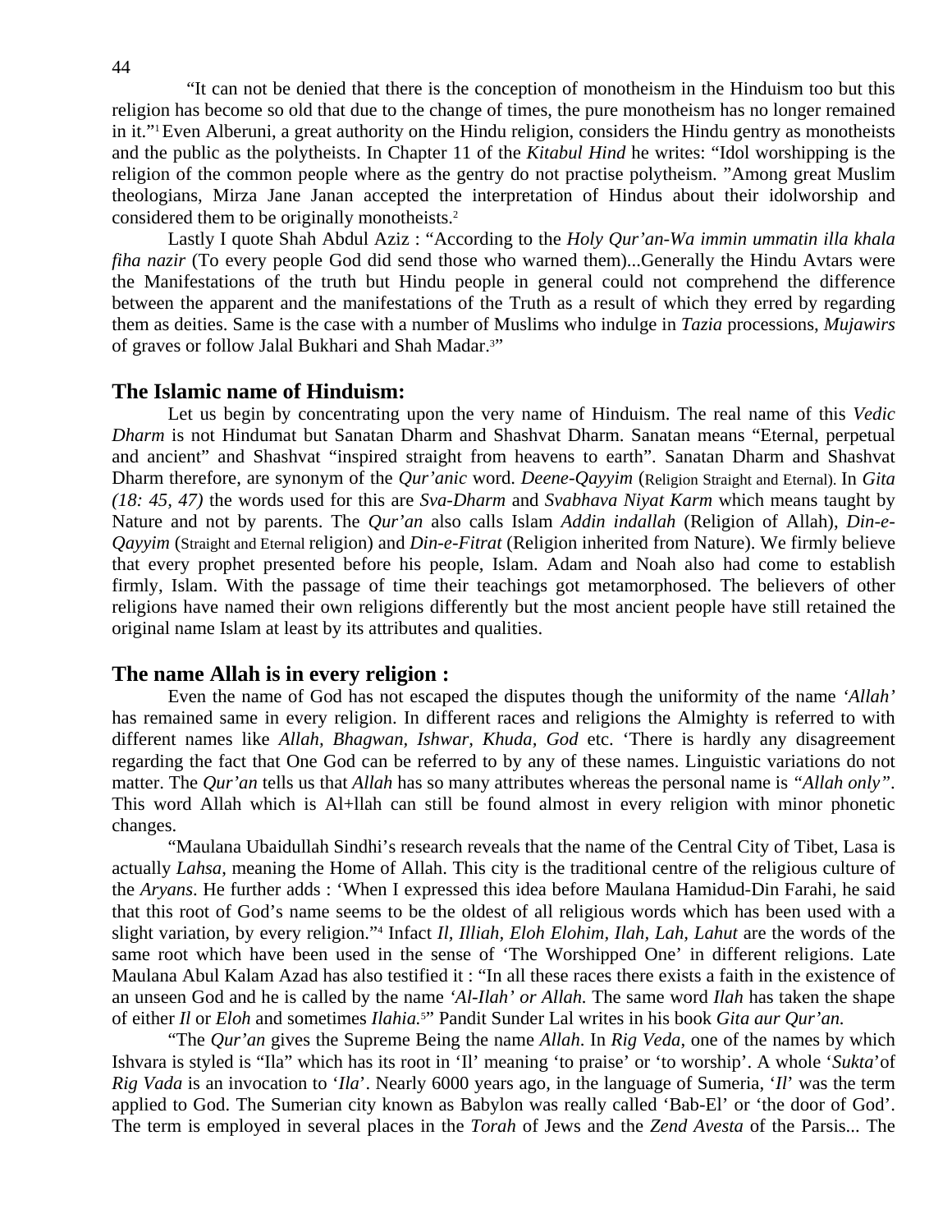"It can not be denied that there is the conception of monotheism in the Hinduism too but this religion has become so old that due to the change of times, the pure monotheism has no longer remained in it."[1] Even Alberuni, a great authority on the Hindu religion, considers the Hindu gentry as monotheists and the public as the polytheists. In Chapter 11 of the *Kitabul Hind* he writes: "Idol worshipping is the religion of the common people where as the gentry do not practise polytheism. "Among great Muslim theologians, Mirza Jane Janan accepted the interpretation of Hindus about their idolworship and considered them to be originally monotheists.[2]

Lastly I quote Shah Abdul Aziz : "According to the *Holy Qur'an-Wa immin ummatin illa khala fiha nazir* (To every people God did send those who warned them)...Generally the Hindu Avtars were the Manifestations of the truth but Hindu people in general could not comprehend the difference between the apparent and the manifestations of the Truth as a result of which they erred by regarding them as deities. Same is the case with a number of Muslims who indulge in *Tazia* processions, *Mujawirs* of graves or follow Jalal Bukhari and Shah Madar.[3]"

## The Islamic name of Hinduism:

Let us begin by concentrating upon the very name of Hinduism. The real name of this *Vedic Dharm* is not Hindumat but Sanatan Dharm and Shashvat Dharm. Sanatan means "Eternal, perpetual and ancient" and Shashvat "inspired straight from heavens to earth". Sanatan Dharm and Shashvat Dharm therefore, are synonym of the *Qur'anic* word. *Deene-Qayyim* (Religion Straight and Eternal). In *Gita (18: 45, 47)* the words used for this are *Sva-Dharm* and *Svabhava Niyat Karm* which means taught by Nature and not by parents. The *Qur'an* also calls Islam *Addin indallah* (Religion of Allah), *Din-e-Qayyim* (Straight and Eternal religion) and *Din-e-Fitrat* (Religion inherited from Nature). We firmly believe that every prophet presented before his people, Islam. Adam and Noah also had come to establish firmly, Islam. With the passage of time their teachings got metamorphosed. The believers of other religions have named their own religions differently but the most ancient people have still retained the original name Islam at least by its attributes and qualities.

## The name Allah is in every religion :

Even the name of God has not escaped the disputes though the uniformity of the name *'Allah'* has remained same in every religion. In different races and religions the Almighty is referred to with different names like *Allah, Bhagwan, Ishwar, Khuda, God* etc. 'There is hardly any disagreement regarding the fact that One God can be referred to by any of these names. Linguistic variations do not matter. The *Qur'an* tells us that *Allah* has so many attributes whereas the personal name is *"Allah only"*. This word Allah which is Al+llah can still be found almost in every religion with minor phonetic changes.

"Maulana Ubaidullah Sindhi's research reveals that the name of the Central City of Tibet, Lasa is actually *Lahsa*, meaning the Home of Allah. This city is the traditional centre of the religious culture of the *Aryans*. He further adds : 'When I expressed this idea before Maulana Hamidud-Din Farahi, he said that this root of God's name seems to be the oldest of all religious words which has been used with a slight variation, by every religion."[4] Infact *Il, Illiah, Eloh Elohim, Ilah, Lah, Lahut* are the words of the same root which have been used in the sense of 'The Worshipped One' in different religions. Late Maulana Abul Kalam Azad has also testified it : "In all these races there exists a faith in the existence of an unseen God and he is called by the name *'Al-Ilah' or Allah.* The same word *Ilah* has taken the shape of either *Il* or *Eloh* and sometimes *Ilahia.*[5]" Pandit Sunder Lal writes in his book *Gita aur Qur'an.*

"The *Qur'an* gives the Supreme Being the name *Allah*. In *Rig Veda*, one of the names by which Ishvara is styled is "Ila" which has its root in 'Il' meaning 'to praise' or 'to worship'. A whole '*Sukta*'of *Rig Vada* is an invocation to '*Ila*'. Nearly 6000 years ago, in the language of Sumeria, '*Il*' was the term applied to God. The Sumerian city known as Babylon was really called 'Bab-El' or 'the door of God'. The term is employed in several places in the *Torah* of Jews and the *Zend Avesta* of the Parsis... The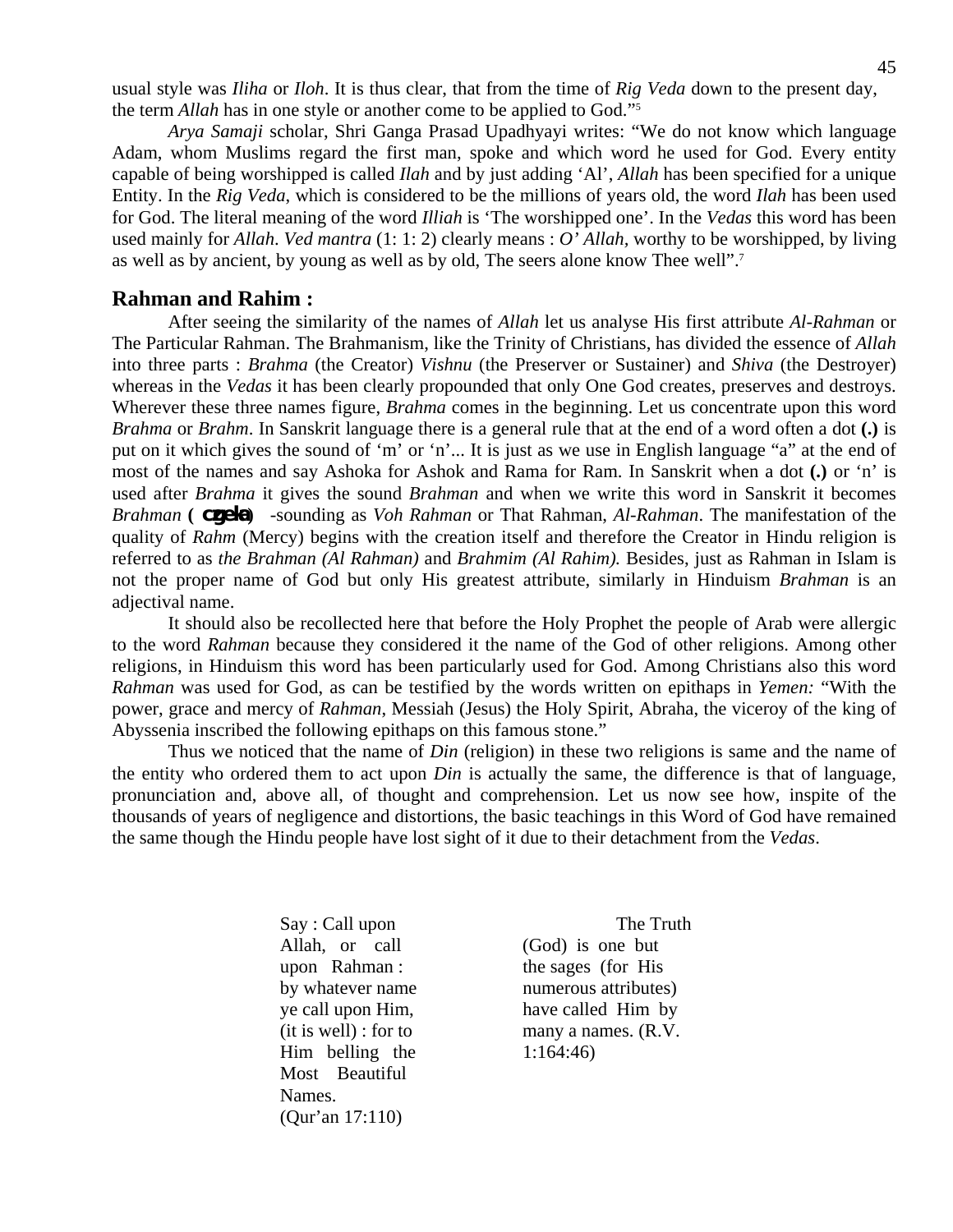usual style was *Iliha* or *Iloh*. It is thus clear, that from the time of *Rig Veda* down to the present day, the term *Allah* has in one style or another come to be applied to God."[5]

*Arya Samaji* scholar, Shri Ganga Prasad Upadhyayi writes: "We do not know which language Adam, whom Muslims regard the first man, spoke and which word he used for God. Every entity capable of being worshipped is called *Ilah* and by just adding 'Al', *Allah* has been specified for a unique Entity. In the *Rig Veda*, which is considered to be the millions of years old, the word *Ilah* has been used for God. The literal meaning of the word *Illiah* is 'The worshipped one'. In the *Vedas* this word has been used mainly for *Allah*. *Ved mantra* (1: 1: 2) clearly means : *O' Allah*, worthy to be worshipped, by living as well as by ancient, by young as well as by old, The seers alone know Thee well".[7]

## Rahman and Rahim :

After seeing the similarity of the names of *Allah* let us analyse His first attribute *Al-Rahman* or The Particular Rahman. The Brahmanism, like the Trinity of Christians, has divided the essence of *Allah* into three parts : *Brahma* (the Creator) *Vishnu* (the Preserver or Sustainer) and *Shiva* (the Destroyer) whereas in the *Vedas* it has been clearly propounded that only One God creates, preserves and destroys. Wherever these three names figure, *Brahma* comes in the beginning. Let us concentrate upon this word *Brahma* or *Brahm*. In Sanskrit language there is a general rule that at the end of a word often a dot **(.)** is put on it which gives the sound of 'm' or 'n'... It is just as we use in English language "a" at the end of most of the names and say Ashoka for Ashok and Rama for Ram. In Sanskrit when a dot **(.)** or 'n' is used after *Brahma* it gives the sound *Brahman* and when we write this word in Sanskrit it becomes *Brahman* **( czgeka)** -sounding as *Voh Rahman* or That Rahman, *Al-Rahman*. The manifestation of the quality of *Rahm* (Mercy) begins with the creation itself and therefore the Creator in Hindu religion is referred to as *the Brahman (Al Rahman)* and *Brahmim (Al Rahim).* Besides, just as Rahman in Islam is not the proper name of God but only His greatest attribute, similarly in Hinduism *Brahman* is an adjectival name.

It should also be recollected here that before the Holy Prophet the people of Arab were allergic to the word *Rahman* because they considered it the name of the God of other religions. Among other religions, in Hinduism this word has been particularly used for God. Among Christians also this word *Rahman* was used for God, as can be testified by the words written on epithaps in *Yemen:* "With the power, grace and mercy of *Rahman*, Messiah (Jesus) the Holy Spirit, Abraha, the viceroy of the king of Abyssenia inscribed the following epithaps on this famous stone."

Thus we noticed that the name of *Din* (religion) in these two religions is same and the name of the entity who ordered them to act upon *Din* is actually the same, the difference is that of language, pronunciation and, above all, of thought and comprehension. Let us now see how, inspite of the thousands of years of negligence and distortions, the basic teachings in this Word of God have remained the same though the Hindu people have lost sight of it due to their detachment from the *Vedas*.

| | |
|---|---|
| Say : Call upon Allah, or call upon Rahman : by whatever name ye call upon Him, (it is well) : for to Him belling the Most Beautiful Names. (Qur'an 17:110) | The Truth (God) is one but the sages (for His numerous attributes) have called Him by many a names. (R.V. 1:164:46) |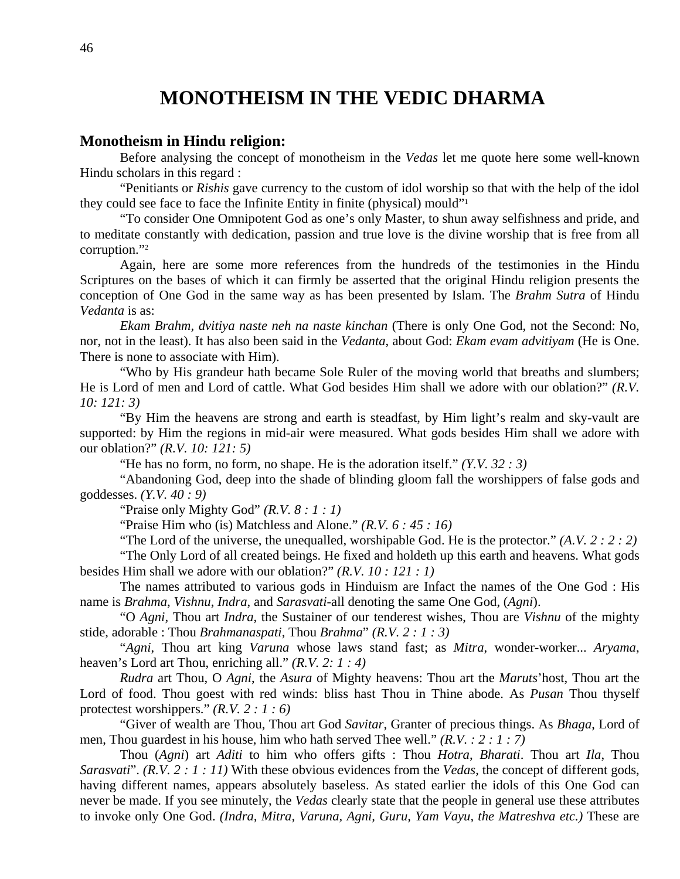# MONOTHEISM IN THE VEDIC DHARMA

## Monotheism in Hindu religion:

Before analysing the concept of monotheism in the *Vedas* let me quote here some well-known Hindu scholars in this regard :

"Penitiants or *Rishis* gave currency to the custom of idol worship so that with the help of the idol they could see face to face the Infinite Entity in finite (physical) mould"[1]

"To consider One Omnipotent God as one's only Master, to shun away selfishness and pride, and to meditate constantly with dedication, passion and true love is the divine worship that is free from all corruption."[2]

Again, here are some more references from the hundreds of the testimonies in the Hindu Scriptures on the bases of which it can firmly be asserted that the original Hindu religion presents the conception of One God in the same way as has been presented by Islam. The *Brahm Sutra* of Hindu *Vedanta* is as:

*Ekam Brahm, dvitiya naste neh na naste kinchan* (There is only One God, not the Second: No, nor, not in the least). It has also been said in the *Vedanta*, about God: *Ekam evam advitiyam* (He is One. There is none to associate with Him).

"Who by His grandeur hath became Sole Ruler of the moving world that breaths and slumbers; He is Lord of men and Lord of cattle. What God besides Him shall we adore with our oblation?" *(R.V. 10: 121: 3)*

"By Him the heavens are strong and earth is steadfast, by Him light's realm and sky-vault are supported: by Him the regions in mid-air were measured. What gods besides Him shall we adore with our oblation?" *(R.V. 10: 121: 5)*

"He has no form, no form, no shape. He is the adoration itself." *(Y.V. 32 : 3)*

"Abandoning God, deep into the shade of blinding gloom fall the worshippers of false gods and goddesses. *(Y.V. 40 : 9)*

"Praise only Mighty God" *(R.V. 8 : 1 : 1)*

"Praise Him who (is) Matchless and Alone." *(R.V. 6 : 45 : 16)*

"The Lord of the universe, the unequalled, worshipable God. He is the protector." *(A.V. 2 : 2 : 2)*

"The Only Lord of all created beings. He fixed and holdeth up this earth and heavens. What gods besides Him shall we adore with our oblation?" *(R.V. 10 : 121 : 1)*

The names attributed to various gods in Hinduism are Infact the names of the One God : His name is *Brahma*, *Vishnu*, *Indra*, and *Sarasvati*-all denoting the same One God, (*Agni*).

"O *Agni*, Thou art *Indra*, the Sustainer of our tenderest wishes, Thou are *Vishnu* of the mighty stide, adorable : Thou *Brahmanaspati*, Thou *Brahma*" *(R.V. 2 : 1 : 3)*

"*Agni*, Thou art king *Varuna* whose laws stand fast; as *Mitra*, wonder-worker... *Aryama*, heaven's Lord art Thou, enriching all." *(R.V. 2: 1 : 4)*

*Rudra* art Thou, O *Agni*, the *Asura* of Mighty heavens: Thou art the *Maruts*'host, Thou art the Lord of food. Thou goest with red winds: bliss hast Thou in Thine abode. As *Pusan* Thou thyself protectest worshippers." *(R.V. 2 : 1 : 6)*

"Giver of wealth are Thou, Thou art God *Savitar*, Granter of precious things. As *Bhaga*, Lord of men, Thou guardest in his house, him who hath served Thee well." *(R.V. : 2 : 1 : 7)*

Thou (*Agni*) art *Aditi* to him who offers gifts : Thou *Hotra*, *Bharati*. Thou art *Ila*, Thou *Sarasvati*". *(R.V. 2 : 1 : 11)* With these obvious evidences from the *Vedas*, the concept of different gods, having different names, appears absolutely baseless. As stated earlier the idols of this One God can never be made. If you see minutely, the *Vedas* clearly state that the people in general use these attributes to invoke only One God. *(Indra, Mitra, Varuna, Agni, Guru, Yam Vayu, the Matreshva etc.)* These are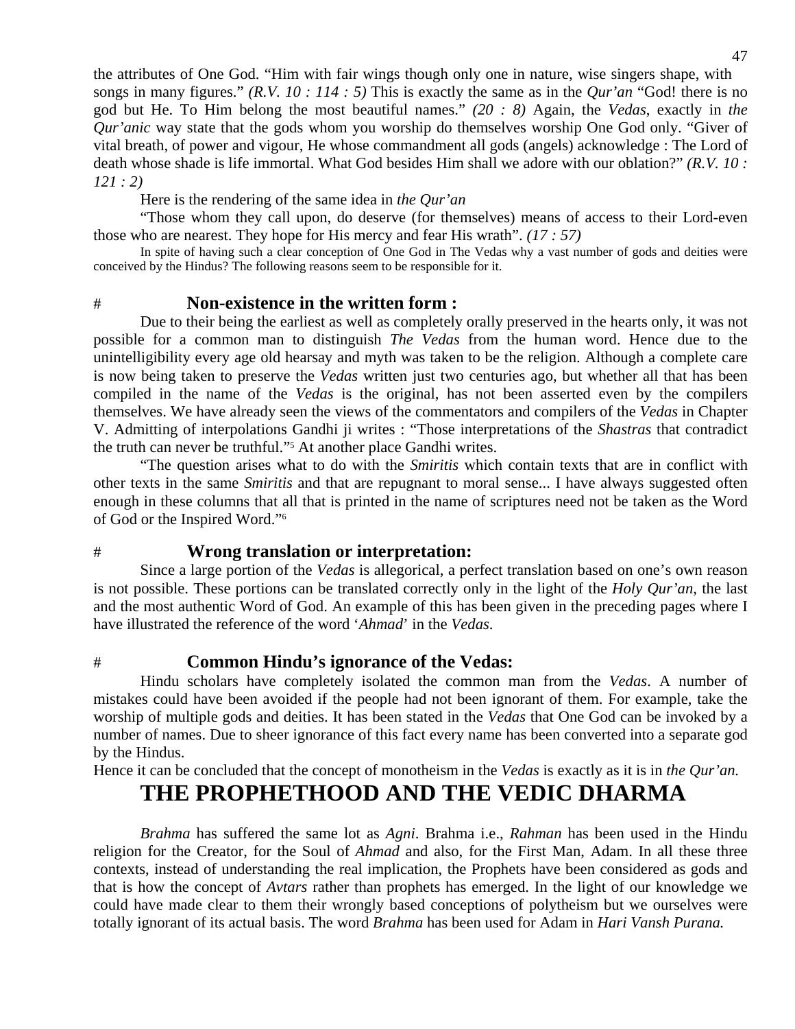the attributes of One God. "Him with fair wings though only one in nature, wise singers shape, with songs in many figures." *(R.V. 10 : 114 : 5)* This is exactly the same as in the *Qur'an* "God! there is no god but He. To Him belong the most beautiful names." *(20 : 8)* Again, the *Vedas*, exactly in *the Qur'anic* way state that the gods whom you worship do themselves worship One God only. "Giver of vital breath, of power and vigour, He whose commandment all gods (angels) acknowledge : The Lord of death whose shade is life immortal. What God besides Him shall we adore with our oblation?" *(R.V. 10 : 121 : 2)*

Here is the rendering of the same idea in *the Qur'an*

"Those whom they call upon, do deserve (for themselves) means of access to their Lord-even those who are nearest. They hope for His mercy and fear His wrath". *(17 : 57)*

In spite of having such a clear conception of One God in The Vedas why a vast number of gods and deities were conceived by the Hindus? The following reasons seem to be responsible for it.

### # Non-existence in the written form :

Due to their being the earliest as well as completely orally preserved in the hearts only, it was not possible for a common man to distinguish *The Vedas* from the human word. Hence due to the unintelligibility every age old hearsay and myth was taken to be the religion. Although a complete care is now being taken to preserve the *Vedas* written just two centuries ago, but whether all that has been compiled in the name of the *Vedas* is the original, has not been asserted even by the compilers themselves. We have already seen the views of the commentators and compilers of the *Vedas* in Chapter V. Admitting of interpolations Gandhi ji writes : "Those interpretations of the *Shastras* that contradict the truth can never be truthful."[5] At another place Gandhi writes.

"The question arises what to do with the *Smiritis* which contain texts that are in conflict with other texts in the same *Smiritis* and that are repugnant to moral sense... I have always suggested often enough in these columns that all that is printed in the name of scriptures need not be taken as the Word of God or the Inspired Word."[6]

### # Wrong translation or interpretation:

Since a large portion of the *Vedas* is allegorical, a perfect translation based on one's own reason is not possible. These portions can be translated correctly only in the light of the *Holy Qur'an*, the last and the most authentic Word of God. An example of this has been given in the preceding pages where I have illustrated the reference of the word '*Ahmad*' in the *Vedas*.

### # Common Hindu's ignorance of the Vedas:

Hindu scholars have completely isolated the common man from the *Vedas*. A number of mistakes could have been avoided if the people had not been ignorant of them. For example, take the worship of multiple gods and deities. It has been stated in the *Vedas* that One God can be invoked by a number of names. Due to sheer ignorance of this fact every name has been converted into a separate god by the Hindus.

Hence it can be concluded that the concept of monotheism in the *Vedas* is exactly as it is in *the Qur'an.*

# THE PROPHETHOOD AND THE VEDIC DHARMA

*Brahma* has suffered the same lot as *Agni*. Brahma i.e., *Rahman* has been used in the Hindu religion for the Creator, for the Soul of *Ahmad* and also, for the First Man, Adam. In all these three contexts, instead of understanding the real implication, the Prophets have been considered as gods and that is how the concept of *Avtars* rather than prophets has emerged. In the light of our knowledge we could have made clear to them their wrongly based conceptions of polytheism but we ourselves were totally ignorant of its actual basis. The word *Brahma* has been used for Adam in *Hari Vansh Purana.*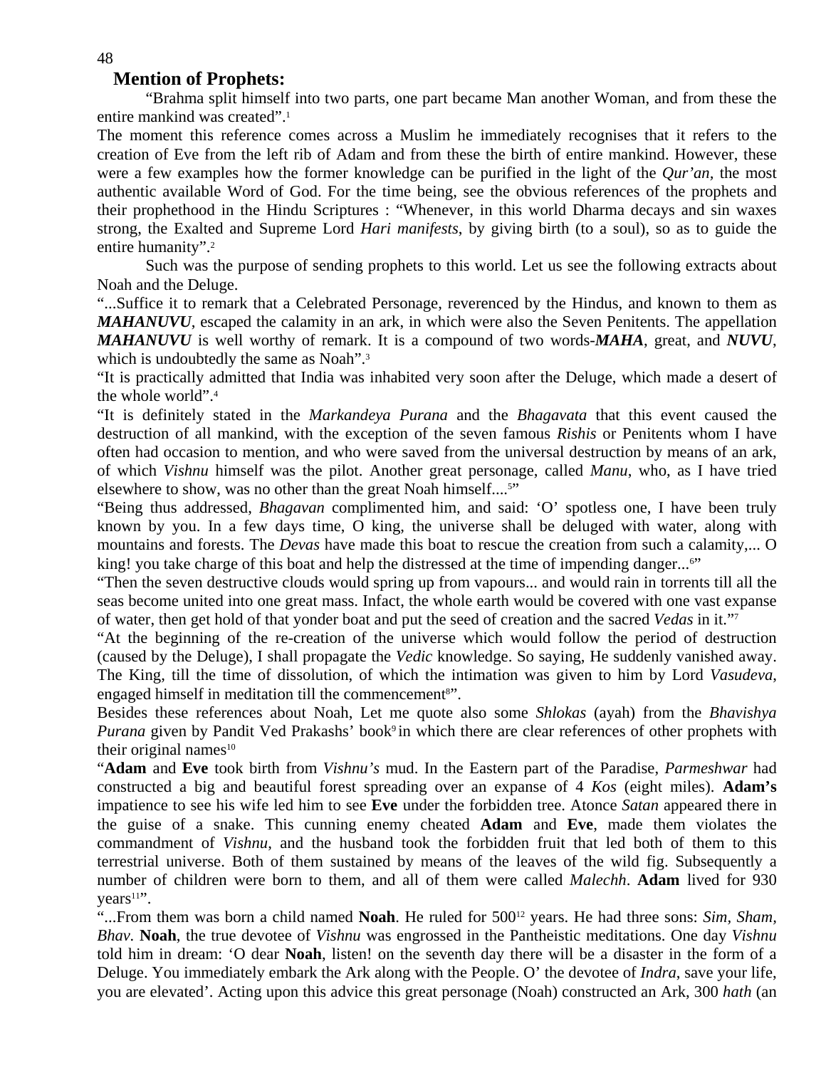## Mention of Prophets:

"Brahma split himself into two parts, one part became Man another Woman, and from these the entire mankind was created".[1]

The moment this reference comes across a Muslim he immediately recognises that it refers to the creation of Eve from the left rib of Adam and from these the birth of entire mankind. However, these were a few examples how the former knowledge can be purified in the light of the *Qur'an*, the most authentic available Word of God. For the time being, see the obvious references of the prophets and their prophethood in the Hindu Scriptures : "Whenever, in this world Dharma decays and sin waxes strong, the Exalted and Supreme Lord *Hari manifests*, by giving birth (to a soul), so as to guide the entire humanity".[2]

Such was the purpose of sending prophets to this world. Let us see the following extracts about Noah and the Deluge.

"...Suffice it to remark that a Celebrated Personage, reverenced by the Hindus, and known to them as ***MAHANUVU***, escaped the calamity in an ark, in which were also the Seven Penitents. The appellation ***MAHANUVU*** is well worthy of remark. It is a compound of two words-***MAHA***, great, and ***NUVU***, which is undoubtedly the same as Noah".[3]

"It is practically admitted that India was inhabited very soon after the Deluge, which made a desert of the whole world".[4]

"It is definitely stated in the *Markandeya Purana* and the *Bhagavata* that this event caused the destruction of all mankind, with the exception of the seven famous *Rishis* or Penitents whom I have often had occasion to mention, and who were saved from the universal destruction by means of an ark, of which *Vishnu* himself was the pilot. Another great personage, called *Manu*, who, as I have tried elsewhere to show, was no other than the great Noah himself....[5]"

"Being thus addressed, *Bhagavan* complimented him, and said: 'O' spotless one, I have been truly known by you. In a few days time, O king, the universe shall be deluged with water, along with mountains and forests. The *Devas* have made this boat to rescue the creation from such a calamity,... O king! you take charge of this boat and help the distressed at the time of impending danger...[6]"

"Then the seven destructive clouds would spring up from vapours... and would rain in torrents till all the seas become united into one great mass. Infact, the whole earth would be covered with one vast expanse of water, then get hold of that yonder boat and put the seed of creation and the sacred *Vedas* in it."[7]

"At the beginning of the re-creation of the universe which would follow the period of destruction (caused by the Deluge), I shall propagate the *Vedic* knowledge. So saying, He suddenly vanished away. The King, till the time of dissolution, of which the intimation was given to him by Lord *Vasudeva*, engaged himself in meditation till the commencement[8]".

Besides these references about Noah, Let me quote also some *Shlokas* (ayah) from the *Bhavishya Purana* given by Pandit Ved Prakashs' book[9] in which there are clear references of other prophets with their original names[10]

"**Adam** and **Eve** took birth from *Vishnu's* mud. In the Eastern part of the Paradise, *Parmeshwar* had constructed a big and beautiful forest spreading over an expanse of 4 *Kos* (eight miles). **Adam's** impatience to see his wife led him to see **Eve** under the forbidden tree. Atonce *Satan* appeared there in the guise of a snake. This cunning enemy cheated **Adam** and **Eve**, made them violates the commandment of *Vishnu*, and the husband took the forbidden fruit that led both of them to this terrestrial universe. Both of them sustained by means of the leaves of the wild fig. Subsequently a number of children were born to them, and all of them were called *Malechh*. **Adam** lived for 930 years[11]".

"...From them was born a child named **Noah**. He ruled for 500[12] years. He had three sons: *Sim, Sham, Bhav*. **Noah**, the true devotee of *Vishnu* was engrossed in the Pantheistic meditations. One day *Vishnu* told him in dream: 'O dear **Noah**, listen! on the seventh day there will be a disaster in the form of a Deluge. You immediately embark the Ark along with the People. O' the devotee of *Indra*, save your life, you are elevated'. Acting upon this advice this great personage (Noah) constructed an Ark, 300 *hath* (an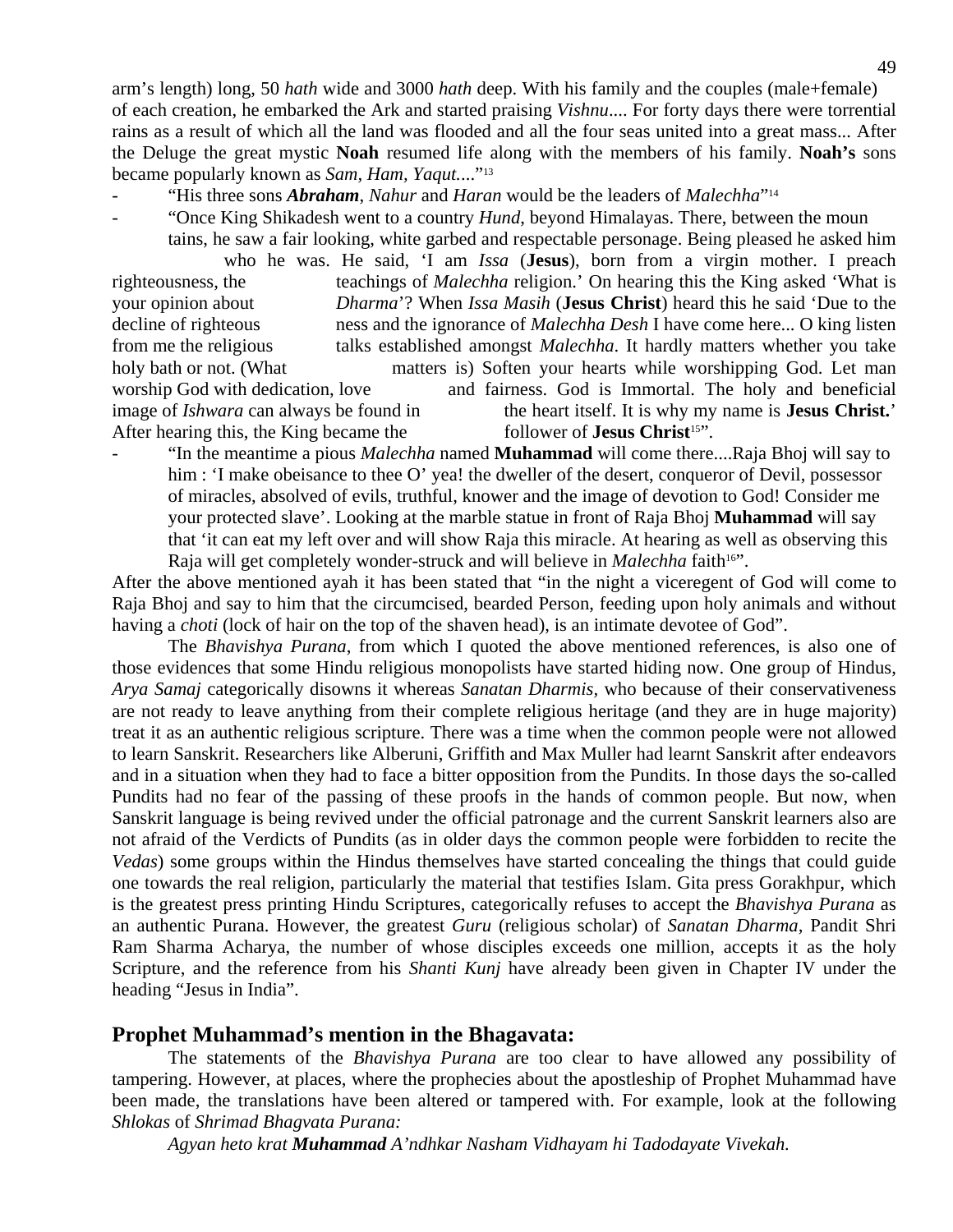arm's length) long, 50 *hath* wide and 3000 *hath* deep. With his family and the couples (male+female) of each creation, he embarked the Ark and started praising *Vishnu*.... For forty days there were torrential rains as a result of which all the land was flooded and all the four seas united into a great mass... After the Deluge the great mystic **Noah** resumed life along with the members of his family. **Noah's** sons became popularly known as *Sam, Ham, Yaqut*...."[13]

- "His three sons ***Abraham***, *Nahur* and *Haran* would be the leaders of *Malechha*"[14]
- "Once King Shikadesh went to a country *Hund*, beyond Himalayas. There, between the mountains, he saw a fair looking, white garbed and respectable personage. Being pleased he asked him who he was. He said, 'I am *Issa* (**Jesus**), born from a virgin mother. I preach righteousness, the teachings of *Malechha* religion.' On hearing this the King asked 'What is your opinion about *Dharma*'? When *Issa Masih* (**Jesus Christ**) heard this he said 'Due to the decline of righteousness and the ignorance of *Malechha Desh* I have come here... O king listen from me the religious talks established amongst *Malechha*. It hardly matters whether you take holy bath or not. (What matters is) Soften your hearts while worshipping God. Let man worship God with dedication, love and fairness. God is Immortal. The holy and beneficial image of *Ishwara* can always be found in the heart itself. It is why my name is **Jesus Christ.**' After hearing this, the King became the follower of **Jesus Christ**[15]".
- "In the meantime a pious *Malechha* named **Muhammad** will come there....Raja Bhoj will say to him : 'I make obeisance to thee O' yea! the dweller of the desert, conqueror of Devil, possessor of miracles, absolved of evils, truthful, knower and the image of devotion to God! Consider me your protected slave'. Looking at the marble statue in front of Raja Bhoj **Muhammad** will say that 'it can eat my left over and will show Raja this miracle. At hearing as well as observing this Raja will get completely wonder-struck and will believe in *Malechha* faith[16]".

After the above mentioned ayah it has been stated that "in the night a viceregent of God will come to Raja Bhoj and say to him that the circumcised, bearded Person, feeding upon holy animals and without having a *choti* (lock of hair on the top of the shaven head), is an intimate devotee of God".

The *Bhavishya Purana*, from which I quoted the above mentioned references, is also one of those evidences that some Hindu religious monopolists have started hiding now. One group of Hindus, *Arya Samaj* categorically disowns it whereas *Sanatan Dharmis*, who because of their conservativeness are not ready to leave anything from their complete religious heritage (and they are in huge majority) treat it as an authentic religious scripture. There was a time when the common people were not allowed to learn Sanskrit. Researchers like Alberuni, Griffith and Max Muller had learnt Sanskrit after endeavors and in a situation when they had to face a bitter opposition from the Pundits. In those days the so-called Pundits had no fear of the passing of these proofs in the hands of common people. But now, when Sanskrit language is being revived under the official patronage and the current Sanskrit learners also are not afraid of the Verdicts of Pundits (as in older days the common people were forbidden to recite the *Vedas*) some groups within the Hindus themselves have started concealing the things that could guide one towards the real religion, particularly the material that testifies Islam. Gita press Gorakhpur, which is the greatest press printing Hindu Scriptures, categorically refuses to accept the *Bhavishya Purana* as an authentic Purana. However, the greatest *Guru* (religious scholar) of *Sanatan Dharma,* Pandit Shri Ram Sharma Acharya, the number of whose disciples exceeds one million, accepts it as the holy Scripture, and the reference from his *Shanti Kunj* have already been given in Chapter IV under the heading "Jesus in India".

## Prophet Muhammad's mention in the Bhagavata:

The statements of the *Bhavishya Purana* are too clear to have allowed any possibility of tampering. However, at places, where the prophecies about the apostleship of Prophet Muhammad have been made, the translations have been altered or tampered with. For example, look at the following *Shlokas* of *Shrimad Bhagvata Purana:*

*Agyan heto krat **Muhammad** A'ndhkar Nasham Vidhayam hi Tadodayate Vivekah.*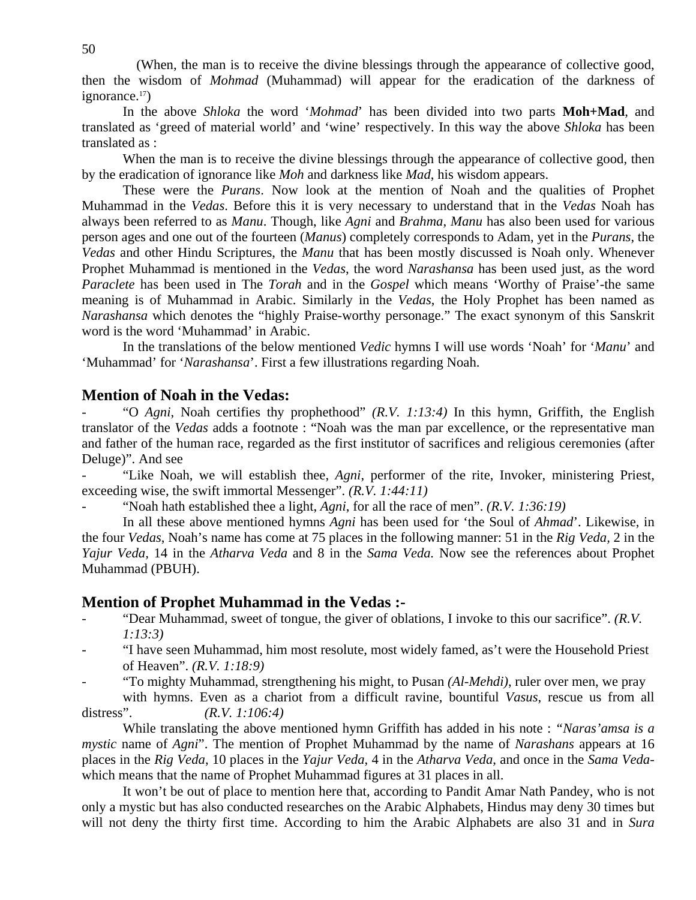(When, the man is to receive the divine blessings through the appearance of collective good, then the wisdom of *Mohmad* (Muhammad) will appear for the eradication of the darkness of ignorance.[17])

In the above *Shloka* the word '*Mohmad*' has been divided into two parts **Moh+Mad**, and translated as 'greed of material world' and 'wine' respectively. In this way the above *Shloka* has been translated as :

When the man is to receive the divine blessings through the appearance of collective good, then by the eradication of ignorance like *Moh* and darkness like *Mad*, his wisdom appears.

These were the *Purans*. Now look at the mention of Noah and the qualities of Prophet Muhammad in the *Vedas*. Before this it is very necessary to understand that in the *Vedas* Noah has always been referred to as *Manu*. Though, like *Agni* and *Brahma*, *Manu* has also been used for various person ages and one out of the fourteen (*Manus*) completely corresponds to Adam, yet in the *Purans*, the *Vedas* and other Hindu Scriptures, the *Manu* that has been mostly discussed is Noah only. Whenever Prophet Muhammad is mentioned in the *Vedas*, the word *Narashansa* has been used just, as the word *Paraclete* has been used in The *Torah* and in the *Gospel* which means 'Worthy of Praise'-the same meaning is of Muhammad in Arabic. Similarly in the *Vedas*, the Holy Prophet has been named as *Narashansa* which denotes the "highly Praise-worthy personage." The exact synonym of this Sanskrit word is the word 'Muhammad' in Arabic.

In the translations of the below mentioned *Vedic* hymns I will use words 'Noah' for '*Manu*' and 'Muhammad' for '*Narashansa*'. First a few illustrations regarding Noah.

## Mention of Noah in the Vedas:

- "O *Agni*, Noah certifies thy prophethood" *(R.V. 1:13:4)* In this hymn, Griffith, the English translator of the *Vedas* adds a footnote : "Noah was the man par excellence, or the representative man and father of the human race, regarded as the first institutor of sacrifices and religious ceremonies (after Deluge)". And see
- "Like Noah, we will establish thee, *Agni*, performer of the rite, Invoker, ministering Priest, exceeding wise, the swift immortal Messenger". *(R.V. 1:44:11)*
- "Noah hath established thee a light, *Agni*, for all the race of men". *(R.V. 1:36:19)*

In all these above mentioned hymns *Agni* has been used for 'the Soul of *Ahmad*'. Likewise, in the four *Vedas*, Noah's name has come at 75 places in the following manner: 51 in the *Rig Veda,* 2 in the *Yajur Veda,* 14 in the *Atharva Veda* and 8 in the *Sama Veda.* Now see the references about Prophet Muhammad (PBUH).

## Mention of Prophet Muhammad in the Vedas :-

- "Dear Muhammad, sweet of tongue, the giver of oblations, I invoke to this our sacrifice". *(R.V. 1:13:3)*
- "I have seen Muhammad, him most resolute, most widely famed, as't were the Household Priest of Heaven". *(R.V. 1:18:9)*
- "To mighty Muhammad, strengthening his might, to Pusan *(Al-Mehdi)*, ruler over men, we pray with hymns. Even as a chariot from a difficult ravine, bountiful *Vasus*, rescue us from all distress". *(R.V. 1:106:4)*

While translating the above mentioned hymn Griffith has added in his note : "*Naras'amsa is a mystic* name of *Agni*". The mention of Prophet Muhammad by the name of *Narashans* appears at 16 places in the *Rig Veda*, 10 places in the *Yajur Veda*, 4 in the *Atharva Veda*, and once in the *Sama Veda*-which means that the name of Prophet Muhammad figures at 31 places in all.

It won't be out of place to mention here that, according to Pandit Amar Nath Pandey, who is not only a mystic but has also conducted researches on the Arabic Alphabets, Hindus may deny 30 times but will not deny the thirty first time. According to him the Arabic Alphabets are also 31 and in *Sura*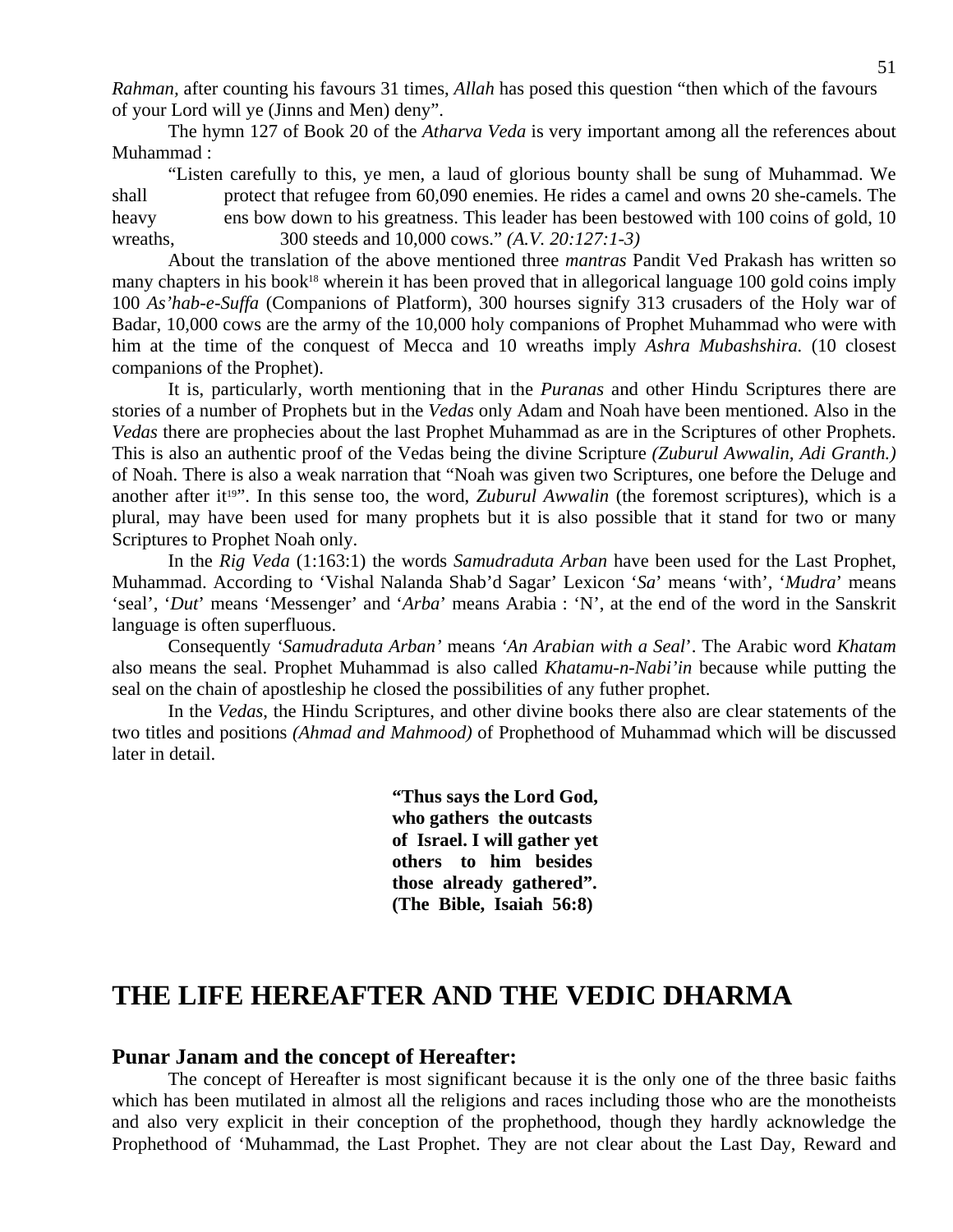*Rahman*, after counting his favours 31 times, *Allah* has posed this question "then which of the favours of your Lord will ye (Jinns and Men) deny".

The hymn 127 of Book 20 of the *Atharva Veda* is very important among all the references about Muhammad :

"Listen carefully to this, ye men, a laud of glorious bounty shall be sung of Muhammad. We shall protect that refugee from 60,090 enemies. He rides a camel and owns 20 she-camels. The heavy ens bow down to his greatness. This leader has been bestowed with 100 coins of gold, 10 wreaths, 300 steeds and 10,000 cows." *(A.V. 20:127:1-3)*

About the translation of the above mentioned three *mantras* Pandit Ved Prakash has written so many chapters in his book[18] wherein it has been proved that in allegorical language 100 gold coins imply 100 *As'hab-e-Suffa* (Companions of Platform), 300 hourses signify 313 crusaders of the Holy war of Badar, 10,000 cows are the army of the 10,000 holy companions of Prophet Muhammad who were with him at the time of the conquest of Mecca and 10 wreaths imply *Ashra Mubashshira.* (10 closest companions of the Prophet).

It is, particularly, worth mentioning that in the *Puranas* and other Hindu Scriptures there are stories of a number of Prophets but in the *Vedas* only Adam and Noah have been mentioned. Also in the *Vedas* there are prophecies about the last Prophet Muhammad as are in the Scriptures of other Prophets. This is also an authentic proof of the Vedas being the divine Scripture *(Zuburul Awwalin, Adi Granth.)* of Noah. There is also a weak narration that "Noah was given two Scriptures, one before the Deluge and another after it[19]". In this sense too, the word, *Zuburul Awwalin* (the foremost scriptures), which is a plural, may have been used for many prophets but it is also possible that it stand for two or many Scriptures to Prophet Noah only.

In the *Rig Veda* (1:163:1) the words *Samudraduta Arban* have been used for the Last Prophet, Muhammad. According to 'Vishal Nalanda Shab'd Sagar' Lexicon '*Sa*' means 'with', '*Mudra*' means 'seal', '*Dut*' means 'Messenger' and '*Arba*' means Arabia : 'N', at the end of the word in the Sanskrit language is often superfluous.

Consequently *'Samudraduta Arban'* means *'An Arabian with a Seal'*. The Arabic word *Khatam* also means the seal. Prophet Muhammad is also called *Khatamu-n-Nabi'in* because while putting the seal on the chain of apostleship he closed the possibilities of any futher prophet.

In the *Vedas*, the Hindu Scriptures, and other divine books there also are clear statements of the two titles and positions *(Ahmad and Mahmood)* of Prophethood of Muhammad which will be discussed later in detail.

> **"Thus says the Lord God, who gathers the outcasts of Israel. I will gather yet others to him besides those already gathered". (The Bible, Isaiah 56:8)**

# THE LIFE HEREAFTER AND THE VEDIC DHARMA

## Punar Janam and the concept of Hereafter:

The concept of Hereafter is most significant because it is the only one of the three basic faiths which has been mutilated in almost all the religions and races including those who are the monotheists and also very explicit in their conception of the prophethood, though they hardly acknowledge the Prophethood of 'Muhammad, the Last Prophet. They are not clear about the Last Day, Reward and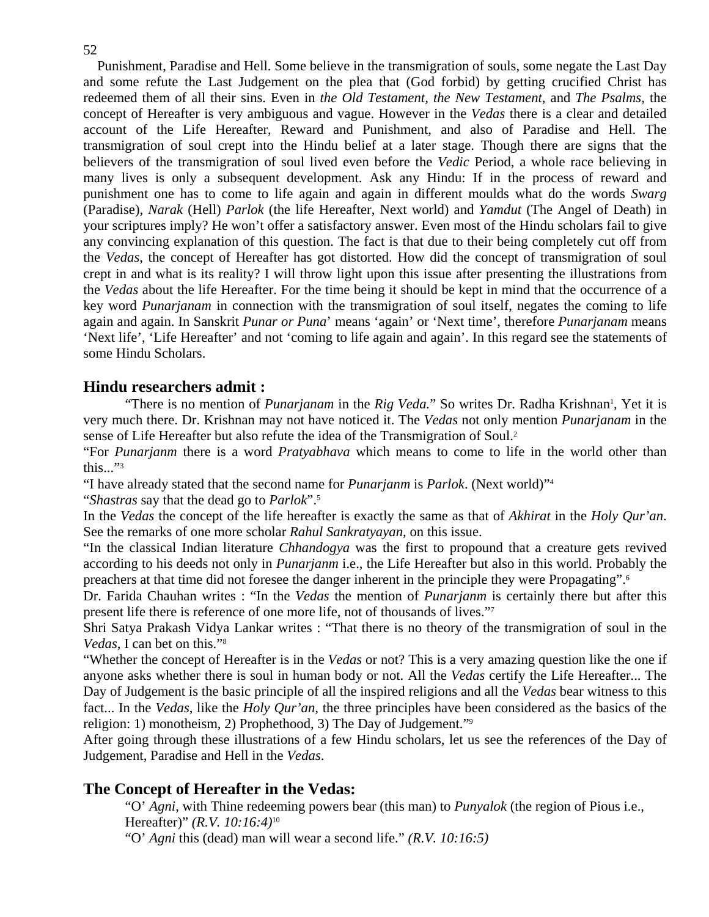Punishment, Paradise and Hell. Some believe in the transmigration of souls, some negate the Last Day and some refute the Last Judgement on the plea that (God forbid) by getting crucified Christ has redeemed them of all their sins. Even in *the Old Testament*, *the New Testament*, and *The Psalms*, the concept of Hereafter is very ambiguous and vague. However in the *Vedas* there is a clear and detailed account of the Life Hereafter, Reward and Punishment, and also of Paradise and Hell. The transmigration of soul crept into the Hindu belief at a later stage. Though there are signs that the believers of the transmigration of soul lived even before the *Vedic* Period, a whole race believing in many lives is only a subsequent development. Ask any Hindu: If in the process of reward and punishment one has to come to life again and again in different moulds what do the words *Swarg* (Paradise), *Narak* (Hell) *Parlok* (the life Hereafter, Next world) and *Yamdut* (The Angel of Death) in your scriptures imply? He won't offer a satisfactory answer. Even most of the Hindu scholars fail to give any convincing explanation of this question. The fact is that due to their being completely cut off from the *Vedas*, the concept of Hereafter has got distorted. How did the concept of transmigration of soul crept in and what is its reality? I will throw light upon this issue after presenting the illustrations from the *Vedas* about the life Hereafter. For the time being it should be kept in mind that the occurrence of a key word *Punarjanam* in connection with the transmigration of soul itself, negates the coming to life again and again. In Sanskrit *Punar or Puna*' means 'again' or 'Next time', therefore *Punarjanam* means 'Next life', 'Life Hereafter' and not 'coming to life again and again'. In this regard see the statements of some Hindu Scholars.

## Hindu researchers admit :

"There is no mention of *Punarjanam* in the *Rig Veda.*" So writes Dr. Radha Krishnan[1], Yet it is very much there. Dr. Krishnan may not have noticed it. The *Vedas* not only mention *Punarjanam* in the sense of Life Hereafter but also refute the idea of the Transmigration of Soul.[2]

"For *Punarjanm* there is a word *Pratyabhava* which means to come to life in the world other than this..."[3]

"I have already stated that the second name for *Punarjanm* is *Parlok*. (Next world)"[4]

"*Shastras* say that the dead go to *Parlok*".[5]

In the *Vedas* the concept of the life hereafter is exactly the same as that of *Akhirat* in the *Holy Qur'an*. See the remarks of one more scholar *Rahul Sankratyayan,* on this issue.

"In the classical Indian literature *Chhandogya* was the first to propound that a creature gets revived according to his deeds not only in *Punarjanm* i.e., the Life Hereafter but also in this world. Probably the preachers at that time did not foresee the danger inherent in the principle they were Propagating".[6]

Dr. Farida Chauhan writes : "In the *Vedas* the mention of *Punarjanm* is certainly there but after this present life there is reference of one more life, not of thousands of lives."[7]

Shri Satya Prakash Vidya Lankar writes : "That there is no theory of the transmigration of soul in the *Vedas*, I can bet on this."[8]

"Whether the concept of Hereafter is in the *Vedas* or not? This is a very amazing question like the one if anyone asks whether there is soul in human body or not. All the *Vedas* certify the Life Hereafter... The Day of Judgement is the basic principle of all the inspired religions and all the *Vedas* bear witness to this fact... In the *Vedas*, like the *Holy Qur'an,* the three principles have been considered as the basics of the religion: 1) monotheism, 2) Prophethood, 3) The Day of Judgement."[9]

After going through these illustrations of a few Hindu scholars, let us see the references of the Day of Judgement, Paradise and Hell in the *Vedas*.

## The Concept of Hereafter in the Vedas:

"O' *Agni*, with Thine redeeming powers bear (this man) to *Punyalok* (the region of Pious i.e., Hereafter)" *(R.V. 10:16:4)*[10]

"O' *Agni* this (dead) man will wear a second life." *(R.V. 10:16:5)*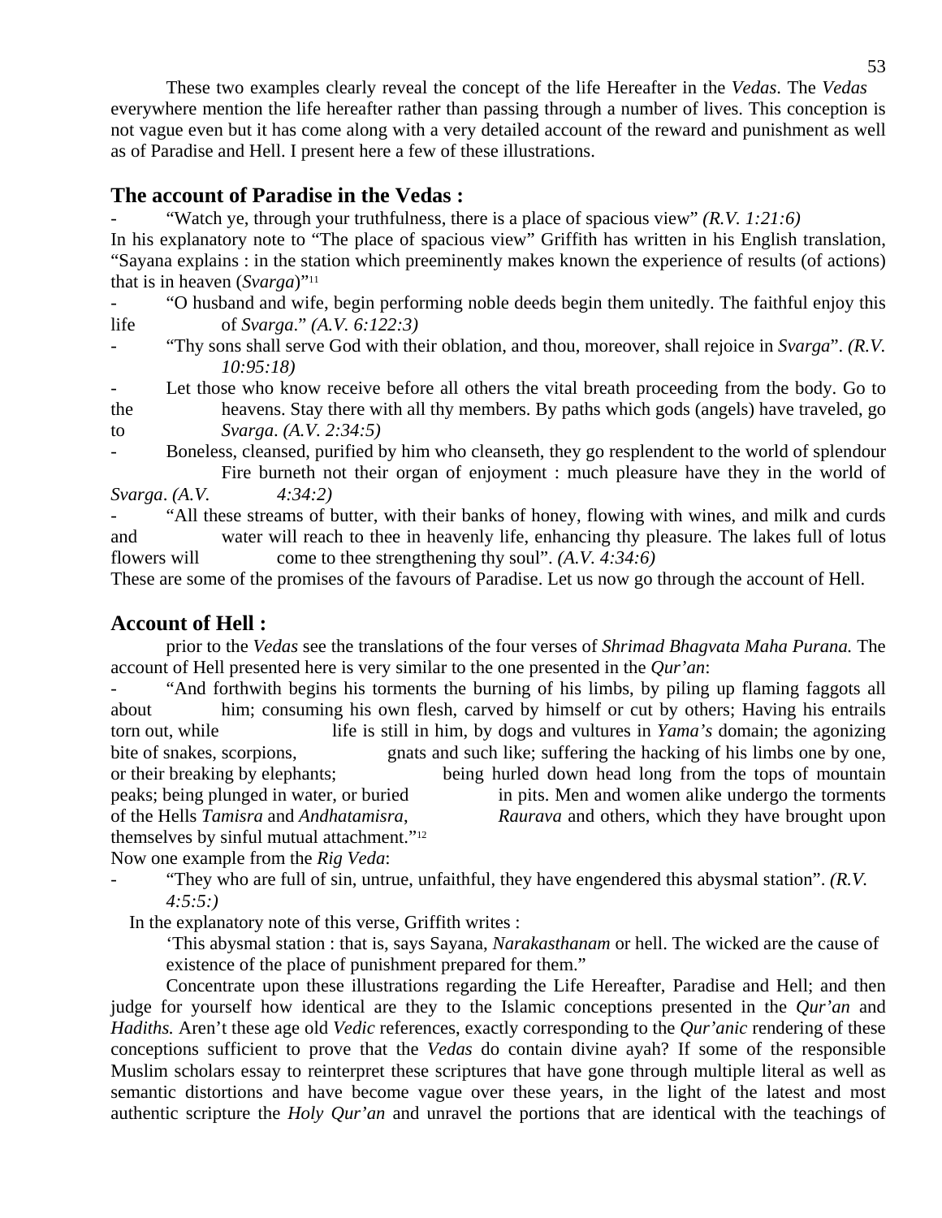These two examples clearly reveal the concept of the life Hereafter in the *Vedas*. The *Vedas* everywhere mention the life hereafter rather than passing through a number of lives. This conception is not vague even but it has come along with a very detailed account of the reward and punishment as well as of Paradise and Hell. I present here a few of these illustrations.

## The account of Paradise in the Vedas :

- "Watch ye, through your truthfulness, there is a place of spacious view" *(R.V. 1:21:6)*

In his explanatory note to "The place of spacious view" Griffith has written in his English translation, "Sayana explains : in the station which preeminently makes known the experience of results (of actions) that is in heaven (*Svarga*)"[11]

- "O husband and wife, begin performing noble deeds begin them unitedly. The faithful enjoy this life of *Svarga*." *(A.V. 6:122:3)*
- "Thy sons shall serve God with their oblation, and thou, moreover, shall rejoice in *Svarga*". *(R.V. 10:95:18)*
- Let those who know receive before all others the vital breath proceeding from the body. Go to the heavens. Stay there with all thy members. By paths which gods (angels) have traveled, go to *Svarga*. *(A.V. 2:34:5)*
- Boneless, cleansed, purified by him who cleanseth, they go resplendent to the world of splendour Fire burneth not their organ of enjoyment : much pleasure have they in the world of *Svarga*. *(A.V. 4:34:2)*
- "All these streams of butter, with their banks of honey, flowing with wines, and milk and curds and water will reach to thee in heavenly life, enhancing thy pleasure. The lakes full of lotus flowers will come to thee strengthening thy soul". *(A.V. 4:34:6)*

These are some of the promises of the favours of Paradise. Let us now go through the account of Hell.

## Account of Hell :

prior to the *Vedas* see the translations of the four verses of *Shrimad Bhagvata Maha Purana.* The account of Hell presented here is very similar to the one presented in the *Qur'an*:

- "And forthwith begins his torments the burning of his limbs, by piling up flaming faggots all about him; consuming his own flesh, carved by himself or cut by others; Having his entrails torn out, while life is still in him, by dogs and vultures in *Yama's* domain; the agonizing bite of snakes, scorpions, gnats and such like; suffering the hacking of his limbs one by one, or their breaking by elephants; being hurled down head long from the tops of mountain peaks; being plunged in water, or buried in pits. Men and women alike undergo the torments of the Hells *Tamisra* and *Andhatamisra*, *Raurava* and others, which they have brought upon themselves by sinful mutual attachment."[12]

Now one example from the *Rig Veda*:

- "They who are full of sin, untrue, unfaithful, they have engendered this abysmal station". *(R.V. 4:5:5:)*

In the explanatory note of this verse, Griffith writes :

'This abysmal station : that is, says Sayana, *Narakasthanam* or hell. The wicked are the cause of existence of the place of punishment prepared for them."

Concentrate upon these illustrations regarding the Life Hereafter, Paradise and Hell; and then judge for yourself how identical are they to the Islamic conceptions presented in the *Qur'an* and *Hadiths.* Aren't these age old *Vedic* references, exactly corresponding to the *Qur'anic* rendering of these conceptions sufficient to prove that the *Vedas* do contain divine ayah? If some of the responsible Muslim scholars essay to reinterpret these scriptures that have gone through multiple literal as well as semantic distortions and have become vague over these years, in the light of the latest and most authentic scripture the *Holy Qur'an* and unravel the portions that are identical with the teachings of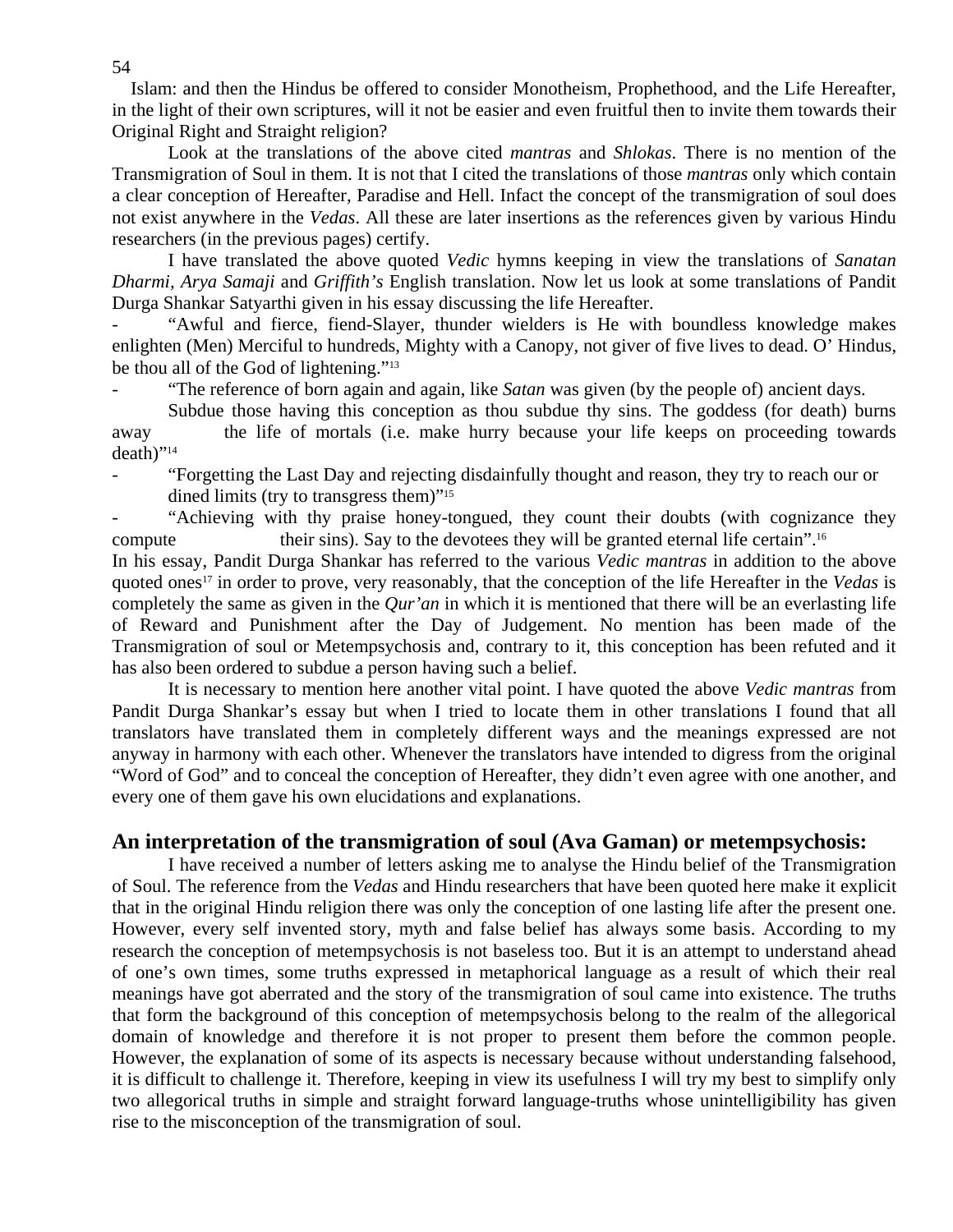Islam: and then the Hindus be offered to consider Monotheism, Prophethood, and the Life Hereafter, in the light of their own scriptures, will it not be easier and even fruitful then to invite them towards their Original Right and Straight religion?

Look at the translations of the above cited *mantras* and *Shlokas*. There is no mention of the Transmigration of Soul in them. It is not that I cited the translations of those *mantras* only which contain a clear conception of Hereafter, Paradise and Hell. Infact the concept of the transmigration of soul does not exist anywhere in the *Vedas*. All these are later insertions as the references given by various Hindu researchers (in the previous pages) certify.

I have translated the above quoted *Vedic* hymns keeping in view the translations of *Sanatan Dharmi*, *Arya Samaji* and *Griffith's* English translation. Now let us look at some translations of Pandit Durga Shankar Satyarthi given in his essay discussing the life Hereafter.

- "Awful and fierce, fiend-Slayer, thunder wielders is He with boundless knowledge makes enlighten (Men) Merciful to hundreds, Mighty with a Canopy, not giver of five lives to dead. O' Hindus, be thou all of the God of lightening."[13]

- "The reference of born again and again, like *Satan* was given (by the people of) ancient days.

  Subdue those having this conception as thou subdue thy sins. The goddess (for death) burns away the life of mortals (i.e. make hurry because your life keeps on proceeding towards death)"[14]

- "Forgetting the Last Day and rejecting disdainfully thought and reason, they try to reach our or dined limits (try to transgress them)"[15]

- "Achieving with thy praise honey-tongued, they count their doubts (with cognizance they compute their sins). Say to the devotees they will be granted eternal life certain".[16]

In his essay, Pandit Durga Shankar has referred to the various *Vedic mantras* in addition to the above quoted ones[17] in order to prove, very reasonably, that the conception of the life Hereafter in the *Vedas* is completely the same as given in the *Qur'an* in which it is mentioned that there will be an everlasting life of Reward and Punishment after the Day of Judgement. No mention has been made of the Transmigration of soul or Metempsychosis and, contrary to it, this conception has been refuted and it has also been ordered to subdue a person having such a belief.

It is necessary to mention here another vital point. I have quoted the above *Vedic mantras* from Pandit Durga Shankar's essay but when I tried to locate them in other translations I found that all translators have translated them in completely different ways and the meanings expressed are not anyway in harmony with each other. Whenever the translators have intended to digress from the original "Word of God" and to conceal the conception of Hereafter, they didn't even agree with one another, and every one of them gave his own elucidations and explanations.

## An interpretation of the transmigration of soul (Ava Gaman) or metempsychosis:

I have received a number of letters asking me to analyse the Hindu belief of the Transmigration of Soul. The reference from the *Vedas* and Hindu researchers that have been quoted here make it explicit that in the original Hindu religion there was only the conception of one lasting life after the present one. However, every self invented story, myth and false belief has always some basis. According to my research the conception of metempsychosis is not baseless too. But it is an attempt to understand ahead of one's own times, some truths expressed in metaphorical language as a result of which their real meanings have got aberrated and the story of the transmigration of soul came into existence. The truths that form the background of this conception of metempsychosis belong to the realm of the allegorical domain of knowledge and therefore it is not proper to present them before the common people. However, the explanation of some of its aspects is necessary because without understanding falsehood, it is difficult to challenge it. Therefore, keeping in view its usefulness I will try my best to simplify only two allegorical truths in simple and straight forward language-truths whose unintelligibility has given rise to the misconception of the transmigration of soul.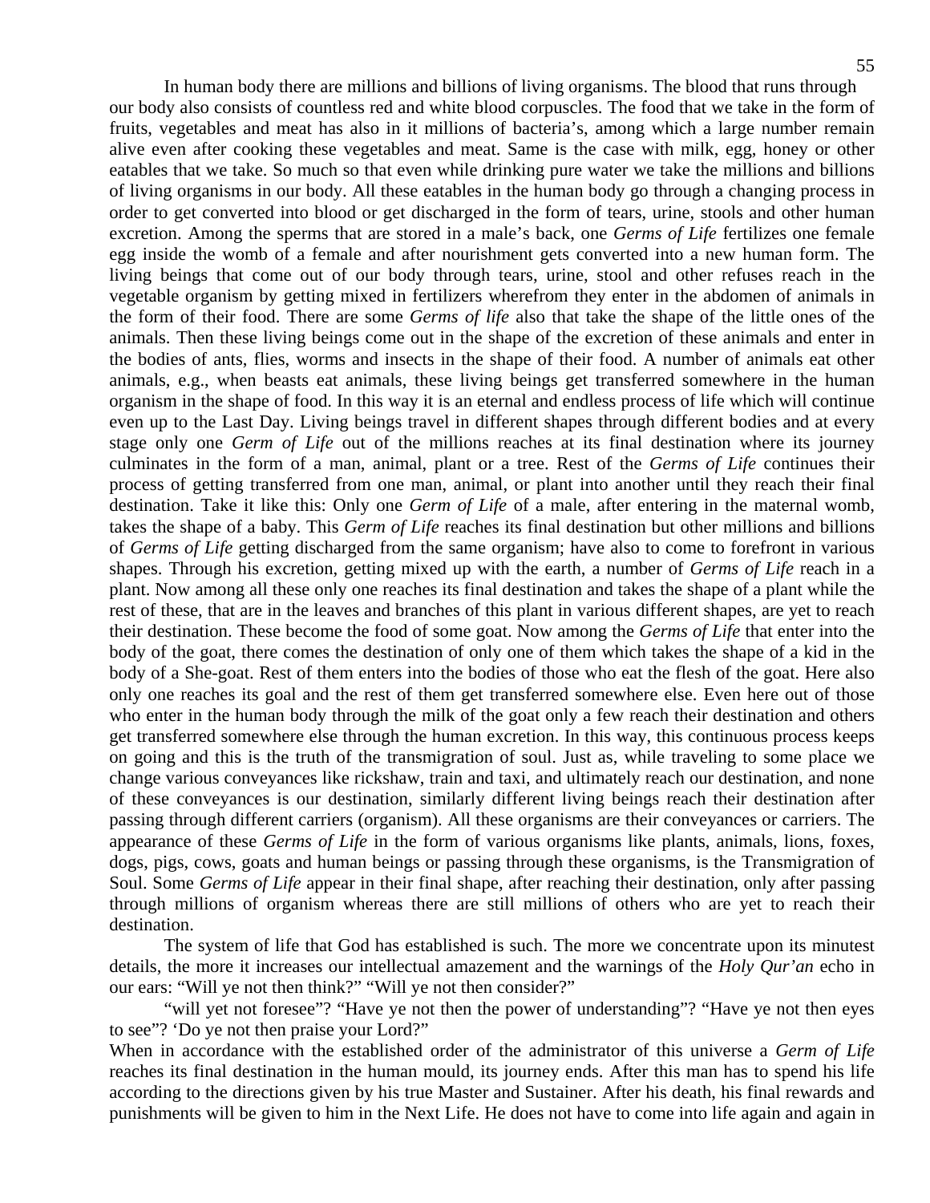In human body there are millions and billions of living organisms. The blood that runs through our body also consists of countless red and white blood corpuscles. The food that we take in the form of fruits, vegetables and meat has also in it millions of bacteria's, among which a large number remain alive even after cooking these vegetables and meat. Same is the case with milk, egg, honey or other eatables that we take. So much so that even while drinking pure water we take the millions and billions of living organisms in our body. All these eatables in the human body go through a changing process in order to get converted into blood or get discharged in the form of tears, urine, stools and other human excretion. Among the sperms that are stored in a male's back, one *Germs of Life* fertilizes one female egg inside the womb of a female and after nourishment gets converted into a new human form. The living beings that come out of our body through tears, urine, stool and other refuses reach in the vegetable organism by getting mixed in fertilizers wherefrom they enter in the abdomen of animals in the form of their food. There are some *Germs of life* also that take the shape of the little ones of the animals. Then these living beings come out in the shape of the excretion of these animals and enter in the bodies of ants, flies, worms and insects in the shape of their food. A number of animals eat other animals, e.g., when beasts eat animals, these living beings get transferred somewhere in the human organism in the shape of food. In this way it is an eternal and endless process of life which will continue even up to the Last Day. Living beings travel in different shapes through different bodies and at every stage only one *Germ of Life* out of the millions reaches at its final destination where its journey culminates in the form of a man, animal, plant or a tree. Rest of the *Germs of Life* continues their process of getting transferred from one man, animal, or plant into another until they reach their final destination. Take it like this: Only one *Germ of Life* of a male, after entering in the maternal womb, takes the shape of a baby. This *Germ of Life* reaches its final destination but other millions and billions of *Germs of Life* getting discharged from the same organism; have also to come to forefront in various shapes. Through his excretion, getting mixed up with the earth, a number of *Germs of Life* reach in a plant. Now among all these only one reaches its final destination and takes the shape of a plant while the rest of these, that are in the leaves and branches of this plant in various different shapes, are yet to reach their destination. These become the food of some goat. Now among the *Germs of Life* that enter into the body of the goat, there comes the destination of only one of them which takes the shape of a kid in the body of a She-goat. Rest of them enters into the bodies of those who eat the flesh of the goat. Here also only one reaches its goal and the rest of them get transferred somewhere else. Even here out of those who enter in the human body through the milk of the goat only a few reach their destination and others get transferred somewhere else through the human excretion. In this way, this continuous process keeps on going and this is the truth of the transmigration of soul. Just as, while traveling to some place we change various conveyances like rickshaw, train and taxi, and ultimately reach our destination, and none of these conveyances is our destination, similarly different living beings reach their destination after passing through different carriers (organism). All these organisms are their conveyances or carriers. The appearance of these *Germs of Life* in the form of various organisms like plants, animals, lions, foxes, dogs, pigs, cows, goats and human beings or passing through these organisms, is the Transmigration of Soul. Some *Germs of Life* appear in their final shape, after reaching their destination, only after passing through millions of organism whereas there are still millions of others who are yet to reach their destination.

The system of life that God has established is such. The more we concentrate upon its minutest details, the more it increases our intellectual amazement and the warnings of the *Holy Qur'an* echo in our ears: "Will ye not then think?" "Will ye not then consider?"

"will yet not foresee"? "Have ye not then the power of understanding"? "Have ye not then eyes to see"? 'Do ye not then praise your Lord?"

When in accordance with the established order of the administrator of this universe a *Germ of Life* reaches its final destination in the human mould, its journey ends. After this man has to spend his life according to the directions given by his true Master and Sustainer. After his death, his final rewards and punishments will be given to him in the Next Life. He does not have to come into life again and again in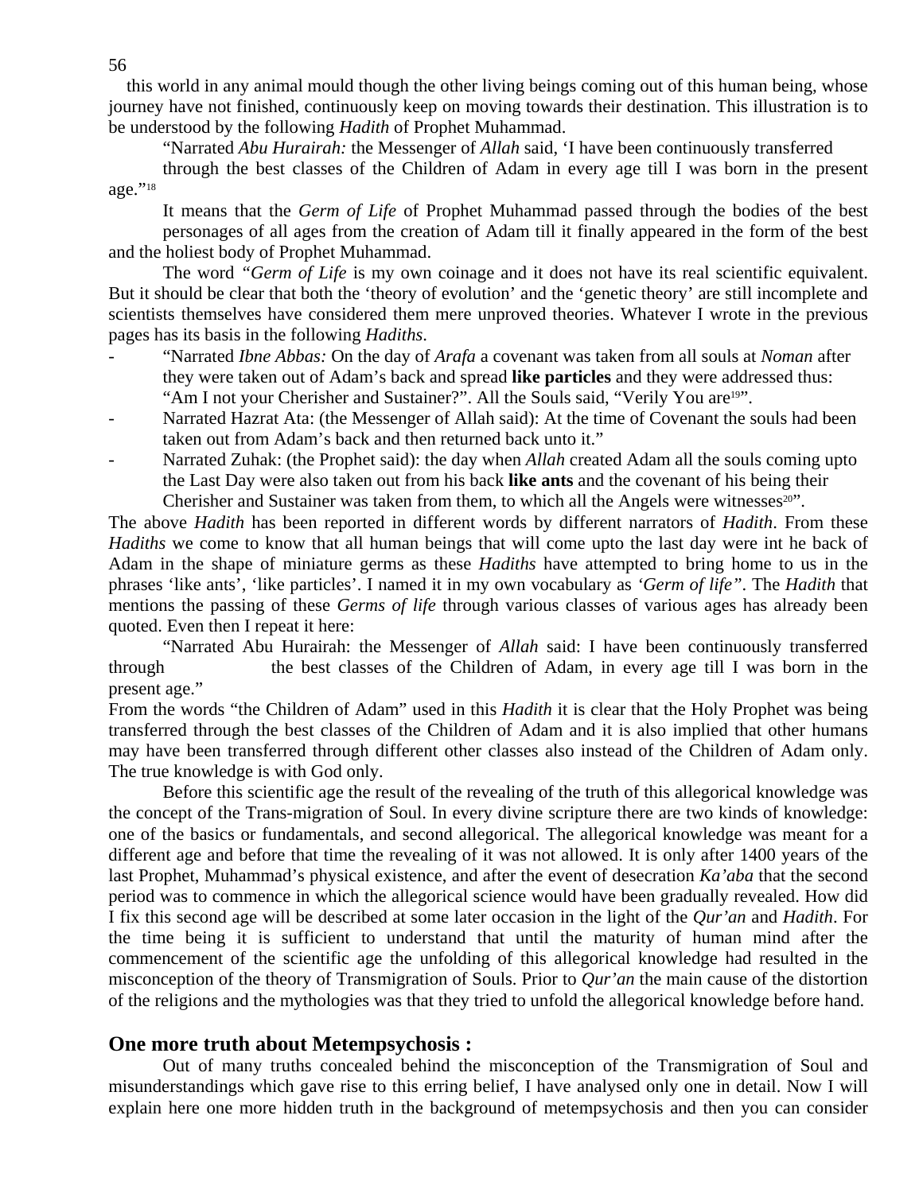this world in any animal mould though the other living beings coming out of this human being, whose journey have not finished, continuously keep on moving towards their destination. This illustration is to be understood by the following *Hadith* of Prophet Muhammad.

"Narrated *Abu Hurairah:* the Messenger of *Allah* said, 'I have been continuously transferred through the best classes of the Children of Adam in every age till I was born in the present age."[18]

It means that the *Germ of Life* of Prophet Muhammad passed through the bodies of the best personages of all ages from the creation of Adam till it finally appeared in the form of the best and the holiest body of Prophet Muhammad.

The word *"Germ of Life* is my own coinage and it does not have its real scientific equivalent. But it should be clear that both the 'theory of evolution' and the 'genetic theory' are still incomplete and scientists themselves have considered them mere unproved theories. Whatever I wrote in the previous pages has its basis in the following *Hadiths*.

- "Narrated *Ibne Abbas:* On the day of *Arafa* a covenant was taken from all souls at *Noman* after they were taken out of Adam's back and spread **like particles** and they were addressed thus: "Am I not your Cherisher and Sustainer?". All the Souls said, "Verily You are[19]".
- Narrated Hazrat Ata: (the Messenger of Allah said): At the time of Covenant the souls had been taken out from Adam's back and then returned back unto it."
- Narrated Zuhak: (the Prophet said): the day when *Allah* created Adam all the souls coming upto the Last Day were also taken out from his back **like ants** and the covenant of his being their Cherisher and Sustainer was taken from them, to which all the Angels were witnesses[20]".

The above *Hadith* has been reported in different words by different narrators of *Hadith*. From these *Hadiths* we come to know that all human beings that will come upto the last day were int he back of Adam in the shape of miniature germs as these *Hadiths* have attempted to bring home to us in the phrases 'like ants', 'like particles'. I named it in my own vocabulary as *'Germ of life"*. The *Hadith* that mentions the passing of these *Germs of life* through various classes of various ages has already been quoted. Even then I repeat it here:

"Narrated Abu Hurairah: the Messenger of *Allah* said: I have been continuously transferred through the best classes of the Children of Adam, in every age till I was born in the present age."

From the words "the Children of Adam" used in this *Hadith* it is clear that the Holy Prophet was being transferred through the best classes of the Children of Adam and it is also implied that other humans may have been transferred through different other classes also instead of the Children of Adam only. The true knowledge is with God only.

Before this scientific age the result of the revealing of the truth of this allegorical knowledge was the concept of the Trans-migration of Soul. In every divine scripture there are two kinds of knowledge: one of the basics or fundamentals, and second allegorical. The allegorical knowledge was meant for a different age and before that time the revealing of it was not allowed. It is only after 1400 years of the last Prophet, Muhammad's physical existence, and after the event of desecration *Ka'aba* that the second period was to commence in which the allegorical science would have been gradually revealed. How did I fix this second age will be described at some later occasion in the light of the *Qur'an* and *Hadith*. For the time being it is sufficient to understand that until the maturity of human mind after the commencement of the scientific age the unfolding of this allegorical knowledge had resulted in the misconception of the theory of Transmigration of Souls. Prior to *Qur'an* the main cause of the distortion of the religions and the mythologies was that they tried to unfold the allegorical knowledge before hand.

## One more truth about Metempsychosis :

Out of many truths concealed behind the misconception of the Transmigration of Soul and misunderstandings which gave rise to this erring belief, I have analysed only one in detail. Now I will explain here one more hidden truth in the background of metempsychosis and then you can consider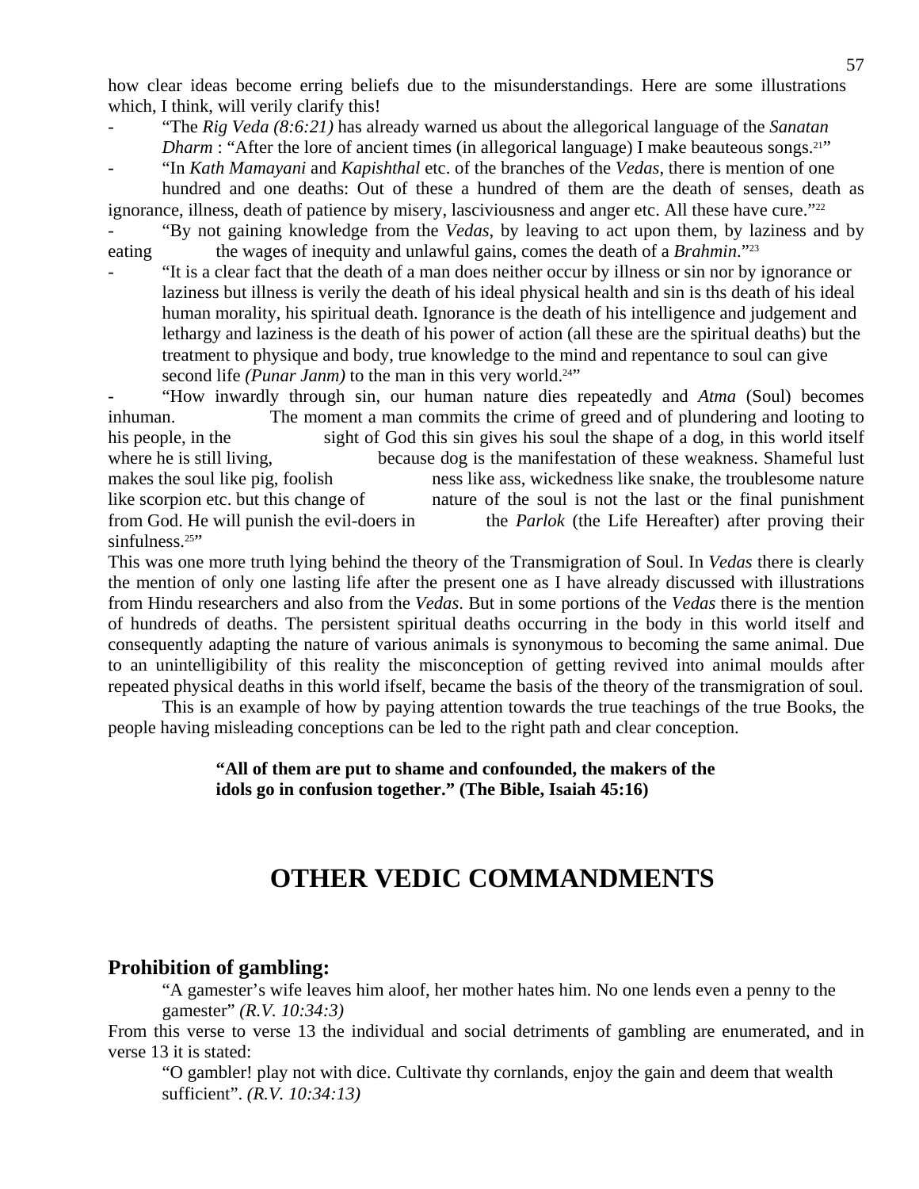how clear ideas become erring beliefs due to the misunderstandings. Here are some illustrations which, I think, will verily clarify this!

- "The *Rig Veda (8:6:21)* has already warned us about the allegorical language of the *Sanatan Dharm* : "After the lore of ancient times (in allegorical language) I make beauteous songs.[21]"
- "In *Kath Mamayani* and *Kapishthal* etc. of the branches of the *Vedas*, there is mention of one hundred and one deaths: Out of these a hundred of them are the death of senses, death as ignorance, illness, death of patience by misery, lasciviousness and anger etc. All these have cure."[22]
- "By not gaining knowledge from the *Vedas*, by leaving to act upon them, by laziness and by eating the wages of inequity and unlawful gains, comes the death of a *Brahmin*."[23]
- "It is a clear fact that the death of a man does neither occur by illness or sin nor by ignorance or laziness but illness is verily the death of his ideal physical health and sin is ths death of his ideal human morality, his spiritual death. Ignorance is the death of his intelligence and judgement and lethargy and laziness is the death of his power of action (all these are the spiritual deaths) but the treatment to physique and body, true knowledge to the mind and repentance to soul can give second life *(Punar Janm)* to the man in this very world.[24]"
- "How inwardly through sin, our human nature dies repeatedly and *Atma* (Soul) becomes inhuman. The moment a man commits the crime of greed and of plundering and looting to his people, in the sight of God this sin gives his soul the shape of a dog, in this world itself where he is still living, because dog is the manifestation of these weakness. Shameful lust makes the soul like pig, foolishness like ass, wickedness like snake, the troublesome nature like scorpion etc. but this change of nature of the soul is not the last or the final punishment from God. He will punish the evil-doers in the *Parlok* (the Life Hereafter) after proving their sinfulness.[25]"

This was one more truth lying behind the theory of the Transmigration of Soul. In *Vedas* there is clearly the mention of only one lasting life after the present one as I have already discussed with illustrations from Hindu researchers and also from the *Vedas*. But in some portions of the *Vedas* there is the mention of hundreds of deaths. The persistent spiritual deaths occurring in the body in this world itself and consequently adapting the nature of various animals is synonymous to becoming the same animal. Due to an unintelligibility of this reality the misconception of getting revived into animal moulds after repeated physical deaths in this world ifself, became the basis of the theory of the transmigration of soul.

This is an example of how by paying attention towards the true teachings of the true Books, the people having misleading conceptions can be led to the right path and clear conception.

> **"All of them are put to shame and confounded, the makers of the idols go in confusion together." (The Bible, Isaiah 45:16)**

# OTHER VEDIC COMMANDMENTS

## Prohibition of gambling:

"A gamester's wife leaves him aloof, her mother hates him. No one lends even a penny to the gamester" *(R.V. 10:34:3)*

From this verse to verse 13 the individual and social detriments of gambling are enumerated, and in verse 13 it is stated:

"O gambler! play not with dice. Cultivate thy cornlands, enjoy the gain and deem that wealth sufficient". *(R.V. 10:34:13)*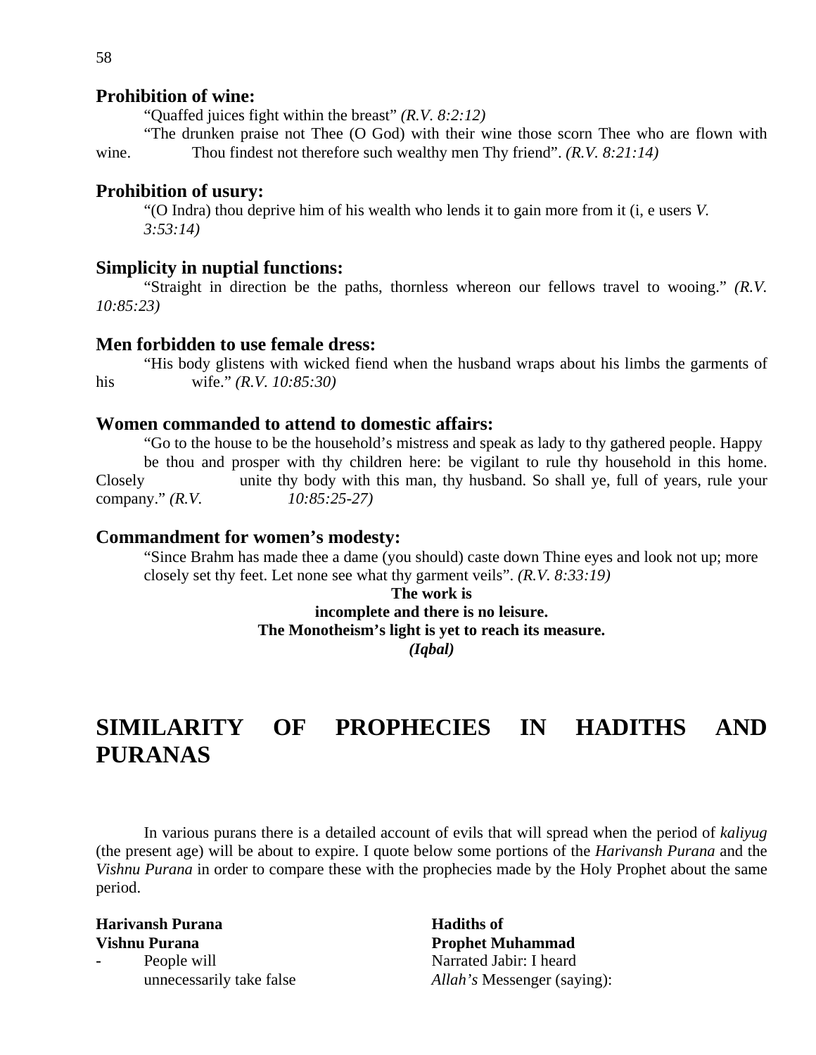### Prohibition of wine:

"Quaffed juices fight within the breast" *(R.V. 8:2:12)*

"The drunken praise not Thee (O God) with their wine those scorn Thee who are flown with wine. Thou findest not therefore such wealthy men Thy friend". *(R.V. 8:21:14)*

### Prohibition of usury:

"(O Indra) thou deprive him of his wealth who lends it to gain more from it (i, e users *V. 3:53:14)*

### Simplicity in nuptial functions:

"Straight in direction be the paths, thornless whereon our fellows travel to wooing." *(R.V. 10:85:23)*

### Men forbidden to use female dress:

"His body glistens with wicked fiend when the husband wraps about his limbs the garments of his wife." *(R.V. 10:85:30)*

### Women commanded to attend to domestic affairs:

"Go to the house to be the household's mistress and speak as lady to thy gathered people. Happy be thou and prosper with thy children here: be vigilant to rule thy household in this home. Closely unite thy body with this man, thy husband. So shall ye, full of years, rule your company." *(R.V. 10:85:25-27)*

### Commandment for women's modesty:

"Since Brahm has made thee a dame (you should) caste down Thine eyes and look not up; more closely set thy feet. Let none see what thy garment veils". *(R.V. 8:33:19)*

**The work is**
**incomplete and there is no leisure.**
**The Monotheism's light is yet to reach its measure.**
***(Iqbal)***

# SIMILARITY OF PROPHECIES IN HADITHS AND PURANAS

In various purans there is a detailed account of evils that will spread when the period of *kaliyug* (the present age) will be about to expire. I quote below some portions of the *Harivansh Purana* and the *Vishnu Purana* in order to compare these with the prophecies made by the Holy Prophet about the same period.

| **Harivansh Purana Vishnu Purana** | **Hadiths of Prophet Muhammad** |
|---|---|
| - People will unnecessarily take false | Narrated Jabir: I heard *Allah's* Messenger (saying): |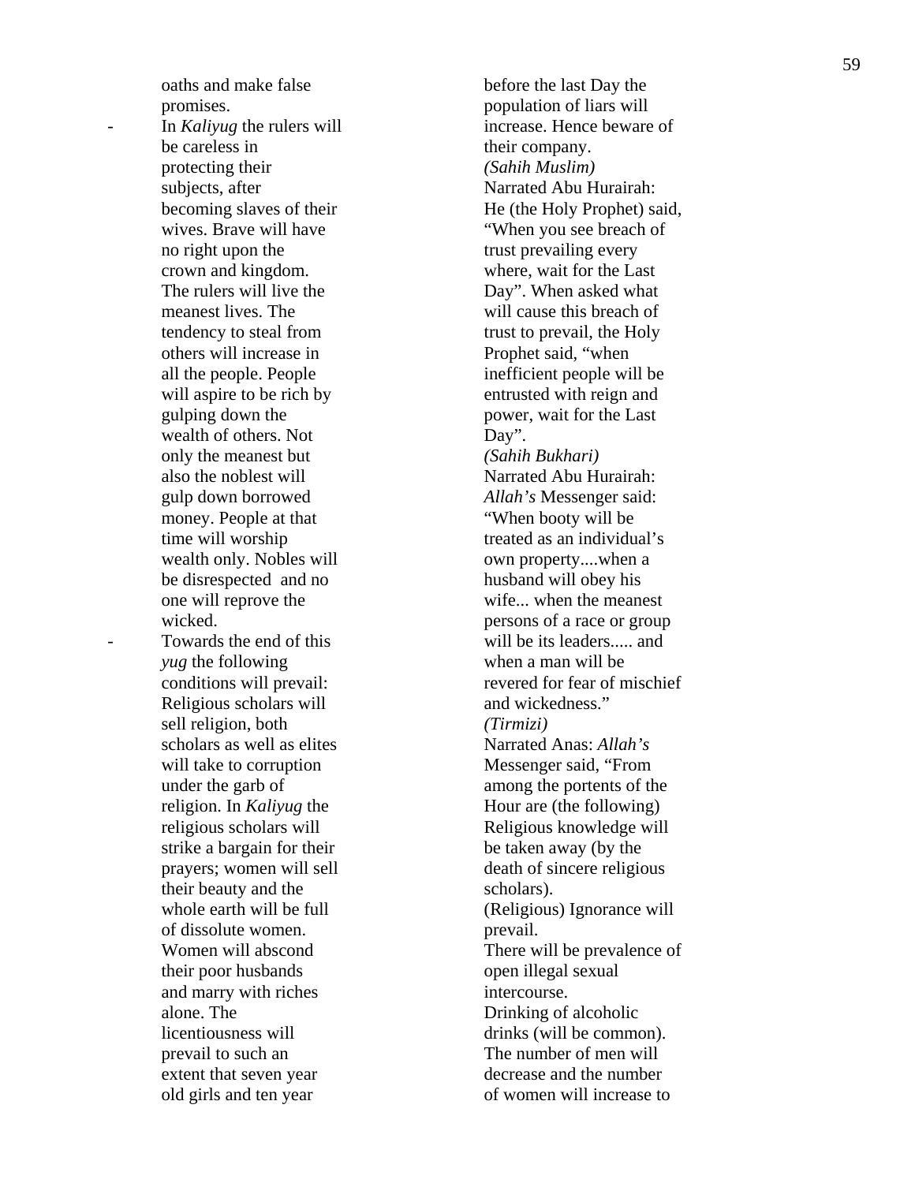oaths and make false promises.

- In *Kaliyug* the rulers will be careless in protecting their subjects, after becoming slaves of their wives. Brave will have no right upon the crown and kingdom. The rulers will live the meanest lives. The tendency to steal from others will increase in all the people. People will aspire to be rich by gulping down the wealth of others. Not only the meanest but also the noblest will gulp down borrowed money. People at that time will worship wealth only. Nobles will be disrespected and no one will reprove the wicked.
- Towards the end of this *yug* the following conditions will prevail: Religious scholars will sell religion, both scholars as well as elites will take to corruption under the garb of religion. In *Kaliyug* the religious scholars will strike a bargain for their prayers; women will sell their beauty and the whole earth will be full of dissolute women. Women will abscond their poor husbands and marry with riches alone. The licentiousness will prevail to such an extent that seven year old girls and ten year

before the last Day the population of liars will increase. Hence beware of their company.

*(Sahih Muslim)*
Narrated Abu Hurairah: He (the Holy Prophet) said, "When you see breach of trust prevailing every where, wait for the Last Day". When asked what will cause this breach of trust to prevail, the Holy Prophet said, "when inefficient people will be entrusted with reign and power, wait for the Last Day".

*(Sahih Bukhari)*
Narrated Abu Hurairah: *Allah's* Messenger said: "When booty will be treated as an individual's own property....when a husband will obey his wife... when the meanest persons of a race or group will be its leaders..... and when a man will be revered for fear of mischief and wickedness."

*(Tirmizi)*
Narrated Anas: *Allah's* Messenger said, "From among the portents of the Hour are (the following) Religious knowledge will be taken away (by the death of sincere religious scholars).
(Religious) Ignorance will prevail.
There will be prevalence of open illegal sexual intercourse.
Drinking of alcoholic drinks (will be common).
The number of men will decrease and the number of women will increase to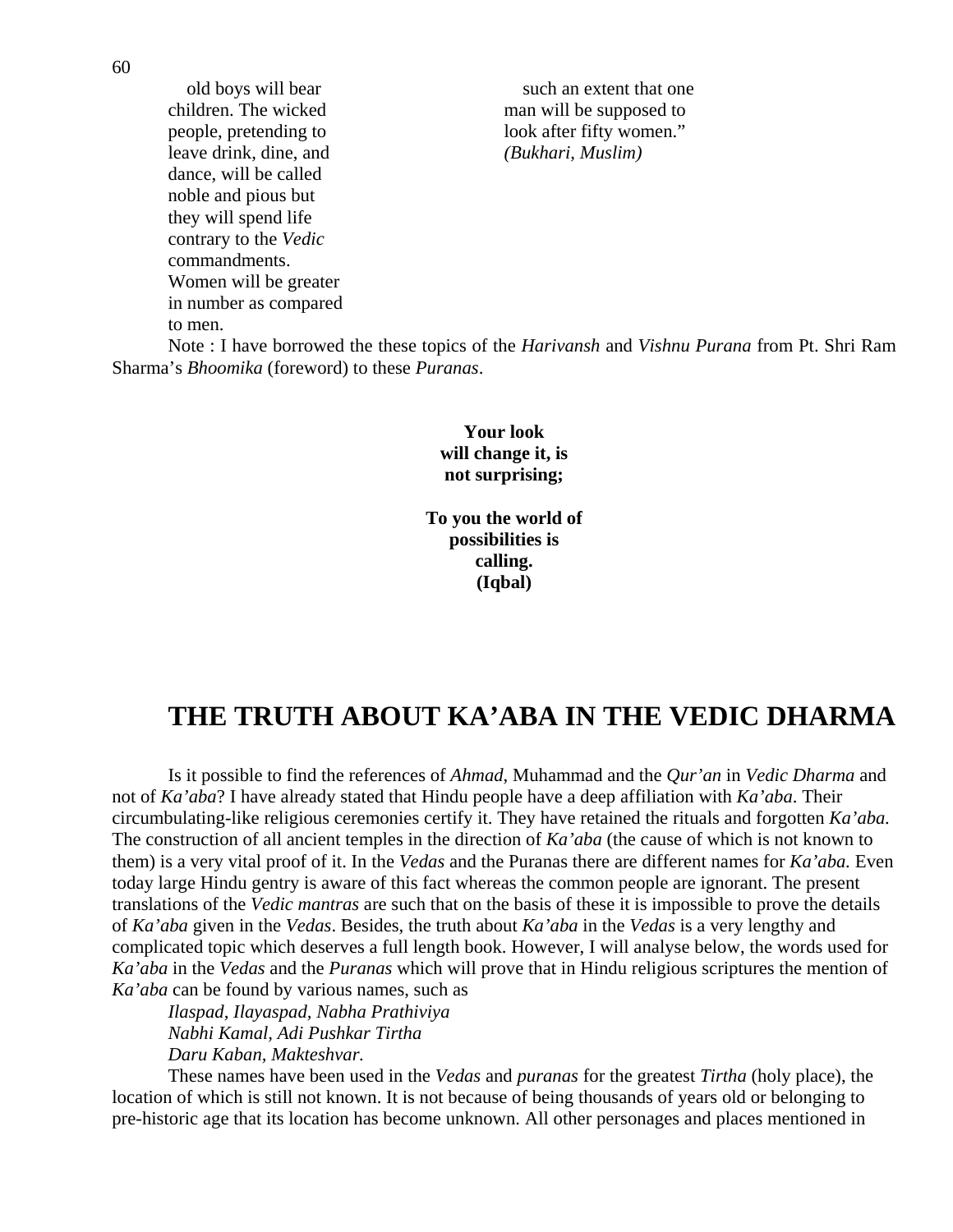old boys will bear children. The wicked people, pretending to leave drink, dine, and dance, will be called noble and pious but they will spend life contrary to the *Vedic* commandments. Women will be greater in number as compared to men.

such an extent that one man will be supposed to look after fifty women." *(Bukhari, Muslim)*

Note : I have borrowed the these topics of the *Harivansh* and *Vishnu Purana* from Pt. Shri Ram Sharma's *Bhoomika* (foreword) to these *Puranas*.

**Your look will change it, is not surprising;**

**To you the world of possibilities is calling. (Iqbal)**

# THE TRUTH ABOUT KA'ABA IN THE VEDIC DHARMA

Is it possible to find the references of *Ahmad*, Muhammad and the *Qur'an* in *Vedic Dharma* and not of *Ka'aba*? I have already stated that Hindu people have a deep affiliation with *Ka'aba*. Their circumbulating-like religious ceremonies certify it. They have retained the rituals and forgotten *Ka'aba*. The construction of all ancient temples in the direction of *Ka'aba* (the cause of which is not known to them) is a very vital proof of it. In the *Vedas* and the Puranas there are different names for *Ka'aba*. Even today large Hindu gentry is aware of this fact whereas the common people are ignorant. The present translations of the *Vedic mantras* are such that on the basis of these it is impossible to prove the details of *Ka'aba* given in the *Vedas*. Besides, the truth about *Ka'aba* in the *Vedas* is a very lengthy and complicated topic which deserves a full length book. However, I will analyse below, the words used for *Ka'aba* in the *Vedas* and the *Puranas* which will prove that in Hindu religious scriptures the mention of *Ka'aba* can be found by various names, such as

*Ilaspad, Ilayaspad, Nabha Prathiviya*
*Nabhi Kamal, Adi Pushkar Tirtha*
*Daru Kaban, Makteshvar.*

These names have been used in the *Vedas* and *puranas* for the greatest *Tirtha* (holy place), the location of which is still not known. It is not because of being thousands of years old or belonging to pre-historic age that its location has become unknown. All other personages and places mentioned in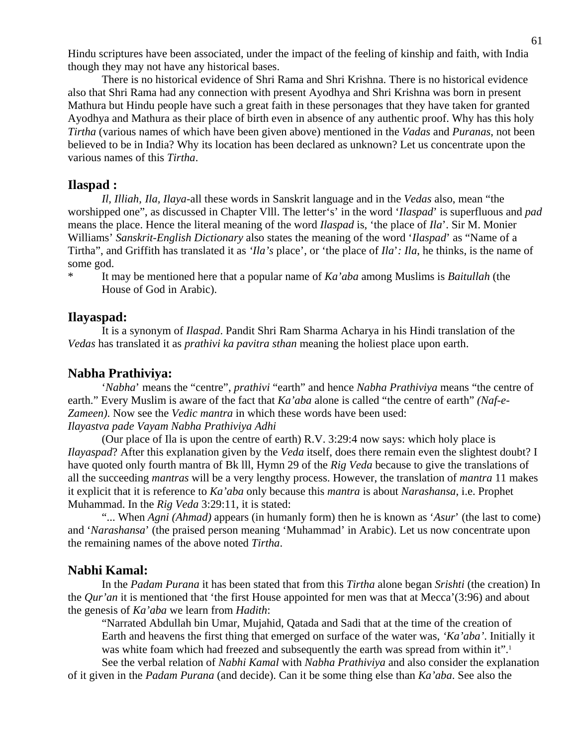Hindu scriptures have been associated, under the impact of the feeling of kinship and faith, with India though they may not have any historical bases.

There is no historical evidence of Shri Rama and Shri Krishna. There is no historical evidence also that Shri Rama had any connection with present Ayodhya and Shri Krishna was born in present Mathura but Hindu people have such a great faith in these personages that they have taken for granted Ayodhya and Mathura as their place of birth even in absence of any authentic proof. Why has this holy *Tirtha* (various names of which have been given above) mentioned in the *Vadas* and *Puranas*, not been believed to be in India? Why its location has been declared as unknown? Let us concentrate upon the various names of this *Tirtha*.

## Ilaspad :

*Il, Illiah, Ila, Ilaya*-all these words in Sanskrit language and in the *Vedas* also, mean “the worshipped one”, as discussed in Chapter Vlll. The letter‘s’ in the word ‘*Ilaspad*’ is superfluous and *pad* means the place. Hence the literal meaning of the word *Ilaspad* is, ‘the place of *Ila*’. Sir M. Monier Williams’ *Sanskrit-English Dictionary* also states the meaning of the word ‘*Ilaspad*’ as “Name of a Tirtha”, and Griffith has translated it as *‘Ila’s* place’, or ‘the place of *Ila*’*: Ila*, he thinks, is the name of some god.

\* It may be mentioned here that a popular name of *Ka’aba* among Muslims is *Baitullah* (the House of God in Arabic).

## Ilayaspad:

It is a synonym of *Ilaspad*. Pandit Shri Ram Sharma Acharya in his Hindi translation of the *Vedas* has translated it as *prathivi ka pavitra sthan* meaning the holiest place upon earth.

## Nabha Prathiviya:

‘*Nabha*’ means the “centre”, *prathivi* “earth” and hence *Nabha Prathiviya* means “the centre of earth.” Every Muslim is aware of the fact that *Ka’aba* alone is called “the centre of earth” *(Naf-e-Zameen)*. Now see the *Vedic mantra* in which these words have been used:

*Ilayastva pade Vayam Nabha Prathiviya Adhi*

(Our place of Ila is upon the centre of earth) R.V. 3:29:4 now says: which holy place is *Ilayaspad*? After this explanation given by the *Veda* itself, does there remain even the slightest doubt? I have quoted only fourth mantra of Bk lll, Hymn 29 of the *Rig Veda* because to give the translations of all the succeeding *mantras* will be a very lengthy process. However, the translation of *mantra* 11 makes it explicit that it is reference to *Ka’aba* only because this *mantra* is about *Narashansa*, i.e. Prophet Muhammad. In the *Rig Veda* 3:29:11, it is stated:

“... When *Agni (Ahmad)* appears (in humanly form) then he is known as ‘*Asur*’ (the last to come) and ‘*Narashansa*’ (the praised person meaning ‘Muhammad’ in Arabic). Let us now concentrate upon the remaining names of the above noted *Tirtha*.

## Nabhi Kamal:

In the *Padam Purana* it has been stated that from this *Tirtha* alone began *Srishti* (the creation) In the *Qur’an* it is mentioned that ‘the first House appointed for men was that at Mecca’(3:96) and about the genesis of *Ka’aba* we learn from *Hadith*:

> “Narrated Abdullah bin Umar, Mujahid, Qatada and Sadi that at the time of the creation of Earth and heavens the first thing that emerged on surface of the water was, *‘Ka’aba’*. Initially it was white foam which had freezed and subsequently the earth was spread from within it”.[1]

See the verbal relation of *Nabhi Kamal* with *Nabha Prathiviya* and also consider the explanation of it given in the *Padam Purana* (and decide). Can it be some thing else than *Ka’aba*. See also the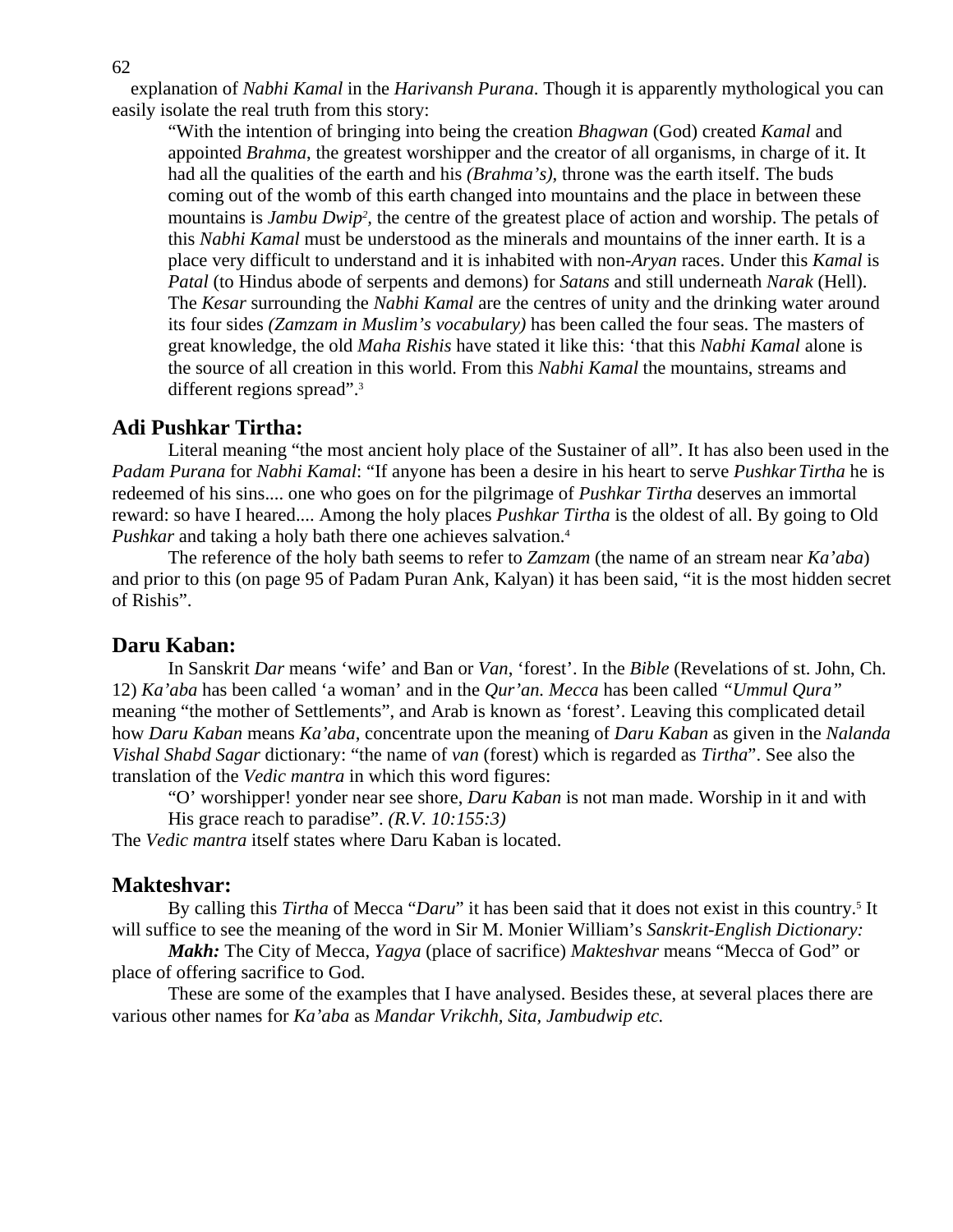explanation of *Nabhi Kamal* in the *Harivansh Purana*. Though it is apparently mythological you can easily isolate the real truth from this story:

> "With the intention of bringing into being the creation *Bhagwan* (God) created *Kamal* and appointed *Brahma*, the greatest worshipper and the creator of all organisms, in charge of it. It had all the qualities of the earth and his *(Brahma's),* throne was the earth itself. The buds coming out of the womb of this earth changed into mountains and the place in between these mountains is *Jambu Dwip*[2], the centre of the greatest place of action and worship. The petals of this *Nabhi Kamal* must be understood as the minerals and mountains of the inner earth. It is a place very difficult to understand and it is inhabited with non-*Aryan* races. Under this *Kamal* is *Patal* (to Hindus abode of serpents and demons) for *Satans* and still underneath *Narak* (Hell). The *Kesar* surrounding the *Nabhi Kamal* are the centres of unity and the drinking water around its four sides *(Zamzam in Muslim's vocabulary)* has been called the four seas. The masters of great knowledge, the old *Maha Rishis* have stated it like this: 'that this *Nabhi Kamal* alone is the source of all creation in this world. From this *Nabhi Kamal* the mountains, streams and different regions spread".[3]

## Adi Pushkar Tirtha:

Literal meaning "the most ancient holy place of the Sustainer of all". It has also been used in the *Padam Purana* for *Nabhi Kamal*: "If anyone has been a desire in his heart to serve *Pushkar Tirtha* he is redeemed of his sins.... one who goes on for the pilgrimage of *Pushkar Tirtha* deserves an immortal reward: so have I heared.... Among the holy places *Pushkar Tirtha* is the oldest of all. By going to Old *Pushkar* and taking a holy bath there one achieves salvation.[4]

The reference of the holy bath seems to refer to *Zamzam* (the name of an stream near *Ka'aba*) and prior to this (on page 95 of Padam Puran Ank, Kalyan) it has been said, "it is the most hidden secret of Rishis".

## Daru Kaban:

In Sanskrit *Dar* means 'wife' and Ban or *Van*, 'forest'. In the *Bible* (Revelations of st. John, Ch. 12) *Ka'aba* has been called 'a woman' and in the *Qur'an. Mecca* has been called *"Ummul Qura"* meaning "the mother of Settlements", and Arab is known as 'forest'. Leaving this complicated detail how *Daru Kaban* means *Ka'aba*, concentrate upon the meaning of *Daru Kaban* as given in the *Nalanda Vishal Shabd Sagar* dictionary: "the name of *van* (forest) which is regarded as *Tirtha*". See also the translation of the *Vedic mantra* in which this word figures:

> "O' worshipper! yonder near see shore, *Daru Kaban* is not man made. Worship in it and with His grace reach to paradise". *(R.V. 10:155:3)*

The *Vedic mantra* itself states where Daru Kaban is located.

## Makteshvar:

By calling this *Tirtha* of Mecca "*Daru*" it has been said that it does not exist in this country.[5] It will suffice to see the meaning of the word in Sir M. Monier William's *Sanskrit-English Dictionary:*

***Makh:*** The City of Mecca, *Yagya* (place of sacrifice) *Makteshvar* means "Mecca of God" or place of offering sacrifice to God.

These are some of the examples that I have analysed. Besides these, at several places there are various other names for *Ka'aba* as *Mandar Vrikchh, Sita, Jambudwip etc.*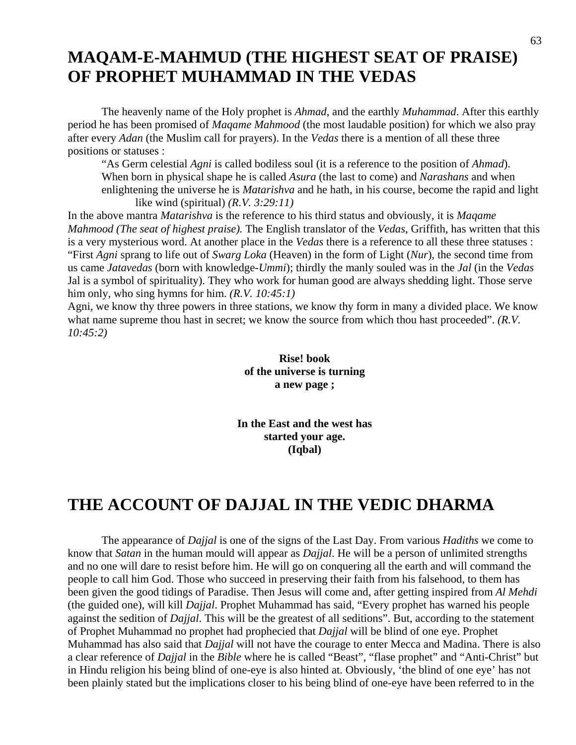# MAQAM-E-MAHMUD (THE HIGHEST SEAT OF PRAISE) OF PROPHET MUHAMMAD IN THE VEDAS

The heavenly name of the Holy prophet is *Ahmad*, and the earthly *Muhammad*. After this earthly period he has been promised of *Maqame Mahmood* (the most laudable position) for which we also pray after every *Adan* (the Muslim call for prayers). In the *Vedas* there is a mention of all these three positions or statuses :

> "As Germ celestial *Agni* is called bodiless soul (it is a reference to the position of *Ahmad*). When born in physical shape he is called *Asura* (the last to come) and *Narashans* and when enlightening the universe he is *Matarishva* and he hath, in his course, become the rapid and light like wind (spiritual) *(R.V. 3:29:11)*

In the above mantra *Matarishva* is the reference to his third status and obviously, it is *Maqame Mahmood (The seat of highest praise).* The English translator of the *Vedas*, Griffith, has written that this is a very mysterious word. At another place in the *Vedas* there is a reference to all these three statuses : "First *Agni* sprang to life out of *Swarg Loka* (Heaven) in the form of Light (*Nur*), the second time from us came *Jatavedas* (born with knowledge-*Ummi*); thirdly the manly souled was in the *Jal* (in the *Vedas* Jal is a symbol of spirituality). They who work for human good are always shedding light. Those serve him only, who sing hymns for him. *(R.V. 10:45:1)*

Agni, we know thy three powers in three stations, we know thy form in many a divided place. We know what name supreme thou hast in secret; we know the source from which thou hast proceeded". *(R.V. 10:45:2)*

**Rise! book**
**of the universe is turning**
**a new page ;**

**In the East and the west has**
**started your age.**
**(Iqbal)**

# THE ACCOUNT OF DAJJAL IN THE VEDIC DHARMA

The appearance of *Dajjal* is one of the signs of the Last Day. From various *Hadiths* we come to know that *Satan* in the human mould will appear as *Dajjal*. He will be a person of unlimited strengths and no one will dare to resist before him. He will go on conquering all the earth and will command the people to call him God. Those who succeed in preserving their faith from his falsehood, to them has been given the good tidings of Paradise. Then Jesus will come and, after getting inspired from *Al Mehdi* (the guided one), will kill *Dajjal*. Prophet Muhammad has said, "Every prophet has warned his people against the sedition of *Dajjal*. This will be the greatest of all seditions". But, according to the statement of Prophet Muhammad no prophet had prophecied that *Dajjal* will be blind of one eye. Prophet Muhammad has also said that *Dajjal* will not have the courage to enter Mecca and Madina. There is also a clear reference of *Dajjal* in the *Bible* where he is called "Beast", "flase prophet" and "Anti-Christ" but in Hindu religion his being blind of one-eye is also hinted at. Obviously, 'the blind of one eye' has not been plainly stated but the implications closer to his being blind of one-eye have been referred to in the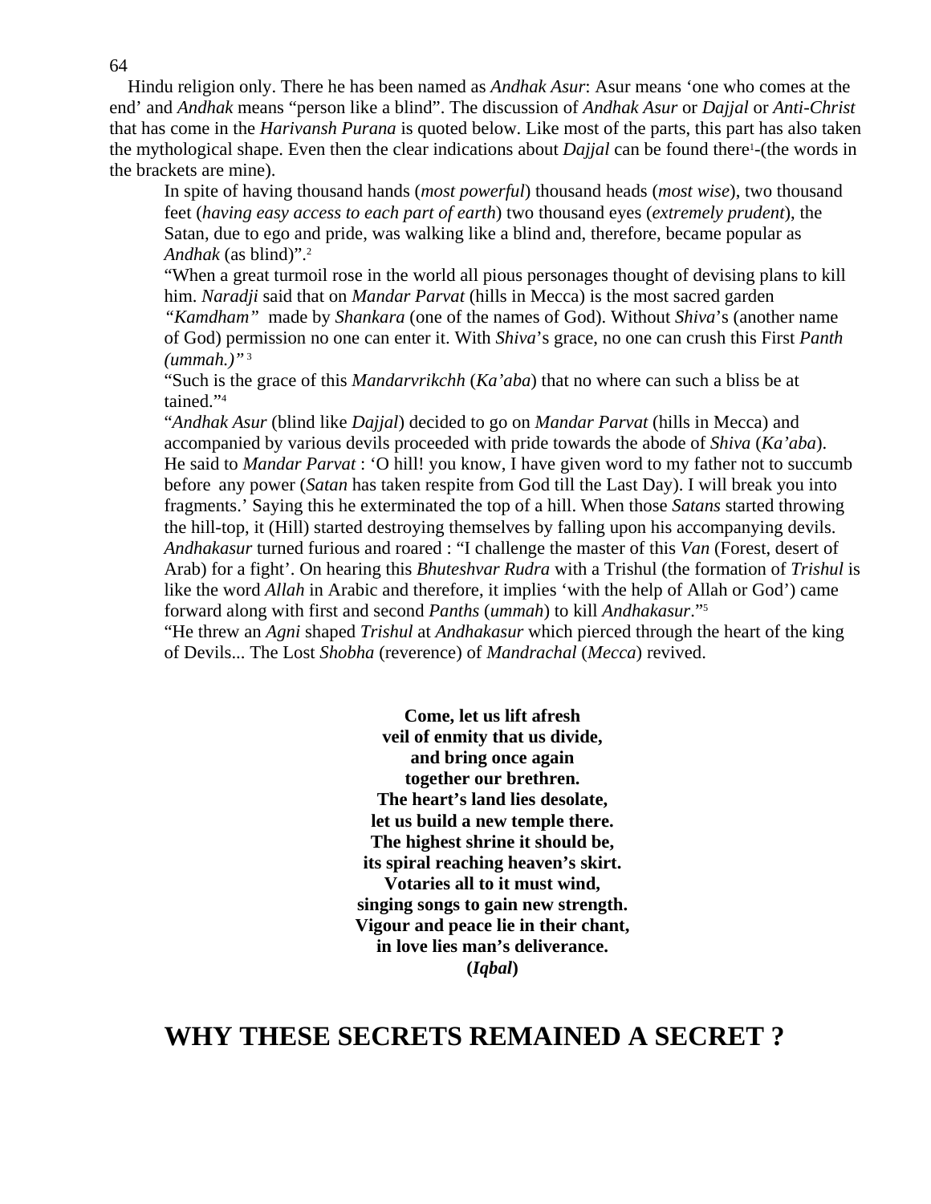Hindu religion only. There he has been named as *Andhak Asur*: Asur means 'one who comes at the end' and *Andhak* means "person like a blind". The discussion of *Andhak Asur* or *Dajjal* or *Anti-Christ* that has come in the *Harivansh Purana* is quoted below. Like most of the parts, this part has also taken the mythological shape. Even then the clear indications about *Dajjal* can be found there[1]-(the words in the brackets are mine).

> In spite of having thousand hands (*most powerful*) thousand heads (*most wise*), two thousand feet (*having easy access to each part of earth*) two thousand eyes (*extremely prudent*), the Satan, due to ego and pride, was walking like a blind and, therefore, became popular as *Andhak* (as blind)".[2]
>
> "When a great turmoil rose in the world all pious personages thought of devising plans to kill him. *Naradji* said that on *Mandar Parvat* (hills in Mecca) is the most sacred garden *"Kamdham"* made by *Shankara* (one of the names of God). Without *Shiva*'s (another name of God) permission no one can enter it. With *Shiva*'s grace, no one can crush this First *Panth (ummah.)"* [3]
>
> "Such is the grace of this *Mandarvrikchh* (*Ka'aba*) that no where can such a bliss be at tained."[4]
>
> "*Andhak Asur* (blind like *Dajjal*) decided to go on *Mandar Parvat* (hills in Mecca) and accompanied by various devils proceeded with pride towards the abode of *Shiva* (*Ka'aba*). He said to *Mandar Parvat* : 'O hill! you know, I have given word to my father not to succumb before any power (*Satan* has taken respite from God till the Last Day). I will break you into fragments.' Saying this he exterminated the top of a hill. When those *Satans* started throwing the hill-top, it (Hill) started destroying themselves by falling upon his accompanying devils. *Andhakasur* turned furious and roared : "I challenge the master of this *Van* (Forest, desert of Arab) for a fight'. On hearing this *Bhuteshvar Rudra* with a Trishul (the formation of *Trishul* is like the word *Allah* in Arabic and therefore, it implies 'with the help of Allah or God') came forward along with first and second *Panths* (*ummah*) to kill *Andhakasur*."[5]
>
> "He threw an *Agni* shaped *Trishul* at *Andhakasur* which pierced through the heart of the king of Devils... The Lost *Shobha* (reverence) of *Mandrachal* (*Mecca*) revived.

**Come, let us lift afresh**
**veil of enmity that us divide,**
**and bring once again**
**together our brethren.**
**The heart's land lies desolate,**
**let us build a new temple there.**
**The highest shrine it should be,**
**its spiral reaching heaven's skirt.**
**Votaries all to it must wind,**
**singing songs to gain new strength.**
**Vigour and peace lie in their chant,**
**in love lies man's deliverance.**
**(*Iqbal*)**

# WHY THESE SECRETS REMAINED A SECRET ?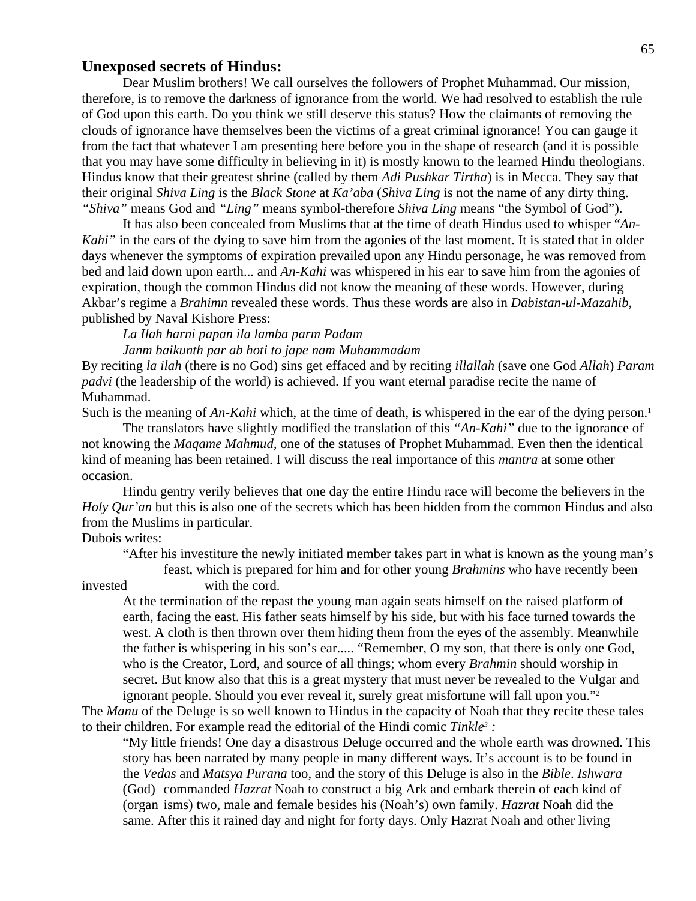## Unexposed secrets of Hindus:

Dear Muslim brothers! We call ourselves the followers of Prophet Muhammad. Our mission, therefore, is to remove the darkness of ignorance from the world. We had resolved to establish the rule of God upon this earth. Do you think we still deserve this status? How the claimants of removing the clouds of ignorance have themselves been the victims of a great criminal ignorance! You can gauge it from the fact that whatever I am presenting here before you in the shape of research (and it is possible that you may have some difficulty in believing in it) is mostly known to the learned Hindu theologians. Hindus know that their greatest shrine (called by them *Adi Pushkar Tirtha*) is in Mecca. They say that their original *Shiva Ling* is the *Black Stone* at *Ka'aba* (*Shiva Ling* is not the name of any dirty thing. *"Shiva"* means God and *"Ling"* means symbol-therefore *Shiva Ling* means "the Symbol of God").

It has also been concealed from Muslims that at the time of death Hindus used to whisper "*An-Kahi"* in the ears of the dying to save him from the agonies of the last moment. It is stated that in older days whenever the symptoms of expiration prevailed upon any Hindu personage, he was removed from bed and laid down upon earth... and *An-Kahi* was whispered in his ear to save him from the agonies of expiration, though the common Hindus did not know the meaning of these words. However, during Akbar's regime a *Brahimn* revealed these words. Thus these words are also in *Dabistan-ul-Mazahib*, published by Naval Kishore Press:

*La Ilah harni papan ila lamba parm Padam*

*Janm baikunth par ab hoti to jape nam Muhammadam*

By reciting *la ilah* (there is no God) sins get effaced and by reciting *illallah* (save one God *Allah*) *Param padvi* (the leadership of the world) is achieved. If you want eternal paradise recite the name of Muhammad.

Such is the meaning of *An-Kahi* which, at the time of death, is whispered in the ear of the dying person.[1]

The translators have slightly modified the translation of this *"An-Kahi"* due to the ignorance of not knowing the *Maqame Mahmud,* one of the statuses of Prophet Muhammad. Even then the identical kind of meaning has been retained. I will discuss the real importance of this *mantra* at some other occasion.

Hindu gentry verily believes that one day the entire Hindu race will become the believers in the *Holy Qur'an* but this is also one of the secrets which has been hidden from the common Hindus and also from the Muslims in particular.

Dubois writes:

> "After his investiture the newly initiated member takes part in what is known as the young man's feast, which is prepared for him and for other young *Brahmins* who have recently been invested with the cord.
>
> At the termination of the repast the young man again seats himself on the raised platform of earth, facing the east. His father seats himself by his side, but with his face turned towards the west. A cloth is then thrown over them hiding them from the eyes of the assembly. Meanwhile the father is whispering in his son's ear..... "Remember, O my son, that there is only one God, who is the Creator, Lord, and source of all things; whom every *Brahmin* should worship in secret. But know also that this is a great mystery that must never be revealed to the Vulgar and ignorant people. Should you ever reveal it, surely great misfortune will fall upon you."[2]

The *Manu* of the Deluge is so well known to Hindus in the capacity of Noah that they recite these tales to their children. For example read the editorial of the Hindi comic *Tinkle*[3] *:*

> "My little friends! One day a disastrous Deluge occurred and the whole earth was drowned. This story has been narrated by many people in many different ways. It's account is to be found in the *Vedas* and *Matsya Purana* too, and the story of this Deluge is also in the *Bible*. *Ishwara* (God) commanded *Hazrat* Noah to construct a big Ark and embark therein of each kind of (organ isms) two, male and female besides his (Noah's) own family. *Hazrat* Noah did the same. After this it rained day and night for forty days. Only Hazrat Noah and other living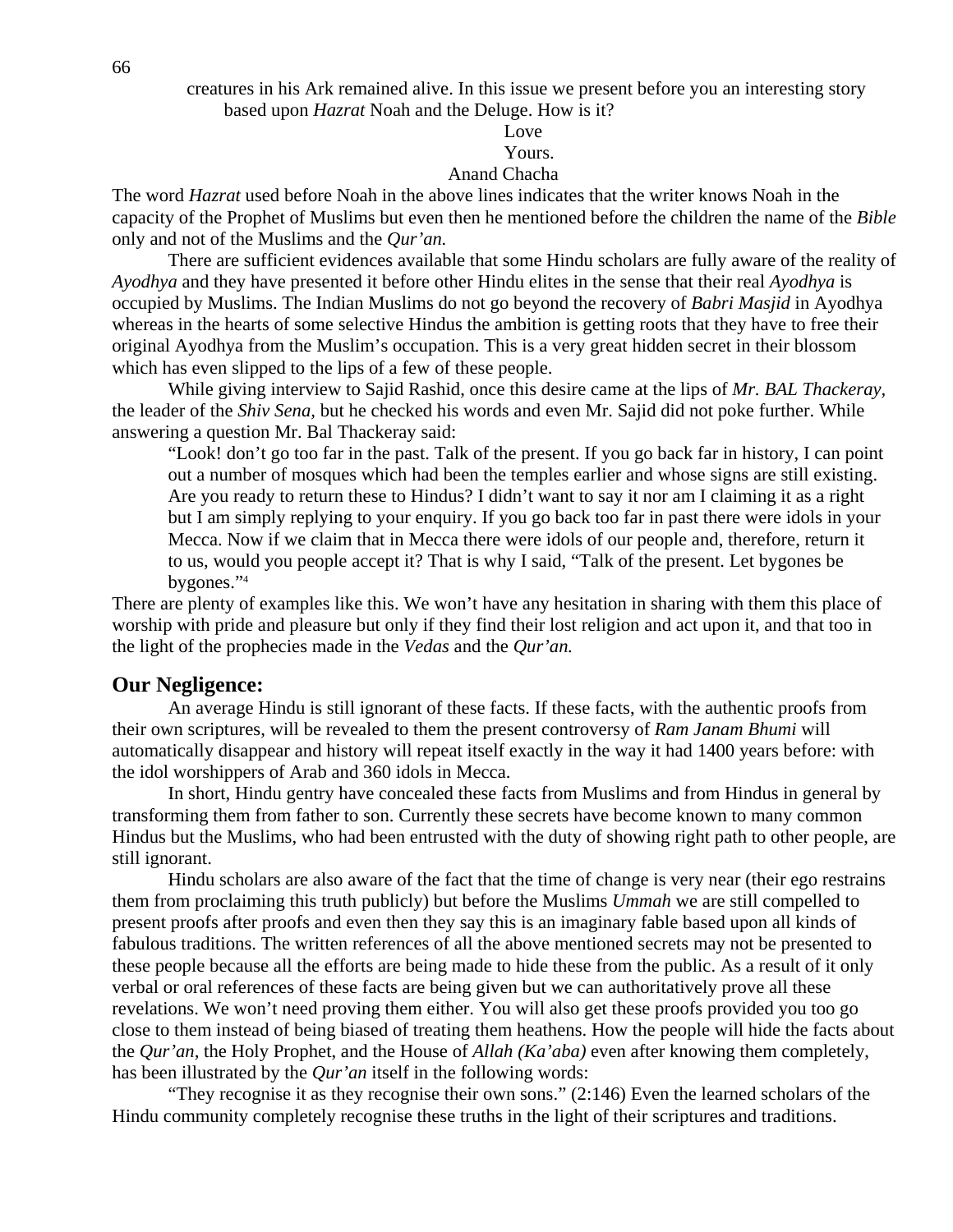creatures in his Ark remained alive. In this issue we present before you an interesting story based upon *Hazrat* Noah and the Deluge. How is it?

Love

Yours.

Anand Chacha

The word *Hazrat* used before Noah in the above lines indicates that the writer knows Noah in the capacity of the Prophet of Muslims but even then he mentioned before the children the name of the *Bible* only and not of the Muslims and the *Qur'an.*

There are sufficient evidences available that some Hindu scholars are fully aware of the reality of *Ayodhya* and they have presented it before other Hindu elites in the sense that their real *Ayodhya* is occupied by Muslims. The Indian Muslims do not go beyond the recovery of *Babri Masjid* in Ayodhya whereas in the hearts of some selective Hindus the ambition is getting roots that they have to free their original Ayodhya from the Muslim's occupation. This is a very great hidden secret in their blossom which has even slipped to the lips of a few of these people.

While giving interview to Sajid Rashid, once this desire came at the lips of *Mr. BAL Thackeray,* the leader of the *Shiv Sena,* but he checked his words and even Mr. Sajid did not poke further. While answering a question Mr. Bal Thackeray said:

> "Look! don't go too far in the past. Talk of the present. If you go back far in history, I can point out a number of mosques which had been the temples earlier and whose signs are still existing. Are you ready to return these to Hindus? I didn't want to say it nor am I claiming it as a right but I am simply replying to your enquiry. If you go back too far in past there were idols in your Mecca. Now if we claim that in Mecca there were idols of our people and, therefore, return it to us, would you people accept it? That is why I said, "Talk of the present. Let bygones be bygones."[4]

There are plenty of examples like this. We won't have any hesitation in sharing with them this place of worship with pride and pleasure but only if they find their lost religion and act upon it, and that too in the light of the prophecies made in the *Vedas* and the *Qur'an.*

## Our Negligence:

An average Hindu is still ignorant of these facts. If these facts, with the authentic proofs from their own scriptures, will be revealed to them the present controversy of *Ram Janam Bhumi* will automatically disappear and history will repeat itself exactly in the way it had 1400 years before: with the idol worshippers of Arab and 360 idols in Mecca.

In short, Hindu gentry have concealed these facts from Muslims and from Hindus in general by transforming them from father to son. Currently these secrets have become known to many common Hindus but the Muslims, who had been entrusted with the duty of showing right path to other people, are still ignorant.

Hindu scholars are also aware of the fact that the time of change is very near (their ego restrains them from proclaiming this truth publicly) but before the Muslims *Ummah* we are still compelled to present proofs after proofs and even then they say this is an imaginary fable based upon all kinds of fabulous traditions. The written references of all the above mentioned secrets may not be presented to these people because all the efforts are being made to hide these from the public. As a result of it only verbal or oral references of these facts are being given but we can authoritatively prove all these revelations. We won't need proving them either. You will also get these proofs provided you too go close to them instead of being biased of treating them heathens. How the people will hide the facts about the *Qur'an*, the Holy Prophet, and the House of *Allah (Ka'aba)* even after knowing them completely, has been illustrated by the *Qur'an* itself in the following words:

"They recognise it as they recognise their own sons." (2:146) Even the learned scholars of the Hindu community completely recognise these truths in the light of their scriptures and traditions.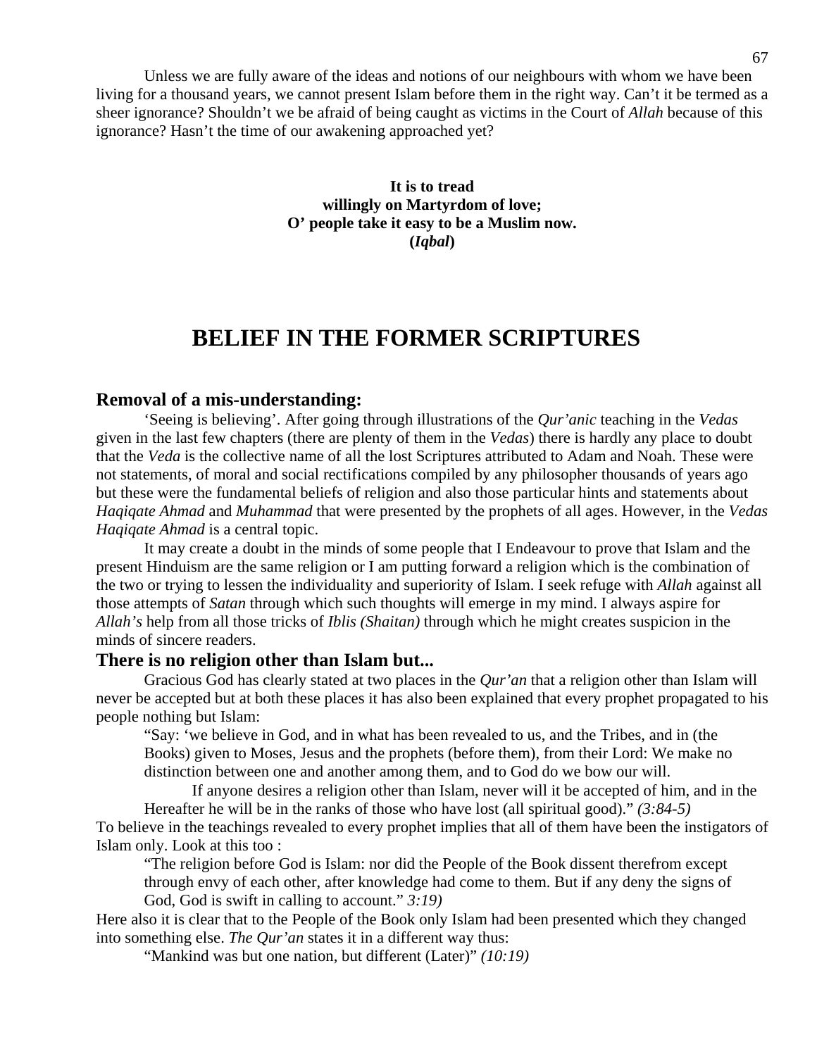Unless we are fully aware of the ideas and notions of our neighbours with whom we have been living for a thousand years, we cannot present Islam before them in the right way. Can't it be termed as a sheer ignorance? Shouldn't we be afraid of being caught as victims in the Court of *Allah* because of this ignorance? Hasn't the time of our awakening approached yet?

**It is to tread**
**willingly on Martyrdom of love;**
**O' people take it easy to be a Muslim now.**
**(*Iqbal*)**

# BELIEF IN THE FORMER SCRIPTURES

### Removal of a mis-understanding:

'Seeing is believing'. After going through illustrations of the *Qur'anic* teaching in the *Vedas* given in the last few chapters (there are plenty of them in the *Vedas*) there is hardly any place to doubt that the *Veda* is the collective name of all the lost Scriptures attributed to Adam and Noah. These were not statements, of moral and social rectifications compiled by any philosopher thousands of years ago but these were the fundamental beliefs of religion and also those particular hints and statements about *Haqiqate Ahmad* and *Muhammad* that were presented by the prophets of all ages. However, in the *Vedas Haqiqate Ahmad* is a central topic.

It may create a doubt in the minds of some people that I Endeavour to prove that Islam and the present Hinduism are the same religion or I am putting forward a religion which is the combination of the two or trying to lessen the individuality and superiority of Islam. I seek refuge with *Allah* against all those attempts of *Satan* through which such thoughts will emerge in my mind. I always aspire for *Allah's* help from all those tricks of *Iblis (Shaitan)* through which he might creates suspicion in the minds of sincere readers.

### There is no religion other than Islam but...

Gracious God has clearly stated at two places in the *Qur'an* that a religion other than Islam will never be accepted but at both these places it has also been explained that every prophet propagated to his people nothing but Islam:

> "Say: 'we believe in God, and in what has been revealed to us, and the Tribes, and in (the Books) given to Moses, Jesus and the prophets (before them), from their Lord: We make no distinction between one and another among them, and to God do we bow our will.
>
> If anyone desires a religion other than Islam, never will it be accepted of him, and in the Hereafter he will be in the ranks of those who have lost (all spiritual good)." *(3:84-5)*

To believe in the teachings revealed to every prophet implies that all of them have been the instigators of Islam only. Look at this too :

> "The religion before God is Islam: nor did the People of the Book dissent therefrom except through envy of each other, after knowledge had come to them. But if any deny the signs of God, God is swift in calling to account." *3:19)*

Here also it is clear that to the People of the Book only Islam had been presented which they changed into something else. *The Qur'an* states it in a different way thus:

> "Mankind was but one nation, but different (Later)" *(10:19)*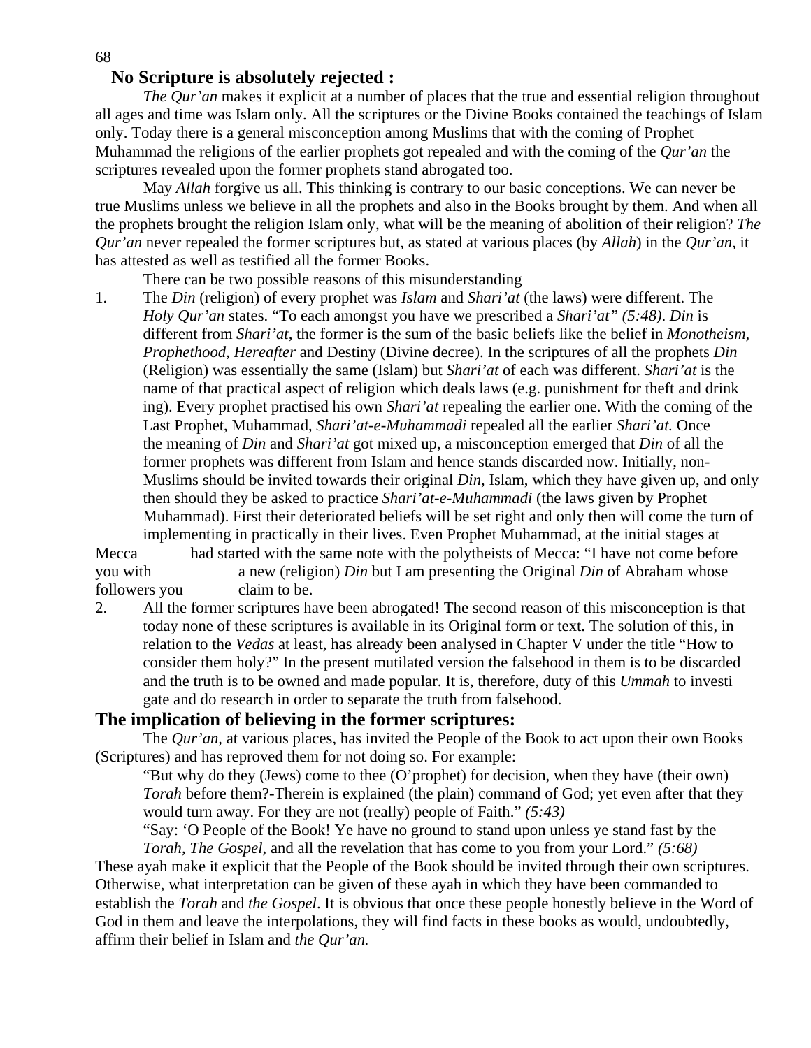## No Scripture is absolutely rejected :

*The Qur'an* makes it explicit at a number of places that the true and essential religion throughout all ages and time was Islam only. All the scriptures or the Divine Books contained the teachings of Islam only. Today there is a general misconception among Muslims that with the coming of Prophet Muhammad the religions of the earlier prophets got repealed and with the coming of the *Qur'an* the scriptures revealed upon the former prophets stand abrogated too.

May *Allah* forgive us all. This thinking is contrary to our basic conceptions. We can never be true Muslims unless we believe in all the prophets and also in the Books brought by them. And when all the prophets brought the religion Islam only, what will be the meaning of abolition of their religion? *The Qur'an* never repealed the former scriptures but, as stated at various places (by *Allah*) in the *Qur'an*, it has attested as well as testified all the former Books.

There can be two possible reasons of this misunderstanding

1. The *Din* (religion) of every prophet was *Islam* and *Shari'at* (the laws) were different. The *Holy Qur'an* states. "To each amongst you have we prescribed a *Shari'at" (5:48)*. *Din* is different from *Shari'at,* the former is the sum of the basic beliefs like the belief in *Monotheism, Prophethood, Hereafter* and Destiny (Divine decree). In the scriptures of all the prophets *Din* (Religion) was essentially the same (Islam) but *Shari'at* of each was different. *Shari'at* is the name of that practical aspect of religion which deals laws (e.g. punishment for theft and drink ing). Every prophet practised his own *Shari'at* repealing the earlier one. With the coming of the Last Prophet, Muhammad, *Shari'at-e-Muhammadi* repealed all the earlier *Shari'at.* Once the meaning of *Din* and *Shari'at* got mixed up, a misconception emerged that *Din* of all the former prophets was different from Islam and hence stands discarded now. Initially, non-Muslims should be invited towards their original *Din*, Islam, which they have given up, and only then should they be asked to practice *Shari'at-e-Muhammadi* (the laws given by Prophet Muhammad). First their deteriorated beliefs will be set right and only then will come the turn of implementing in practically in their lives. Even Prophet Muhammad, at the initial stages at Mecca had started with the same note with the polytheists of Mecca: "I have not come before you with a new (religion) *Din* but I am presenting the Original *Din* of Abraham whose followers you claim to be.
2. All the former scriptures have been abrogated! The second reason of this misconception is that today none of these scriptures is available in its Original form or text. The solution of this, in relation to the *Vedas* at least, has already been analysed in Chapter V under the title "How to consider them holy?" In the present mutilated version the falsehood in them is to be discarded and the truth is to be owned and made popular. It is, therefore, duty of this *Ummah* to investi gate and do research in order to separate the truth from falsehood.

## The implication of believing in the former scriptures:

The *Qur'an,* at various places, has invited the People of the Book to act upon their own Books (Scriptures) and has reproved them for not doing so. For example:

"But why do they (Jews) come to thee (O'prophet) for decision, when they have (their own) *Torah* before them?-Therein is explained (the plain) command of God; yet even after that they would turn away. For they are not (really) people of Faith." *(5:43)*

"Say: 'O People of the Book! Ye have no ground to stand upon unless ye stand fast by the *Torah*, *The Gospel*, and all the revelation that has come to you from your Lord." *(5:68)*

These ayah make it explicit that the People of the Book should be invited through their own scriptures. Otherwise, what interpretation can be given of these ayah in which they have been commanded to establish the *Torah* and *the Gospel*. It is obvious that once these people honestly believe in the Word of God in them and leave the interpolations, they will find facts in these books as would, undoubtedly, affirm their belief in Islam and *the Qur'an.*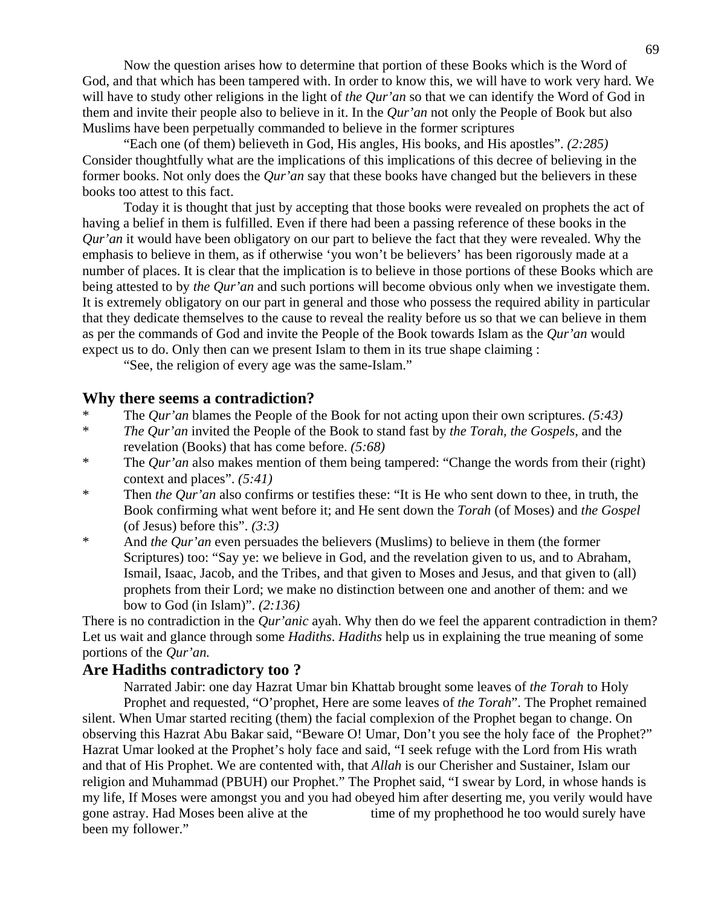Now the question arises how to determine that portion of these Books which is the Word of God, and that which has been tampered with. In order to know this, we will have to work very hard. We will have to study other religions in the light of *the Qur'an* so that we can identify the Word of God in them and invite their people also to believe in it. In the *Qur'an* not only the People of Book but also Muslims have been perpetually commanded to believe in the former scriptures

"Each one (of them) believeth in God, His angles, His books, and His apostles". *(2:285)* Consider thoughtfully what are the implications of this implications of this decree of believing in the former books. Not only does the *Qur'an* say that these books have changed but the believers in these books too attest to this fact.

Today it is thought that just by accepting that those books were revealed on prophets the act of having a belief in them is fulfilled. Even if there had been a passing reference of these books in the *Qur'an* it would have been obligatory on our part to believe the fact that they were revealed. Why the emphasis to believe in them, as if otherwise 'you won't be believers' has been rigorously made at a number of places. It is clear that the implication is to believe in those portions of these Books which are being attested to by *the Qur'an* and such portions will become obvious only when we investigate them. It is extremely obligatory on our part in general and those who possess the required ability in particular that they dedicate themselves to the cause to reveal the reality before us so that we can believe in them as per the commands of God and invite the People of the Book towards Islam as the *Qur'an* would expect us to do. Only then can we present Islam to them in its true shape claiming :

"See, the religion of every age was the same-Islam."

## Why there seems a contradiction?

* The *Qur'an* blames the People of the Book for not acting upon their own scriptures. *(5:43)*
* *The Qur'an* invited the People of the Book to stand fast by *the Torah, the Gospels,* and the revelation (Books) that has come before. *(5:68)*
* The *Qur'an* also makes mention of them being tampered: "Change the words from their (right) context and places". *(5:41)*
* Then *the Qur'an* also confirms or testifies these: "It is He who sent down to thee, in truth, the Book confirming what went before it; and He sent down the *Torah* (of Moses) and *the Gospel* (of Jesus) before this". *(3:3)*
* And *the Qur'an* even persuades the believers (Muslims) to believe in them (the former Scriptures) too: "Say ye: we believe in God, and the revelation given to us, and to Abraham, Ismail, Isaac, Jacob, and the Tribes, and that given to Moses and Jesus, and that given to (all) prophets from their Lord; we make no distinction between one and another of them: and we bow to God (in Islam)". *(2:136)*

There is no contradiction in the *Qur'anic* ayah. Why then do we feel the apparent contradiction in them? Let us wait and glance through some *Hadiths*. *Hadiths* help us in explaining the true meaning of some portions of the *Qur'an.*

## Are Hadiths contradictory too ?

Narrated Jabir: one day Hazrat Umar bin Khattab brought some leaves of *the Torah* to Holy Prophet and requested, "O'prophet, Here are some leaves of *the Torah*". The Prophet remained silent. When Umar started reciting (them) the facial complexion of the Prophet began to change. On observing this Hazrat Abu Bakar said, "Beware O! Umar, Don't you see the holy face of the Prophet?" Hazrat Umar looked at the Prophet's holy face and said, "I seek refuge with the Lord from His wrath and that of His Prophet. We are contented with, that *Allah* is our Cherisher and Sustainer, Islam our religion and Muhammad (PBUH) our Prophet." The Prophet said, "I swear by Lord, in whose hands is my life, If Moses were amongst you and you had obeyed him after deserting me, you verily would have gone astray. Had Moses been alive at the time of my prophethood he too would surely have been my follower."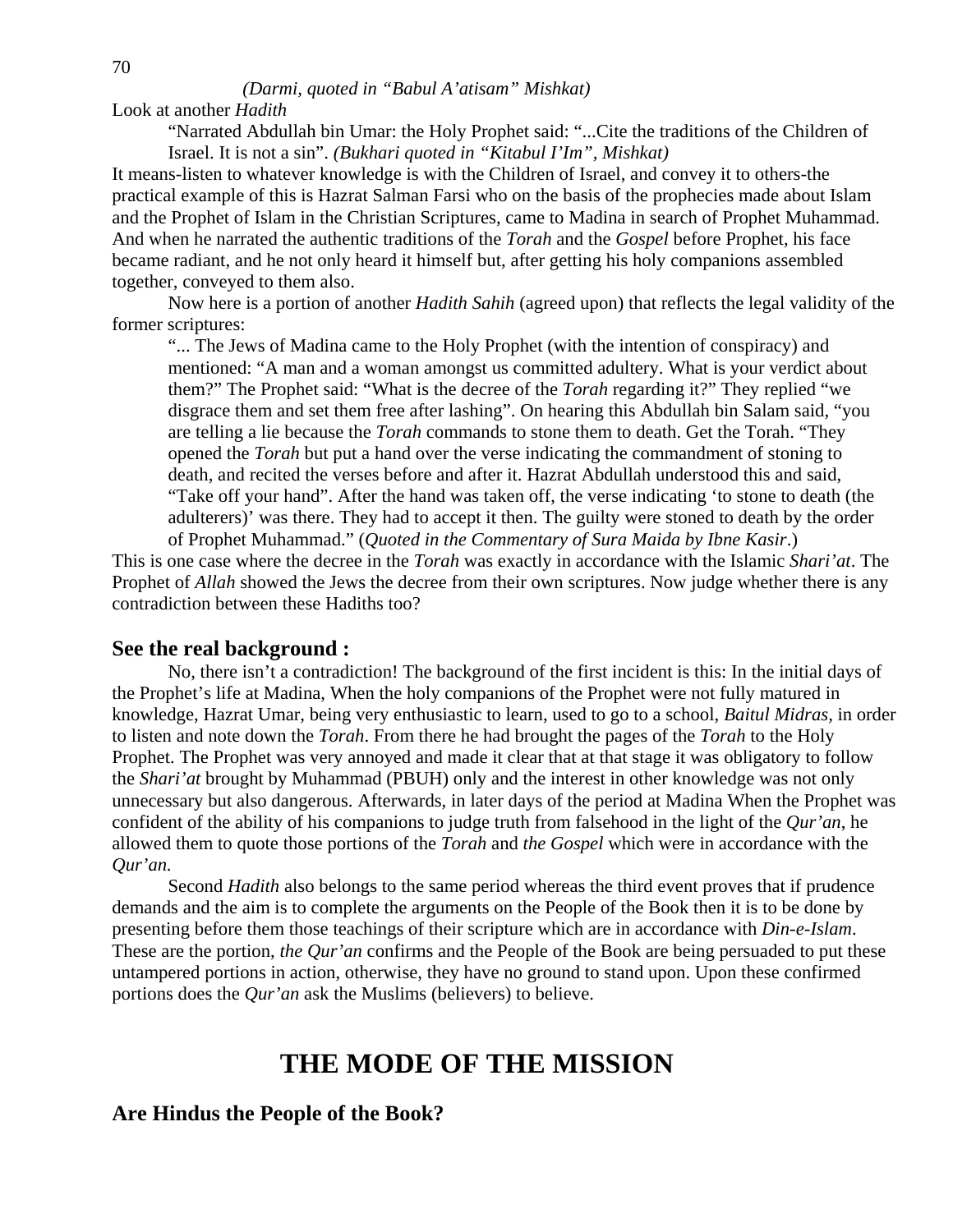*(Darmi, quoted in "Babul A'atisam" Mishkat)*

Look at another *Hadith*

> "Narrated Abdullah bin Umar: the Holy Prophet said: "...Cite the traditions of the Children of Israel. It is not a sin". *(Bukhari quoted in "Kitabul I'Im", Mishkat)*

It means-listen to whatever knowledge is with the Children of Israel, and convey it to others-the practical example of this is Hazrat Salman Farsi who on the basis of the prophecies made about Islam and the Prophet of Islam in the Christian Scriptures, came to Madina in search of Prophet Muhammad. And when he narrated the authentic traditions of the *Torah* and the *Gospel* before Prophet, his face became radiant, and he not only heard it himself but, after getting his holy companions assembled together, conveyed to them also.

Now here is a portion of another *Hadith Sahih* (agreed upon) that reflects the legal validity of the former scriptures:

> "... The Jews of Madina came to the Holy Prophet (with the intention of conspiracy) and mentioned: "A man and a woman amongst us committed adultery. What is your verdict about them?" The Prophet said: "What is the decree of the *Torah* regarding it?" They replied "we disgrace them and set them free after lashing". On hearing this Abdullah bin Salam said, "you are telling a lie because the *Torah* commands to stone them to death. Get the Torah. "They opened the *Torah* but put a hand over the verse indicating the commandment of stoning to death, and recited the verses before and after it. Hazrat Abdullah understood this and said, "Take off your hand". After the hand was taken off, the verse indicating 'to stone to death (the adulterers)' was there. They had to accept it then. The guilty were stoned to death by the order of Prophet Muhammad." (*Quoted in the Commentary of Sura Maida by Ibne Kasir*.)

This is one case where the decree in the *Torah* was exactly in accordance with the Islamic *Shari'at*. The Prophet of *Allah* showed the Jews the decree from their own scriptures. Now judge whether there is any contradiction between these Hadiths too?

### See the real background :

No, there isn't a contradiction! The background of the first incident is this: In the initial days of the Prophet's life at Madina, When the holy companions of the Prophet were not fully matured in knowledge, Hazrat Umar, being very enthusiastic to learn, used to go to a school, *Baitul Midras*, in order to listen and note down the *Torah*. From there he had brought the pages of the *Torah* to the Holy Prophet. The Prophet was very annoyed and made it clear that at that stage it was obligatory to follow the *Shari'at* brought by Muhammad (PBUH) only and the interest in other knowledge was not only unnecessary but also dangerous. Afterwards, in later days of the period at Madina When the Prophet was confident of the ability of his companions to judge truth from falsehood in the light of the *Qur'an*, he allowed them to quote those portions of the *Torah* and *the Gospel* which were in accordance with the *Qur'an*.

Second *Hadith* also belongs to the same period whereas the third event proves that if prudence demands and the aim is to complete the arguments on the People of the Book then it is to be done by presenting before them those teachings of their scripture which are in accordance with *Din-e-Islam*. These are the portion, *the Qur'an* confirms and the People of the Book are being persuaded to put these untampered portions in action, otherwise, they have no ground to stand upon. Upon these confirmed portions does the *Qur'an* ask the Muslims (believers) to believe.

# THE MODE OF THE MISSION

### Are Hindus the People of the Book?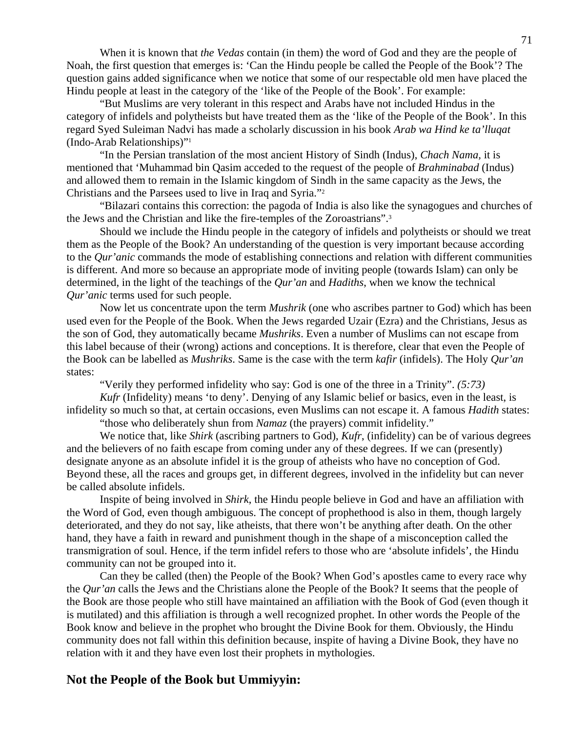When it is known that *the Vedas* contain (in them) the word of God and they are the people of Noah, the first question that emerges is: 'Can the Hindu people be called the People of the Book'? The question gains added significance when we notice that some of our respectable old men have placed the Hindu people at least in the category of the 'like of the People of the Book'. For example:

"But Muslims are very tolerant in this respect and Arabs have not included Hindus in the category of infidels and polytheists but have treated them as the 'like of the People of the Book'. In this regard Syed Suleiman Nadvi has made a scholarly discussion in his book *Arab wa Hind ke ta'lluqat* (Indo-Arab Relationships)"[1]

"In the Persian translation of the most ancient History of Sindh (Indus), *Chach Nama*, it is mentioned that 'Muhammad bin Qasim acceded to the request of the people of *Brahminabad* (Indus) and allowed them to remain in the Islamic kingdom of Sindh in the same capacity as the Jews, the Christians and the Parsees used to live in Iraq and Syria."[2]

"Bilazari contains this correction: the pagoda of India is also like the synagogues and churches of the Jews and the Christian and like the fire-temples of the Zoroastrians".[3]

Should we include the Hindu people in the category of infidels and polytheists or should we treat them as the People of the Book? An understanding of the question is very important because according to the *Qur'anic* commands the mode of establishing connections and relation with different communities is different. And more so because an appropriate mode of inviting people (towards Islam) can only be determined, in the light of the teachings of the *Qur'an* and *Hadiths*, when we know the technical *Qur'anic* terms used for such people.

Now let us concentrate upon the term *Mushrik* (one who ascribes partner to God) which has been used even for the People of the Book. When the Jews regarded Uzair (Ezra) and the Christians, Jesus as the son of God, they automatically became *Mushriks*. Even a number of Muslims can not escape from this label because of their (wrong) actions and conceptions. It is therefore, clear that even the People of the Book can be labelled as *Mushriks*. Same is the case with the term *kafir* (infidels). The Holy *Qur'an* states:

"Verily they performed infidelity who say: God is one of the three in a Trinity". *(5:73)*

*Kufr* (Infidelity) means 'to deny'. Denying of any Islamic belief or basics, even in the least, is infidelity so much so that, at certain occasions, even Muslims can not escape it. A famous *Hadith* states:

"those who deliberately shun from *Namaz* (the prayers) commit infidelity."

We notice that, like *Shirk* (ascribing partners to God), *Kufr*, (infidelity) can be of various degrees and the believers of no faith escape from coming under any of these degrees. If we can (presently) designate anyone as an absolute infidel it is the group of atheists who have no conception of God. Beyond these, all the races and groups get, in different degrees, involved in the infidelity but can never be called absolute infidels.

Inspite of being involved in *Shirk*, the Hindu people believe in God and have an affiliation with the Word of God, even though ambiguous. The concept of prophethood is also in them, though largely deteriorated, and they do not say, like atheists, that there won't be anything after death. On the other hand, they have a faith in reward and punishment though in the shape of a misconception called the transmigration of soul. Hence, if the term infidel refers to those who are 'absolute infidels', the Hindu community can not be grouped into it.

Can they be called (then) the People of the Book? When God's apostles came to every race why the *Qur'an* calls the Jews and the Christians alone the People of the Book? It seems that the people of the Book are those people who still have maintained an affiliation with the Book of God (even though it is mutilated) and this affiliation is through a well recognized prophet. In other words the People of the Book know and believe in the prophet who brought the Divine Book for them. Obviously, the Hindu community does not fall within this definition because, inspite of having a Divine Book, they have no relation with it and they have even lost their prophets in mythologies.

## Not the People of the Book but Ummiyyin: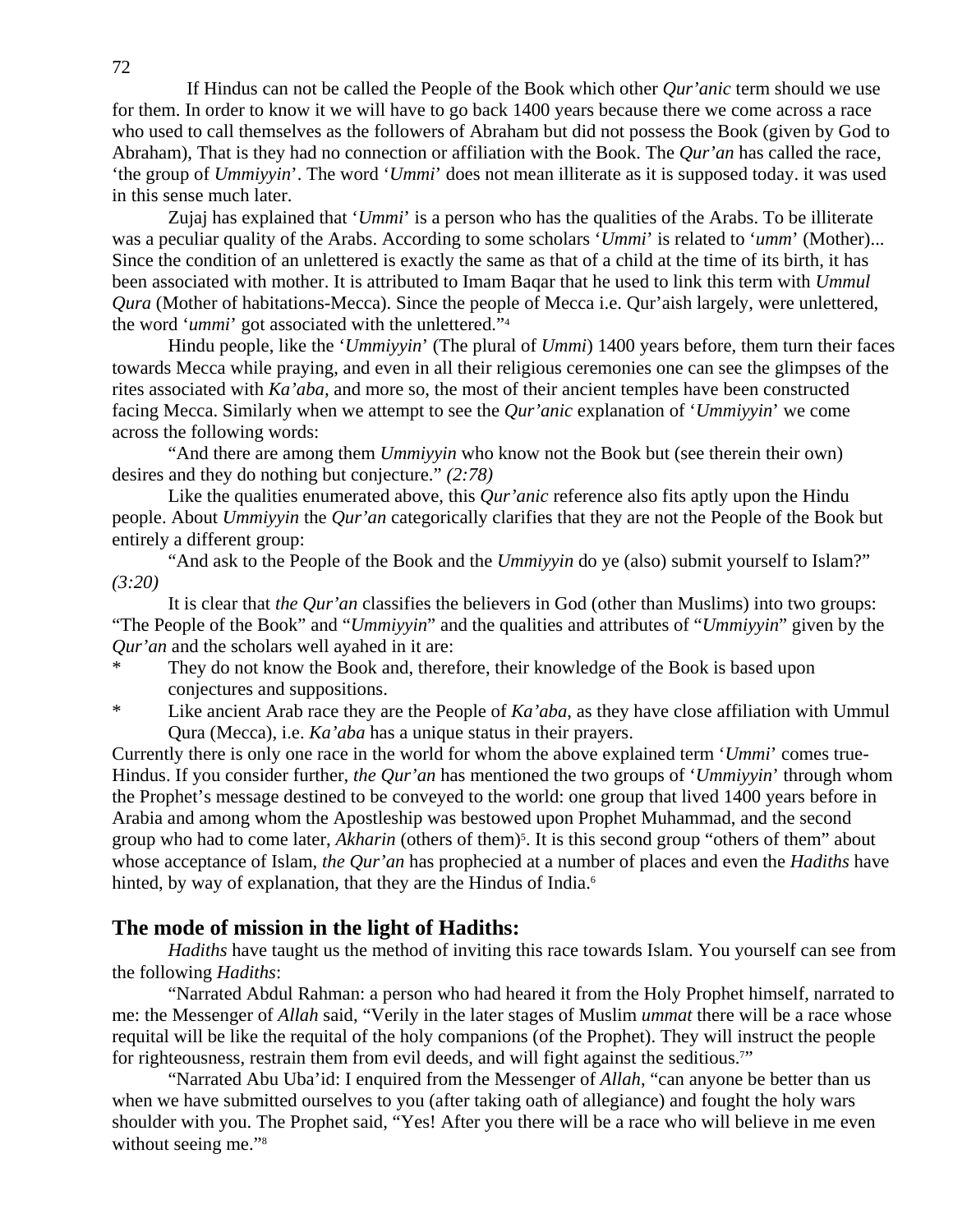If Hindus can not be called the People of the Book which other *Qur'anic* term should we use for them. In order to know it we will have to go back 1400 years because there we come across a race who used to call themselves as the followers of Abraham but did not possess the Book (given by God to Abraham), That is they had no connection or affiliation with the Book. The *Qur'an* has called the race, 'the group of *Ummiyyin*'. The word '*Ummi*' does not mean illiterate as it is supposed today. it was used in this sense much later.

Zujaj has explained that '*Ummi*' is a person who has the qualities of the Arabs. To be illiterate was a peculiar quality of the Arabs. According to some scholars '*Ummi*' is related to '*umm*' (Mother)... Since the condition of an unlettered is exactly the same as that of a child at the time of its birth, it has been associated with mother. It is attributed to Imam Baqar that he used to link this term with *Ummul Qura* (Mother of habitations-Mecca). Since the people of Mecca i.e. Qur'aish largely, were unlettered, the word '*ummi*' got associated with the unlettered."[4]

Hindu people, like the '*Ummiyyin*' (The plural of *Ummi*) 1400 years before, them turn their faces towards Mecca while praying, and even in all their religious ceremonies one can see the glimpses of the rites associated with *Ka'aba,* and more so, the most of their ancient temples have been constructed facing Mecca. Similarly when we attempt to see the *Qur'anic* explanation of '*Ummiyyin*' we come across the following words:

"And there are among them *Ummiyyin* who know not the Book but (see therein their own) desires and they do nothing but conjecture." *(2:78)*

Like the qualities enumerated above, this *Qur'anic* reference also fits aptly upon the Hindu people. About *Ummiyyin* the *Qur'an* categorically clarifies that they are not the People of the Book but entirely a different group:

"And ask to the People of the Book and the *Ummiyyin* do ye (also) submit yourself to Islam?" *(3:20)*

It is clear that *the Qur'an* classifies the believers in God (other than Muslims) into two groups: "The People of the Book" and "*Ummiyyin*" and the qualities and attributes of "*Ummiyyin*" given by the *Qur'an* and the scholars well ayahed in it are:

* They do not know the Book and, therefore, their knowledge of the Book is based upon conjectures and suppositions.
* Like ancient Arab race they are the People of *Ka'aba*, as they have close affiliation with Ummul Qura (Mecca), i.e. *Ka'aba* has a unique status in their prayers.

Currently there is only one race in the world for whom the above explained term '*Ummi*' comes true-Hindus. If you consider further, *the Qur'an* has mentioned the two groups of '*Ummiyyin*' through whom the Prophet's message destined to be conveyed to the world: one group that lived 1400 years before in Arabia and among whom the Apostleship was bestowed upon Prophet Muhammad, and the second group who had to come later, *Akharin* (others of them)[5]. It is this second group "others of them" about whose acceptance of Islam, *the Qur'an* has prophecied at a number of places and even the *Hadiths* have hinted, by way of explanation, that they are the Hindus of India.[6]

## The mode of mission in the light of Hadiths:

*Hadiths* have taught us the method of inviting this race towards Islam. You yourself can see from the following *Hadiths*:

"Narrated Abdul Rahman: a person who had heared it from the Holy Prophet himself, narrated to me: the Messenger of *Allah* said, "Verily in the later stages of Muslim *ummat* there will be a race whose requital will be like the requital of the holy companions (of the Prophet). They will instruct the people for righteousness, restrain them from evil deeds, and will fight against the seditious.[7]"

"Narrated Abu Uba'id: I enquired from the Messenger of *Allah*, "can anyone be better than us when we have submitted ourselves to you (after taking oath of allegiance) and fought the holy wars shoulder with you. The Prophet said, "Yes! After you there will be a race who will believe in me even without seeing me."[8]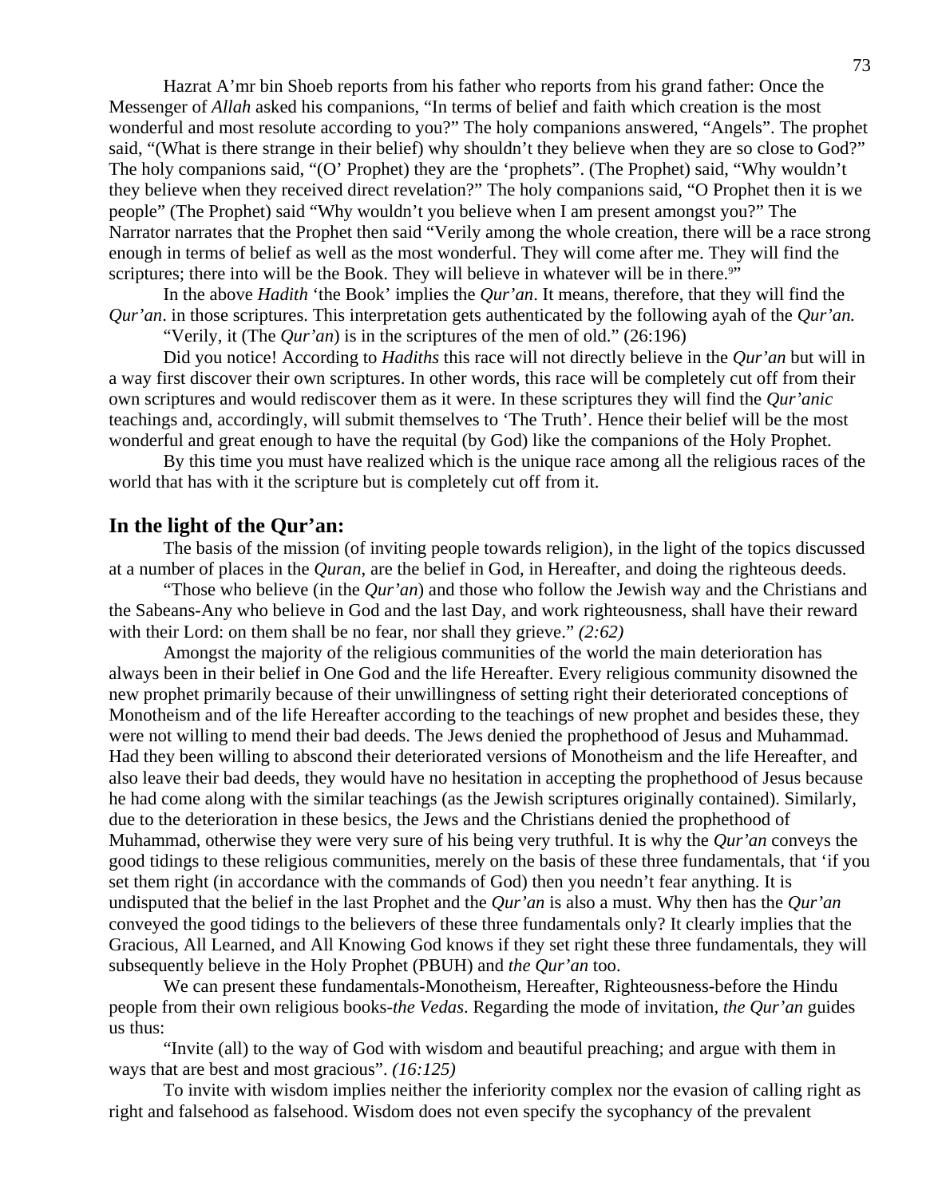Hazrat A'mr bin Shoeb reports from his father who reports from his grand father: Once the Messenger of *Allah* asked his companions, "In terms of belief and faith which creation is the most wonderful and most resolute according to you?" The holy companions answered, "Angels". The prophet said, "(What is there strange in their belief) why shouldn't they believe when they are so close to God?" The holy companions said, "(O' Prophet) they are the 'prophets". (The Prophet) said, "Why wouldn't they believe when they received direct revelation?" The holy companions said, "O Prophet then it is we people" (The Prophet) said "Why wouldn't you believe when I am present amongst you?" The Narrator narrates that the Prophet then said "Verily among the whole creation, there will be a race strong enough in terms of belief as well as the most wonderful. They will come after me. They will find the scriptures; there into will be the Book. They will believe in whatever will be in there.[9]"

In the above *Hadith* 'the Book' implies the *Qur'an*. It means, therefore, that they will find the *Qur'an*. in those scriptures. This interpretation gets authenticated by the following ayah of the *Qur'an.*

"Verily, it (The *Qur'an*) is in the scriptures of the men of old." (26:196)

Did you notice! According to *Hadiths* this race will not directly believe in the *Qur'an* but will in a way first discover their own scriptures. In other words, this race will be completely cut off from their own scriptures and would rediscover them as it were. In these scriptures they will find the *Qur'anic* teachings and, accordingly, will submit themselves to 'The Truth'. Hence their belief will be the most wonderful and great enough to have the requital (by God) like the companions of the Holy Prophet.

By this time you must have realized which is the unique race among all the religious races of the world that has with it the scripture but is completely cut off from it.

## In the light of the Qur'an:

The basis of the mission (of inviting people towards religion), in the light of the topics discussed at a number of places in the *Quran*, are the belief in God, in Hereafter, and doing the righteous deeds.

"Those who believe (in the *Qur'an*) and those who follow the Jewish way and the Christians and the Sabeans-Any who believe in God and the last Day, and work righteousness, shall have their reward with their Lord: on them shall be no fear, nor shall they grieve." *(2:62)*

Amongst the majority of the religious communities of the world the main deterioration has always been in their belief in One God and the life Hereafter. Every religious community disowned the new prophet primarily because of their unwillingness of setting right their deteriorated conceptions of Monotheism and of the life Hereafter according to the teachings of new prophet and besides these, they were not willing to mend their bad deeds. The Jews denied the prophethood of Jesus and Muhammad. Had they been willing to abscond their deteriorated versions of Monotheism and the life Hereafter, and also leave their bad deeds, they would have no hesitation in accepting the prophethood of Jesus because he had come along with the similar teachings (as the Jewish scriptures originally contained). Similarly, due to the deterioration in these besics, the Jews and the Christians denied the prophethood of Muhammad, otherwise they were very sure of his being very truthful. It is why the *Qur'an* conveys the good tidings to these religious communities, merely on the basis of these three fundamentals, that 'if you set them right (in accordance with the commands of God) then you needn't fear anything. It is undisputed that the belief in the last Prophet and the *Qur'an* is also a must. Why then has the *Qur'an* conveyed the good tidings to the believers of these three fundamentals only? It clearly implies that the Gracious, All Learned, and All Knowing God knows if they set right these three fundamentals, they will subsequently believe in the Holy Prophet (PBUH) and *the Qur'an* too.

We can present these fundamentals-Monotheism, Hereafter, Righteousness-before the Hindu people from their own religious books-*the Vedas*. Regarding the mode of invitation, *the Qur'an* guides us thus:

"Invite (all) to the way of God with wisdom and beautiful preaching; and argue with them in ways that are best and most gracious". *(16:125)*

To invite with wisdom implies neither the inferiority complex nor the evasion of calling right as right and falsehood as falsehood. Wisdom does not even specify the sycophancy of the prevalent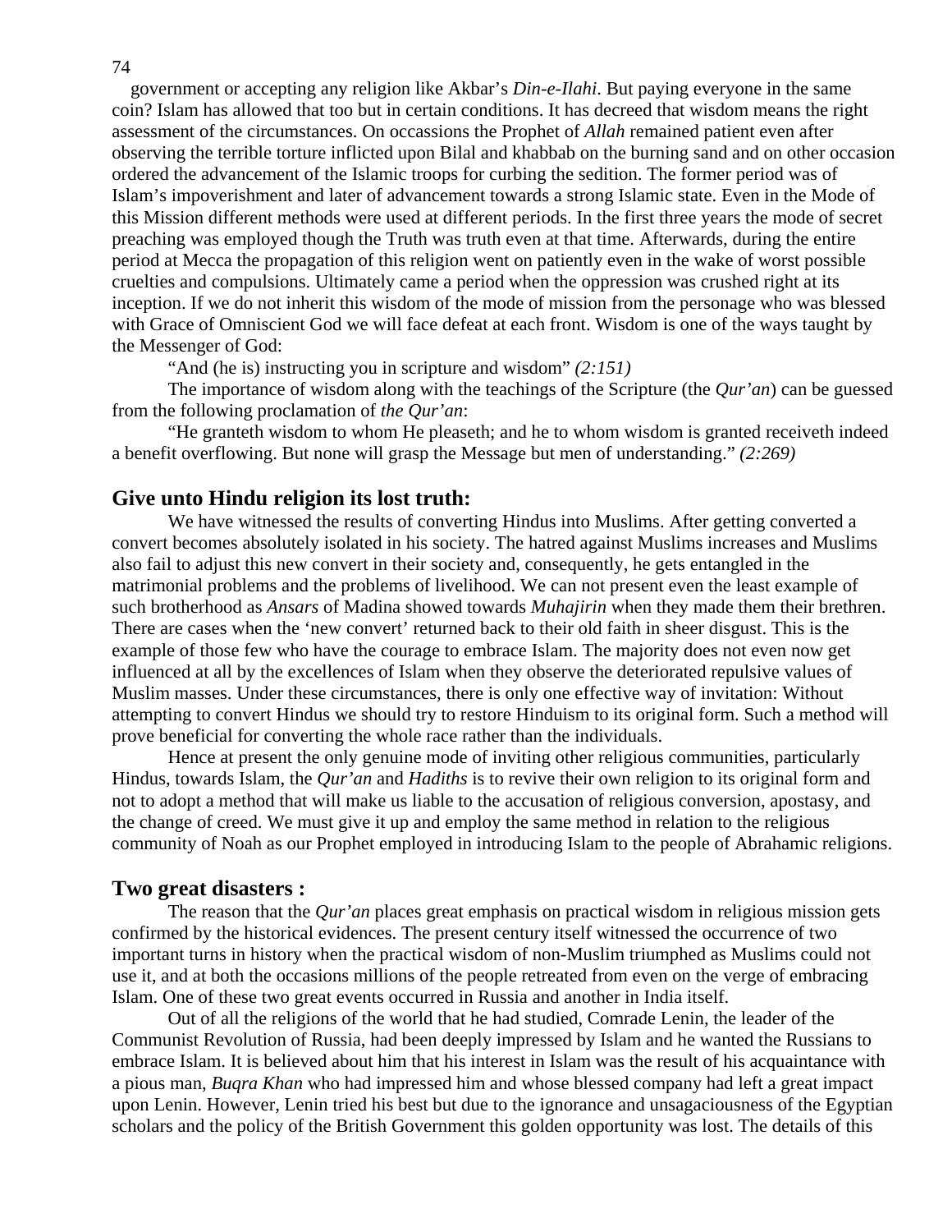government or accepting any religion like Akbar's *Din-e-Ilahi*. But paying everyone in the same coin? Islam has allowed that too but in certain conditions. It has decreed that wisdom means the right assessment of the circumstances. On occassions the Prophet of *Allah* remained patient even after observing the terrible torture inflicted upon Bilal and khabbab on the burning sand and on other occasion ordered the advancement of the Islamic troops for curbing the sedition. The former period was of Islam's impoverishment and later of advancement towards a strong Islamic state. Even in the Mode of this Mission different methods were used at different periods. In the first three years the mode of secret preaching was employed though the Truth was truth even at that time. Afterwards, during the entire period at Mecca the propagation of this religion went on patiently even in the wake of worst possible cruelties and compulsions. Ultimately came a period when the oppression was crushed right at its inception. If we do not inherit this wisdom of the mode of mission from the personage who was blessed with Grace of Omniscient God we will face defeat at each front. Wisdom is one of the ways taught by the Messenger of God:

"And (he is) instructing you in scripture and wisdom" *(2:151)*

The importance of wisdom along with the teachings of the Scripture (the *Qur'an*) can be guessed from the following proclamation of *the Qur'an*:

"He granteth wisdom to whom He pleaseth; and he to whom wisdom is granted receiveth indeed a benefit overflowing. But none will grasp the Message but men of understanding." *(2:269)*

## Give unto Hindu religion its lost truth:

We have witnessed the results of converting Hindus into Muslims. After getting converted a convert becomes absolutely isolated in his society. The hatred against Muslims increases and Muslims also fail to adjust this new convert in their society and, consequently, he gets entangled in the matrimonial problems and the problems of livelihood. We can not present even the least example of such brotherhood as *Ansars* of Madina showed towards *Muhajirin* when they made them their brethren. There are cases when the 'new convert' returned back to their old faith in sheer disgust. This is the example of those few who have the courage to embrace Islam. The majority does not even now get influenced at all by the excellences of Islam when they observe the deteriorated repulsive values of Muslim masses. Under these circumstances, there is only one effective way of invitation: Without attempting to convert Hindus we should try to restore Hinduism to its original form. Such a method will prove beneficial for converting the whole race rather than the individuals.

Hence at present the only genuine mode of inviting other religious communities, particularly Hindus, towards Islam, the *Qur'an* and *Hadiths* is to revive their own religion to its original form and not to adopt a method that will make us liable to the accusation of religious conversion, apostasy, and the change of creed. We must give it up and employ the same method in relation to the religious community of Noah as our Prophet employed in introducing Islam to the people of Abrahamic religions.

## Two great disasters :

The reason that the *Qur'an* places great emphasis on practical wisdom in religious mission gets confirmed by the historical evidences. The present century itself witnessed the occurrence of two important turns in history when the practical wisdom of non-Muslim triumphed as Muslims could not use it, and at both the occasions millions of the people retreated from even on the verge of embracing Islam. One of these two great events occurred in Russia and another in India itself.

Out of all the religions of the world that he had studied, Comrade Lenin, the leader of the Communist Revolution of Russia, had been deeply impressed by Islam and he wanted the Russians to embrace Islam. It is believed about him that his interest in Islam was the result of his acquaintance with a pious man, *Buqra Khan* who had impressed him and whose blessed company had left a great impact upon Lenin. However, Lenin tried his best but due to the ignorance and unsagaciousness of the Egyptian scholars and the policy of the British Government this golden opportunity was lost. The details of this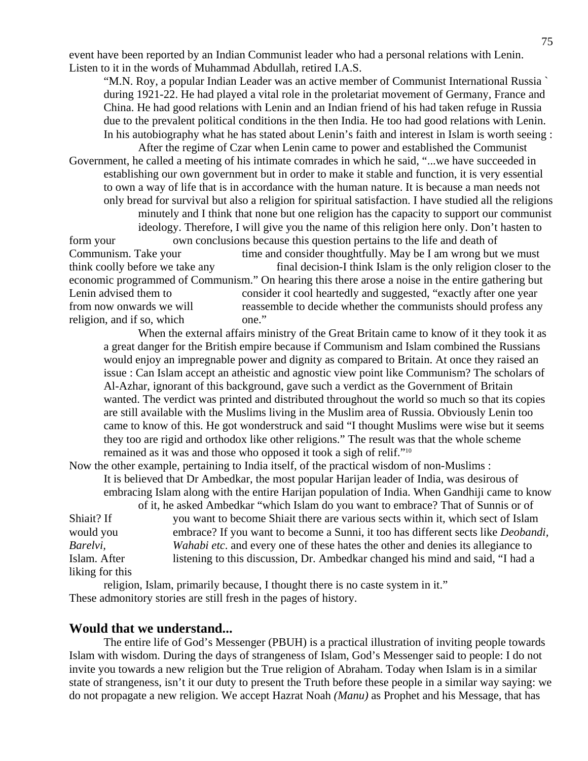event have been reported by an Indian Communist leader who had a personal relations with Lenin. Listen to it in the words of Muhammad Abdullah, retired I.A.S.

> "M.N. Roy, a popular Indian Leader was an active member of Communist International Russia ` during 1921-22. He had played a vital role in the proletariat movement of Germany, France and China. He had good relations with Lenin and an Indian friend of his had taken refuge in Russia due to the prevalent political conditions in the then India. He too had good relations with Lenin. In his autobiography what he has stated about Lenin's faith and interest in Islam is worth seeing :
>
> After the regime of Czar when Lenin came to power and established the Communist Government, he called a meeting of his intimate comrades in which he said, "...we have succeeded in establishing our own government but in order to make it stable and function, it is very essential to own a way of life that is in accordance with the human nature. It is because a man needs not only bread for survival but also a religion for spiritual satisfaction. I have studied all the religions minutely and I think that none but one religion has the capacity to support our communist ideology. Therefore, I will give you the name of this religion here only. Don't hasten to form your own conclusions because this question pertains to the life and death of Communism. Take your time and consider thoughtfully. May be I am wrong but we must think coolly before we take any final decision-I think Islam is the only religion closer to the economic programmed of Communism." On hearing this there arose a noise in the entire gathering but Lenin advised them to consider it cool heartedly and suggested, "exactly after one year from now onwards we will reassemble to decide whether the communists should profess any religion, and if so, which one."
>
> When the external affairs ministry of the Great Britain came to know of it they took it as a great danger for the British empire because if Communism and Islam combined the Russians would enjoy an impregnable power and dignity as compared to Britain. At once they raised an issue : Can Islam accept an atheistic and agnostic view point like Communism? The scholars of Al-Azhar, ignorant of this background, gave such a verdict as the Government of Britain wanted. The verdict was printed and distributed throughout the world so much so that its copies are still available with the Muslims living in the Muslim area of Russia. Obviously Lenin too came to know of this. He got wonderstruck and said "I thought Muslims were wise but it seems they too are rigid and orthodox like other religions." The result was that the whole scheme remained as it was and those who opposed it took a sigh of relif."[10]

Now the other example, pertaining to India itself, of the practical wisdom of non-Muslims :

> It is believed that Dr Ambedkar, the most popular Harijan leader of India, was desirous of embracing Islam along with the entire Harijan population of India. When Gandhiji came to know of it, he asked Ambedkar "which Islam do you want to embrace? That of Sunnis or of Shiait? If you want to become Shiait there are various sects within it, which sect of Islam would you embrace? If you want to become a Sunni, it too has different sects like *Deobandi, Barelvi, Wahabi etc*. and every one of these hates the other and denies its allegiance to Islam. After listening to this discussion, Dr. Ambedkar changed his mind and said, "I had a liking for this religion, Islam, primarily because, I thought there is no caste system in it."

These admonitory stories are still fresh in the pages of history.

## Would that we understand...

The entire life of God's Messenger (PBUH) is a practical illustration of inviting people towards Islam with wisdom. During the days of strangeness of Islam, God's Messenger said to people: I do not invite you towards a new religion but the True religion of Abraham. Today when Islam is in a similar state of strangeness, isn't it our duty to present the Truth before these people in a similar way saying: we do not propagate a new religion. We accept Hazrat Noah *(Manu)* as Prophet and his Message, that has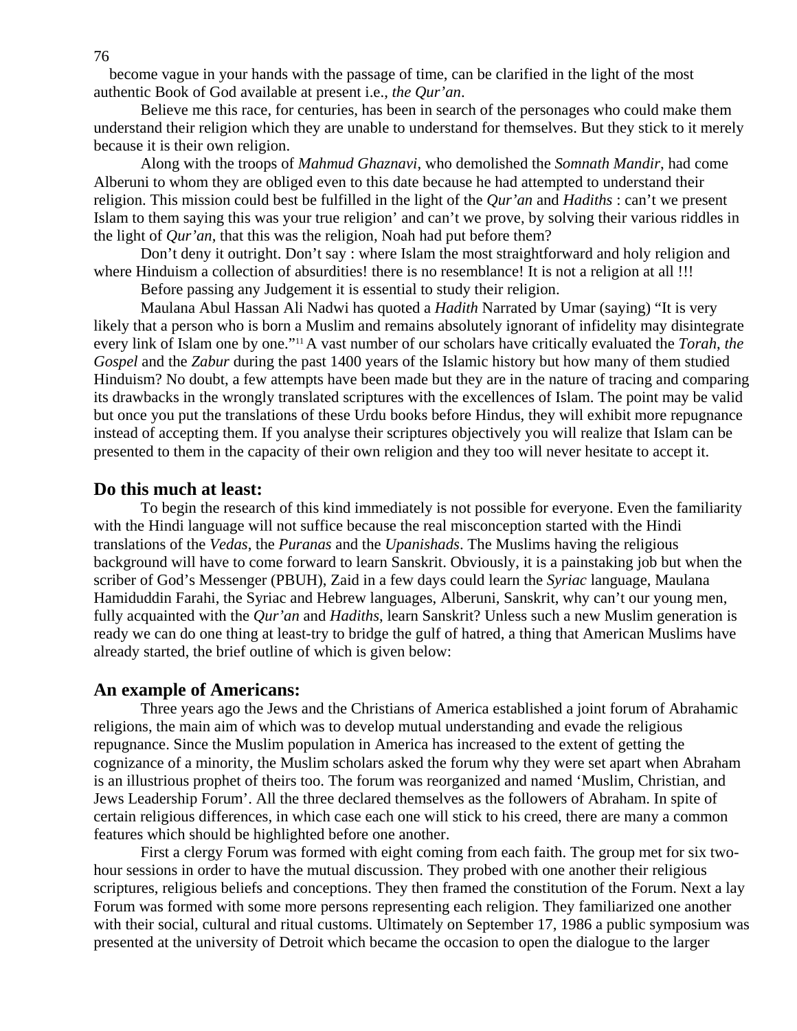become vague in your hands with the passage of time, can be clarified in the light of the most authentic Book of God available at present i.e., *the Qur'an*.

Believe me this race, for centuries, has been in search of the personages who could make them understand their religion which they are unable to understand for themselves. But they stick to it merely because it is their own religion.

Along with the troops of *Mahmud Ghaznavi*, who demolished the *Somnath Mandir*, had come Alberuni to whom they are obliged even to this date because he had attempted to understand their religion. This mission could best be fulfilled in the light of the *Qur'an* and *Hadiths* : can't we present Islam to them saying this was your true religion' and can't we prove, by solving their various riddles in the light of *Qur'an*, that this was the religion, Noah had put before them?

Don't deny it outright. Don't say : where Islam the most straightforward and holy religion and where Hinduism a collection of absurdities! there is no resemblance! It is not a religion at all !!!

Before passing any Judgement it is essential to study their religion.

Maulana Abul Hassan Ali Nadwi has quoted a *Hadith* Narrated by Umar (saying) "It is very likely that a person who is born a Muslim and remains absolutely ignorant of infidelity may disintegrate every link of Islam one by one."[11] A vast number of our scholars have critically evaluated the *Torah*, *the Gospel* and the *Zabur* during the past 1400 years of the Islamic history but how many of them studied Hinduism? No doubt, a few attempts have been made but they are in the nature of tracing and comparing its drawbacks in the wrongly translated scriptures with the excellences of Islam. The point may be valid but once you put the translations of these Urdu books before Hindus, they will exhibit more repugnance instead of accepting them. If you analyse their scriptures objectively you will realize that Islam can be presented to them in the capacity of their own religion and they too will never hesitate to accept it.

## Do this much at least:

To begin the research of this kind immediately is not possible for everyone. Even the familiarity with the Hindi language will not suffice because the real misconception started with the Hindi translations of the *Vedas*, the *Puranas* and the *Upanishads*. The Muslims having the religious background will have to come forward to learn Sanskrit. Obviously, it is a painstaking job but when the scriber of God's Messenger (PBUH), Zaid in a few days could learn the *Syriac* language, Maulana Hamiduddin Farahi, the Syriac and Hebrew languages, Alberuni, Sanskrit, why can't our young men, fully acquainted with the *Qur'an* and *Hadiths*, learn Sanskrit? Unless such a new Muslim generation is ready we can do one thing at least-try to bridge the gulf of hatred, a thing that American Muslims have already started, the brief outline of which is given below:

## An example of Americans:

Three years ago the Jews and the Christians of America established a joint forum of Abrahamic religions, the main aim of which was to develop mutual understanding and evade the religious repugnance. Since the Muslim population in America has increased to the extent of getting the cognizance of a minority, the Muslim scholars asked the forum why they were set apart when Abraham is an illustrious prophet of theirs too. The forum was reorganized and named 'Muslim, Christian, and Jews Leadership Forum'. All the three declared themselves as the followers of Abraham. In spite of certain religious differences, in which case each one will stick to his creed, there are many a common features which should be highlighted before one another.

First a clergy Forum was formed with eight coming from each faith. The group met for six two-hour sessions in order to have the mutual discussion. They probed with one another their religious scriptures, religious beliefs and conceptions. They then framed the constitution of the Forum. Next a lay Forum was formed with some more persons representing each religion. They familiarized one another with their social, cultural and ritual customs. Ultimately on September 17, 1986 a public symposium was presented at the university of Detroit which became the occasion to open the dialogue to the larger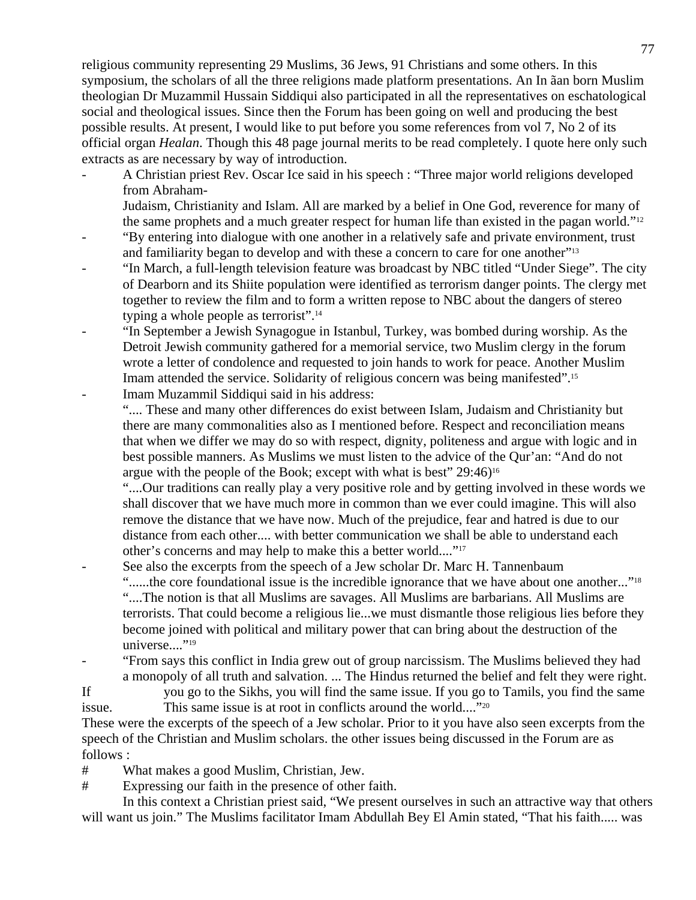religious community representing 29 Muslims, 36 Jews, 91 Christians and some others. In this symposium, the scholars of all the three religions made platform presentations. An In ãan born Muslim theologian Dr Muzammil Hussain Siddiqui also participated in all the representatives on eschatological social and theological issues. Since then the Forum has been going on well and producing the best possible results. At present, I would like to put before you some references from vol 7, No 2 of its official organ *Healan*. Though this 48 page journal merits to be read completely. I quote here only such extracts as are necessary by way of introduction.

- A Christian priest Rev. Oscar Ice said in his speech : "Three major world religions developed from Abraham-
  Judaism, Christianity and Islam. All are marked by a belief in One God, reverence for many of the same prophets and a much greater respect for human life than existed in the pagan world."[12]
- "By entering into dialogue with one another in a relatively safe and private environment, trust and familiarity began to develop and with these a concern to care for one another"[13]
- "In March, a full-length television feature was broadcast by NBC titled "Under Siege". The city of Dearborn and its Shiite population were identified as terrorism danger points. The clergy met together to review the film and to form a written repose to NBC about the dangers of stereo typing a whole people as terrorist".[14]
- "In September a Jewish Synagogue in Istanbul, Turkey, was bombed during worship. As the Detroit Jewish community gathered for a memorial service, two Muslim clergy in the forum wrote a letter of condolence and requested to join hands to work for peace. Another Muslim Imam attended the service. Solidarity of religious concern was being manifested".[15]
- Imam Muzammil Siddiqui said in his address:
  ".... These and many other differences do exist between Islam, Judaism and Christianity but there are many commonalities also as I mentioned before. Respect and reconciliation means that when we differ we may do so with respect, dignity, politeness and argue with logic and in best possible manners. As Muslims we must listen to the advice of the Qur'an: "And do not argue with the people of the Book; except with what is best" 29:46)[16]
  "....Our traditions can really play a very positive role and by getting involved in these words we shall discover that we have much more in common than we ever could imagine. This will also remove the distance that we have now. Much of the prejudice, fear and hatred is due to our distance from each other.... with better communication we shall be able to understand each other's concerns and may help to make this a better world...."[17]
- See also the excerpts from the speech of a Jew scholar Dr. Marc H. Tannenbaum
  "......the core foundational issue is the incredible ignorance that we have about one another..."[18]
  "....The notion is that all Muslims are savages. All Muslims are barbarians. All Muslims are terrorists. That could become a religious lie...we must dismantle those religious lies before they become joined with political and military power that can bring about the destruction of the universe...."[19]
- "From says this conflict in India grew out of group narcissism. The Muslims believed they had a monopoly of all truth and salvation. ... The Hindus returned the belief and felt they were right. If you go to the Sikhs, you will find the same issue. If you go to Tamils, you find the same issue. This same issue is at root in conflicts around the world...."[20]

These were the excerpts of the speech of a Jew scholar. Prior to it you have also seen excerpts from the speech of the Christian and Muslim scholars. the other issues being discussed in the Forum are as follows :

# What makes a good Muslim, Christian, Jew.
# Expressing our faith in the presence of other faith.

In this context a Christian priest said, "We present ourselves in such an attractive way that others will want us join." The Muslims facilitator Imam Abdullah Bey El Amin stated, "That his faith..... was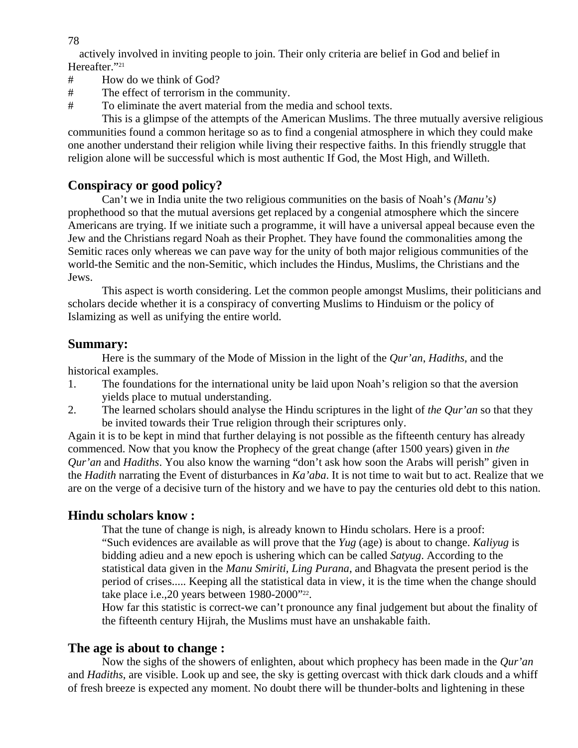actively involved in inviting people to join. Their only criteria are belief in God and belief in Hereafter."[21]

- # How do we think of God?
- # The effect of terrorism in the community.
- # To eliminate the avert material from the media and school texts.

This is a glimpse of the attempts of the American Muslims. The three mutually aversive religious communities found a common heritage so as to find a congenial atmosphere in which they could make one another understand their religion while living their respective faiths. In this friendly struggle that religion alone will be successful which is most authentic If God, the Most High, and Willeth.

## Conspiracy or good policy?

Can't we in India unite the two religious communities on the basis of Noah's *(Manu's)* prophethood so that the mutual aversions get replaced by a congenial atmosphere which the sincere Americans are trying. If we initiate such a programme, it will have a universal appeal because even the Jew and the Christians regard Noah as their Prophet. They have found the commonalities among the Semitic races only whereas we can pave way for the unity of both major religious communities of the world-the Semitic and the non-Semitic, which includes the Hindus, Muslims, the Christians and the Jews.

This aspect is worth considering. Let the common people amongst Muslims, their politicians and scholars decide whether it is a conspiracy of converting Muslims to Hinduism or the policy of Islamizing as well as unifying the entire world.

## Summary:

Here is the summary of the Mode of Mission in the light of the *Qur'an*, *Hadiths*, and the historical examples.

1. The foundations for the international unity be laid upon Noah's religion so that the aversion yields place to mutual understanding.
2. The learned scholars should analyse the Hindu scriptures in the light of *the Qur'an* so that they be invited towards their True religion through their scriptures only.

Again it is to be kept in mind that further delaying is not possible as the fifteenth century has already commenced. Now that you know the Prophecy of the great change (after 1500 years) given in *the Qur'an* and *Hadiths*. You also know the warning "don't ask how soon the Arabs will perish" given in the *Hadith* narrating the Event of disturbances in *Ka'aba*. It is not time to wait but to act. Realize that we are on the verge of a decisive turn of the history and we have to pay the centuries old debt to this nation.

## Hindu scholars know :

That the tune of change is nigh, is already known to Hindu scholars. Here is a proof:

"Such evidences are available as will prove that the *Yug* (age) is about to change. *Kaliyug* is bidding adieu and a new epoch is ushering which can be called *Satyug*. According to the statistical data given in the *Manu Smiriti, Ling Purana*, and Bhagvata the present period is the period of crises..... Keeping all the statistical data in view, it is the time when the change should take place i.e.,20 years between 1980-2000"[22].

How far this statistic is correct-we can't pronounce any final judgement but about the finality of the fifteenth century Hijrah, the Muslims must have an unshakable faith.

## The age is about to change :

Now the sighs of the showers of enlighten, about which prophecy has been made in the *Qur'an* and *Hadiths*, are visible. Look up and see, the sky is getting overcast with thick dark clouds and a whiff of fresh breeze is expected any moment. No doubt there will be thunder-bolts and lightening in these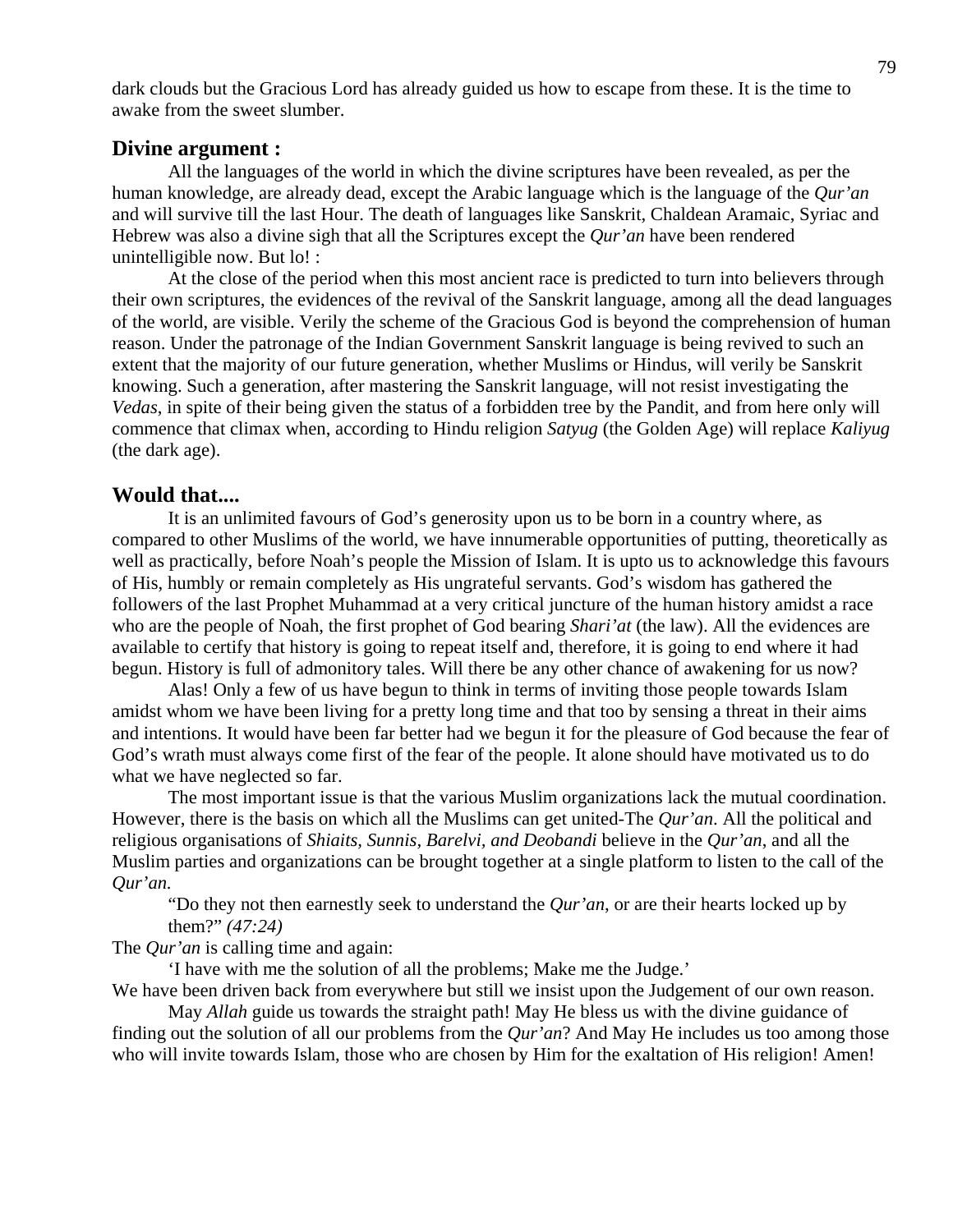dark clouds but the Gracious Lord has already guided us how to escape from these. It is the time to awake from the sweet slumber.

## Divine argument :

All the languages of the world in which the divine scriptures have been revealed, as per the human knowledge, are already dead, except the Arabic language which is the language of the *Qur'an* and will survive till the last Hour. The death of languages like Sanskrit, Chaldean Aramaic, Syriac and Hebrew was also a divine sigh that all the Scriptures except the *Qur'an* have been rendered unintelligible now. But lo! :

At the close of the period when this most ancient race is predicted to turn into believers through their own scriptures, the evidences of the revival of the Sanskrit language, among all the dead languages of the world, are visible. Verily the scheme of the Gracious God is beyond the comprehension of human reason. Under the patronage of the Indian Government Sanskrit language is being revived to such an extent that the majority of our future generation, whether Muslims or Hindus, will verily be Sanskrit knowing. Such a generation, after mastering the Sanskrit language, will not resist investigating the *Vedas*, in spite of their being given the status of a forbidden tree by the Pandit, and from here only will commence that climax when, according to Hindu religion *Satyug* (the Golden Age) will replace *Kaliyug* (the dark age).

## Would that....

It is an unlimited favours of God's generosity upon us to be born in a country where, as compared to other Muslims of the world, we have innumerable opportunities of putting, theoretically as well as practically, before Noah's people the Mission of Islam. It is upto us to acknowledge this favours of His, humbly or remain completely as His ungrateful servants. God's wisdom has gathered the followers of the last Prophet Muhammad at a very critical juncture of the human history amidst a race who are the people of Noah, the first prophet of God bearing *Shari'at* (the law). All the evidences are available to certify that history is going to repeat itself and, therefore, it is going to end where it had begun. History is full of admonitory tales. Will there be any other chance of awakening for us now?

Alas! Only a few of us have begun to think in terms of inviting those people towards Islam amidst whom we have been living for a pretty long time and that too by sensing a threat in their aims and intentions. It would have been far better had we begun it for the pleasure of God because the fear of God's wrath must always come first of the fear of the people. It alone should have motivated us to do what we have neglected so far.

The most important issue is that the various Muslim organizations lack the mutual coordination. However, there is the basis on which all the Muslims can get united-The *Qur'an*. All the political and religious organisations of *Shiaits, Sunnis, Barelvi, and Deobandi* believe in the *Qur'an*, and all the Muslim parties and organizations can be brought together at a single platform to listen to the call of the *Qur'an.*

> "Do they not then earnestly seek to understand the *Qur'an*, or are their hearts locked up by them?" *(47:24)*

The *Qur'an* is calling time and again:

> 'I have with me the solution of all the problems; Make me the Judge.'

We have been driven back from everywhere but still we insist upon the Judgement of our own reason.

May *Allah* guide us towards the straight path! May He bless us with the divine guidance of finding out the solution of all our problems from the *Qur'an*? And May He includes us too among those who will invite towards Islam, those who are chosen by Him for the exaltation of His religion! Amen!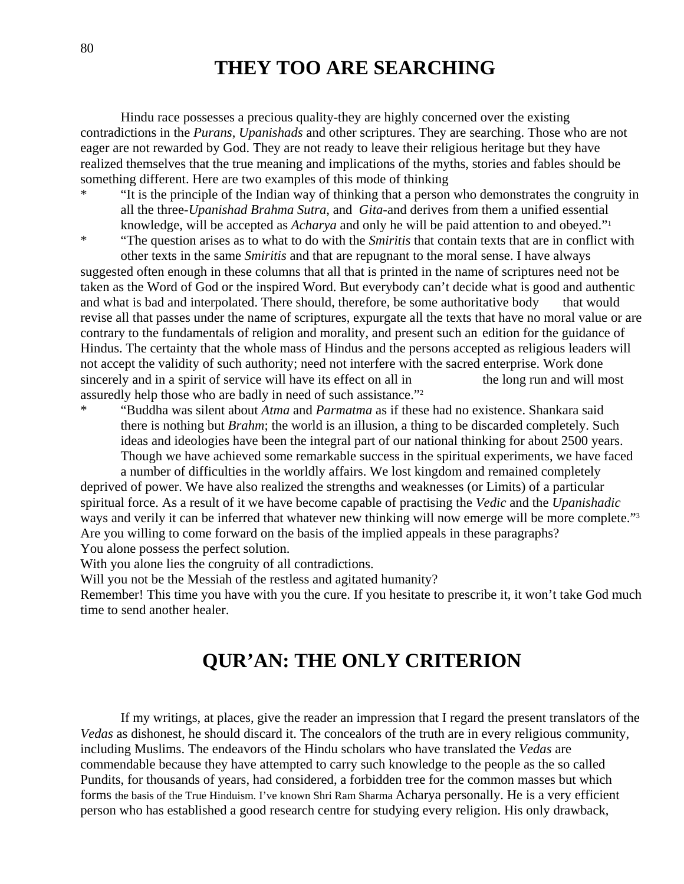# THEY TOO ARE SEARCHING

Hindu race possesses a precious quality-they are highly concerned over the existing contradictions in the *Purans*, *Upanishads* and other scriptures. They are searching. Those who are not eager are not rewarded by God. They are not ready to leave their religious heritage but they have realized themselves that the true meaning and implications of the myths, stories and fables should be something different. Here are two examples of this mode of thinking

* "It is the principle of the Indian way of thinking that a person who demonstrates the congruity in all the three-*Upanishad Brahma Sutra*, and *Gita*-and derives from them a unified essential knowledge, will be accepted as *Acharya* and only he will be paid attention to and obeyed."[1]
* "The question arises as to what to do with the *Smiritis* that contain texts that are in conflict with other texts in the same *Smiritis* and that are repugnant to the moral sense. I have always suggested often enough in these columns that all that is printed in the name of scriptures need not be taken as the Word of God or the inspired Word. But everybody can't decide what is good and authentic and what is bad and interpolated. There should, therefore, be some authoritative body that would revise all that passes under the name of scriptures, expurgate all the texts that have no moral value or are contrary to the fundamentals of religion and morality, and present such an edition for the guidance of Hindus. The certainty that the whole mass of Hindus and the persons accepted as religious leaders will not accept the validity of such authority; need not interfere with the sacred enterprise. Work done sincerely and in a spirit of service will have its effect on all in the long run and will most assuredly help those who are badly in need of such assistance."[2]
* "Buddha was silent about *Atma* and *Parmatma* as if these had no existence. Shankara said there is nothing but *Brahm*; the world is an illusion, a thing to be discarded completely. Such ideas and ideologies have been the integral part of our national thinking for about 2500 years. Though we have achieved some remarkable success in the spiritual experiments, we have faced a number of difficulties in the worldly affairs. We lost kingdom and remained completely deprived of power. We have also realized the strengths and weaknesses (or Limits) of a particular spiritual force. As a result of it we have become capable of practising the *Vedic* and the *Upanishadic* ways and verily it can be inferred that whatever new thinking will now emerge will be more complete."[3]

Are you willing to come forward on the basis of the implied appeals in these paragraphs?
You alone possess the perfect solution.
With you alone lies the congruity of all contradictions.
Will you not be the Messiah of the restless and agitated humanity?
Remember! This time you have with you the cure. If you hesitate to prescribe it, it won't take God much time to send another healer.

# QUR'AN: THE ONLY CRITERION

If my writings, at places, give the reader an impression that I regard the present translators of the *Vedas* as dishonest, he should discard it. The concealors of the truth are in every religious community, including Muslims. The endeavors of the Hindu scholars who have translated the *Vedas* are commendable because they have attempted to carry such knowledge to the people as the so called Pundits, for thousands of years, had considered, a forbidden tree for the common masses but which forms the basis of the True Hinduism. I've known Shri Ram Sharma Acharya personally. He is a very efficient person who has established a good research centre for studying every religion. His only drawback,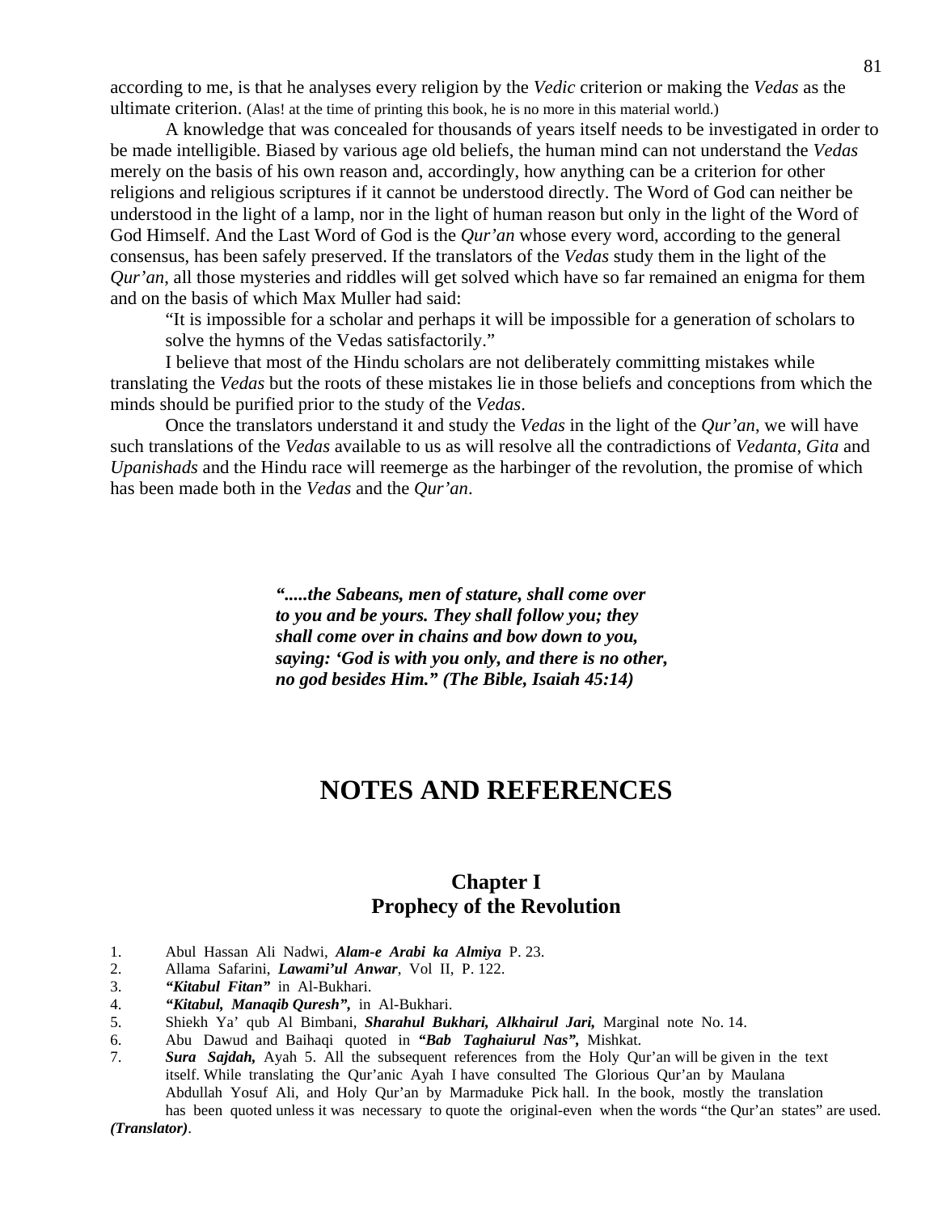according to me, is that he analyses every religion by the *Vedic* criterion or making the *Vedas* as the ultimate criterion. (Alas! at the time of printing this book, he is no more in this material world.)

A knowledge that was concealed for thousands of years itself needs to be investigated in order to be made intelligible. Biased by various age old beliefs, the human mind can not understand the *Vedas* merely on the basis of his own reason and, accordingly, how anything can be a criterion for other religions and religious scriptures if it cannot be understood directly. The Word of God can neither be understood in the light of a lamp, nor in the light of human reason but only in the light of the Word of God Himself. And the Last Word of God is the *Qur'an* whose every word, according to the general consensus, has been safely preserved. If the translators of the *Vedas* study them in the light of the *Qur'an*, all those mysteries and riddles will get solved which have so far remained an enigma for them and on the basis of which Max Muller had said:

> "It is impossible for a scholar and perhaps it will be impossible for a generation of scholars to solve the hymns of the Vedas satisfactorily."

I believe that most of the Hindu scholars are not deliberately committing mistakes while translating the *Vedas* but the roots of these mistakes lie in those beliefs and conceptions from which the minds should be purified prior to the study of the *Vedas*.

Once the translators understand it and study the *Vedas* in the light of the *Qur'an*, we will have such translations of the *Vedas* available to us as will resolve all the contradictions of *Vedanta*, *Gita* and *Upanishads* and the Hindu race will reemerge as the harbinger of the revolution, the promise of which has been made both in the *Vedas* and the *Qur'an*.

> ***".....the Sabeans, men of stature, shall come over to you and be yours. They shall follow you; they shall come over in chains and bow down to you, saying: 'God is with you only, and there is no other, no god besides Him." (The Bible, Isaiah 45:14)***

# NOTES AND REFERENCES

## Chapter I
## Prophecy of the Revolution

1. Abul Hassan Ali Nadwi, ***Alam-e Arabi ka Almiya*** P. 23.
2. Allama Safarini, ***Lawami'ul Anwar***, Vol II, P. 122.
3. ***"Kitabul Fitan"*** in Al-Bukhari.
4. ***"Kitabul, Manaqib Quresh",*** in Al-Bukhari.
5. Shiekh Ya' qub Al Bimbani, ***Sharahul Bukhari, Alkhairul Jari,*** Marginal note No. 14.
6. Abu Dawud and Baihaqi quoted in ***"Bab Taghaiurul Nas",*** Mishkat.
7. ***Sura Sajdah,*** Ayah 5. All the subsequent references from the Holy Qur'an will be given in the text itself. While translating the Qur'anic Ayah I have consulted The Glorious Qur'an by Maulana Abdullah Yosuf Ali, and Holy Qur'an by Marmaduke Pick hall. In the book, mostly the translation has been quoted unless it was necessary to quote the original-even when the words "the Qur'an states" are used. ***(Translator)***.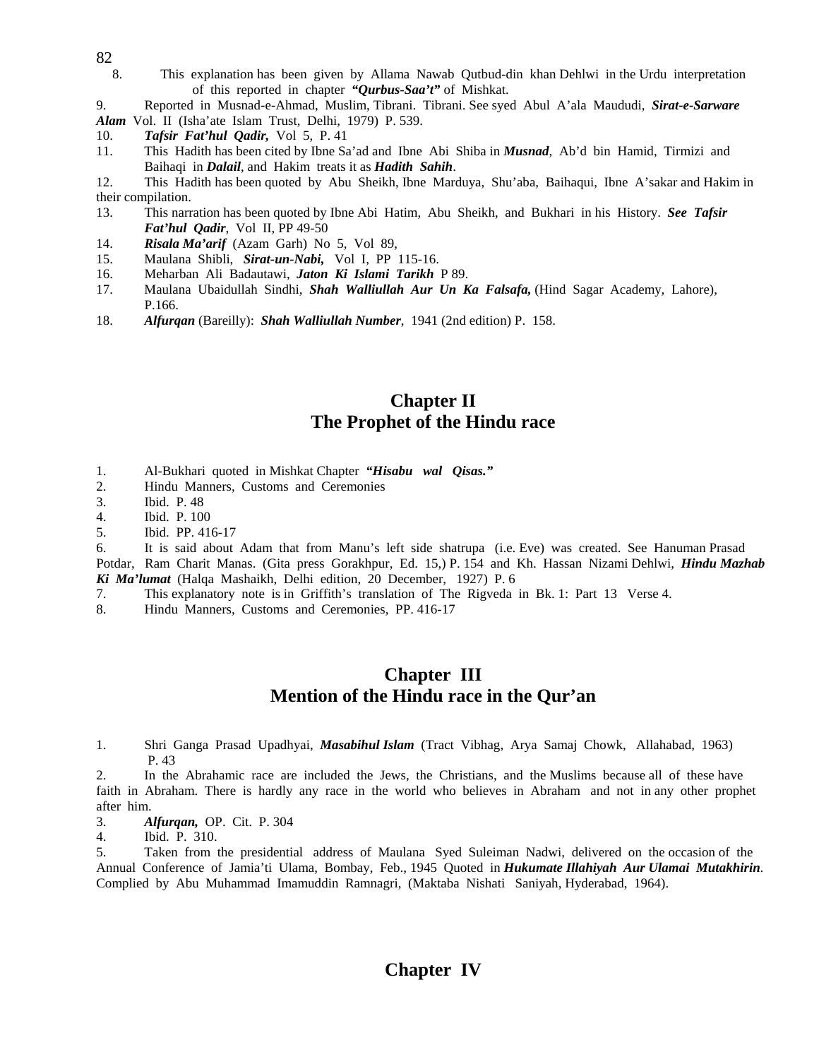8. This explanation has been given by Allama Nawab Qutbud-din khan Dehlwi in the Urdu interpretation of this reported in chapter ***"Qurbus-Saa't"*** of Mishkat.

9. Reported in Musnad-e-Ahmad, Muslim, Tibrani. Tibrani. See syed Abul A'ala Maududi, ***Sirat-e-Sarware Alam*** Vol. II (Isha'ate Islam Trust, Delhi, 1979) P. 539.

10. ***Tafsir Fat'hul Qadir,*** Vol 5, P. 41

11. This Hadith has been cited by Ibne Sa'ad and Ibne Abi Shiba in ***Musnad***, Ab'd bin Hamid, Tirmizi and Baihaqi in ***Dalail***, and Hakim treats it as ***Hadith Sahih***.

12. This Hadith has been quoted by Abu Sheikh, Ibne Marduya, Shu'aba, Baihaqui, Ibne A'sakar and Hakim in their compilation.

13. This narration has been quoted by Ibne Abi Hatim, Abu Sheikh, and Bukhari in his History. ***See Tafsir Fat'hul Qadir***, Vol II, PP 49-50

14. ***Risala Ma'arif*** (Azam Garh) No 5, Vol 89,

15. Maulana Shibli, ***Sirat-un-Nabi,*** Vol I, PP 115-16.

16. Meharban Ali Badautawi, ***Jaton Ki Islami Tarikh*** P 89.

17. Maulana Ubaidullah Sindhi, ***Shah Walliullah Aur Un Ka Falsafa,*** (Hind Sagar Academy, Lahore), P.166.

18. ***Alfurqan*** (Bareilly): ***Shah Walliullah Number***, 1941 (2nd edition) P. 158.

## Chapter II
## The Prophet of the Hindu race

1. Al-Bukhari quoted in Mishkat Chapter ***"Hisabu wal Qisas."***

2. Hindu Manners, Customs and Ceremonies

3. Ibid. P. 48

4. Ibid. P. 100

5. Ibid. PP. 416-17

6. It is said about Adam that from Manu's left side shatrupa (i.e. Eve) was created. See Hanuman Prasad Potdar, Ram Charit Manas. (Gita press Gorakhpur, Ed. 15,) P. 154 and Kh. Hassan Nizami Dehlwi, ***Hindu Mazhab Ki Ma'lumat*** (Halqa Mashaikh, Delhi edition, 20 December, 1927) P. 6

7. This explanatory note is in Griffith's translation of The Rigveda in Bk. 1: Part 13 Verse 4.

8. Hindu Manners, Customs and Ceremonies, PP. 416-17

## Chapter III
## Mention of the Hindu race in the Qur'an

1. Shri Ganga Prasad Upadhyai, ***Masabihul Islam*** (Tract Vibhag, Arya Samaj Chowk, Allahabad, 1963) P. 43

2. In the Abrahamic race are included the Jews, the Christians, and the Muslims because all of these have faith in Abraham. There is hardly any race in the world who believes in Abraham and not in any other prophet after him.

3. ***Alfurqan,*** OP. Cit. P. 304

4. Ibid. P. 310.

5. Taken from the presidential address of Maulana Syed Suleiman Nadwi, delivered on the occasion of the Annual Conference of Jamia'ti Ulama, Bombay, Feb., 1945 Quoted in ***Hukumate Illahiyah Aur Ulamai Mutakhirin***. Complied by Abu Muhammad Imamuddin Ramnagri, (Maktaba Nishati Saniyah, Hyderabad, 1964).

## Chapter IV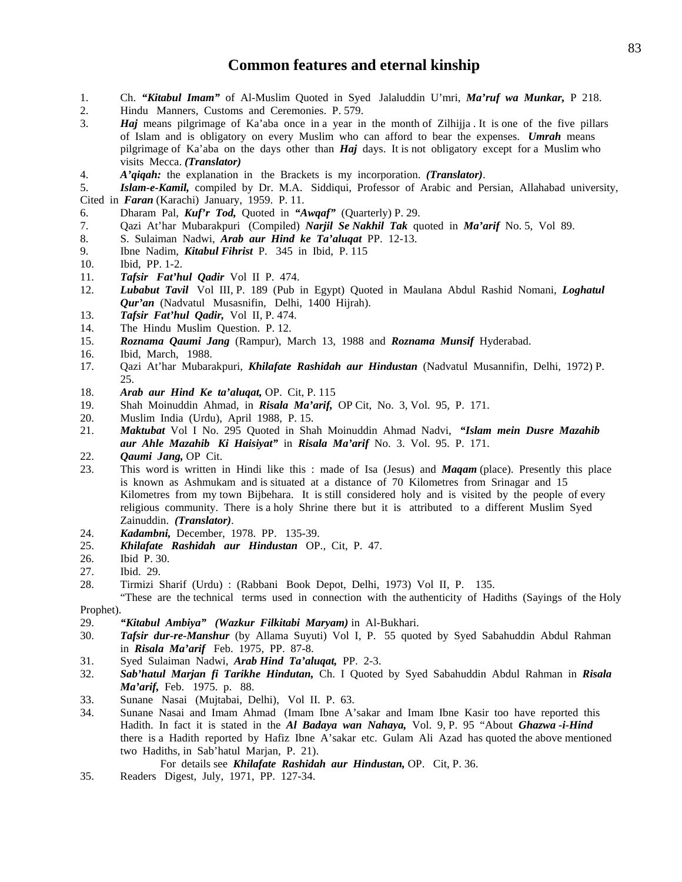## Common features and eternal kinship

1. Ch. ***"Kitabul Imam"*** of Al-Muslim Quoted in Syed Jalaluddin U'mri, ***Ma'ruf wa Munkar,*** P 218.
2. Hindu Manners, Customs and Ceremonies. P. 579.
3. ***Haj*** means pilgrimage of Ka'aba once in a year in the month of Zilhijja . It is one of the five pillars of Islam and is obligatory on every Muslim who can afford to bear the expenses. ***Umrah*** means pilgrimage of Ka'aba on the days other than ***Haj*** days. It is not obligatory except for a Muslim who visits Mecca. ***(Translator)***
4. ***A'qiqah:*** the explanation in the Brackets is my incorporation. ***(Translator)***.
5. ***Islam-e-Kamil,*** compiled by Dr. M.A. Siddiqui, Professor of Arabic and Persian, Allahabad university, Cited in ***Faran*** (Karachi) January, 1959. P. 11.
6. Dharam Pal, ***Kuf'r Tod,*** Quoted in ***"Awqaf"*** (Quarterly) P. 29.
7. Qazi At'har Mubarakpuri (Compiled) ***Narjil Se Nakhil Tak*** quoted in ***Ma'arif*** No. 5, Vol 89.
8. S. Sulaiman Nadwi, ***Arab aur Hind ke Ta'aluqat*** PP. 12-13.
9. Ibne Nadim, ***Kitabul Fihrist*** P. 345 in Ibid, P. 115
10. Ibid, PP. 1-2.
11. ***Tafsir Fat'hul Qadir*** Vol II P. 474.
12. ***Lubabut Tavil*** Vol III, P. 189 (Pub in Egypt) Quoted in Maulana Abdul Rashid Nomani, ***Loghatul Qur'an*** (Nadvatul Musasnifin, Delhi, 1400 Hijrah).
13. ***Tafsir Fat'hul Qadir,*** Vol II, P. 474.
14. The Hindu Muslim Question. P. 12.
15. ***Roznama Qaumi Jang*** (Rampur), March 13, 1988 and ***Roznama Munsif*** Hyderabad.
16. Ibid, March, 1988.
17. Qazi At'har Mubarakpuri, ***Khilafate Rashidah aur Hindustan*** (Nadvatul Musannifin, Delhi, 1972) P. 25.
18. ***Arab aur Hind Ke ta'aluqat,*** OP. Cit, P. 115
19. Shah Moinuddin Ahmad, in ***Risala Ma'arif,*** OP Cit, No. 3, Vol. 95, P. 171.
20. Muslim India (Urdu), April 1988, P. 15.
21. ***Maktubat*** Vol I No. 295 Quoted in Shah Moinuddin Ahmad Nadvi, ***"Islam mein Dusre Mazahib aur Ahle Mazahib Ki Haisiyat"*** in ***Risala Ma'arif*** No. 3. Vol. 95. P. 171.
22. ***Qaumi Jang,*** OP Cit.
23. This word is written in Hindi like this : made of Isa (Jesus) and ***Maqam*** (place). Presently this place is known as Ashmukam and is situated at a distance of 70 Kilometres from Srinagar and 15 Kilometres from my town Bijbehara. It is still considered holy and is visited by the people of every religious community. There is a holy Shrine there but it is attributed to a different Muslim Syed Zainuddin. ***(Translator)***.
24. ***Kadambni,*** December, 1978. PP. 135-39.
25. ***Khilafate Rashidah aur Hindustan*** OP., Cit, P. 47.
26. Ibid P. 30.
27. Ibid. 29.
28. Tirmizi Sharif (Urdu) : (Rabbani Book Depot, Delhi, 1973) Vol II, P. 135.
    "These are the technical terms used in connection with the authenticity of Hadiths (Sayings of the Holy Prophet).
29. ***"Kitabul Ambiya" (Wazkur Filkitabi Maryam)*** in Al-Bukhari.
30. ***Tafsir dur-re-Manshur*** (by Allama Suyuti) Vol I, P. 55 quoted by Syed Sabahuddin Abdul Rahman in ***Risala Ma'arif*** Feb. 1975, PP. 87-8.
31. Syed Sulaiman Nadwi, ***Arab Hind Ta'aluqat,*** PP. 2-3.
32. ***Sab'hatul Marjan fi Tarikhe Hindutan,*** Ch. I Quoted by Syed Sabahuddin Abdul Rahman in ***Risala Ma'arif,*** Feb. 1975. p. 88.
33. Sunane Nasai (Mujtabai, Delhi), Vol II. P. 63.
34. Sunane Nasai and Imam Ahmad (Imam Ibne A'sakar and Imam Ibne Kasir too have reported this Hadith. In fact it is stated in the ***Al Badaya wan Nahaya,*** Vol. 9, P. 95 "About ***Ghazwa -i-Hind*** there is a Hadith reported by Hafiz Ibne A'sakar etc. Gulam Ali Azad has quoted the above mentioned two Hadiths, in Sab'hatul Marjan, P. 21).
    For details see ***Khilafate Rashidah aur Hindustan,*** OP. Cit, P. 36.
35. Readers Digest, July, 1971, PP. 127-34.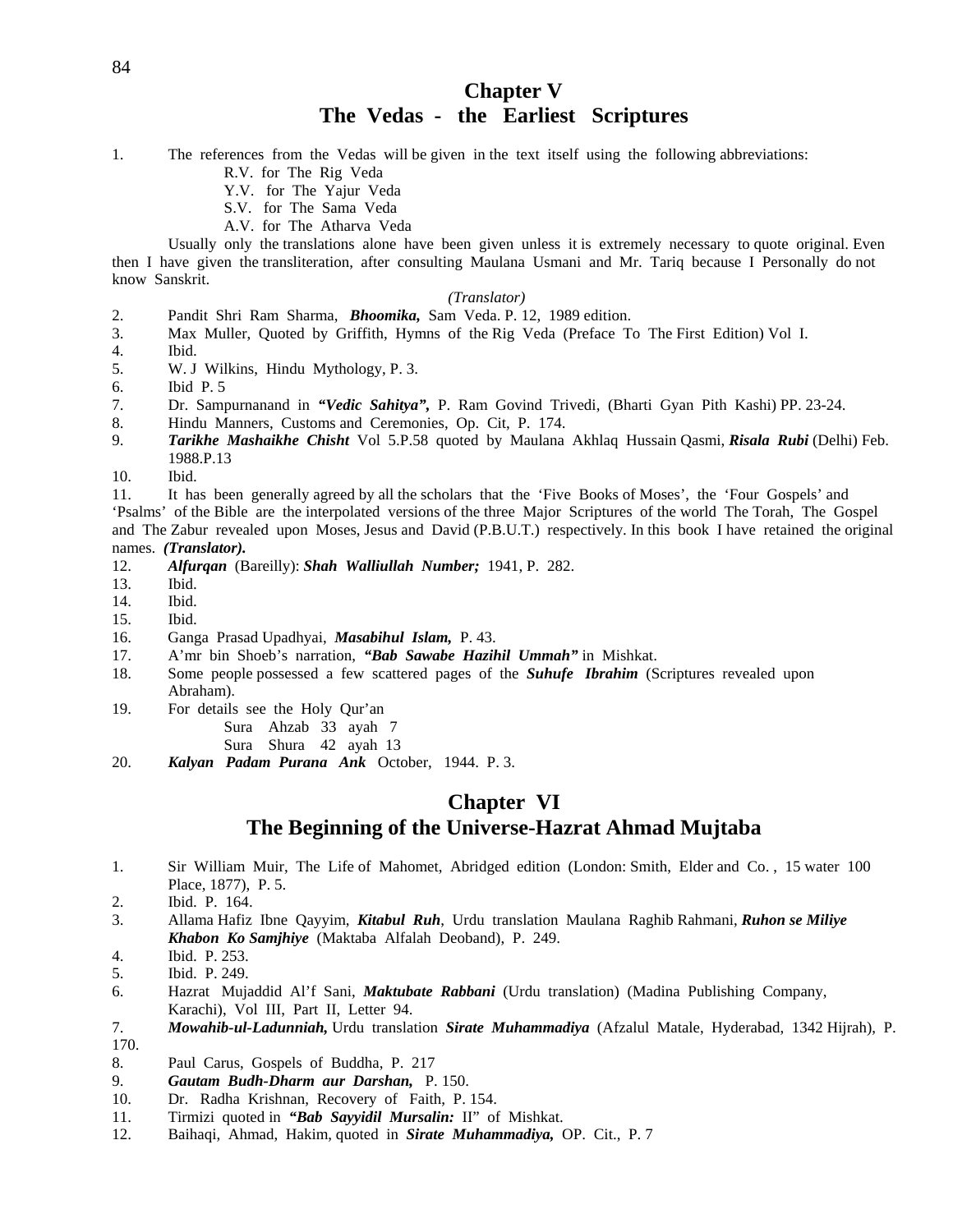## Chapter V
## The Vedas - the Earliest Scriptures

1. The references from the Vedas will be given in the text itself using the following abbreviations:
   R.V. for The Rig Veda
   Y.V. for The Yajur Veda
   S.V. for The Sama Veda
   A.V. for The Atharva Veda

   Usually only the translations alone have been given unless it is extremely necessary to quote original. Even then I have given the transliteration, after consulting Maulana Usmani and Mr. Tariq because I Personally do not know Sanskrit.

   *(Translator)*

2. Pandit Shri Ram Sharma, ***Bhoomika,*** Sam Veda. P. 12, 1989 edition.
3. Max Muller, Quoted by Griffith, Hymns of the Rig Veda (Preface To The First Edition) Vol I.
4. Ibid.
5. W. J Wilkins, Hindu Mythology, P. 3.
6. Ibid P. 5
7. Dr. Sampurnanand in ***"Vedic Sahitya",*** P. Ram Govind Trivedi, (Bharti Gyan Pith Kashi) PP. 23-24.
8. Hindu Manners, Customs and Ceremonies, Op. Cit, P. 174.
9. ***Tarikhe Mashaikhe Chisht*** Vol 5.P.58 quoted by Maulana Akhlaq Hussain Qasmi, ***Risala Rubi*** (Delhi) Feb. 1988.P.13
10. Ibid.
11. It has been generally agreed by all the scholars that the 'Five Books of Moses', the 'Four Gospels' and 'Psalms' of the Bible are the interpolated versions of the three Major Scriptures of the world The Torah, The Gospel and The Zabur revealed upon Moses, Jesus and David (P.B.U.T.) respectively. In this book I have retained the original names. ***(Translator).***
12. ***Alfurqan*** (Bareilly): ***Shah Walliullah Number;*** 1941, P. 282.
13. Ibid.
14. Ibid.
15. Ibid.
16. Ganga Prasad Upadhyai, ***Masabihul Islam,*** P. 43.
17. A'mr bin Shoeb's narration, ***"Bab Sawabe Hazihil Ummah"*** in Mishkat.
18. Some people possessed a few scattered pages of the ***Suhufe Ibrahim*** (Scriptures revealed upon Abraham).
19. For details see the Holy Qur'an
    Sura Ahzab 33 ayah 7
    Sura Shura 42 ayah 13
20. ***Kalyan Padam Purana Ank*** October, 1944. P. 3.

## Chapter VI
## The Beginning of the Universe-Hazrat Ahmad Mujtaba

1. Sir William Muir, The Life of Mahomet, Abridged edition (London: Smith, Elder and Co. , 15 water 100 Place, 1877), P. 5.
2. Ibid. P. 164.
3. Allama Hafiz Ibne Qayyim, ***Kitabul Ruh***, Urdu translation Maulana Raghib Rahmani, ***Ruhon se Miliye Khabon Ko Samjhiye*** (Maktaba Alfalah Deoband), P. 249.
4. Ibid. P. 253.
5. Ibid. P. 249.
6. Hazrat Mujaddid Al'f Sani, ***Maktubate Rabbani*** (Urdu translation) (Madina Publishing Company, Karachi), Vol III, Part II, Letter 94.
7. ***Mowahib-ul-Ladunniah,*** Urdu translation ***Sirate Muhammadiya*** (Afzalul Matale, Hyderabad, 1342 Hijrah), P. 170.
8. Paul Carus, Gospels of Buddha, P. 217
9. ***Gautam Budh-Dharm aur Darshan,*** P. 150.
10. Dr. Radha Krishnan, Recovery of Faith, P. 154.
11. Tirmizi quoted in ***"Bab Sayyidil Mursalin:*** II" of Mishkat.
12. Baihaqi, Ahmad, Hakim, quoted in ***Sirate Muhammadiya,*** OP. Cit., P. 7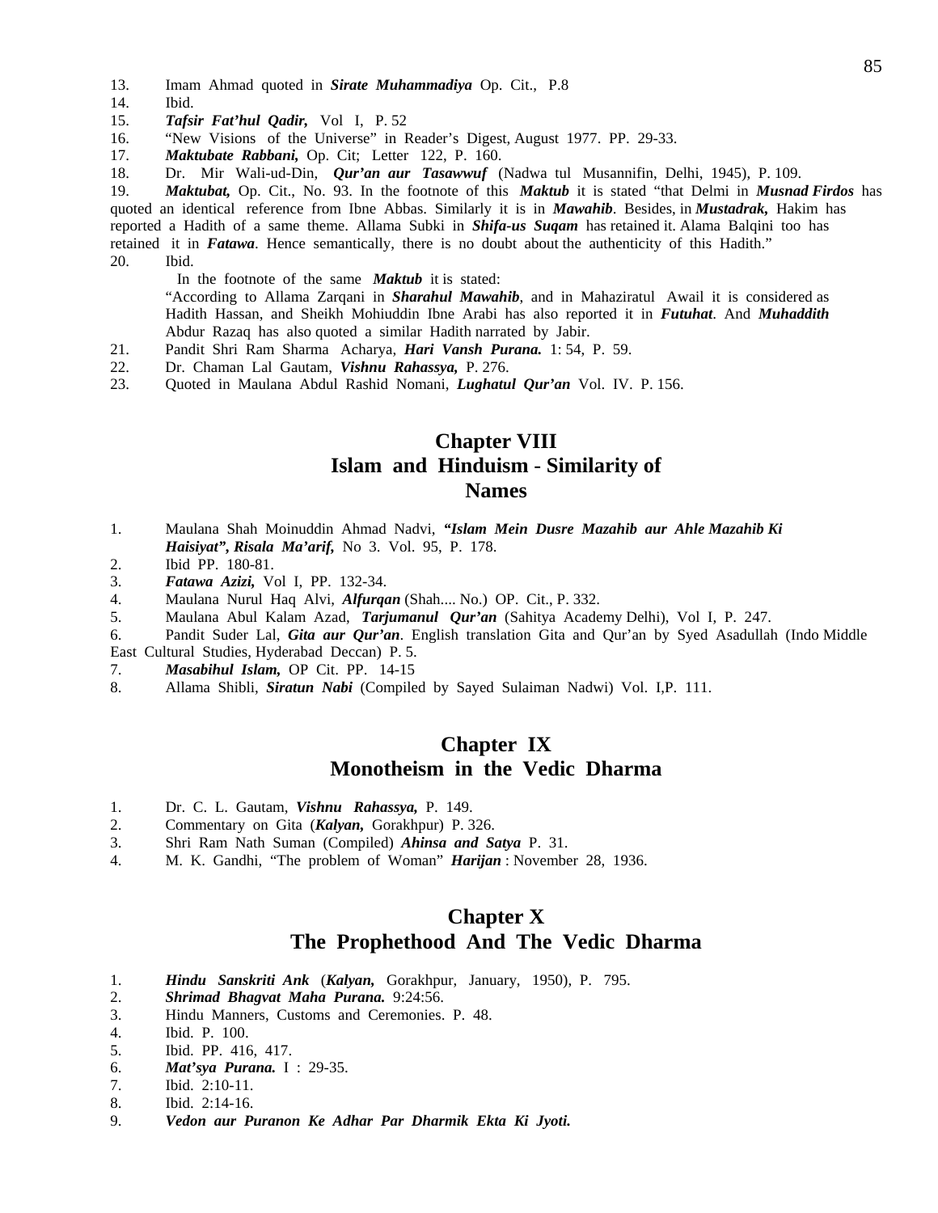13. Imam Ahmad quoted in ***Sirate Muhammadiya*** Op. Cit., P.8
14. Ibid.
15. ***Tafsir Fat'hul Qadir,*** Vol I, P. 52
16. "New Visions of the Universe" in Reader's Digest, August 1977. PP. 29-33.
17. ***Maktubate Rabbani,*** Op. Cit; Letter 122, P. 160.
18. Dr. Mir Wali-ud-Din, ***Qur'an aur Tasawwuf*** (Nadwa tul Musannifin, Delhi, 1945), P. 109.
19. ***Maktubat,*** Op. Cit., No. 93. In the footnote of this ***Maktub*** it is stated "that Delmi in ***Musnad Firdos*** has quoted an identical reference from Ibne Abbas. Similarly it is in ***Mawahib***. Besides, in ***Mustadrak,*** Hakim has reported a Hadith of a same theme. Allama Subki in ***Shifa-us Suqam*** has retained it. Alama Balqini too has retained it in ***Fatawa***. Hence semantically, there is no doubt about the authenticity of this Hadith."
20. Ibid.

    In the footnote of the same ***Maktub*** it is stated:

    "According to Allama Zarqani in ***Sharahul Mawahib***, and in Mahaziratul Awail it is considered as Hadith Hassan, and Sheikh Mohiuddin Ibne Arabi has also reported it in ***Futuhat***. And ***Muhaddith*** Abdur Razaq has also quoted a similar Hadith narrated by Jabir.
21. Pandit Shri Ram Sharma Acharya, ***Hari Vansh Purana.*** 1: 54, P. 59.
22. Dr. Chaman Lal Gautam, ***Vishnu Rahassya,*** P. 276.
23. Quoted in Maulana Abdul Rashid Nomani, ***Lughatul Qur'an*** Vol. IV. P. 156.

## Chapter VIII
## Islam and Hinduism - Similarity of Names

1. Maulana Shah Moinuddin Ahmad Nadvi, ***"Islam Mein Dusre Mazahib aur Ahle Mazahib Ki Haisiyat", Risala Ma'arif,*** No 3. Vol. 95, P. 178.
2. Ibid PP. 180-81.
3. ***Fatawa Azizi,*** Vol I, PP. 132-34.
4. Maulana Nurul Haq Alvi, ***Alfurqan*** (Shah.... No.) OP. Cit., P. 332.
5. Maulana Abul Kalam Azad, ***Tarjumanul Qur'an*** (Sahitya Academy Delhi), Vol I, P. 247.
6. Pandit Suder Lal, ***Gita aur Qur'an***. English translation Gita and Qur'an by Syed Asadullah (Indo Middle East Cultural Studies, Hyderabad Deccan) P. 5.
7. ***Masabihul Islam,*** OP Cit. PP. 14-15
8. Allama Shibli, ***Siratun Nabi*** (Compiled by Sayed Sulaiman Nadwi) Vol. I,P. 111.

## Chapter IX
## Monotheism in the Vedic Dharma

1. Dr. C. L. Gautam, ***Vishnu Rahassya,*** P. 149.
2. Commentary on Gita (***Kalyan,*** Gorakhpur) P. 326.
3. Shri Ram Nath Suman (Compiled) ***Ahinsa and Satya*** P. 31.
4. M. K. Gandhi, "The problem of Woman" ***Harijan*** : November 28, 1936.

## Chapter X
## The Prophethood And The Vedic Dharma

1. ***Hindu Sanskriti Ank*** (***Kalyan,*** Gorakhpur, January, 1950), P. 795.
2. ***Shrimad Bhagvat Maha Purana.*** 9:24:56.
3. Hindu Manners, Customs and Ceremonies. P. 48.
4. Ibid. P. 100.
5. Ibid. PP. 416, 417.
6. ***Mat'sya Purana.*** I : 29-35.
7. Ibid. 2:10-11.
8. Ibid. 2:14-16.
9. ***Vedon aur Puranon Ke Adhar Par Dharmik Ekta Ki Jyoti.***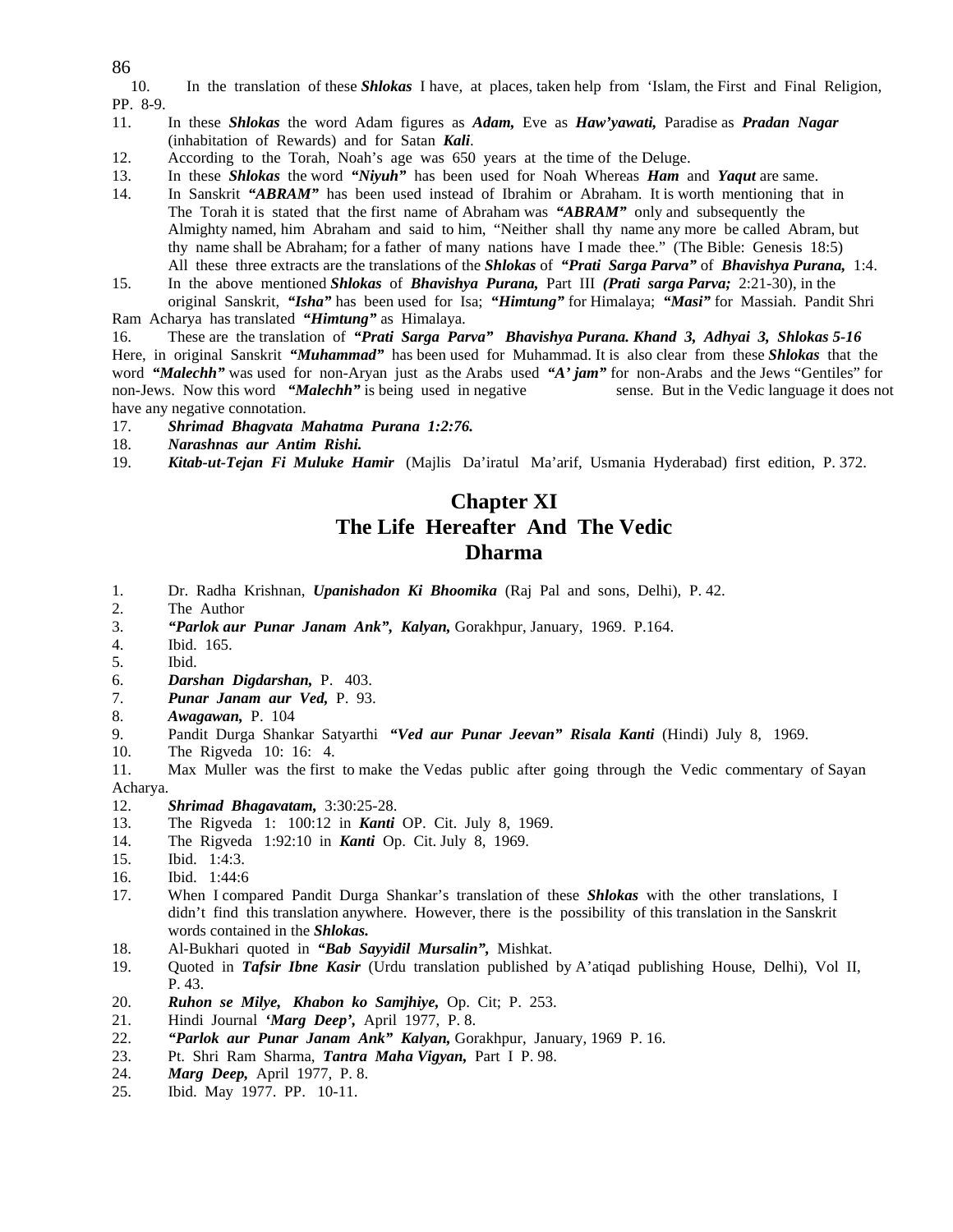10. In the translation of these ***Shlokas*** I have, at places, taken help from 'Islam, the First and Final Religion, PP. 8-9.

11. In these ***Shlokas*** the word Adam figures as ***Adam,*** Eve as ***Haw'yawati,*** Paradise as ***Pradan Nagar*** (inhabitation of Rewards) and for Satan ***Kali***.

12. According to the Torah, Noah's age was 650 years at the time of the Deluge.

13. In these ***Shlokas*** the word ***"Niyuh"*** has been used for Noah Whereas ***Ham*** and ***Yaqut*** are same.

14. In Sanskrit ***"ABRAM"*** has been used instead of Ibrahim or Abraham. It is worth mentioning that in The Torah it is stated that the first name of Abraham was ***"ABRAM"*** only and subsequently the Almighty named, him Abraham and said to him, "Neither shall thy name any more be called Abram, but thy name shall be Abraham; for a father of many nations have I made thee." (The Bible: Genesis 18:5) All these three extracts are the translations of the ***Shlokas*** of ***"Prati Sarga Parva"*** of ***Bhavishya Purana,*** 1:4.

15. In the above mentioned ***Shlokas*** of ***Bhavishya Purana,*** Part III ***(Prati sarga Parva;*** 2:21-30), in the original Sanskrit, ***"Isha"*** has been used for Isa; ***"Himtung"*** for Himalaya; ***"Masi"*** for Massiah. Pandit Shri Ram Acharya has translated ***"Himtung"*** as Himalaya.

16. These are the translation of ***"Prati Sarga Parva" Bhavishya Purana. Khand 3, Adhyai 3, Shlokas 5-16*** Here, in original Sanskrit ***"Muhammad"*** has been used for Muhammad. It is also clear from these ***Shlokas*** that the word ***"Malechh"*** was used for non-Aryan just as the Arabs used ***"A' jam"*** for non-Arabs and the Jews "Gentiles" for non-Jews. Now this word ***"Malechh"*** is being used in negative sense. But in the Vedic language it does not have any negative connotation.

17. ***Shrimad Bhagvata Mahatma Purana 1:2:76.***

18. ***Narashnas aur Antim Rishi.***

19. ***Kitab-ut-Tejan Fi Muluke Hamir*** (Majlis Da'iratul Ma'arif, Usmania Hyderabad) first edition, P. 372.

## Chapter XI
## The Life Hereafter And The Vedic Dharma

1. Dr. Radha Krishnan, ***Upanishadon Ki Bhoomika*** (Raj Pal and sons, Delhi), P. 42.
2. The Author
3. ***"Parlok aur Punar Janam Ank", Kalyan,*** Gorakhpur, January, 1969. P.164.
4. Ibid. 165.
5. Ibid.
6. ***Darshan Digdarshan,*** P. 403.
7. ***Punar Janam aur Ved,*** P. 93.
8. ***Awagawan,*** P. 104
9. Pandit Durga Shankar Satyarthi ***"Ved aur Punar Jeevan" Risala Kanti*** (Hindi) July 8, 1969.
10. The Rigveda 10: 16: 4.
11. Max Muller was the first to make the Vedas public after going through the Vedic commentary of Sayan Acharya.
12. ***Shrimad Bhagavatam,*** 3:30:25-28.
13. The Rigveda 1: 100:12 in ***Kanti*** OP. Cit. July 8, 1969.
14. The Rigveda 1:92:10 in ***Kanti*** Op. Cit. July 8, 1969.
15. Ibid. 1:4:3.
16. Ibid. 1:44:6
17. When I compared Pandit Durga Shankar's translation of these ***Shlokas*** with the other translations, I didn't find this translation anywhere. However, there is the possibility of this translation in the Sanskrit words contained in the ***Shlokas.***
18. Al-Bukhari quoted in ***"Bab Sayyidil Mursalin",*** Mishkat.
19. Quoted in ***Tafsir Ibne Kasir*** (Urdu translation published by A'atiqad publishing House, Delhi), Vol II, P. 43.
20. ***Ruhon se Milye, Khabon ko Samjhiye,*** Op. Cit; P. 253.
21. Hindi Journal ***'Marg Deep',*** April 1977, P. 8.
22. ***"Parlok aur Punar Janam Ank" Kalyan,*** Gorakhpur, January, 1969 P. 16.
23. Pt. Shri Ram Sharma, ***Tantra Maha Vigyan,*** Part I P. 98.
24. ***Marg Deep,*** April 1977, P. 8.
25. Ibid. May 1977. PP. 10-11.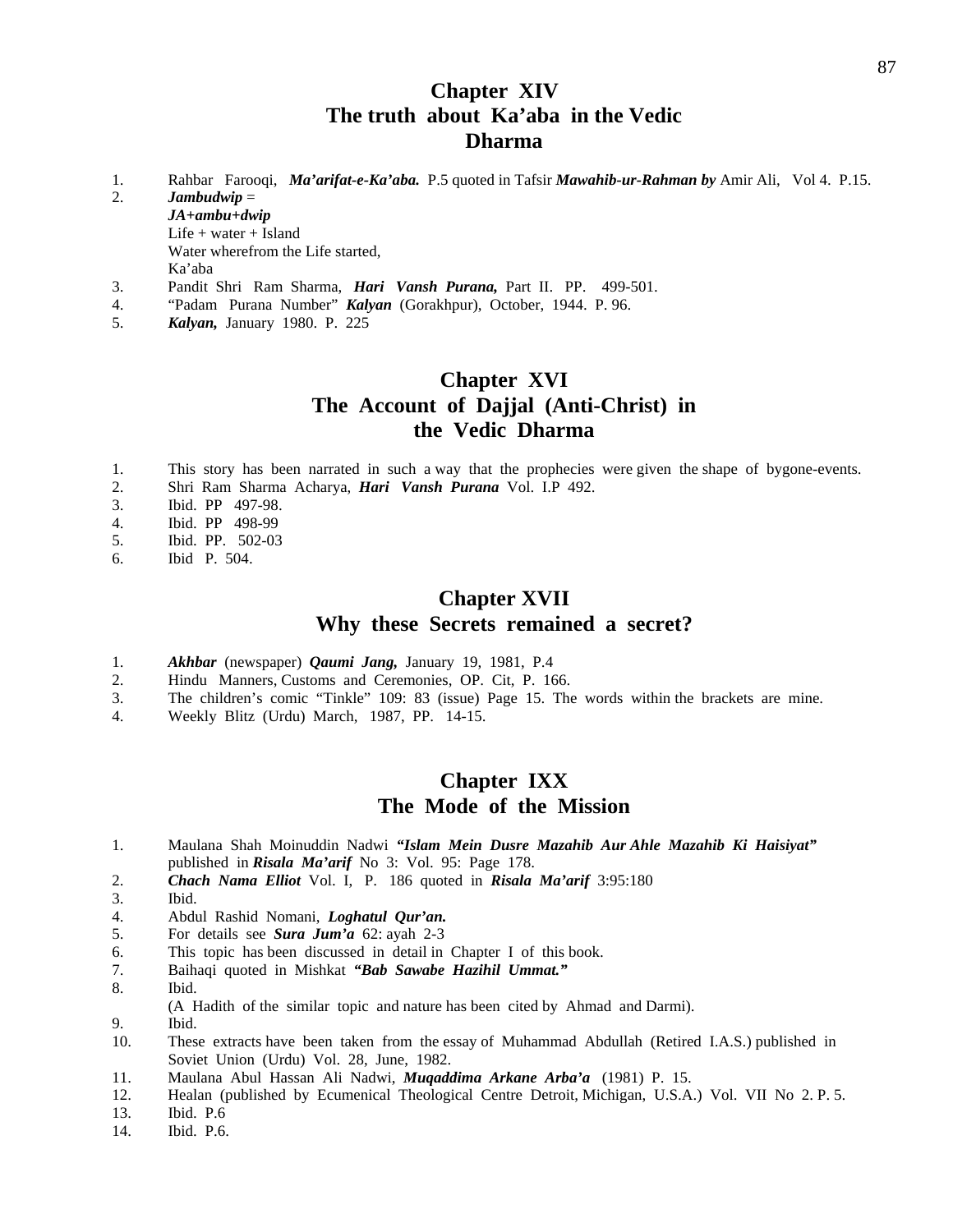## Chapter XIV
## The truth about Ka'aba in the Vedic Dharma

1. Rahbar Farooqi, ***Ma'arifat-e-Ka'aba.*** P.5 quoted in Tafsir ***Mawahib-ur-Rahman by*** Amir Ali, Vol 4. P.15.
2. ***Jambudwip*** =
   ***JA+ambu+dwip***
   Life + water + Island
   Water wherefrom the Life started,
   Ka'aba
3. Pandit Shri Ram Sharma, ***Hari Vansh Purana,*** Part II. PP. 499-501.
4. "Padam Purana Number" ***Kalyan*** (Gorakhpur), October, 1944. P. 96.
5. ***Kalyan,*** January 1980. P. 225

## Chapter XVI
## The Account of Dajjal (Anti-Christ) in the Vedic Dharma

1. This story has been narrated in such a way that the prophecies were given the shape of bygone-events.
2. Shri Ram Sharma Acharya, ***Hari Vansh Purana*** Vol. I.P 492.
3. Ibid. PP 497-98.
4. Ibid. PP 498-99
5. Ibid. PP. 502-03
6. Ibid P. 504.

## Chapter XVII
## Why these Secrets remained a secret?

1. ***Akhbar*** (newspaper) ***Qaumi Jang,*** January 19, 1981, P.4
2. Hindu Manners, Customs and Ceremonies, OP. Cit, P. 166.
3. The children's comic "Tinkle" 109: 83 (issue) Page 15. The words within the brackets are mine.
4. Weekly Blitz (Urdu) March, 1987, PP. 14-15.

## Chapter IXX
## The Mode of the Mission

1. Maulana Shah Moinuddin Nadwi ***"Islam Mein Dusre Mazahib Aur Ahle Mazahib Ki Haisiyat"*** published in ***Risala Ma'arif*** No 3: Vol. 95: Page 178.
2. ***Chach Nama Elliot*** Vol. I, P. 186 quoted in ***Risala Ma'arif*** 3:95:180
3. Ibid.
4. Abdul Rashid Nomani, ***Loghatul Qur'an.***
5. For details see ***Sura Jum'a*** 62: ayah 2-3
6. This topic has been discussed in detail in Chapter I of this book.
7. Baihaqi quoted in Mishkat ***"Bab Sawabe Hazihil Ummat."***
8. Ibid.
   (A Hadith of the similar topic and nature has been cited by Ahmad and Darmi).
9. Ibid.
10. These extracts have been taken from the essay of Muhammad Abdullah (Retired I.A.S.) published in Soviet Union (Urdu) Vol. 28, June, 1982.
11. Maulana Abul Hassan Ali Nadwi, ***Muqaddima Arkane Arba'a*** (1981) P. 15.
12. Healan (published by Ecumenical Theological Centre Detroit, Michigan, U.S.A.) Vol. VII No 2. P. 5.
13. Ibid. P.6
14. Ibid. P.6.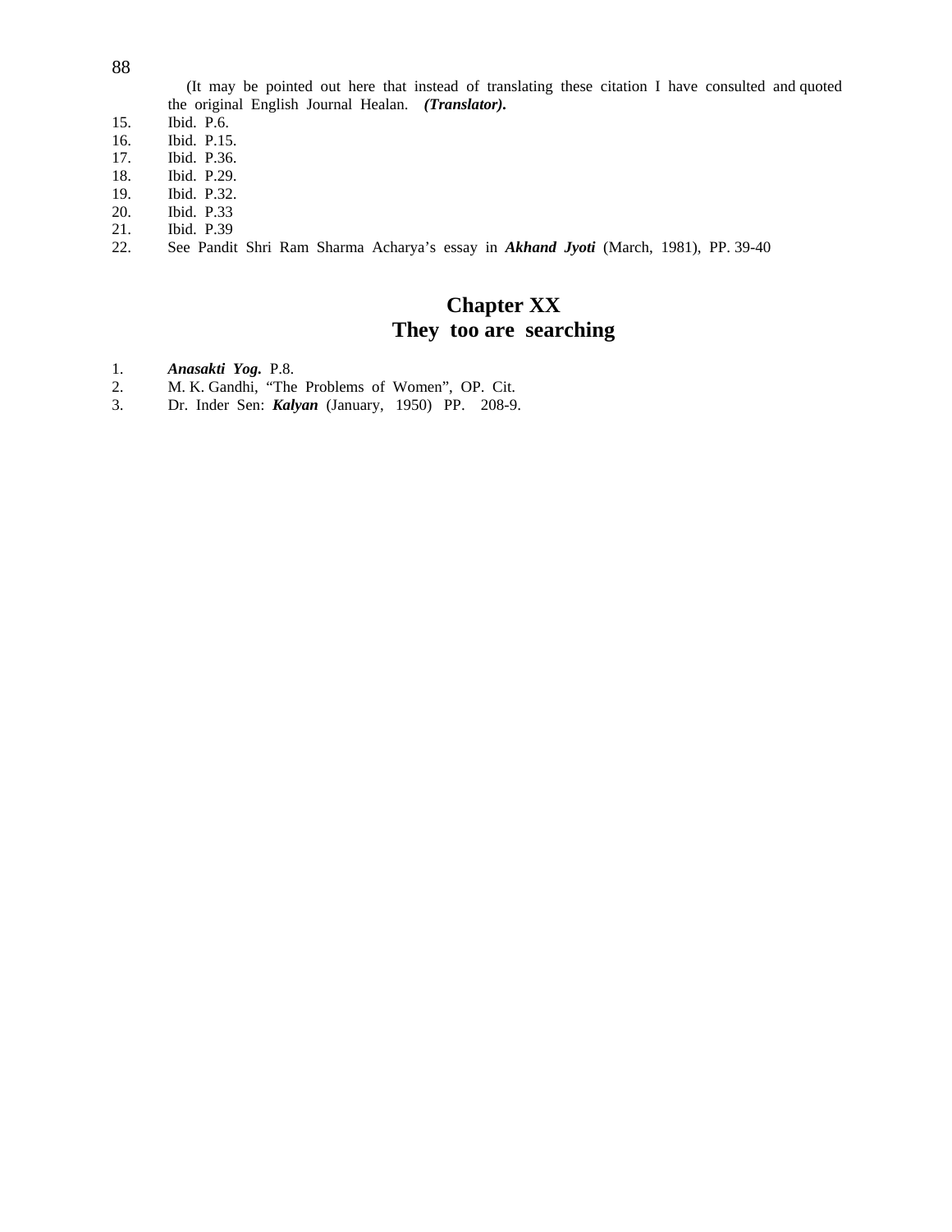(It may be pointed out here that instead of translating these citation I have consulted and quoted the original English Journal Healan. ***(Translator).***

15. Ibid. P.6.
16. Ibid. P.15.
17. Ibid. P.36.
18. Ibid. P.29.
19. Ibid. P.32.
20. Ibid. P.33
21. Ibid. P.39
22. See Pandit Shri Ram Sharma Acharya's essay in ***Akhand Jyoti*** (March, 1981), PP. 39-40

## Chapter XX
## They too are searching

1. ***Anasakti Yog.*** P.8.
2. M. K. Gandhi, "The Problems of Women", OP. Cit.
3. Dr. Inder Sen: ***Kalyan*** (January, 1950) PP. 208-9.